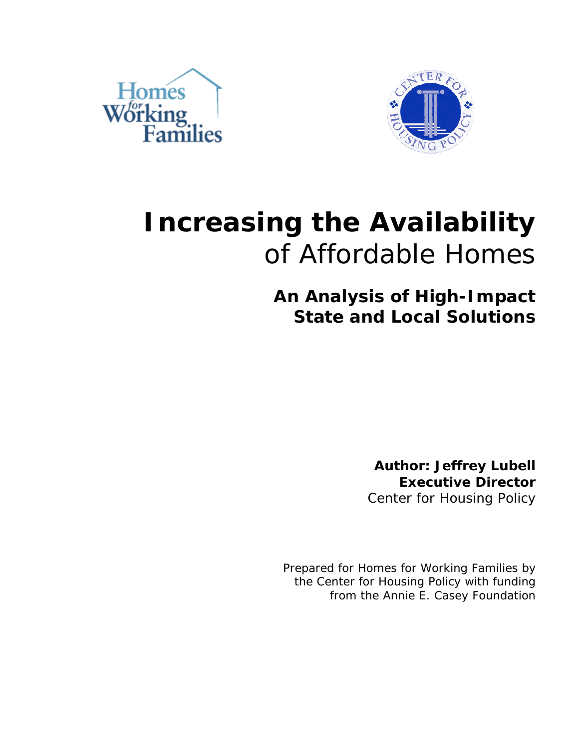Homes for Working Families

Center for Housing Policy

# Increasing the Availability of Affordable Homes

## An Analysis of High-Impact State and Local Solutions

**Author: Jeffrey Lubell**
**Executive Director**
Center for Housing Policy

Prepared for Homes for Working Families by the Center for Housing Policy with funding from the Annie E. Casey Foundation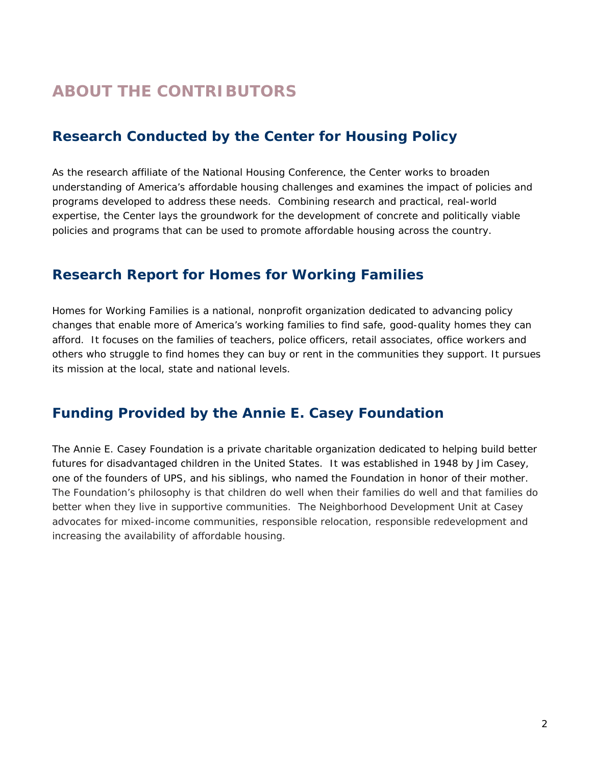# ABOUT THE CONTRIBUTORS

## Research Conducted by the Center for Housing Policy

As the research affiliate of the National Housing Conference, the Center works to broaden understanding of America's affordable housing challenges and examines the impact of policies and programs developed to address these needs. Combining research and practical, real-world expertise, the Center lays the groundwork for the development of concrete and politically viable policies and programs that can be used to promote affordable housing across the country.

## Research Report for Homes for Working Families

Homes for Working Families is a national, nonprofit organization dedicated to advancing policy changes that enable more of America's working families to find safe, good-quality homes they can afford. It focuses on the families of teachers, police officers, retail associates, office workers and others who struggle to find homes they can buy or rent in the communities they support. It pursues its mission at the local, state and national levels.

## Funding Provided by the Annie E. Casey Foundation

The Annie E. Casey Foundation is a private charitable organization dedicated to helping build better futures for disadvantaged children in the United States. It was established in 1948 by Jim Casey, one of the founders of UPS, and his siblings, who named the Foundation in honor of their mother. The Foundation's philosophy is that children do well when their families do well and that families do better when they live in supportive communities. The Neighborhood Development Unit at Casey advocates for mixed-income communities, responsible relocation, responsible redevelopment and increasing the availability of affordable housing.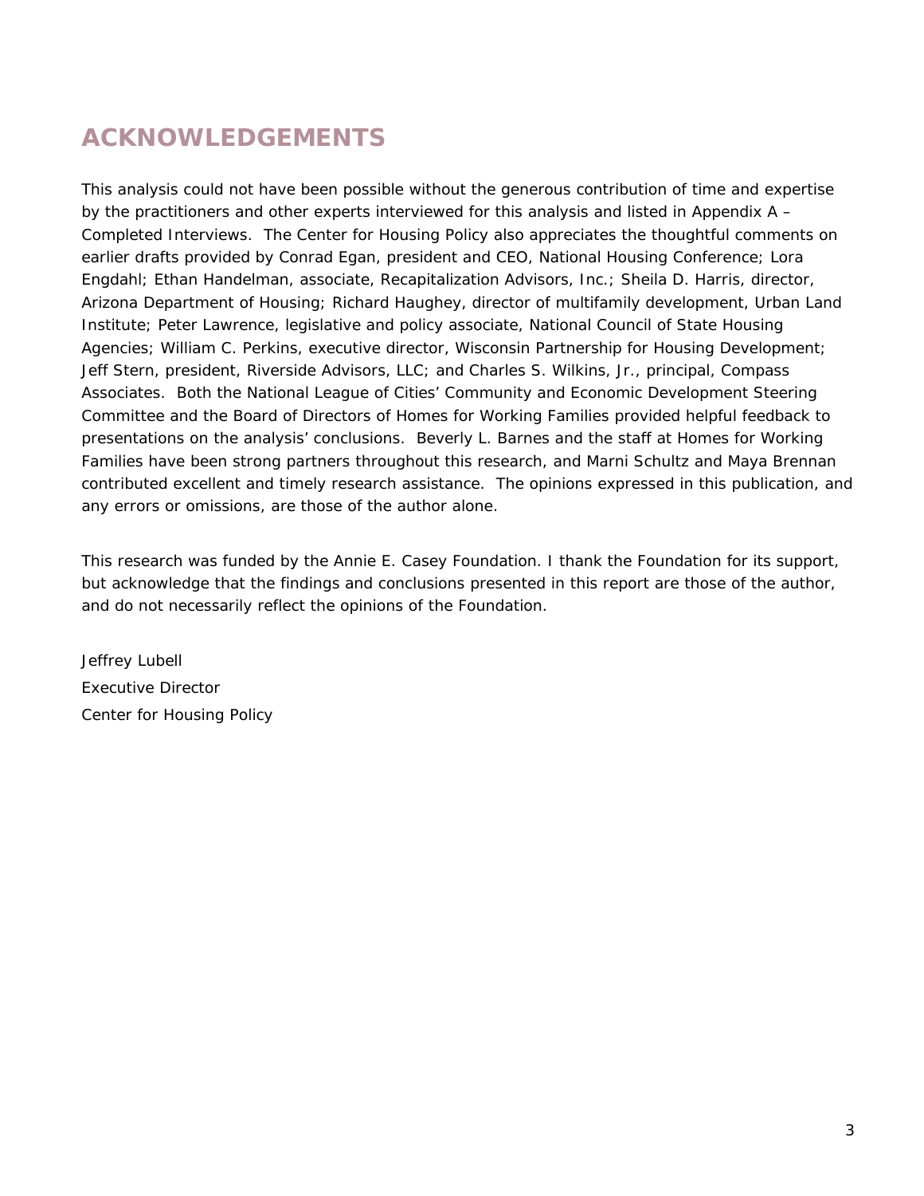# ACKNOWLEDGEMENTS

This analysis could not have been possible without the generous contribution of time and expertise by the practitioners and other experts interviewed for this analysis and listed in Appendix A – Completed Interviews. The Center for Housing Policy also appreciates the thoughtful comments on earlier drafts provided by Conrad Egan, president and CEO, National Housing Conference; Lora Engdahl; Ethan Handelman, associate, Recapitalization Advisors, Inc.; Sheila D. Harris, director, Arizona Department of Housing; Richard Haughey, director of multifamily development, Urban Land Institute; Peter Lawrence, legislative and policy associate, National Council of State Housing Agencies; William C. Perkins, executive director, Wisconsin Partnership for Housing Development; Jeff Stern, president, Riverside Advisors, LLC; and Charles S. Wilkins, Jr., principal, Compass Associates. Both the National League of Cities' Community and Economic Development Steering Committee and the Board of Directors of Homes for Working Families provided helpful feedback to presentations on the analysis' conclusions. Beverly L. Barnes and the staff at Homes for Working Families have been strong partners throughout this research, and Marni Schultz and Maya Brennan contributed excellent and timely research assistance. The opinions expressed in this publication, and any errors or omissions, are those of the author alone.

This research was funded by the Annie E. Casey Foundation. I thank the Foundation for its support, but acknowledge that the findings and conclusions presented in this report are those of the author, and do not necessarily reflect the opinions of the Foundation.

Jeffrey Lubell
Executive Director
Center for Housing Policy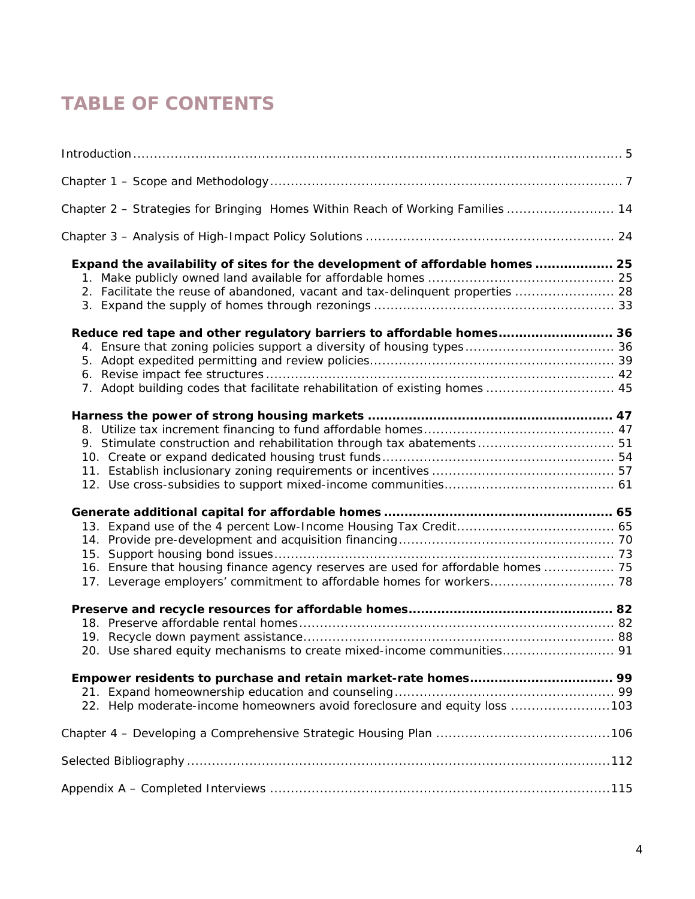# TABLE OF CONTENTS

Introduction ..... 5

Chapter 1 – Scope and Methodology ..... 7

Chapter 2 – Strategies for Bringing Homes Within Reach of Working Families ..... 14

Chapter 3 – Analysis of High-Impact Policy Solutions ..... 24

**Expand the availability of sites for the development of affordable homes ..... 25**

1. Make publicly owned land available for affordable homes ..... 25
2. Facilitate the reuse of abandoned, vacant and tax-delinquent properties ..... 28
3. Expand the supply of homes through rezonings ..... 33

**Reduce red tape and other regulatory barriers to affordable homes ..... 36**

4. Ensure that zoning policies support a diversity of housing types ..... 36
5. Adopt expedited permitting and review policies ..... 39
6. Revise impact fee structures ..... 42
7. Adopt building codes that facilitate rehabilitation of existing homes ..... 45

**Harness the power of strong housing markets ..... 47**

8. Utilize tax increment financing to fund affordable homes ..... 47
9. Stimulate construction and rehabilitation through tax abatements ..... 51
10. Create or expand dedicated housing trust funds ..... 54
11. Establish inclusionary zoning requirements or incentives ..... 57
12. Use cross-subsidies to support mixed-income communities ..... 61

**Generate additional capital for affordable homes ..... 65**

13. Expand use of the 4 percent Low-Income Housing Tax Credit ..... 65
14. Provide pre-development and acquisition financing ..... 70
15. Support housing bond issues ..... 73
16. Ensure that housing finance agency reserves are used for affordable homes ..... 75
17. Leverage employers' commitment to affordable homes for workers ..... 78

**Preserve and recycle resources for affordable homes ..... 82**

18. Preserve affordable rental homes ..... 82
19. Recycle down payment assistance ..... 88
20. Use shared equity mechanisms to create mixed-income communities ..... 91

**Empower residents to purchase and retain market-rate homes ..... 99**

21. Expand homeownership education and counseling ..... 99
22. Help moderate-income homeowners avoid foreclosure and equity loss ..... 103

Chapter 4 – Developing a Comprehensive Strategic Housing Plan ..... 106

Selected Bibliography ..... 112

Appendix A – Completed Interviews ..... 115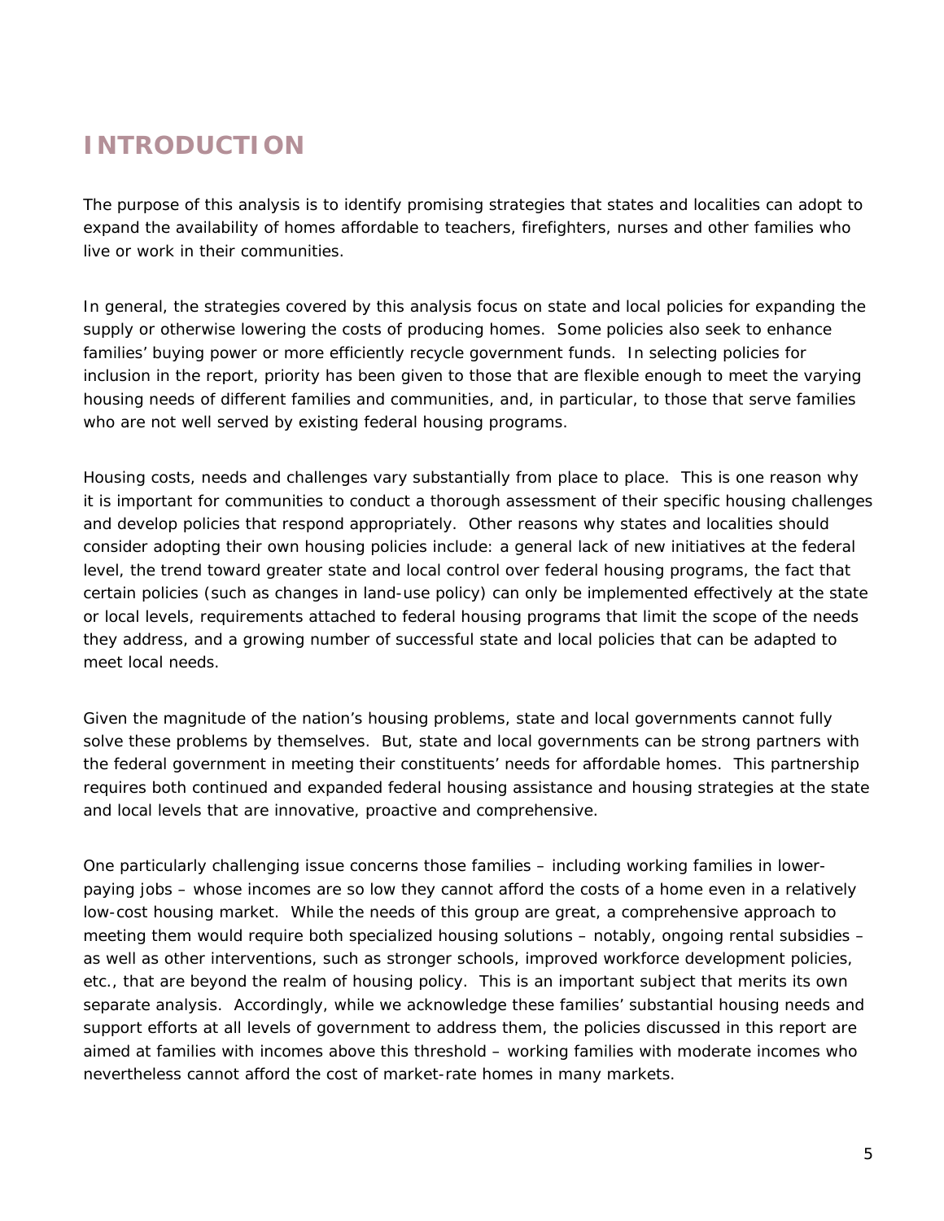# INTRODUCTION

The purpose of this analysis is to identify promising strategies that states and localities can adopt to expand the availability of homes affordable to teachers, firefighters, nurses and other families who live or work in their communities.

In general, the strategies covered by this analysis focus on state and local policies for expanding the supply or otherwise lowering the costs of producing homes. Some policies also seek to enhance families' buying power or more efficiently recycle government funds. In selecting policies for inclusion in the report, priority has been given to those that are flexible enough to meet the varying housing needs of different families and communities, and, in particular, to those that serve families who are not well served by existing federal housing programs.

Housing costs, needs and challenges vary substantially from place to place. This is one reason why it is important for communities to conduct a thorough assessment of their specific housing challenges and develop policies that respond appropriately. Other reasons why states and localities should consider adopting their own housing policies include: a general lack of new initiatives at the federal level, the trend toward greater state and local control over federal housing programs, the fact that certain policies (such as changes in land-use policy) can only be implemented effectively at the state or local levels, requirements attached to federal housing programs that limit the scope of the needs they address, and a growing number of successful state and local policies that can be adapted to meet local needs.

Given the magnitude of the nation's housing problems, state and local governments cannot fully solve these problems by themselves. But, state and local governments can be strong partners with the federal government in meeting their constituents' needs for affordable homes. This partnership requires both continued and expanded federal housing assistance and housing strategies at the state and local levels that are innovative, proactive and comprehensive.

One particularly challenging issue concerns those families – including working families in lower-paying jobs – whose incomes are so low they cannot afford the costs of a home even in a relatively low-cost housing market. While the needs of this group are great, a comprehensive approach to meeting them would require both specialized housing solutions – notably, ongoing rental subsidies – as well as other interventions, such as stronger schools, improved workforce development policies, etc., that are beyond the realm of housing policy. This is an important subject that merits its own separate analysis. Accordingly, while we acknowledge these families' substantial housing needs and support efforts at all levels of government to address them, the policies discussed in this report are aimed at families with incomes above this threshold – working families with moderate incomes who nevertheless cannot afford the cost of market-rate homes in many markets.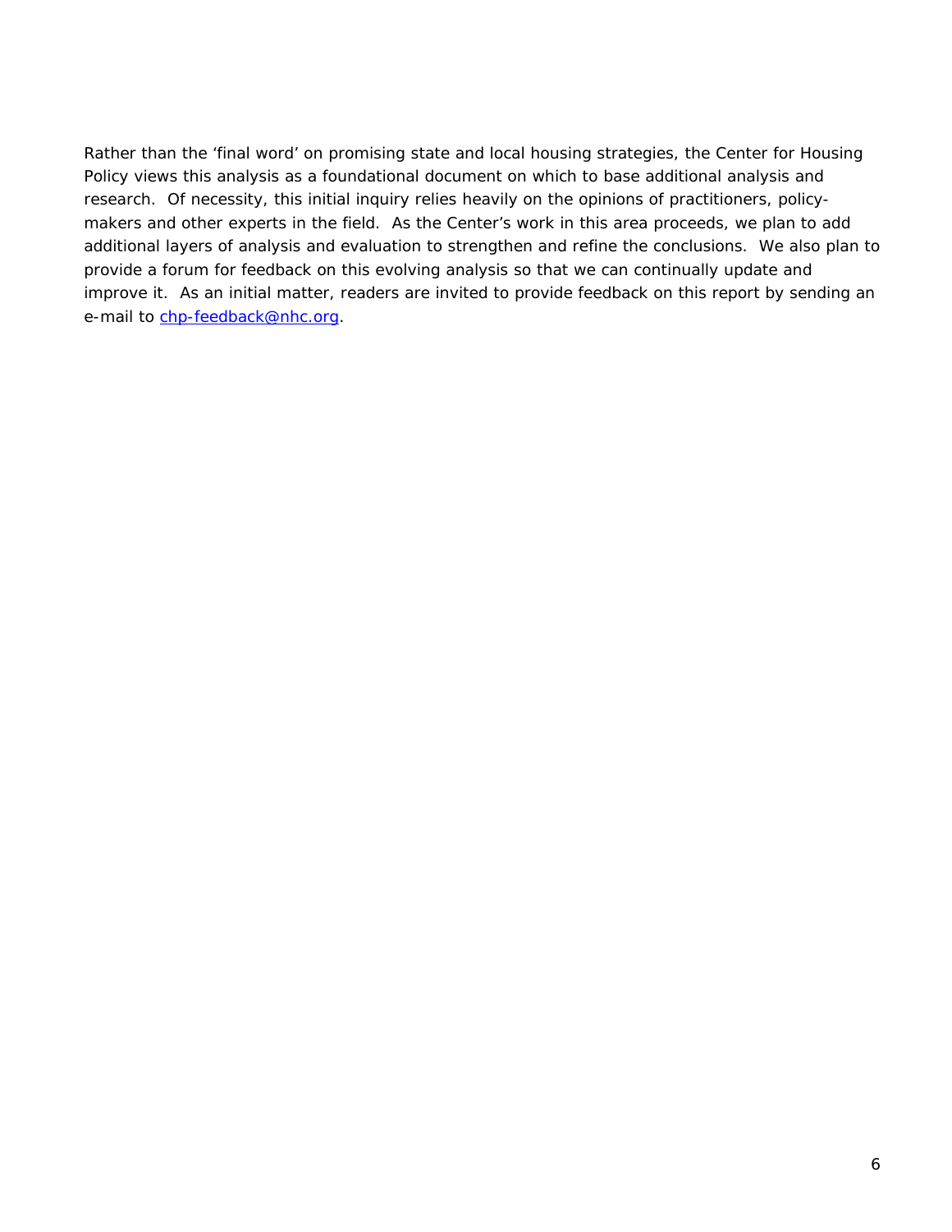Rather than the 'final word' on promising state and local housing strategies, the Center for Housing Policy views this analysis as a foundational document on which to base additional analysis and research. Of necessity, this initial inquiry relies heavily on the opinions of practitioners, policy-makers and other experts in the field. As the Center's work in this area proceeds, we plan to add additional layers of analysis and evaluation to strengthen and refine the conclusions. We also plan to provide a forum for feedback on this evolving analysis so that we can continually update and improve it. As an initial matter, readers are invited to provide feedback on this report by sending an e-mail to [chp-feedback@nhc.org](mailto:chp-feedback@nhc.org).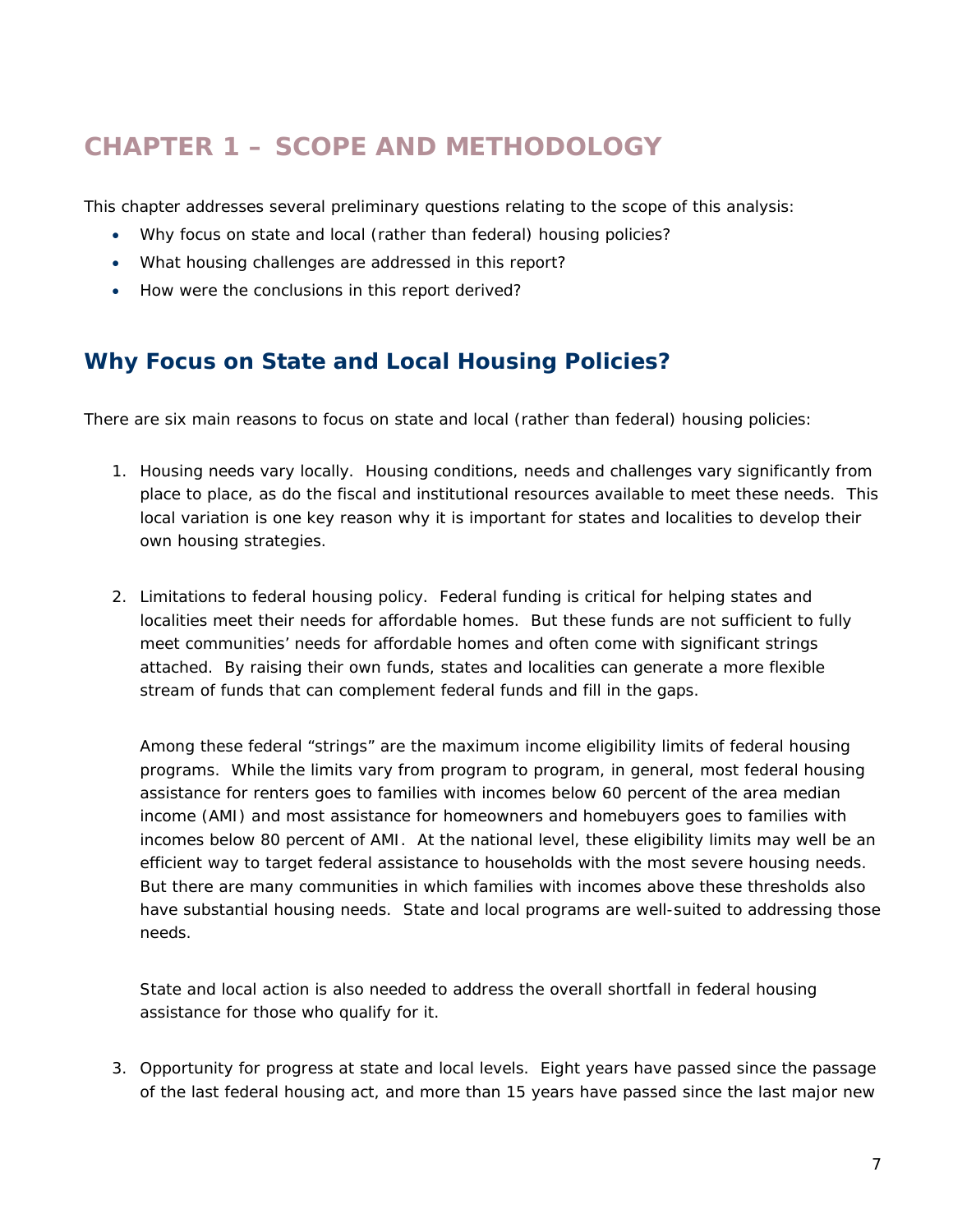# CHAPTER 1 – SCOPE AND METHODOLOGY

This chapter addresses several preliminary questions relating to the scope of this analysis:

- Why focus on state and local (rather than federal) housing policies?
- What housing challenges are addressed in this report?
- How were the conclusions in this report derived?

## Why Focus on State and Local Housing Policies?

There are six main reasons to focus on state and local (rather than federal) housing policies:

1. Housing needs vary locally. Housing conditions, needs and challenges vary significantly from place to place, as do the fiscal and institutional resources available to meet these needs. This local variation is one key reason why it is important for states and localities to develop their own housing strategies.

2. Limitations to federal housing policy. Federal funding is critical for helping states and localities meet their needs for affordable homes. But these funds are not sufficient to fully meet communities' needs for affordable homes and often come with significant strings attached. By raising their own funds, states and localities can generate a more flexible stream of funds that can complement federal funds and fill in the gaps.

   Among these federal "strings" are the maximum income eligibility limits of federal housing programs. While the limits vary from program to program, in general, most federal housing assistance for renters goes to families with incomes below 60 percent of the area median income (AMI) and most assistance for homeowners and homebuyers goes to families with incomes below 80 percent of AMI. At the national level, these eligibility limits may well be an efficient way to target federal assistance to households with the most severe housing needs. But there are many communities in which families with incomes above these thresholds also have substantial housing needs. State and local programs are well-suited to addressing those needs.

   State and local action is also needed to address the overall shortfall in federal housing assistance for those who qualify for it.

3. Opportunity for progress at state and local levels. Eight years have passed since the passage of the last federal housing act, and more than 15 years have passed since the last major new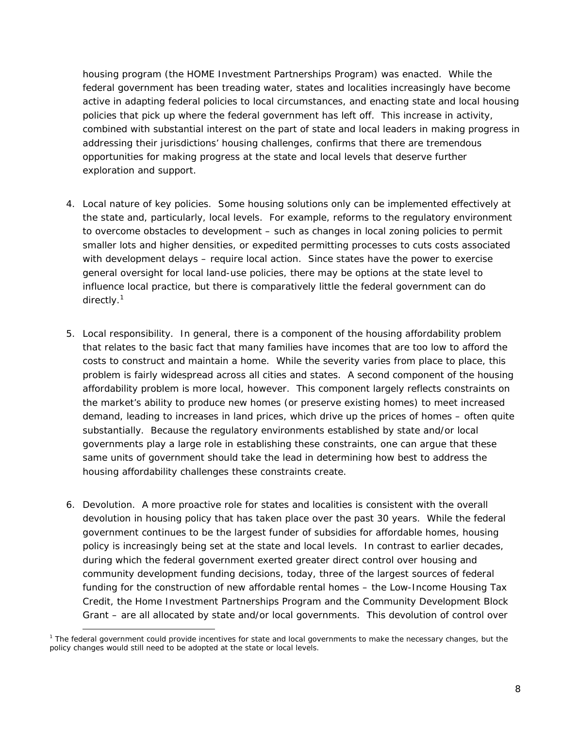housing program (the HOME Investment Partnerships Program) was enacted. While the federal government has been treading water, states and localities increasingly have become active in adapting federal policies to local circumstances, and enacting state and local housing policies that pick up where the federal government has left off. This increase in activity, combined with substantial interest on the part of state and local leaders in making progress in addressing their jurisdictions' housing challenges, confirms that there are tremendous opportunities for making progress at the state and local levels that deserve further exploration and support.

4. Local nature of key policies. Some housing solutions only can be implemented effectively at the state and, particularly, local levels. For example, reforms to the regulatory environment to overcome obstacles to development – such as changes in local zoning policies to permit smaller lots and higher densities, or expedited permitting processes to cuts costs associated with development delays – require local action. Since states have the power to exercise general oversight for local land-use policies, there may be options at the state level to influence local practice, but there is comparatively little the federal government can do directly.[1]

5. Local responsibility. In general, there is a component of the housing affordability problem that relates to the basic fact that many families have incomes that are too low to afford the costs to construct and maintain a home. While the severity varies from place to place, this problem is fairly widespread across all cities and states. A second component of the housing affordability problem is more local, however. This component largely reflects constraints on the market's ability to produce new homes (or preserve existing homes) to meet increased demand, leading to increases in land prices, which drive up the prices of homes – often quite substantially. Because the regulatory environments established by state and/or local governments play a large role in establishing these constraints, one can argue that these same units of government should take the lead in determining how best to address the housing affordability challenges these constraints create.

6. Devolution. A more proactive role for states and localities is consistent with the overall devolution in housing policy that has taken place over the past 30 years. While the federal government continues to be the largest funder of subsidies for affordable homes, housing policy is increasingly being set at the state and local levels. In contrast to earlier decades, during which the federal government exerted greater direct control over housing and community development funding decisions, today, three of the largest sources of federal funding for the construction of new affordable rental homes – the Low-Income Housing Tax Credit, the Home Investment Partnerships Program and the Community Development Block Grant – are all allocated by state and/or local governments. This devolution of control over

[1] The federal government could provide incentives for state and local governments to make the necessary changes, but the policy changes would still need to be adopted at the state or local levels.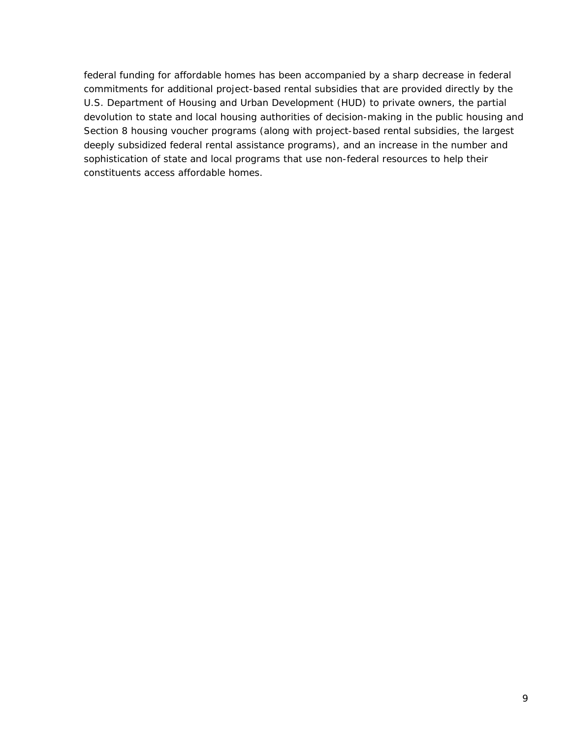federal funding for affordable homes has been accompanied by a sharp decrease in federal commitments for additional project-based rental subsidies that are provided directly by the U.S. Department of Housing and Urban Development (HUD) to private owners, the partial devolution to state and local housing authorities of decision-making in the public housing and Section 8 housing voucher programs (along with project-based rental subsidies, the largest deeply subsidized federal rental assistance programs), and an increase in the number and sophistication of state and local programs that use non-federal resources to help their constituents access affordable homes.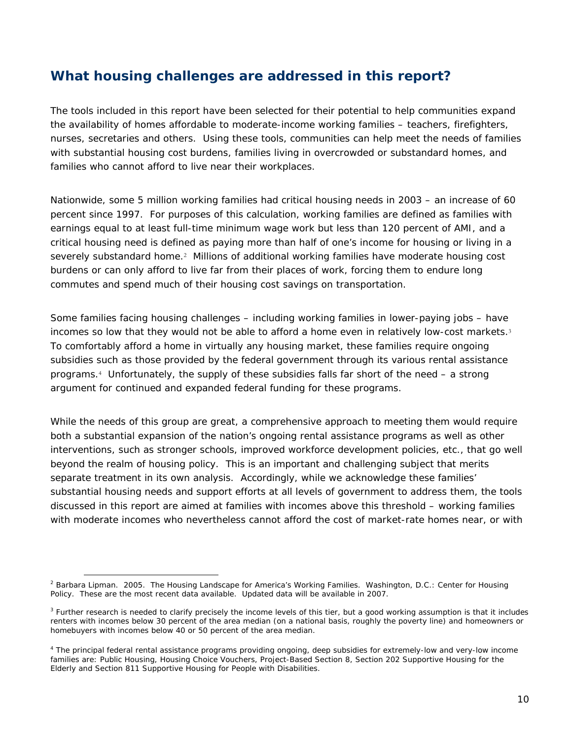## What housing challenges are addressed in this report?

The tools included in this report have been selected for their potential to help communities expand the availability of homes affordable to moderate-income working families – teachers, firefighters, nurses, secretaries and others. Using these tools, communities can help meet the needs of families with substantial housing cost burdens, families living in overcrowded or substandard homes, and families who cannot afford to live near their workplaces.

Nationwide, some 5 million working families had critical housing needs in 2003 – an increase of 60 percent since 1997. For purposes of this calculation, working families are defined as families with earnings equal to at least full-time minimum wage work but less than 120 percent of AMI, and a critical housing need is defined as paying more than half of one's income for housing or living in a severely substandard home.[2] Millions of additional working families have moderate housing cost burdens or can only afford to live far from their places of work, forcing them to endure long commutes and spend much of their housing cost savings on transportation.

Some families facing housing challenges – including working families in lower-paying jobs – have incomes so low that they would not be able to afford a home even in relatively low-cost markets.[3] To comfortably afford a home in virtually any housing market, these families require ongoing subsidies such as those provided by the federal government through its various rental assistance programs.[4] Unfortunately, the supply of these subsidies falls far short of the need – a strong argument for continued and expanded federal funding for these programs.

While the needs of this group are great, a comprehensive approach to meeting them would require both a substantial expansion of the nation's ongoing rental assistance programs as well as other interventions, such as stronger schools, improved workforce development policies, etc., that go well beyond the realm of housing policy. This is an important and challenging subject that merits separate treatment in its own analysis. Accordingly, while we acknowledge these families' substantial housing needs and support efforts at all levels of government to address them, the tools discussed in this report are aimed at families with incomes above this threshold – working families with moderate incomes who nevertheless cannot afford the cost of market-rate homes near, or with

---

[2] Barbara Lipman. 2005. *The Housing Landscape for America's Working Families.* Washington, D.C.: Center for Housing Policy. These are the most recent data available. Updated data will be available in 2007.

[3] Further research is needed to clarify precisely the income levels of this tier, but a good working assumption is that it includes renters with incomes below 30 percent of the area median (on a national basis, roughly the poverty line) and homeowners or homebuyers with incomes below 40 or 50 percent of the area median.

[4] The principal federal rental assistance programs providing ongoing, deep subsidies for extremely-low and very-low income families are: Public Housing, Housing Choice Vouchers, Project-Based Section 8, Section 202 Supportive Housing for the Elderly and Section 811 Supportive Housing for People with Disabilities.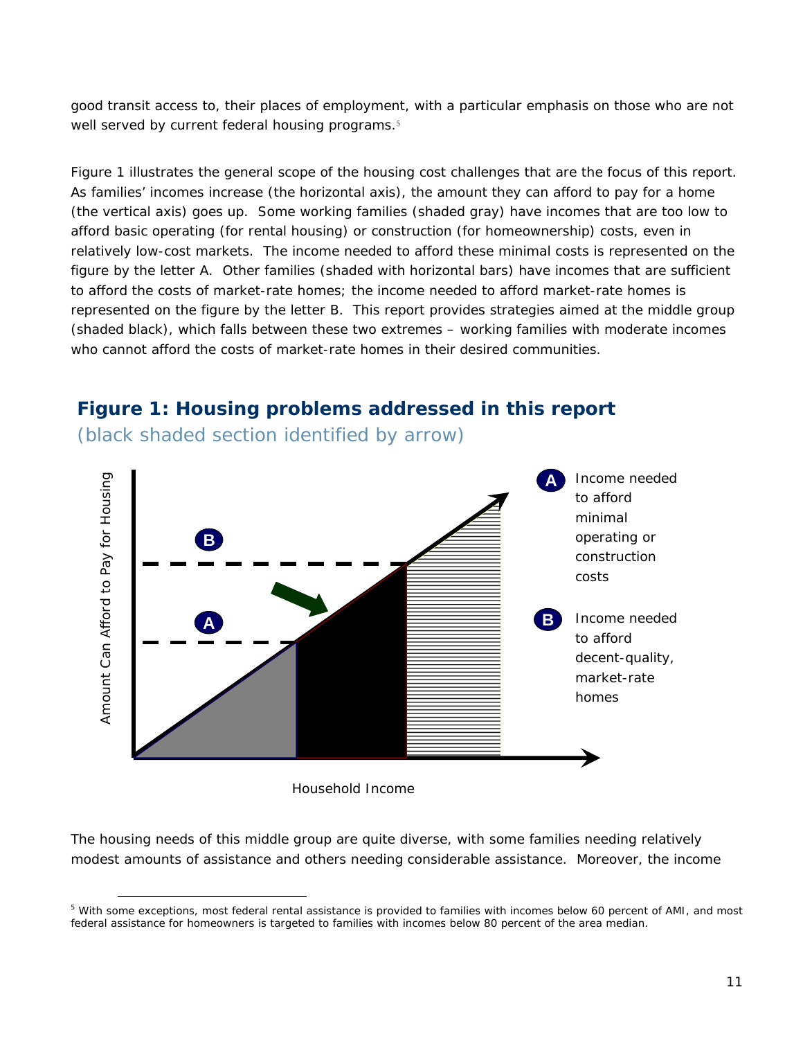good transit access to, their places of employment, with a particular emphasis on those who are not well served by current federal housing programs.[5]

Figure 1 illustrates the general scope of the housing cost challenges that are the focus of this report. As families' incomes increase (the horizontal axis), the amount they can afford to pay for a home (the vertical axis) goes up. Some working families (shaded gray) have incomes that are too low to afford basic operating (for rental housing) or construction (for homeownership) costs, even in relatively low-cost markets. The income needed to afford these minimal costs is represented on the figure by the letter A. Other families (shaded with horizontal bars) have incomes that are sufficient to afford the costs of market-rate homes; the income needed to afford market-rate homes is represented on the figure by the letter B. This report provides strategies aimed at the middle group (shaded black), which falls between these two extremes – working families with moderate incomes who cannot afford the costs of market-rate homes in their desired communities.

## Figure 1: Housing problems addressed in this report

(black shaded section identified by arrow)

Amount Can Afford to Pay for Housing

Household Income

**A** Income needed to afford minimal operating or construction costs

**B** Income needed to afford decent-quality, market-rate homes

The housing needs of this middle group are quite diverse, with some families needing relatively modest amounts of assistance and others needing considerable assistance. Moreover, the income

---

[5] With some exceptions, most federal rental assistance is provided to families with incomes below 60 percent of AMI, and most federal assistance for homeowners is targeted to families with incomes below 80 percent of the area median.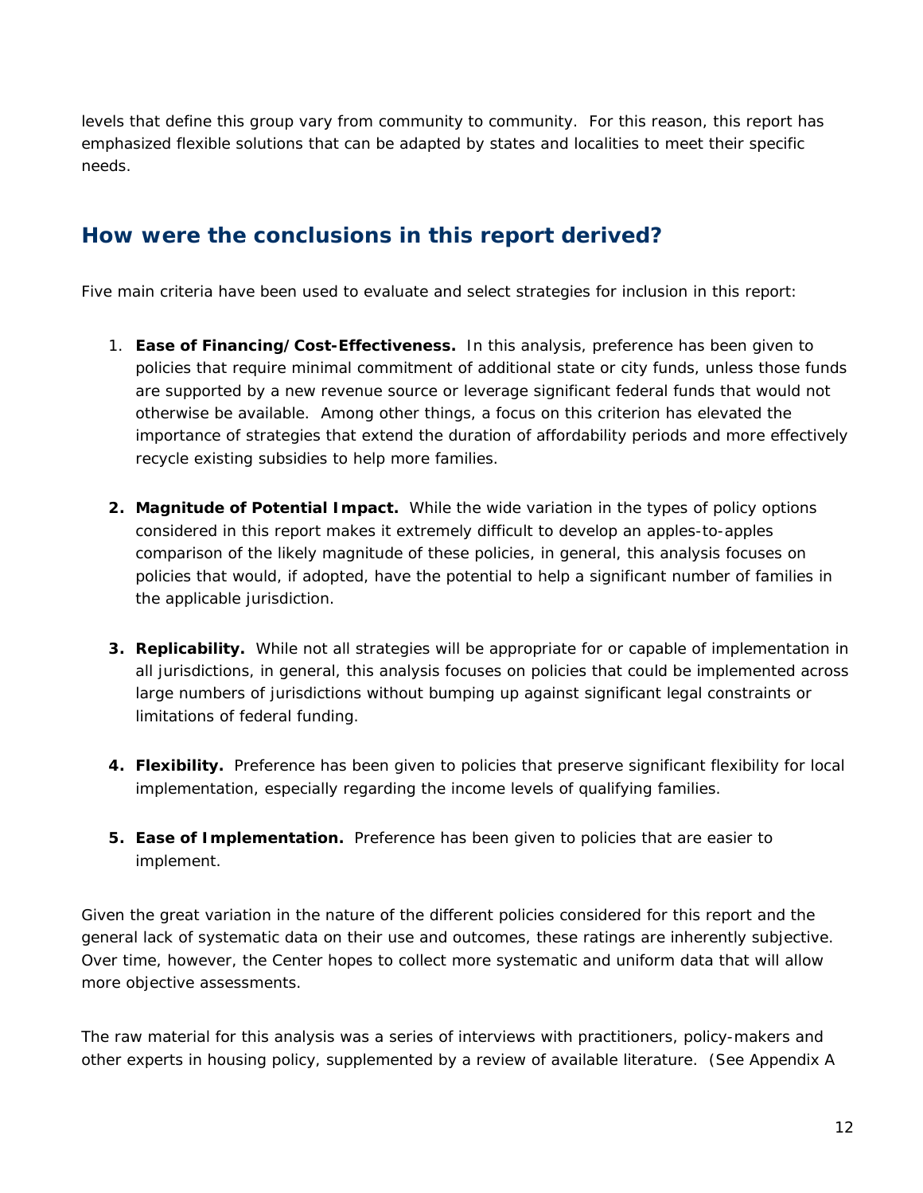levels that define this group vary from community to community. For this reason, this report has emphasized flexible solutions that can be adapted by states and localities to meet their specific needs.

## How were the conclusions in this report derived?

Five main criteria have been used to evaluate and select strategies for inclusion in this report:

1. **Ease of Financing/Cost-Effectiveness.** In this analysis, preference has been given to policies that require minimal commitment of additional state or city funds, unless those funds are supported by a new revenue source or leverage significant federal funds that would not otherwise be available. Among other things, a focus on this criterion has elevated the importance of strategies that extend the duration of affordability periods and more effectively recycle existing subsidies to help more families.

2. **Magnitude of Potential Impact.** While the wide variation in the types of policy options considered in this report makes it extremely difficult to develop an apples-to-apples comparison of the likely magnitude of these policies, in general, this analysis focuses on policies that would, if adopted, have the potential to help a significant number of families in the applicable jurisdiction.

3. **Replicability.** While not all strategies will be appropriate for or capable of implementation in all jurisdictions, in general, this analysis focuses on policies that could be implemented across large numbers of jurisdictions without bumping up against significant legal constraints or limitations of federal funding.

4. **Flexibility.** Preference has been given to policies that preserve significant flexibility for local implementation, especially regarding the income levels of qualifying families.

5. **Ease of Implementation.** Preference has been given to policies that are easier to implement.

Given the great variation in the nature of the different policies considered for this report and the general lack of systematic data on their use and outcomes, these ratings are inherently subjective. Over time, however, the Center hopes to collect more systematic and uniform data that will allow more objective assessments.

The raw material for this analysis was a series of interviews with practitioners, policy-makers and other experts in housing policy, supplemented by a review of available literature. (See Appendix A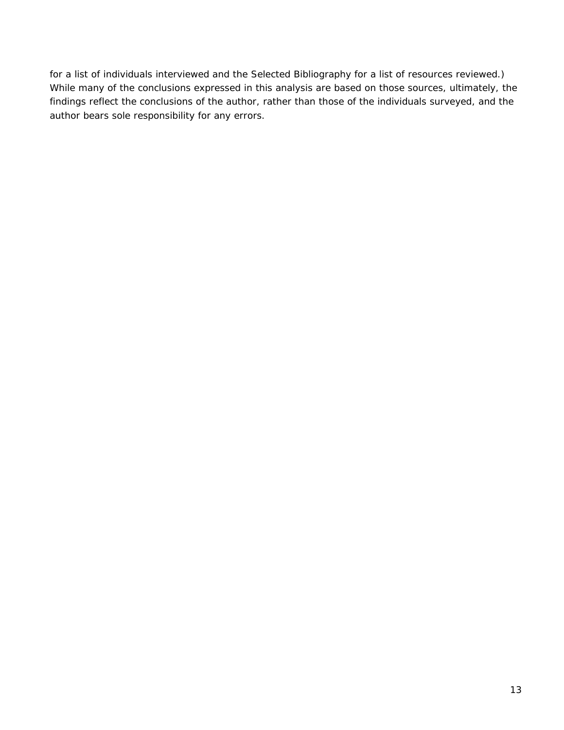for a list of individuals interviewed and the Selected Bibliography for a list of resources reviewed.) While many of the conclusions expressed in this analysis are based on those sources, ultimately, the findings reflect the conclusions of the author, rather than those of the individuals surveyed, and the author bears sole responsibility for any errors.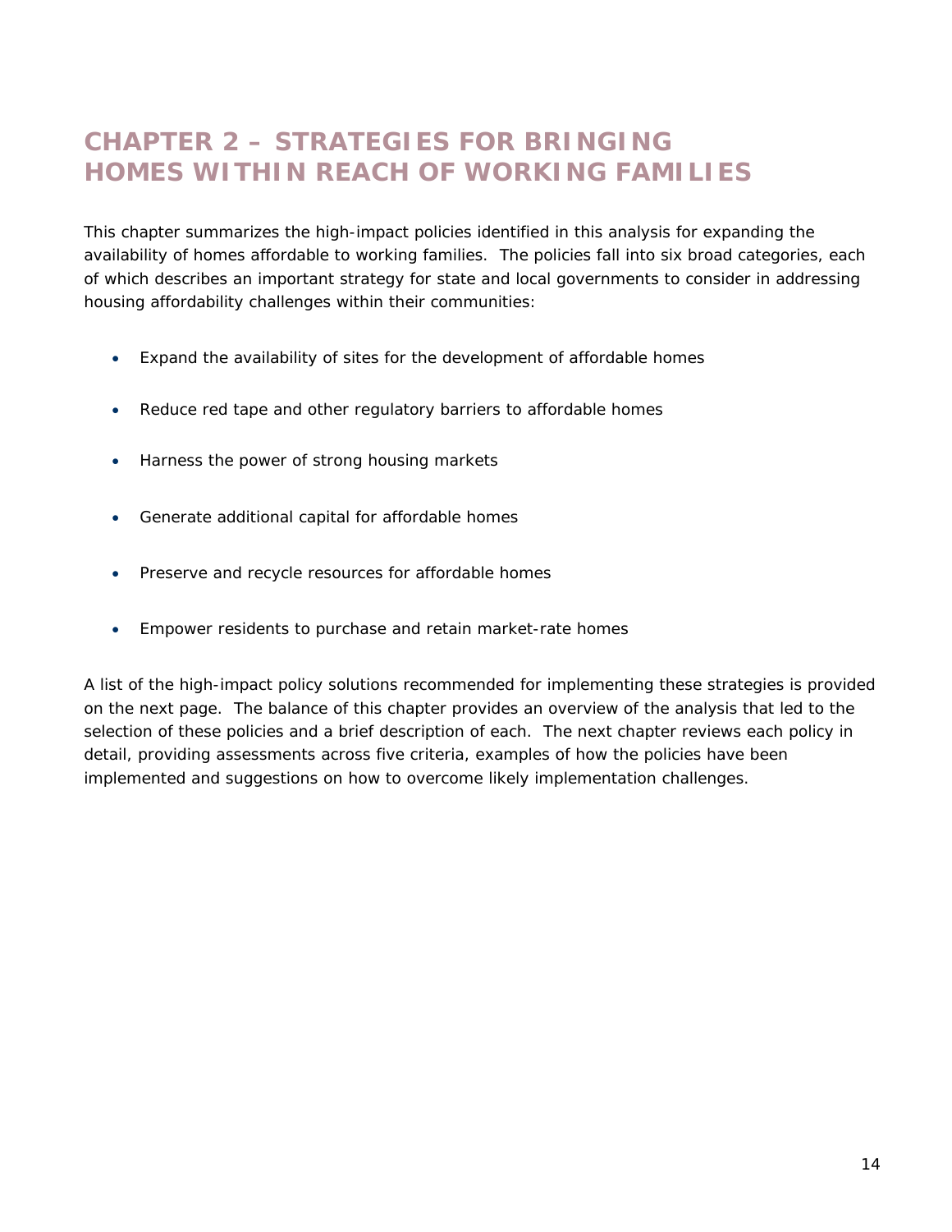# CHAPTER 2 – STRATEGIES FOR BRINGING HOMES WITHIN REACH OF WORKING FAMILIES

This chapter summarizes the high-impact policies identified in this analysis for expanding the availability of homes affordable to working families. The policies fall into six broad categories, each of which describes an important strategy for state and local governments to consider in addressing housing affordability challenges within their communities:

- Expand the availability of sites for the development of affordable homes
- Reduce red tape and other regulatory barriers to affordable homes
- Harness the power of strong housing markets
- Generate additional capital for affordable homes
- Preserve and recycle resources for affordable homes
- Empower residents to purchase and retain market-rate homes

A list of the high-impact policy solutions recommended for implementing these strategies is provided on the next page. The balance of this chapter provides an overview of the analysis that led to the selection of these policies and a brief description of each. The next chapter reviews each policy in detail, providing assessments across five criteria, examples of how the policies have been implemented and suggestions on how to overcome likely implementation challenges.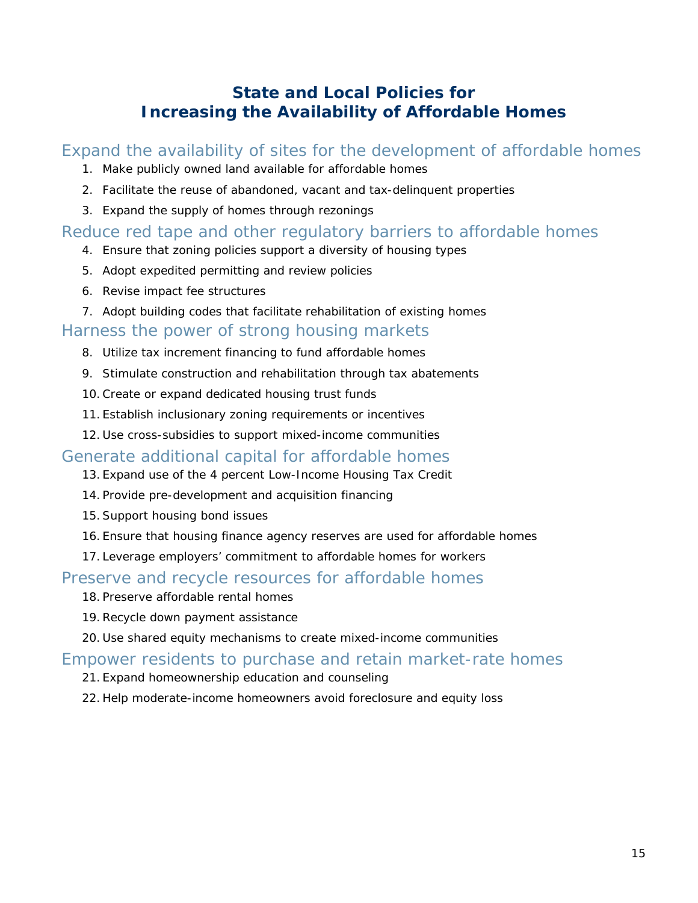# State and Local Policies for Increasing the Availability of Affordable Homes

## Expand the availability of sites for the development of affordable homes

1. Make publicly owned land available for affordable homes
2. Facilitate the reuse of abandoned, vacant and tax-delinquent properties
3. Expand the supply of homes through rezonings

## Reduce red tape and other regulatory barriers to affordable homes

4. Ensure that zoning policies support a diversity of housing types
5. Adopt expedited permitting and review policies
6. Revise impact fee structures
7. Adopt building codes that facilitate rehabilitation of existing homes

## Harness the power of strong housing markets

8. Utilize tax increment financing to fund affordable homes
9. Stimulate construction and rehabilitation through tax abatements
10. Create or expand dedicated housing trust funds
11. Establish inclusionary zoning requirements or incentives
12. Use cross-subsidies to support mixed-income communities

## Generate additional capital for affordable homes

13. Expand use of the 4 percent Low-Income Housing Tax Credit
14. Provide pre-development and acquisition financing
15. Support housing bond issues
16. Ensure that housing finance agency reserves are used for affordable homes
17. Leverage employers' commitment to affordable homes for workers

## Preserve and recycle resources for affordable homes

18. Preserve affordable rental homes
19. Recycle down payment assistance
20. Use shared equity mechanisms to create mixed-income communities

## Empower residents to purchase and retain market-rate homes

21. Expand homeownership education and counseling
22. Help moderate-income homeowners avoid foreclosure and equity loss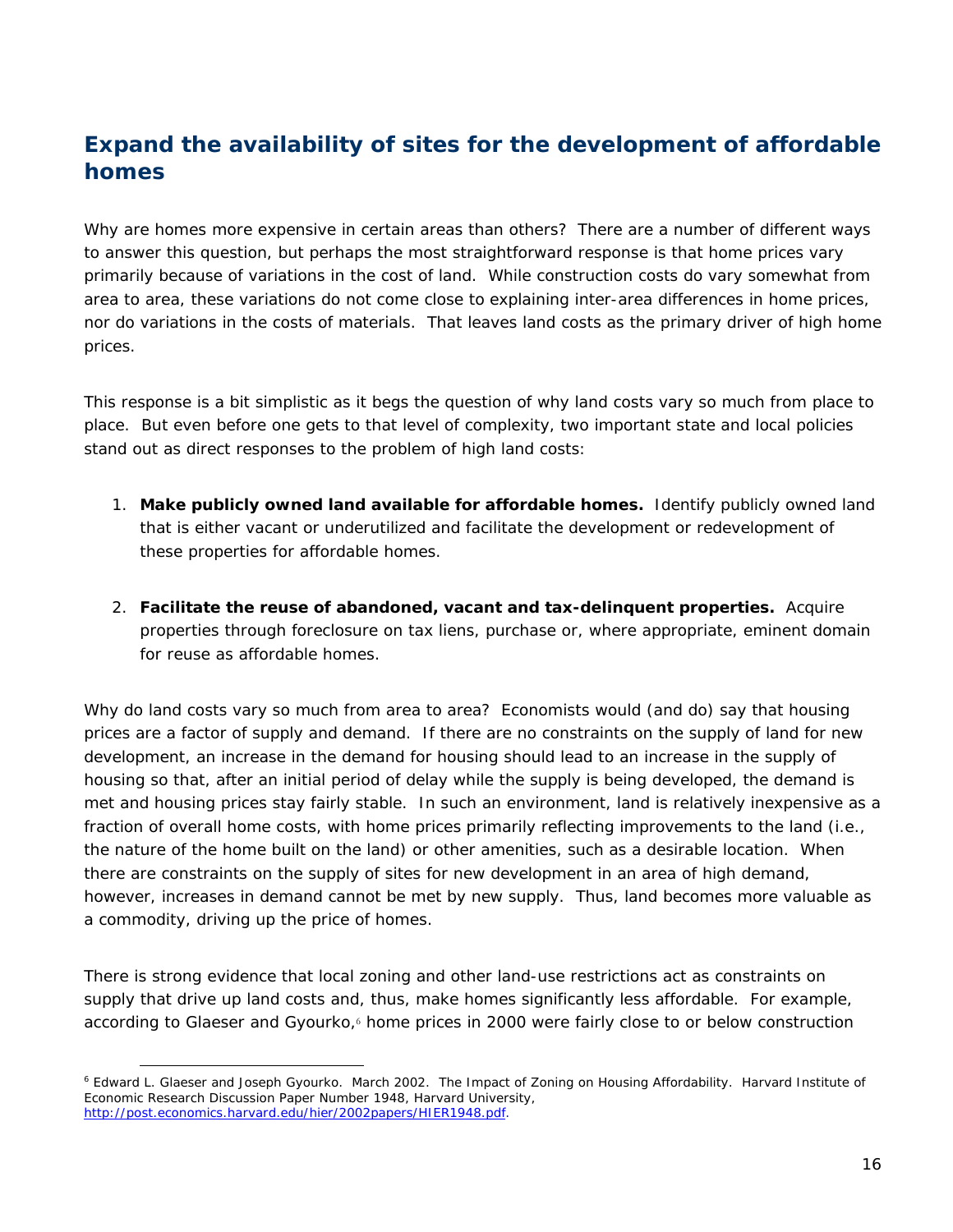## Expand the availability of sites for the development of affordable homes

Why are homes more expensive in certain areas than others? There are a number of different ways to answer this question, but perhaps the most straightforward response is that home prices vary primarily because of variations in the cost of land. While construction costs do vary somewhat from area to area, these variations do not come close to explaining inter-area differences in home prices, nor do variations in the costs of materials. That leaves land costs as the primary driver of high home prices.

This response is a bit simplistic as it begs the question of why land costs vary so much from place to place. But even before one gets to that level of complexity, two important state and local policies stand out as direct responses to the problem of high land costs:

1. **Make publicly owned land available for affordable homes.** Identify publicly owned land that is either vacant or underutilized and facilitate the development or redevelopment of these properties for affordable homes.

2. **Facilitate the reuse of abandoned, vacant and tax-delinquent properties.** Acquire properties through foreclosure on tax liens, purchase or, where appropriate, eminent domain for reuse as affordable homes.

Why do land costs vary so much from area to area? Economists would (and do) say that housing prices are a factor of supply and demand. If there are no constraints on the supply of land for new development, an increase in the demand for housing should lead to an increase in the supply of housing so that, after an initial period of delay while the supply is being developed, the demand is met and housing prices stay fairly stable. In such an environment, land is relatively inexpensive as a fraction of overall home costs, with home prices primarily reflecting improvements to the land (i.e., the nature of the home built on the land) or other amenities, such as a desirable location. When there are constraints on the supply of sites for new development in an area of high demand, however, increases in demand cannot be met by new supply. Thus, land becomes more valuable as a commodity, driving up the price of homes.

There is strong evidence that local zoning and other land-use restrictions act as constraints on supply that drive up land costs and, thus, make homes significantly less affordable. For example, according to Glaeser and Gyourko,[6] home prices in 2000 were fairly close to or below construction

---

[6] Edward L. Glaeser and Joseph Gyourko. March 2002. *The Impact of Zoning on Housing Affordability*. Harvard Institute of Economic Research Discussion Paper Number 1948, Harvard University, http://post.economics.harvard.edu/hier/2002papers/HIER1948.pdf.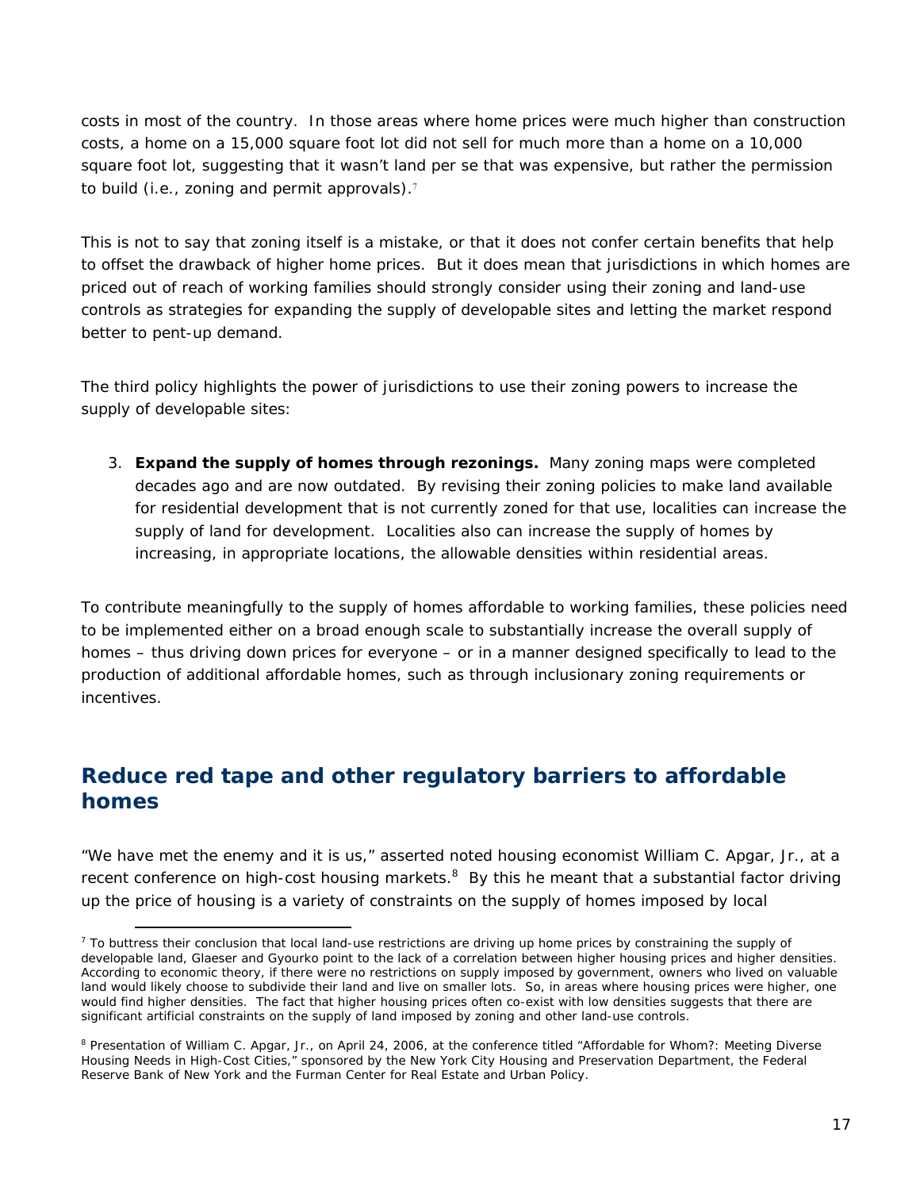costs in most of the country. In those areas where home prices were much higher than construction costs, a home on a 15,000 square foot lot did not sell for much more than a home on a 10,000 square foot lot, suggesting that it wasn't land per se that was expensive, but rather the permission to build (i.e., zoning and permit approvals).[7]

This is not to say that zoning itself is a mistake, or that it does not confer certain benefits that help to offset the drawback of higher home prices. But it does mean that jurisdictions in which homes are priced out of reach of working families should strongly consider using their zoning and land-use controls as strategies for expanding the supply of developable sites and letting the market respond better to pent-up demand.

The third policy highlights the power of jurisdictions to use their zoning powers to increase the supply of developable sites:

3. **Expand the supply of homes through rezonings.** Many zoning maps were completed decades ago and are now outdated. By revising their zoning policies to make land available for residential development that is not currently zoned for that use, localities can increase the supply of land for development. Localities also can increase the supply of homes by increasing, in appropriate locations, the allowable densities within residential areas.

To contribute meaningfully to the supply of homes affordable to working families, these policies need to be implemented either on a broad enough scale to substantially increase the overall supply of homes – thus driving down prices for everyone – or in a manner designed specifically to lead to the production of additional affordable homes, such as through inclusionary zoning requirements or incentives.

## Reduce red tape and other regulatory barriers to affordable homes

"We have met the enemy and it is us," asserted noted housing economist William C. Apgar, Jr., at a recent conference on high-cost housing markets.[8] By this he meant that a substantial factor driving up the price of housing is a variety of constraints on the supply of homes imposed by local

---

[7] To buttress their conclusion that local land-use restrictions are driving up home prices by constraining the supply of developable land, Glaeser and Gyourko point to the lack of a correlation between higher housing prices and higher densities. According to economic theory, if there were no restrictions on supply imposed by government, owners who lived on valuable land would likely choose to subdivide their land and live on smaller lots. So, in areas where housing prices were higher, one would find higher densities. The fact that higher housing prices often co-exist with low densities suggests that there are significant artificial constraints on the supply of land imposed by zoning and other land-use controls.

[8] Presentation of William C. Apgar, Jr., on April 24, 2006, at the conference titled "Affordable for Whom?: Meeting Diverse Housing Needs in High-Cost Cities," sponsored by the New York City Housing and Preservation Department, the Federal Reserve Bank of New York and the Furman Center for Real Estate and Urban Policy.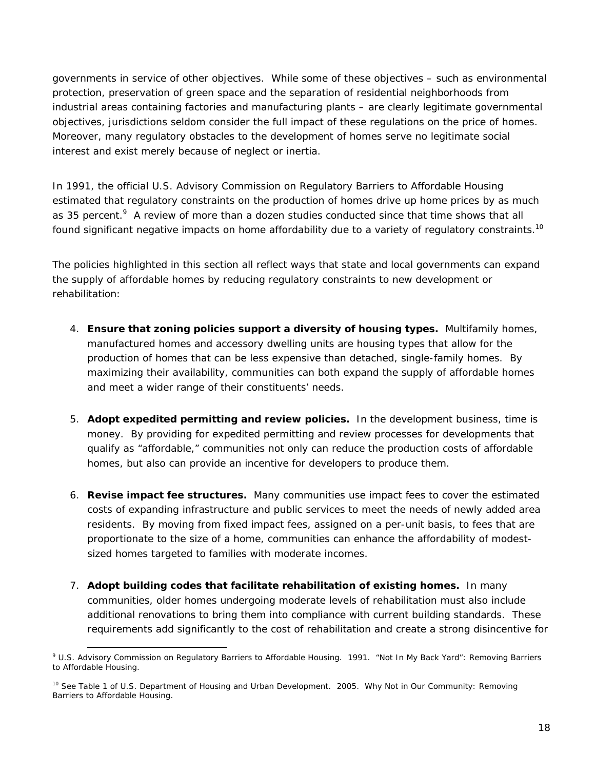governments in service of other objectives. While some of these objectives – such as environmental protection, preservation of green space and the separation of residential neighborhoods from industrial areas containing factories and manufacturing plants – are clearly legitimate governmental objectives, jurisdictions seldom consider the full impact of these regulations on the price of homes. Moreover, many regulatory obstacles to the development of homes serve no legitimate social interest and exist merely because of neglect or inertia.

In 1991, the official U.S. Advisory Commission on Regulatory Barriers to Affordable Housing estimated that regulatory constraints on the production of homes drive up home prices by as much as 35 percent.[9] A review of more than a dozen studies conducted since that time shows that all found significant negative impacts on home affordability due to a variety of regulatory constraints.[10]

The policies highlighted in this section all reflect ways that state and local governments can expand the supply of affordable homes by reducing regulatory constraints to new development or rehabilitation:

4. **Ensure that zoning policies support a diversity of housing types.** Multifamily homes, manufactured homes and accessory dwelling units are housing types that allow for the production of homes that can be less expensive than detached, single-family homes. By maximizing their availability, communities can both expand the supply of affordable homes and meet a wider range of their constituents' needs.

5. **Adopt expedited permitting and review policies.** In the development business, time is money. By providing for expedited permitting and review processes for developments that qualify as "affordable," communities not only can reduce the production costs of affordable homes, but also can provide an incentive for developers to produce them.

6. **Revise impact fee structures.** Many communities use impact fees to cover the estimated costs of expanding infrastructure and public services to meet the needs of newly added area residents. By moving from fixed impact fees, assigned on a per-unit basis, to fees that are proportionate to the size of a home, communities can enhance the affordability of modest-sized homes targeted to families with moderate incomes.

7. **Adopt building codes that facilitate rehabilitation of existing homes.** In many communities, older homes undergoing moderate levels of rehabilitation must also include additional renovations to bring them into compliance with current building standards. These requirements add significantly to the cost of rehabilitation and create a strong disincentive for

---

[9] U.S. Advisory Commission on Regulatory Barriers to Affordable Housing. 1991. "Not In My Back Yard": Removing Barriers to Affordable Housing.

[10] See Table 1 of U.S. Department of Housing and Urban Development. 2005. Why Not in Our Community: Removing Barriers to Affordable Housing.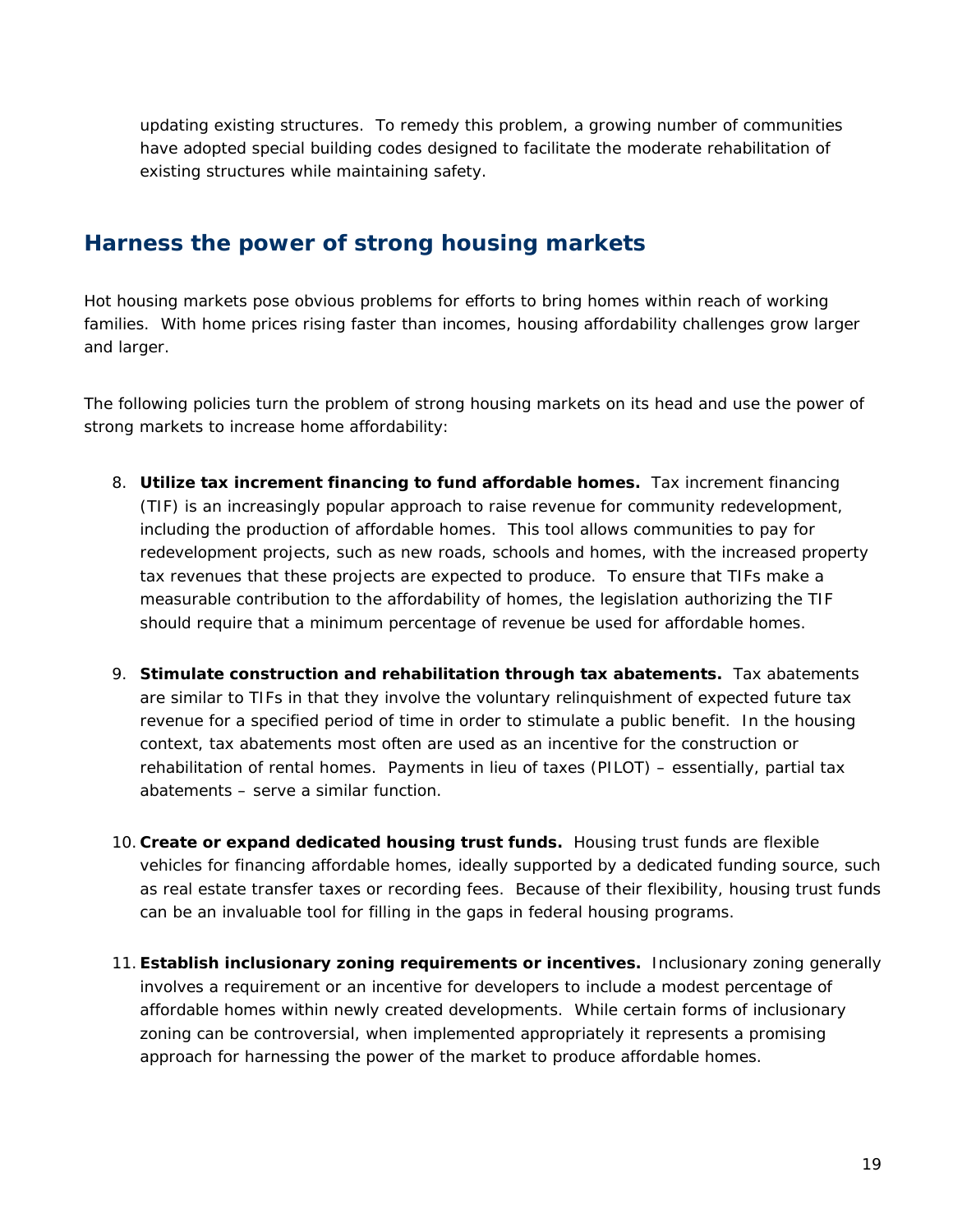updating existing structures. To remedy this problem, a growing number of communities have adopted special building codes designed to facilitate the moderate rehabilitation of existing structures while maintaining safety.

## Harness the power of strong housing markets

Hot housing markets pose obvious problems for efforts to bring homes within reach of working families. With home prices rising faster than incomes, housing affordability challenges grow larger and larger.

The following policies turn the problem of strong housing markets on its head and use the power of strong markets to increase home affordability:

8. **Utilize tax increment financing to fund affordable homes.** Tax increment financing (TIF) is an increasingly popular approach to raise revenue for community redevelopment, including the production of affordable homes. This tool allows communities to pay for redevelopment projects, such as new roads, schools and homes, with the increased property tax revenues that these projects are expected to produce. To ensure that TIFs make a measurable contribution to the affordability of homes, the legislation authorizing the TIF should require that a minimum percentage of revenue be used for affordable homes.

9. **Stimulate construction and rehabilitation through tax abatements.** Tax abatements are similar to TIFs in that they involve the voluntary relinquishment of expected future tax revenue for a specified period of time in order to stimulate a public benefit. In the housing context, tax abatements most often are used as an incentive for the construction or rehabilitation of rental homes. Payments in lieu of taxes (PILOT) – essentially, partial tax abatements – serve a similar function.

10. **Create or expand dedicated housing trust funds.** Housing trust funds are flexible vehicles for financing affordable homes, ideally supported by a dedicated funding source, such as real estate transfer taxes or recording fees. Because of their flexibility, housing trust funds can be an invaluable tool for filling in the gaps in federal housing programs.

11. **Establish inclusionary zoning requirements or incentives.** Inclusionary zoning generally involves a requirement or an incentive for developers to include a modest percentage of affordable homes within newly created developments. While certain forms of inclusionary zoning can be controversial, when implemented appropriately it represents a promising approach for harnessing the power of the market to produce affordable homes.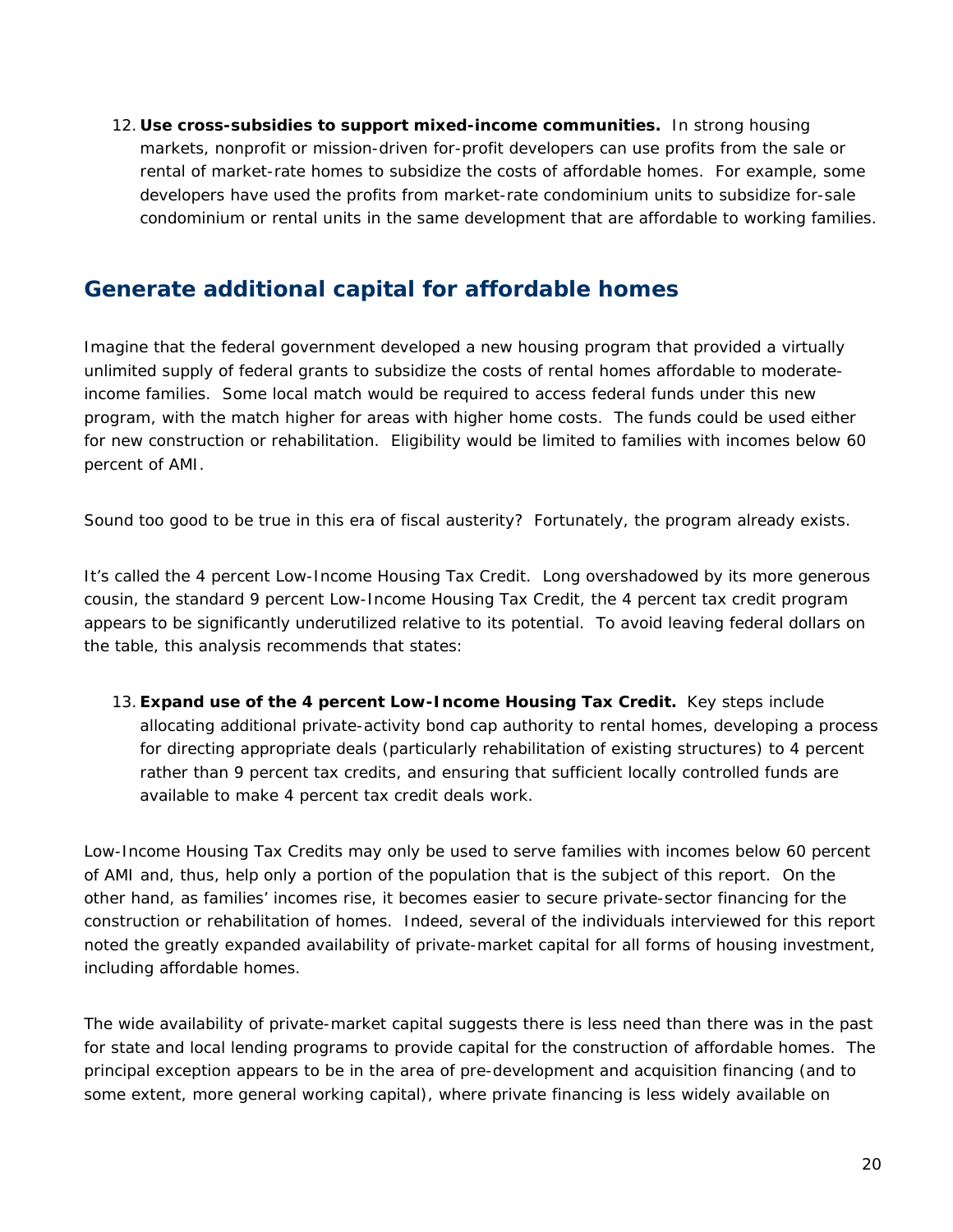12. **Use cross-subsidies to support mixed-income communities.** In strong housing markets, nonprofit or mission-driven for-profit developers can use profits from the sale or rental of market-rate homes to subsidize the costs of affordable homes. For example, some developers have used the profits from market-rate condominium units to subsidize for-sale condominium or rental units in the same development that are affordable to working families.

## Generate additional capital for affordable homes

Imagine that the federal government developed a new housing program that provided a virtually unlimited supply of federal grants to subsidize the costs of rental homes affordable to moderate-income families. Some local match would be required to access federal funds under this new program, with the match higher for areas with higher home costs. The funds could be used either for new construction or rehabilitation. Eligibility would be limited to families with incomes below 60 percent of AMI.

Sound too good to be true in this era of fiscal austerity? Fortunately, the program already exists.

It's called the 4 percent Low-Income Housing Tax Credit. Long overshadowed by its more generous cousin, the standard 9 percent Low-Income Housing Tax Credit, the 4 percent tax credit program appears to be significantly underutilized relative to its potential. To avoid leaving federal dollars on the table, this analysis recommends that states:

13. **Expand use of the 4 percent Low-Income Housing Tax Credit.** Key steps include allocating additional private-activity bond cap authority to rental homes, developing a process for directing appropriate deals (particularly rehabilitation of existing structures) to 4 percent rather than 9 percent tax credits, and ensuring that sufficient locally controlled funds are available to make 4 percent tax credit deals work.

Low-Income Housing Tax Credits may only be used to serve families with incomes below 60 percent of AMI and, thus, help only a portion of the population that is the subject of this report. On the other hand, as families' incomes rise, it becomes easier to secure private-sector financing for the construction or rehabilitation of homes. Indeed, several of the individuals interviewed for this report noted the greatly expanded availability of private-market capital for all forms of housing investment, including affordable homes.

The wide availability of private-market capital suggests there is less need than there was in the past for state and local lending programs to provide capital for the construction of affordable homes. The principal exception appears to be in the area of pre-development and acquisition financing (and to some extent, more general working capital), where private financing is less widely available on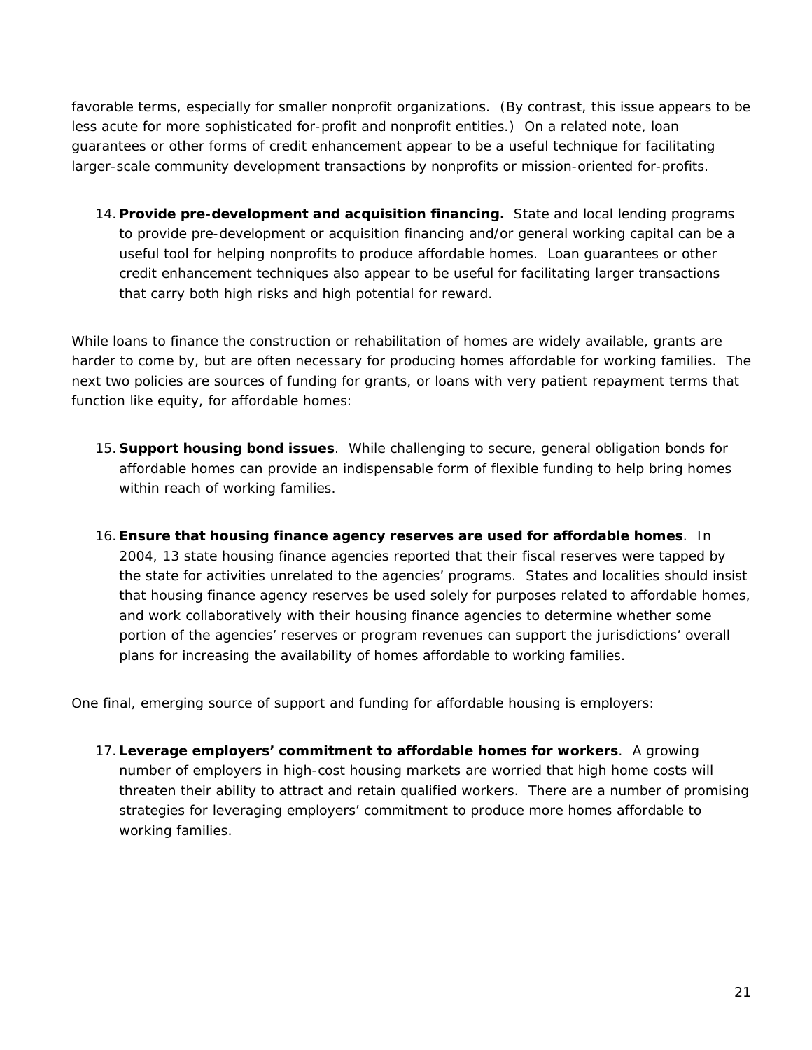favorable terms, especially for smaller nonprofit organizations. (By contrast, this issue appears to be less acute for more sophisticated for-profit and nonprofit entities.) On a related note, loan guarantees or other forms of credit enhancement appear to be a useful technique for facilitating larger-scale community development transactions by nonprofits or mission-oriented for-profits.

14. **Provide pre-development and acquisition financing.** State and local lending programs to provide pre-development or acquisition financing and/or general working capital can be a useful tool for helping nonprofits to produce affordable homes. Loan guarantees or other credit enhancement techniques also appear to be useful for facilitating larger transactions that carry both high risks and high potential for reward.

While loans to finance the construction or rehabilitation of homes are widely available, grants are harder to come by, but are often necessary for producing homes affordable for working families. The next two policies are sources of funding for grants, or loans with very patient repayment terms that function like equity, for affordable homes:

15. **Support housing bond issues**. While challenging to secure, general obligation bonds for affordable homes can provide an indispensable form of flexible funding to help bring homes within reach of working families.

16. **Ensure that housing finance agency reserves are used for affordable homes**. In 2004, 13 state housing finance agencies reported that their fiscal reserves were tapped by the state for activities unrelated to the agencies' programs. States and localities should insist that housing finance agency reserves be used solely for purposes related to affordable homes, and work collaboratively with their housing finance agencies to determine whether some portion of the agencies' reserves or program revenues can support the jurisdictions' overall plans for increasing the availability of homes affordable to working families.

One final, emerging source of support and funding for affordable housing is employers:

17. **Leverage employers' commitment to affordable homes for workers**. A growing number of employers in high-cost housing markets are worried that high home costs will threaten their ability to attract and retain qualified workers. There are a number of promising strategies for leveraging employers' commitment to produce more homes affordable to working families.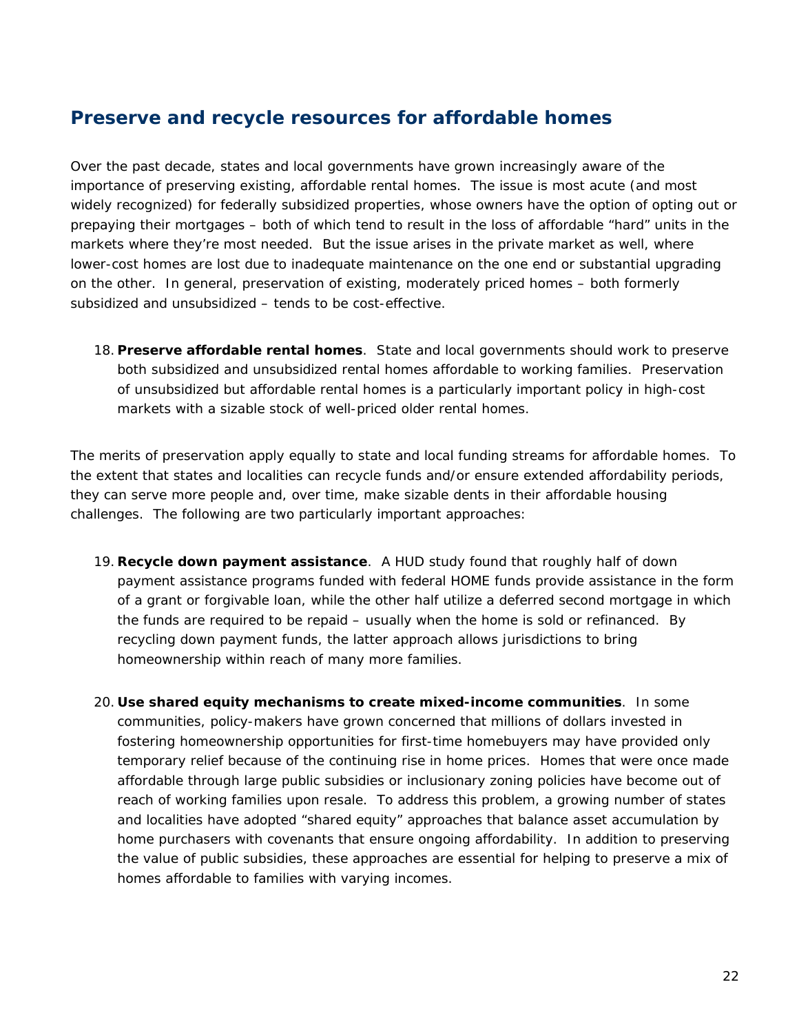## Preserve and recycle resources for affordable homes

Over the past decade, states and local governments have grown increasingly aware of the importance of preserving existing, affordable rental homes. The issue is most acute (and most widely recognized) for federally subsidized properties, whose owners have the option of opting out or prepaying their mortgages – both of which tend to result in the loss of affordable "hard" units in the markets where they're most needed. But the issue arises in the private market as well, where lower-cost homes are lost due to inadequate maintenance on the one end or substantial upgrading on the other. In general, preservation of existing, moderately priced homes – both formerly subsidized and unsubsidized – tends to be cost-effective.

18. **Preserve affordable rental homes**. State and local governments should work to preserve both subsidized and unsubsidized rental homes affordable to working families. Preservation of unsubsidized but affordable rental homes is a particularly important policy in high-cost markets with a sizable stock of well-priced older rental homes.

The merits of preservation apply equally to state and local funding streams for affordable homes. To the extent that states and localities can recycle funds and/or ensure extended affordability periods, they can serve more people and, over time, make sizable dents in their affordable housing challenges. The following are two particularly important approaches:

19. **Recycle down payment assistance**. A HUD study found that roughly half of down payment assistance programs funded with federal HOME funds provide assistance in the form of a grant or forgivable loan, while the other half utilize a deferred second mortgage in which the funds are required to be repaid – usually when the home is sold or refinanced. By recycling down payment funds, the latter approach allows jurisdictions to bring homeownership within reach of many more families.

20. **Use shared equity mechanisms to create mixed-income communities**. In some communities, policy-makers have grown concerned that millions of dollars invested in fostering homeownership opportunities for first-time homebuyers may have provided only temporary relief because of the continuing rise in home prices. Homes that were once made affordable through large public subsidies or inclusionary zoning policies have become out of reach of working families upon resale. To address this problem, a growing number of states and localities have adopted "shared equity" approaches that balance asset accumulation by home purchasers with covenants that ensure ongoing affordability. In addition to preserving the value of public subsidies, these approaches are essential for helping to preserve a mix of homes affordable to families with varying incomes.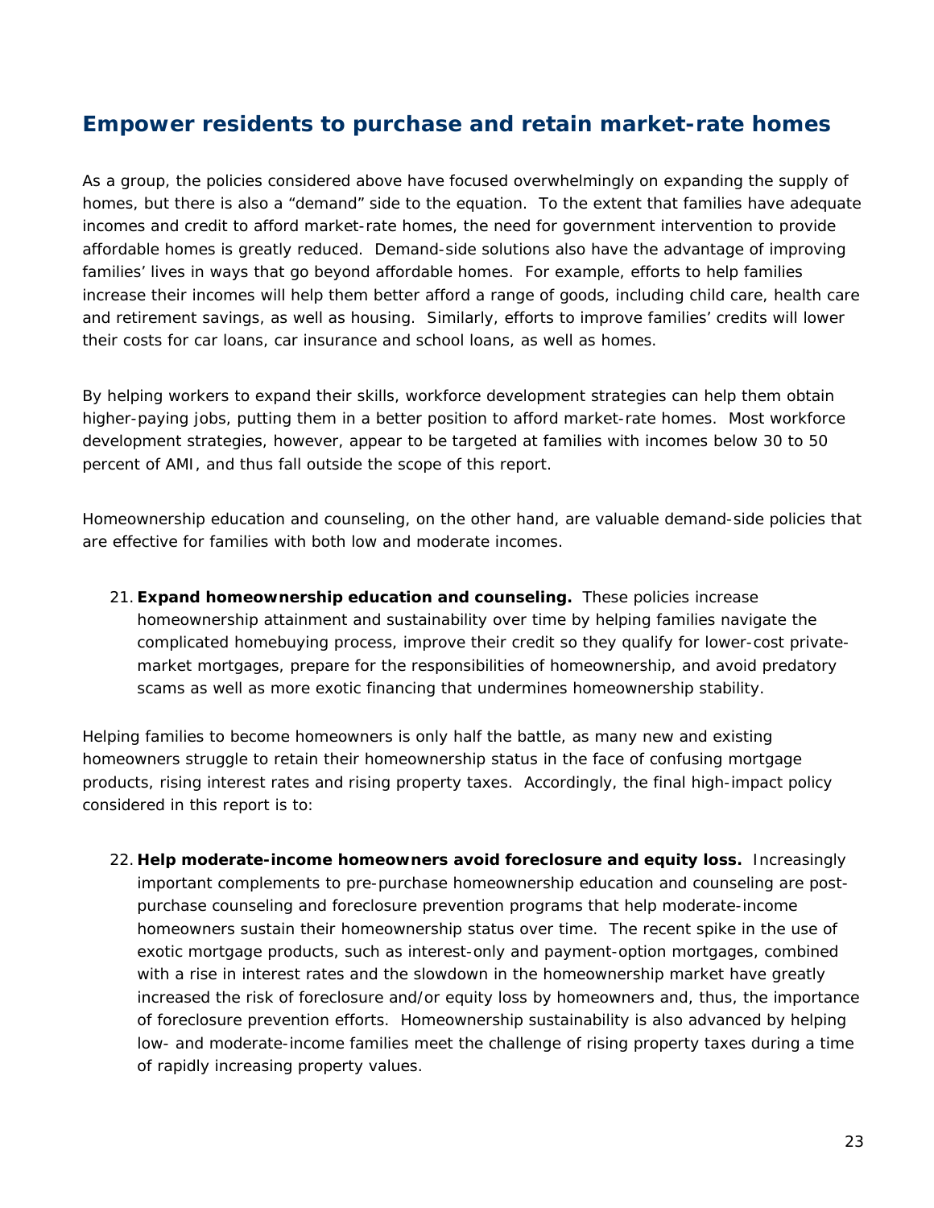## Empower residents to purchase and retain market-rate homes

As a group, the policies considered above have focused overwhelmingly on expanding the supply of homes, but there is also a "demand" side to the equation. To the extent that families have adequate incomes and credit to afford market-rate homes, the need for government intervention to provide affordable homes is greatly reduced. Demand-side solutions also have the advantage of improving families' lives in ways that go beyond affordable homes. For example, efforts to help families increase their incomes will help them better afford a range of goods, including child care, health care and retirement savings, as well as housing. Similarly, efforts to improve families' credits will lower their costs for car loans, car insurance and school loans, as well as homes.

By helping workers to expand their skills, workforce development strategies can help them obtain higher-paying jobs, putting them in a better position to afford market-rate homes. Most workforce development strategies, however, appear to be targeted at families with incomes below 30 to 50 percent of AMI, and thus fall outside the scope of this report.

Homeownership education and counseling, on the other hand, are valuable demand-side policies that are effective for families with both low and moderate incomes.

21. **Expand homeownership education and counseling.** These policies increase homeownership attainment and sustainability over time by helping families navigate the complicated homebuying process, improve their credit so they qualify for lower-cost private-market mortgages, prepare for the responsibilities of homeownership, and avoid predatory scams as well as more exotic financing that undermines homeownership stability.

Helping families to become homeowners is only half the battle, as many new and existing homeowners struggle to retain their homeownership status in the face of confusing mortgage products, rising interest rates and rising property taxes. Accordingly, the final high-impact policy considered in this report is to:

22. **Help moderate-income homeowners avoid foreclosure and equity loss.** Increasingly important complements to pre-purchase homeownership education and counseling are post-purchase counseling and foreclosure prevention programs that help moderate-income homeowners sustain their homeownership status over time. The recent spike in the use of exotic mortgage products, such as interest-only and payment-option mortgages, combined with a rise in interest rates and the slowdown in the homeownership market have greatly increased the risk of foreclosure and/or equity loss by homeowners and, thus, the importance of foreclosure prevention efforts. Homeownership sustainability is also advanced by helping low- and moderate-income families meet the challenge of rising property taxes during a time of rapidly increasing property values.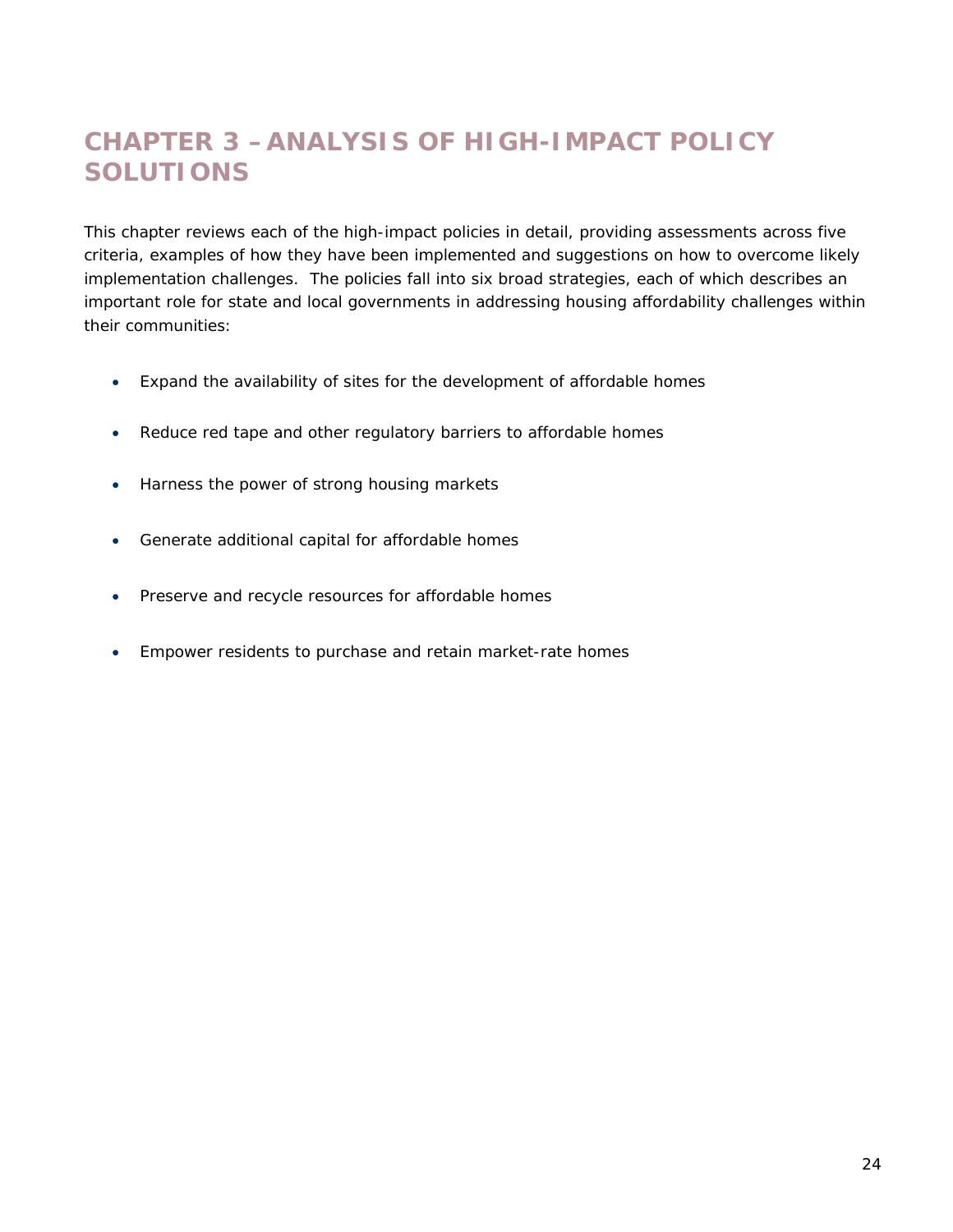# CHAPTER 3 – ANALYSIS OF HIGH-IMPACT POLICY SOLUTIONS

This chapter reviews each of the high-impact policies in detail, providing assessments across five criteria, examples of how they have been implemented and suggestions on how to overcome likely implementation challenges. The policies fall into six broad strategies, each of which describes an important role for state and local governments in addressing housing affordability challenges within their communities:

- Expand the availability of sites for the development of affordable homes
- Reduce red tape and other regulatory barriers to affordable homes
- Harness the power of strong housing markets
- Generate additional capital for affordable homes
- Preserve and recycle resources for affordable homes
- Empower residents to purchase and retain market-rate homes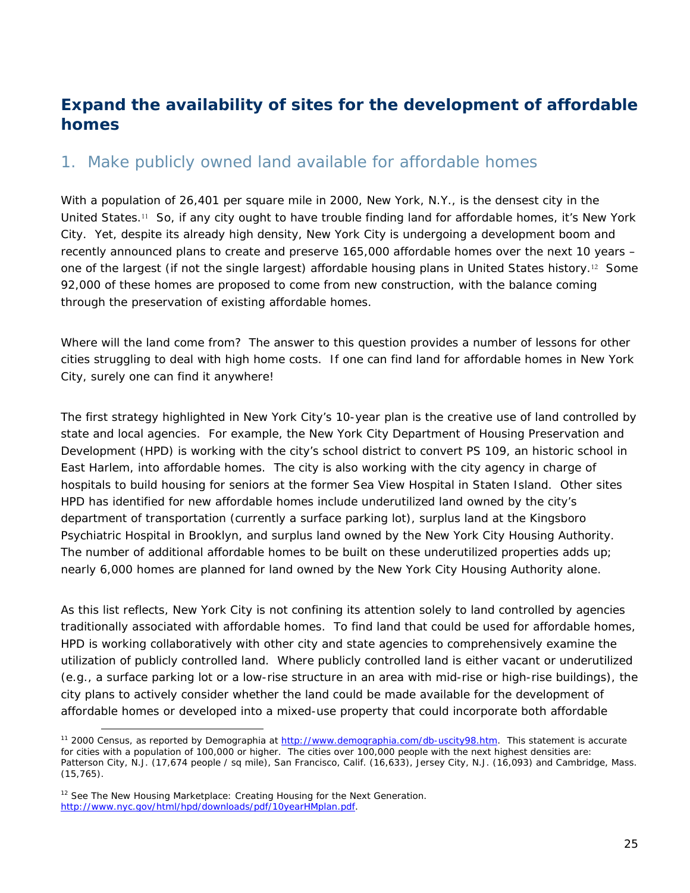## Expand the availability of sites for the development of affordable homes

### 1. Make publicly owned land available for affordable homes

With a population of 26,401 per square mile in 2000, New York, N.Y., is the densest city in the United States.[11] So, if any city ought to have trouble finding land for affordable homes, it's New York City. Yet, despite its already high density, New York City is undergoing a development boom and recently announced plans to create and preserve 165,000 affordable homes over the next 10 years – one of the largest (if not the single largest) affordable housing plans in United States history.[12] Some 92,000 of these homes are proposed to come from new construction, with the balance coming through the preservation of existing affordable homes.

Where will the land come from? The answer to this question provides a number of lessons for other cities struggling to deal with high home costs. If one can find land for affordable homes in New York City, surely one can find it anywhere!

The first strategy highlighted in New York City's 10-year plan is the creative use of land controlled by state and local agencies. For example, the New York City Department of Housing Preservation and Development (HPD) is working with the city's school district to convert PS 109, an historic school in East Harlem, into affordable homes. The city is also working with the city agency in charge of hospitals to build housing for seniors at the former Sea View Hospital in Staten Island. Other sites HPD has identified for new affordable homes include underutilized land owned by the city's department of transportation (currently a surface parking lot), surplus land at the Kingsboro Psychiatric Hospital in Brooklyn, and surplus land owned by the New York City Housing Authority. The number of additional affordable homes to be built on these underutilized properties adds up; nearly 6,000 homes are planned for land owned by the New York City Housing Authority alone.

As this list reflects, New York City is not confining its attention solely to land controlled by agencies traditionally associated with affordable homes. To find land that could be used for affordable homes, HPD is working collaboratively with other city and state agencies to comprehensively examine the utilization of publicly controlled land. Where publicly controlled land is either vacant or underutilized (e.g., a surface parking lot or a low-rise structure in an area with mid-rise or high-rise buildings), the city plans to actively consider whether the land could be made available for the development of affordable homes or developed into a mixed-use property that could incorporate both affordable

---

[11] 2000 Census, as reported by Demographia at http://www.demographia.com/db-uscity98.htm. This statement is accurate for cities with a population of 100,000 or higher. The cities over 100,000 people with the next highest densities are: Patterson City, N.J. (17,674 people / sq mile), San Francisco, Calif. (16,633), Jersey City, N.J. (16,093) and Cambridge, Mass. (15,765).

[12] See The New Housing Marketplace: Creating Housing for the Next Generation. http://www.nyc.gov/html/hpd/downloads/pdf/10yearHMplan.pdf.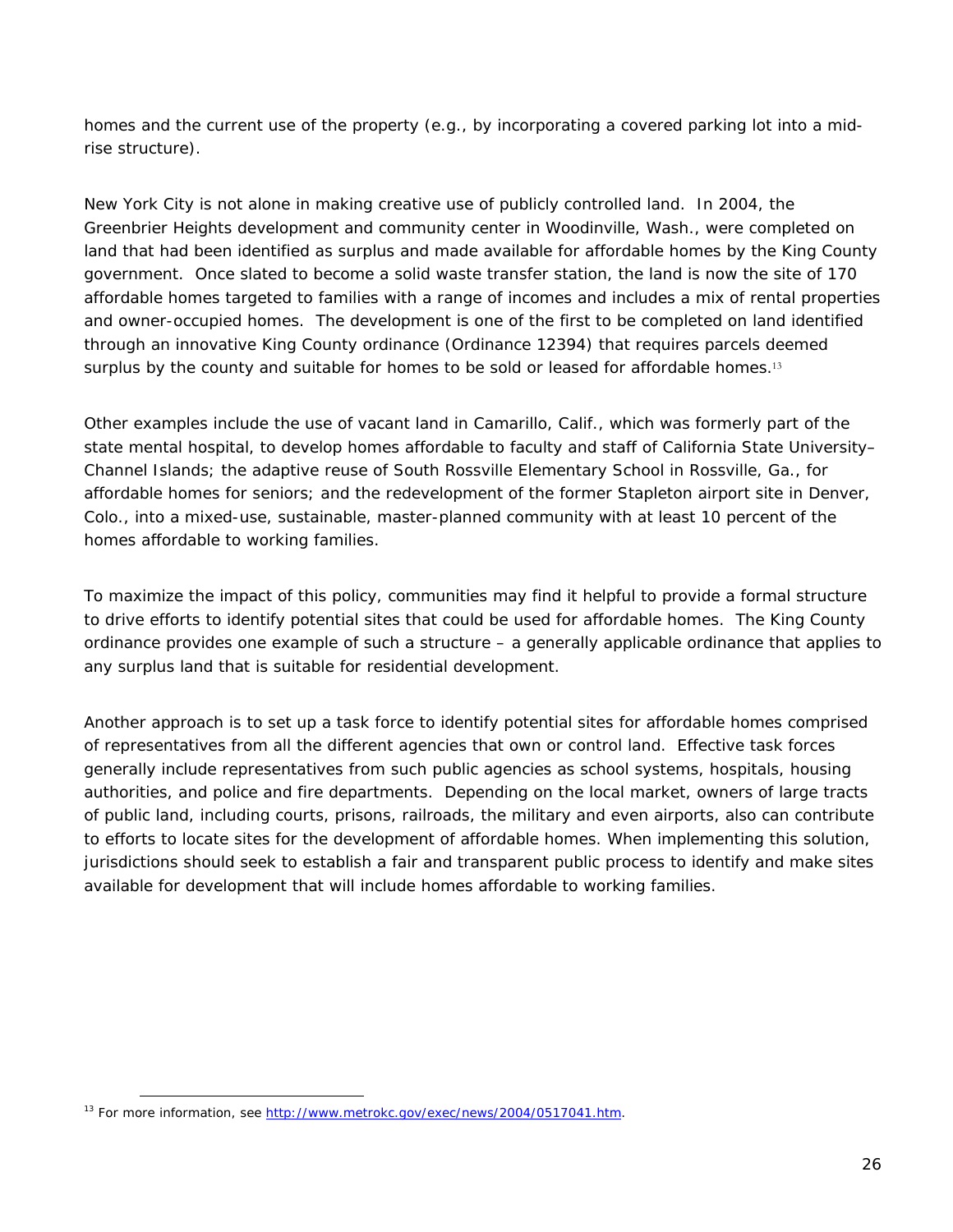homes and the current use of the property (e.g., by incorporating a covered parking lot into a mid-rise structure).

New York City is not alone in making creative use of publicly controlled land. In 2004, the Greenbrier Heights development and community center in Woodinville, Wash., were completed on land that had been identified as surplus and made available for affordable homes by the King County government. Once slated to become a solid waste transfer station, the land is now the site of 170 affordable homes targeted to families with a range of incomes and includes a mix of rental properties and owner-occupied homes. The development is one of the first to be completed on land identified through an innovative King County ordinance (Ordinance 12394) that requires parcels deemed surplus by the county and suitable for homes to be sold or leased for affordable homes.[13]

Other examples include the use of vacant land in Camarillo, Calif., which was formerly part of the state mental hospital, to develop homes affordable to faculty and staff of California State University–Channel Islands; the adaptive reuse of South Rossville Elementary School in Rossville, Ga., for affordable homes for seniors; and the redevelopment of the former Stapleton airport site in Denver, Colo., into a mixed-use, sustainable, master-planned community with at least 10 percent of the homes affordable to working families.

To maximize the impact of this policy, communities may find it helpful to provide a formal structure to drive efforts to identify potential sites that could be used for affordable homes. The King County ordinance provides one example of such a structure – a generally applicable ordinance that applies to any surplus land that is suitable for residential development.

Another approach is to set up a task force to identify potential sites for affordable homes comprised of representatives from all the different agencies that own or control land. Effective task forces generally include representatives from such public agencies as school systems, hospitals, housing authorities, and police and fire departments. Depending on the local market, owners of large tracts of public land, including courts, prisons, railroads, the military and even airports, also can contribute to efforts to locate sites for the development of affordable homes. When implementing this solution, jurisdictions should seek to establish a fair and transparent public process to identify and make sites available for development that will include homes affordable to working families.

[13] For more information, see http://www.metrokc.gov/exec/news/2004/0517041.htm.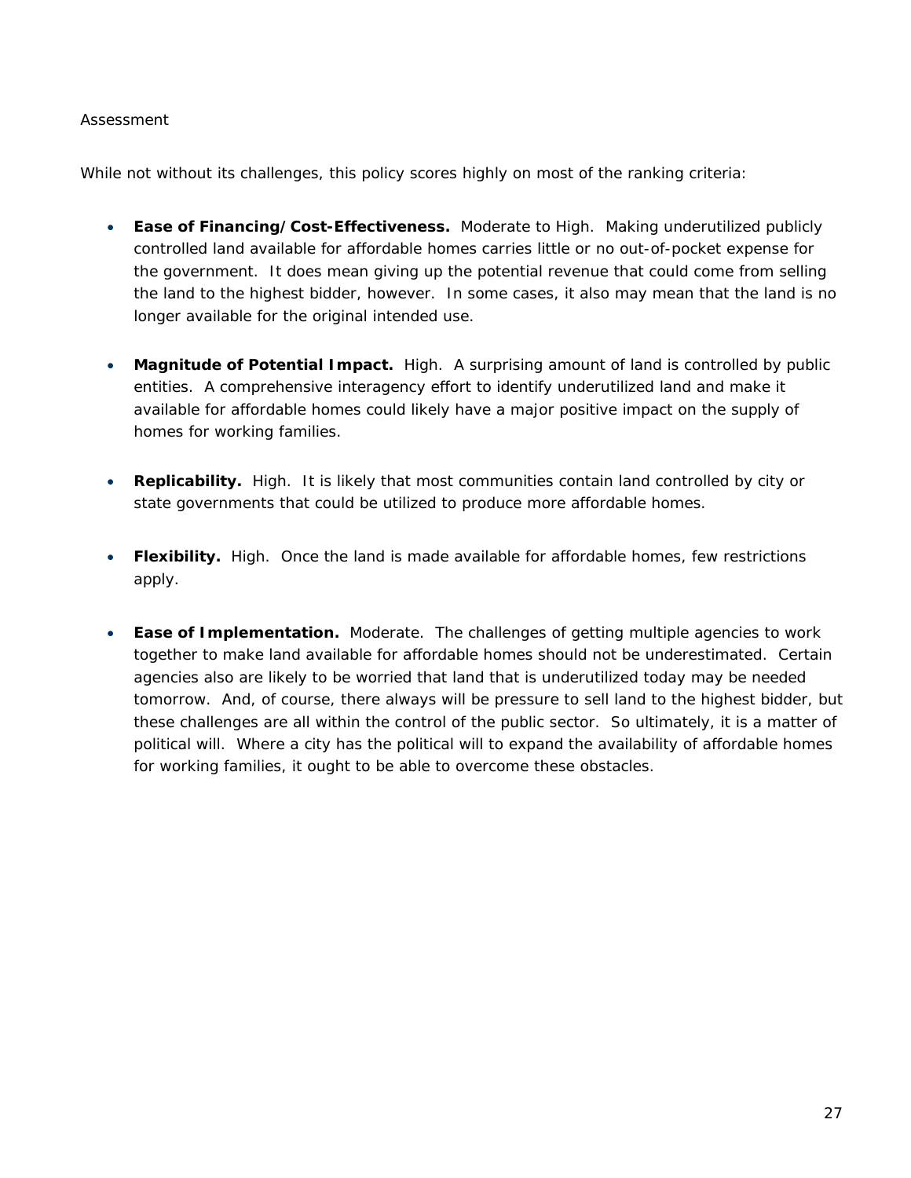Assessment

While not without its challenges, this policy scores highly on most of the ranking criteria:

- **Ease of Financing/Cost-Effectiveness.** Moderate to High. Making underutilized publicly controlled land available for affordable homes carries little or no out-of-pocket expense for the government. It does mean giving up the potential revenue that could come from selling the land to the highest bidder, however. In some cases, it also may mean that the land is no longer available for the original intended use.

- **Magnitude of Potential Impact.** High. A surprising amount of land is controlled by public entities. A comprehensive interagency effort to identify underutilized land and make it available for affordable homes could likely have a major positive impact on the supply of homes for working families.

- **Replicability.** High. It is likely that most communities contain land controlled by city or state governments that could be utilized to produce more affordable homes.

- **Flexibility.** High. Once the land is made available for affordable homes, few restrictions apply.

- **Ease of Implementation.** Moderate. The challenges of getting multiple agencies to work together to make land available for affordable homes should not be underestimated. Certain agencies also are likely to be worried that land that is underutilized today may be needed tomorrow. And, of course, there always will be pressure to sell land to the highest bidder, but these challenges are all within the control of the public sector. So ultimately, it is a matter of political will. Where a city has the political will to expand the availability of affordable homes for working families, it ought to be able to overcome these obstacles.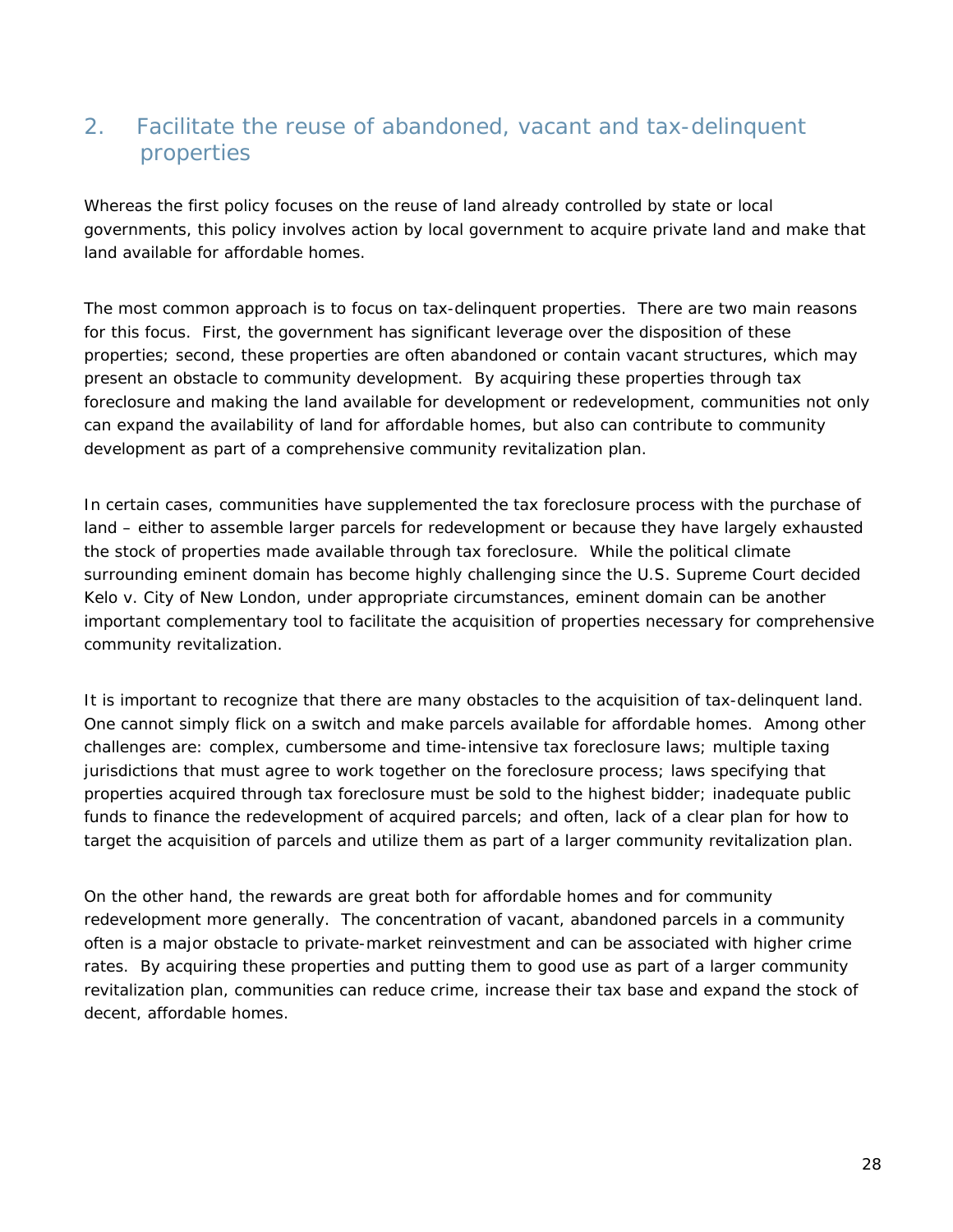## 2. Facilitate the reuse of abandoned, vacant and tax-delinquent properties

Whereas the first policy focuses on the reuse of land already controlled by state or local governments, this policy involves action by local government to acquire private land and make that land available for affordable homes.

The most common approach is to focus on tax-delinquent properties. There are two main reasons for this focus. First, the government has significant leverage over the disposition of these properties; second, these properties are often abandoned or contain vacant structures, which may present an obstacle to community development. By acquiring these properties through tax foreclosure and making the land available for development or redevelopment, communities not only can expand the availability of land for affordable homes, but also can contribute to community development as part of a comprehensive community revitalization plan.

In certain cases, communities have supplemented the tax foreclosure process with the purchase of land – either to assemble larger parcels for redevelopment or because they have largely exhausted the stock of properties made available through tax foreclosure. While the political climate surrounding eminent domain has become highly challenging since the U.S. Supreme Court decided Kelo v. City of New London, under appropriate circumstances, eminent domain can be another important complementary tool to facilitate the acquisition of properties necessary for comprehensive community revitalization.

It is important to recognize that there are many obstacles to the acquisition of tax-delinquent land. One cannot simply flick on a switch and make parcels available for affordable homes. Among other challenges are: complex, cumbersome and time-intensive tax foreclosure laws; multiple taxing jurisdictions that must agree to work together on the foreclosure process; laws specifying that properties acquired through tax foreclosure must be sold to the highest bidder; inadequate public funds to finance the redevelopment of acquired parcels; and often, lack of a clear plan for how to target the acquisition of parcels and utilize them as part of a larger community revitalization plan.

On the other hand, the rewards are great both for affordable homes and for community redevelopment more generally. The concentration of vacant, abandoned parcels in a community often is a major obstacle to private-market reinvestment and can be associated with higher crime rates. By acquiring these properties and putting them to good use as part of a larger community revitalization plan, communities can reduce crime, increase their tax base and expand the stock of decent, affordable homes.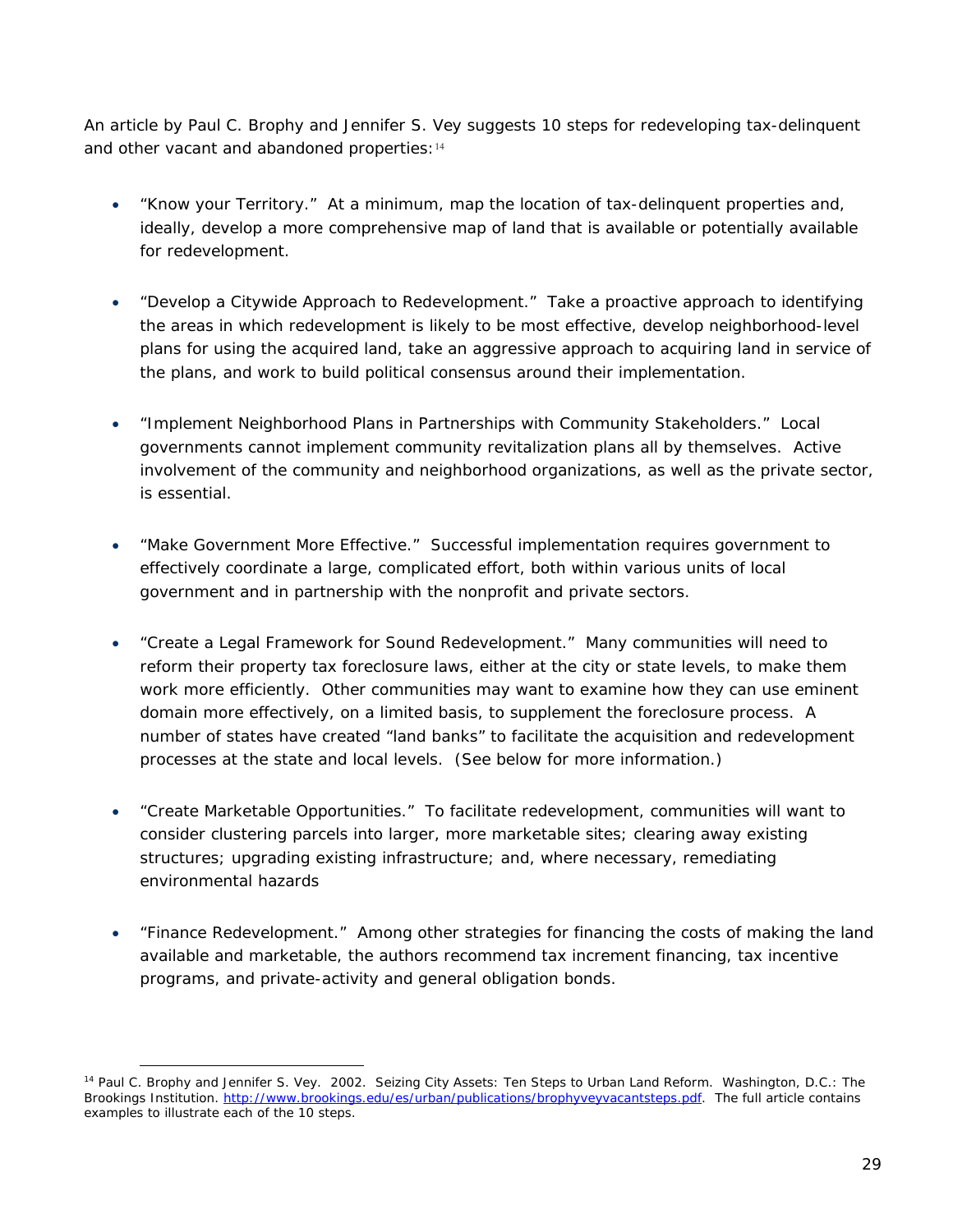An article by Paul C. Brophy and Jennifer S. Vey suggests 10 steps for redeveloping tax-delinquent and other vacant and abandoned properties:[14]

- "Know your Territory." At a minimum, map the location of tax-delinquent properties and, ideally, develop a more comprehensive map of land that is available or potentially available for redevelopment.

- "Develop a Citywide Approach to Redevelopment." Take a proactive approach to identifying the areas in which redevelopment is likely to be most effective, develop neighborhood-level plans for using the acquired land, take an aggressive approach to acquiring land in service of the plans, and work to build political consensus around their implementation.

- "Implement Neighborhood Plans in Partnerships with Community Stakeholders." Local governments cannot implement community revitalization plans all by themselves. Active involvement of the community and neighborhood organizations, as well as the private sector, is essential.

- "Make Government More Effective." Successful implementation requires government to effectively coordinate a large, complicated effort, both within various units of local government and in partnership with the nonprofit and private sectors.

- "Create a Legal Framework for Sound Redevelopment." Many communities will need to reform their property tax foreclosure laws, either at the city or state levels, to make them work more efficiently. Other communities may want to examine how they can use eminent domain more effectively, on a limited basis, to supplement the foreclosure process. A number of states have created "land banks" to facilitate the acquisition and redevelopment processes at the state and local levels. (See below for more information.)

- "Create Marketable Opportunities." To facilitate redevelopment, communities will want to consider clustering parcels into larger, more marketable sites; clearing away existing structures; upgrading existing infrastructure; and, where necessary, remediating environmental hazards

- "Finance Redevelopment." Among other strategies for financing the costs of making the land available and marketable, the authors recommend tax increment financing, tax incentive programs, and private-activity and general obligation bonds.

---

[14] Paul C. Brophy and Jennifer S. Vey. 2002. Seizing City Assets: Ten Steps to Urban Land Reform. Washington, D.C.: The Brookings Institution. http://www.brookings.edu/es/urban/publications/brophyveyvacantsteps.pdf. The full article contains examples to illustrate each of the 10 steps.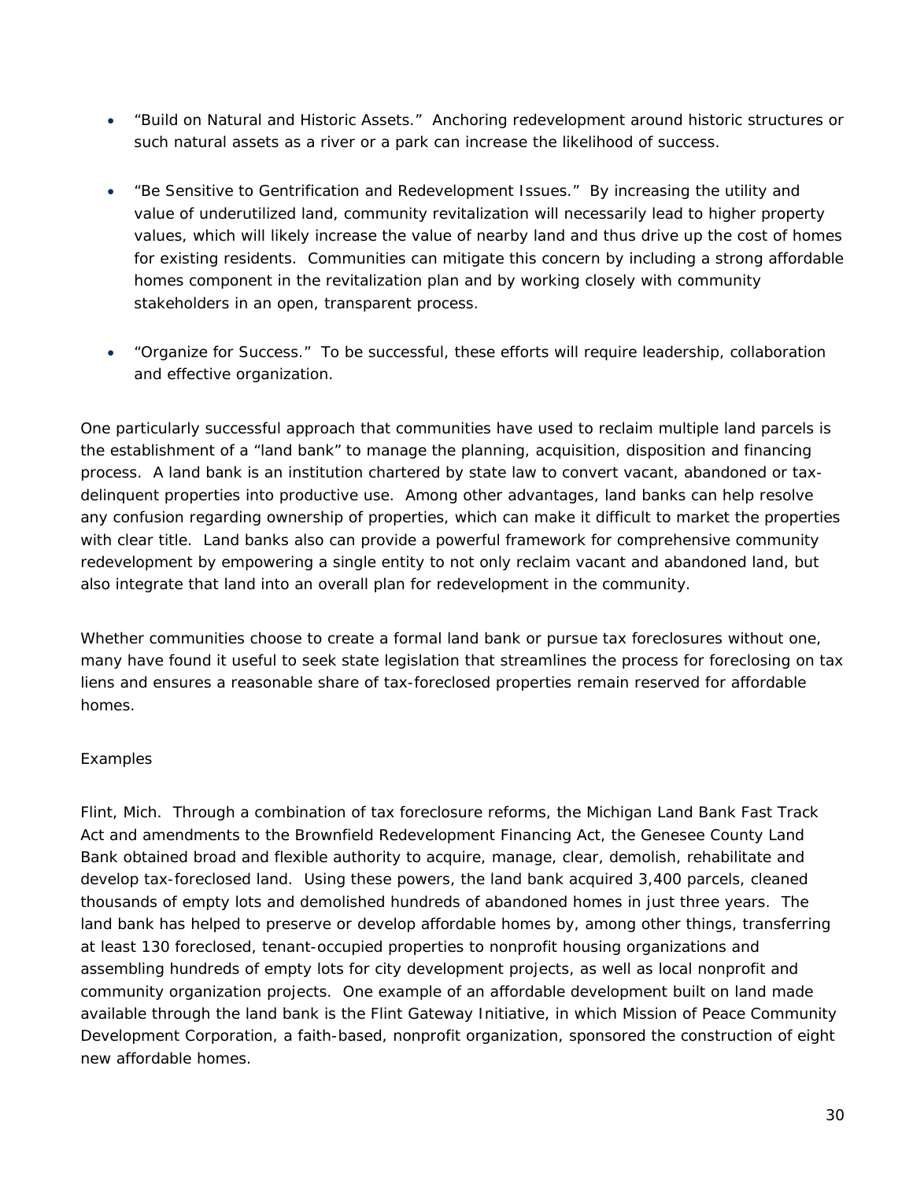- "Build on Natural and Historic Assets." Anchoring redevelopment around historic structures or such natural assets as a river or a park can increase the likelihood of success.

- "Be Sensitive to Gentrification and Redevelopment Issues." By increasing the utility and value of underutilized land, community revitalization will necessarily lead to higher property values, which will likely increase the value of nearby land and thus drive up the cost of homes for existing residents. Communities can mitigate this concern by including a strong affordable homes component in the revitalization plan and by working closely with community stakeholders in an open, transparent process.

- "Organize for Success." To be successful, these efforts will require leadership, collaboration and effective organization.

One particularly successful approach that communities have used to reclaim multiple land parcels is the establishment of a "land bank" to manage the planning, acquisition, disposition and financing process. A land bank is an institution chartered by state law to convert vacant, abandoned or tax-delinquent properties into productive use. Among other advantages, land banks can help resolve any confusion regarding ownership of properties, which can make it difficult to market the properties with clear title. Land banks also can provide a powerful framework for comprehensive community redevelopment by empowering a single entity to not only reclaim vacant and abandoned land, but also integrate that land into an overall plan for redevelopment in the community.

Whether communities choose to create a formal land bank or pursue tax foreclosures without one, many have found it useful to seek state legislation that streamlines the process for foreclosing on tax liens and ensures a reasonable share of tax-foreclosed properties remain reserved for affordable homes.

Examples

Flint, Mich. Through a combination of tax foreclosure reforms, the Michigan Land Bank Fast Track Act and amendments to the Brownfield Redevelopment Financing Act, the Genesee County Land Bank obtained broad and flexible authority to acquire, manage, clear, demolish, rehabilitate and develop tax-foreclosed land. Using these powers, the land bank acquired 3,400 parcels, cleaned thousands of empty lots and demolished hundreds of abandoned homes in just three years. The land bank has helped to preserve or develop affordable homes by, among other things, transferring at least 130 foreclosed, tenant-occupied properties to nonprofit housing organizations and assembling hundreds of empty lots for city development projects, as well as local nonprofit and community organization projects. One example of an affordable development built on land made available through the land bank is the Flint Gateway Initiative, in which Mission of Peace Community Development Corporation, a faith-based, nonprofit organization, sponsored the construction of eight new affordable homes.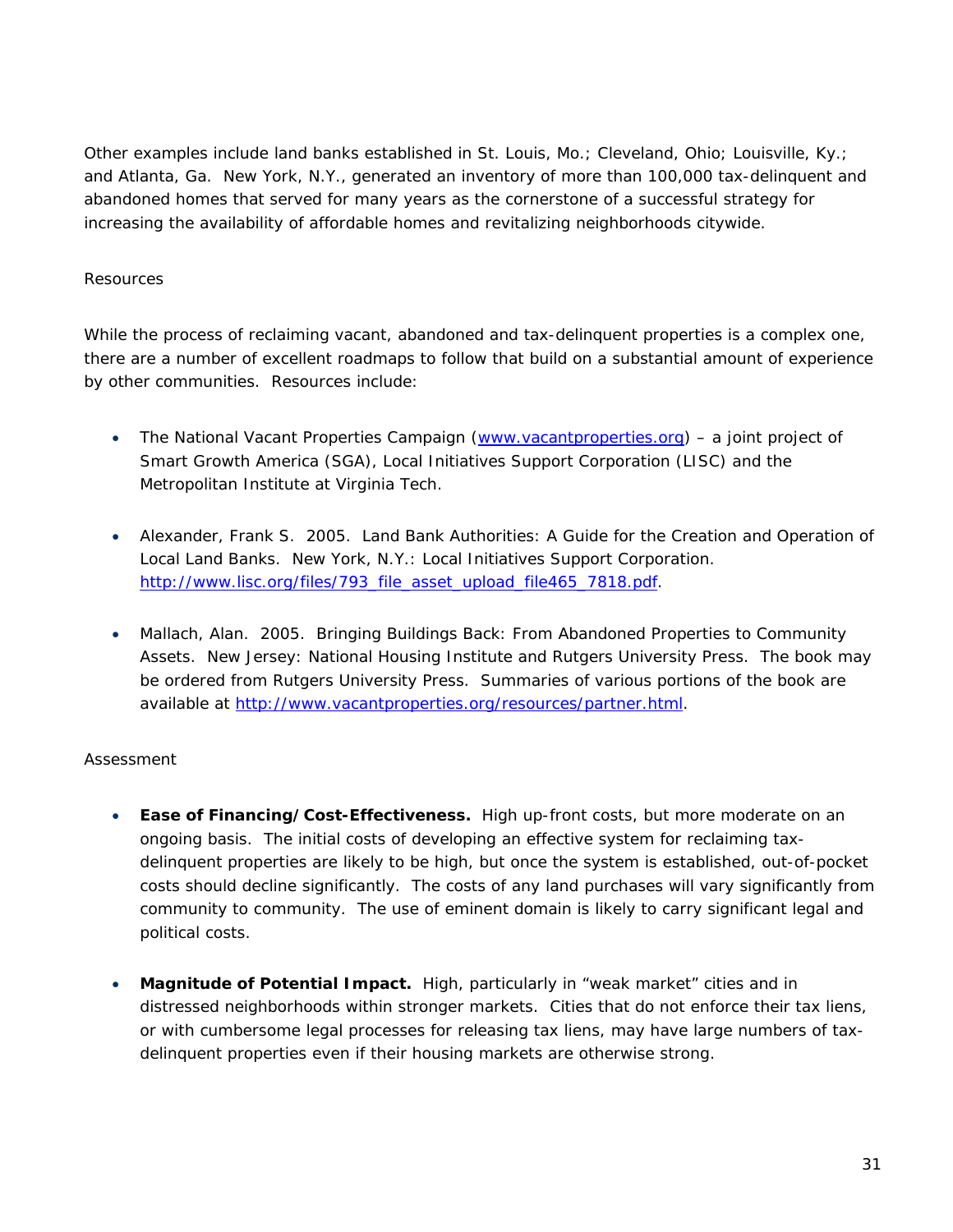Other examples include land banks established in St. Louis, Mo.; Cleveland, Ohio; Louisville, Ky.; and Atlanta, Ga. New York, N.Y., generated an inventory of more than 100,000 tax-delinquent and abandoned homes that served for many years as the cornerstone of a successful strategy for increasing the availability of affordable homes and revitalizing neighborhoods citywide.

Resources

While the process of reclaiming vacant, abandoned and tax-delinquent properties is a complex one, there are a number of excellent roadmaps to follow that build on a substantial amount of experience by other communities. Resources include:

- The National Vacant Properties Campaign (www.vacantproperties.org) – a joint project of Smart Growth America (SGA), Local Initiatives Support Corporation (LISC) and the Metropolitan Institute at Virginia Tech.

- Alexander, Frank S. 2005. Land Bank Authorities: A Guide for the Creation and Operation of Local Land Banks. New York, N.Y.: Local Initiatives Support Corporation. http://www.lisc.org/files/793_file_asset_upload_file465_7818.pdf.

- Mallach, Alan. 2005. Bringing Buildings Back: From Abandoned Properties to Community Assets. New Jersey: National Housing Institute and Rutgers University Press. The book may be ordered from Rutgers University Press. Summaries of various portions of the book are available at http://www.vacantproperties.org/resources/partner.html.

Assessment

- **Ease of Financing/Cost-Effectiveness.** High up-front costs, but more moderate on an ongoing basis. The initial costs of developing an effective system for reclaiming tax-delinquent properties are likely to be high, but once the system is established, out-of-pocket costs should decline significantly. The costs of any land purchases will vary significantly from community to community. The use of eminent domain is likely to carry significant legal and political costs.

- **Magnitude of Potential Impact.** High, particularly in "weak market" cities and in distressed neighborhoods within stronger markets. Cities that do not enforce their tax liens, or with cumbersome legal processes for releasing tax liens, may have large numbers of tax-delinquent properties even if their housing markets are otherwise strong.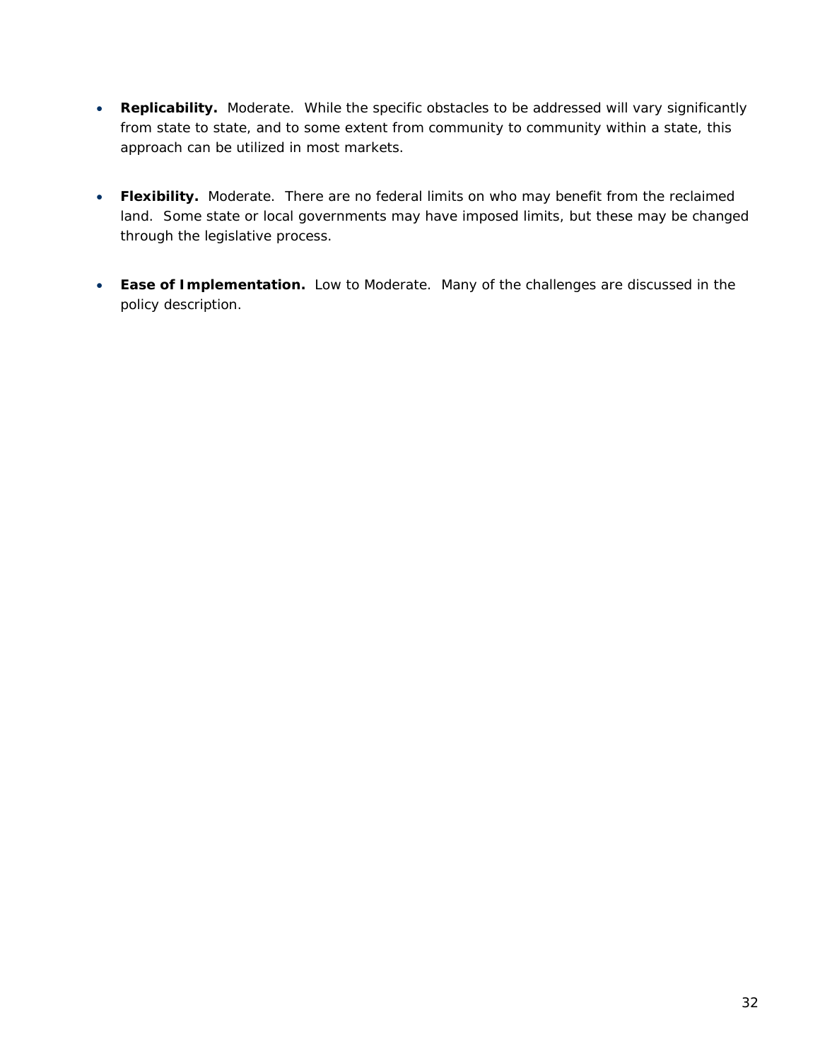- **Replicability.** Moderate. While the specific obstacles to be addressed will vary significantly from state to state, and to some extent from community to community within a state, this approach can be utilized in most markets.

- **Flexibility.** Moderate. There are no federal limits on who may benefit from the reclaimed land. Some state or local governments may have imposed limits, but these may be changed through the legislative process.

- **Ease of Implementation.** Low to Moderate. Many of the challenges are discussed in the policy description.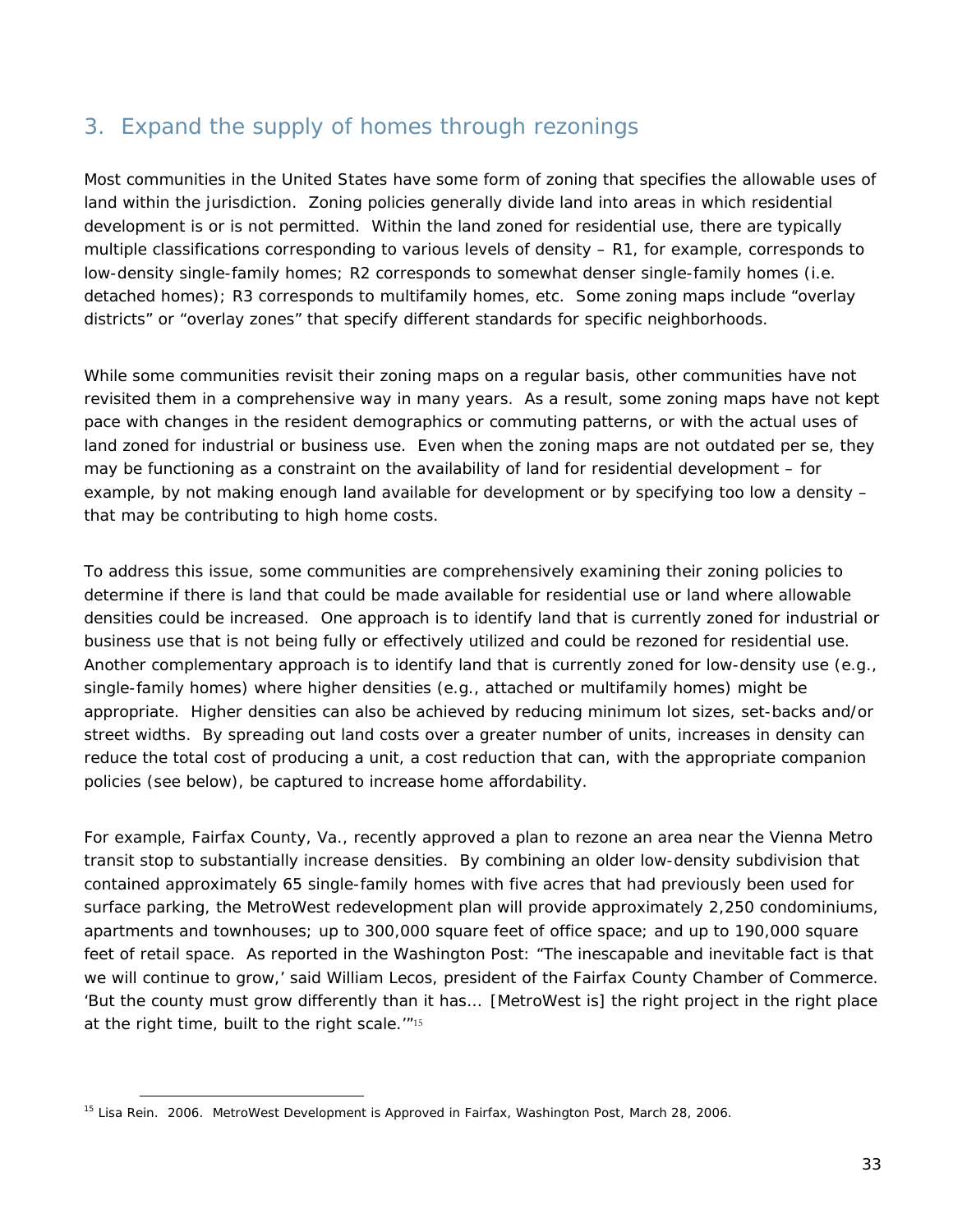## 3. Expand the supply of homes through rezonings

Most communities in the United States have some form of zoning that specifies the allowable uses of land within the jurisdiction. Zoning policies generally divide land into areas in which residential development is or is not permitted. Within the land zoned for residential use, there are typically multiple classifications corresponding to various levels of density – R1, for example, corresponds to low-density single-family homes; R2 corresponds to somewhat denser single-family homes (i.e. detached homes); R3 corresponds to multifamily homes, etc. Some zoning maps include "overlay districts" or "overlay zones" that specify different standards for specific neighborhoods.

While some communities revisit their zoning maps on a regular basis, other communities have not revisited them in a comprehensive way in many years. As a result, some zoning maps have not kept pace with changes in the resident demographics or commuting patterns, or with the actual uses of land zoned for industrial or business use. Even when the zoning maps are not outdated per se, they may be functioning as a constraint on the availability of land for residential development – for example, by not making enough land available for development or by specifying too low a density – that may be contributing to high home costs.

To address this issue, some communities are comprehensively examining their zoning policies to determine if there is land that could be made available for residential use or land where allowable densities could be increased. One approach is to identify land that is currently zoned for industrial or business use that is not being fully or effectively utilized and could be rezoned for residential use. Another complementary approach is to identify land that is currently zoned for low-density use (e.g., single-family homes) where higher densities (e.g., attached or multifamily homes) might be appropriate. Higher densities can also be achieved by reducing minimum lot sizes, set-backs and/or street widths. By spreading out land costs over a greater number of units, increases in density can reduce the total cost of producing a unit, a cost reduction that can, with the appropriate companion policies (see below), be captured to increase home affordability.

For example, Fairfax County, Va., recently approved a plan to rezone an area near the Vienna Metro transit stop to substantially increase densities. By combining an older low-density subdivision that contained approximately 65 single-family homes with five acres that had previously been used for surface parking, the MetroWest redevelopment plan will provide approximately 2,250 condominiums, apartments and townhouses; up to 300,000 square feet of office space; and up to 190,000 square feet of retail space. As reported in the Washington Post: "The inescapable and inevitable fact is that we will continue to grow,' said William Lecos, president of the Fairfax County Chamber of Commerce. 'But the county must grow differently than it has... [MetroWest is] the right project in the right place at the right time, built to the right scale.'"[15]

---

[15] Lisa Rein. 2006. MetroWest Development is Approved in Fairfax, Washington Post, March 28, 2006.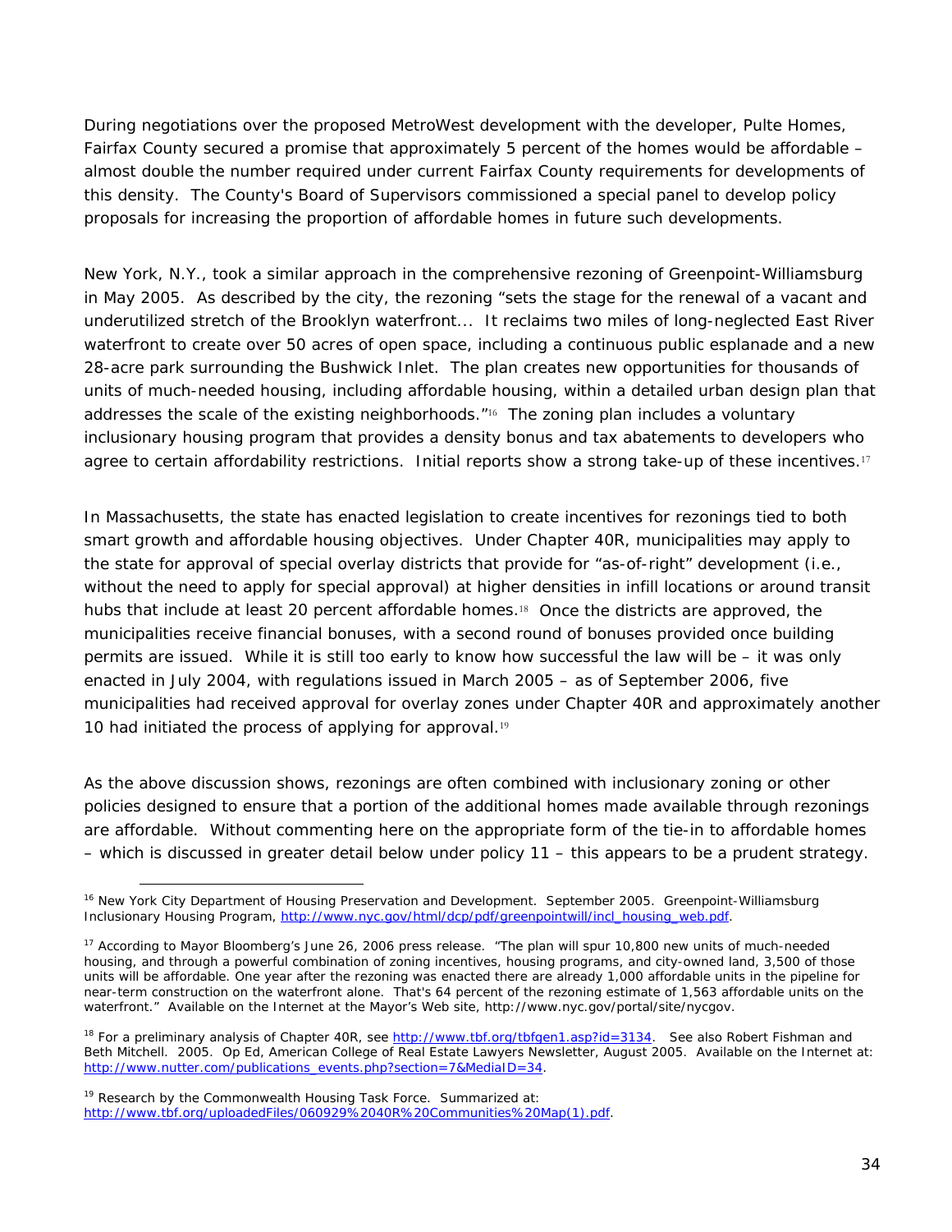During negotiations over the proposed MetroWest development with the developer, Pulte Homes, Fairfax County secured a promise that approximately 5 percent of the homes would be affordable – almost double the number required under current Fairfax County requirements for developments of this density. The County's Board of Supervisors commissioned a special panel to develop policy proposals for increasing the proportion of affordable homes in future such developments.

New York, N.Y., took a similar approach in the comprehensive rezoning of Greenpoint-Williamsburg in May 2005. As described by the city, the rezoning "sets the stage for the renewal of a vacant and underutilized stretch of the Brooklyn waterfront... It reclaims two miles of long-neglected East River waterfront to create over 50 acres of open space, including a continuous public esplanade and a new 28-acre park surrounding the Bushwick Inlet. The plan creates new opportunities for thousands of units of much-needed housing, including affordable housing, within a detailed urban design plan that addresses the scale of the existing neighborhoods."[16] The zoning plan includes a voluntary inclusionary housing program that provides a density bonus and tax abatements to developers who agree to certain affordability restrictions. Initial reports show a strong take-up of these incentives.[17]

In Massachusetts, the state has enacted legislation to create incentives for rezonings tied to both smart growth and affordable housing objectives. Under Chapter 40R, municipalities may apply to the state for approval of special overlay districts that provide for "as-of-right" development (i.e., without the need to apply for special approval) at higher densities in infill locations or around transit hubs that include at least 20 percent affordable homes.[18] Once the districts are approved, the municipalities receive financial bonuses, with a second round of bonuses provided once building permits are issued. While it is still too early to know how successful the law will be – it was only enacted in July 2004, with regulations issued in March 2005 – as of September 2006, five municipalities had received approval for overlay zones under Chapter 40R and approximately another 10 had initiated the process of applying for approval.[19]

As the above discussion shows, rezonings are often combined with inclusionary zoning or other policies designed to ensure that a portion of the additional homes made available through rezonings are affordable. Without commenting here on the appropriate form of the tie-in to affordable homes – which is discussed in greater detail below under policy 11 – this appears to be a prudent strategy.

---

[16] New York City Department of Housing Preservation and Development. September 2005. Greenpoint-Williamsburg Inclusionary Housing Program, http://www.nyc.gov/html/dcp/pdf/greenpointwill/incl_housing_web.pdf.

[17] According to Mayor Bloomberg's June 26, 2006 press release. "The plan will spur 10,800 new units of much-needed housing, and through a powerful combination of zoning incentives, housing programs, and city-owned land, 3,500 of those units will be affordable. One year after the rezoning was enacted there are already 1,000 affordable units in the pipeline for near-term construction on the waterfront alone. That's 64 percent of the rezoning estimate of 1,563 affordable units on the waterfront." Available on the Internet at the Mayor's Web site, http://www.nyc.gov/portal/site/nycgov.

[18] For a preliminary analysis of Chapter 40R, see http://www.tbf.org/tbfgen1.asp?id=3134. See also Robert Fishman and Beth Mitchell. 2005. Op Ed, American College of Real Estate Lawyers Newsletter, August 2005. Available on the Internet at: http://www.nutter.com/publications_events.php?section=7&MediaID=34.

[19] Research by the Commonwealth Housing Task Force. Summarized at: http://www.tbf.org/uploadedFiles/060929%2040R%20Communities%20Map(1).pdf.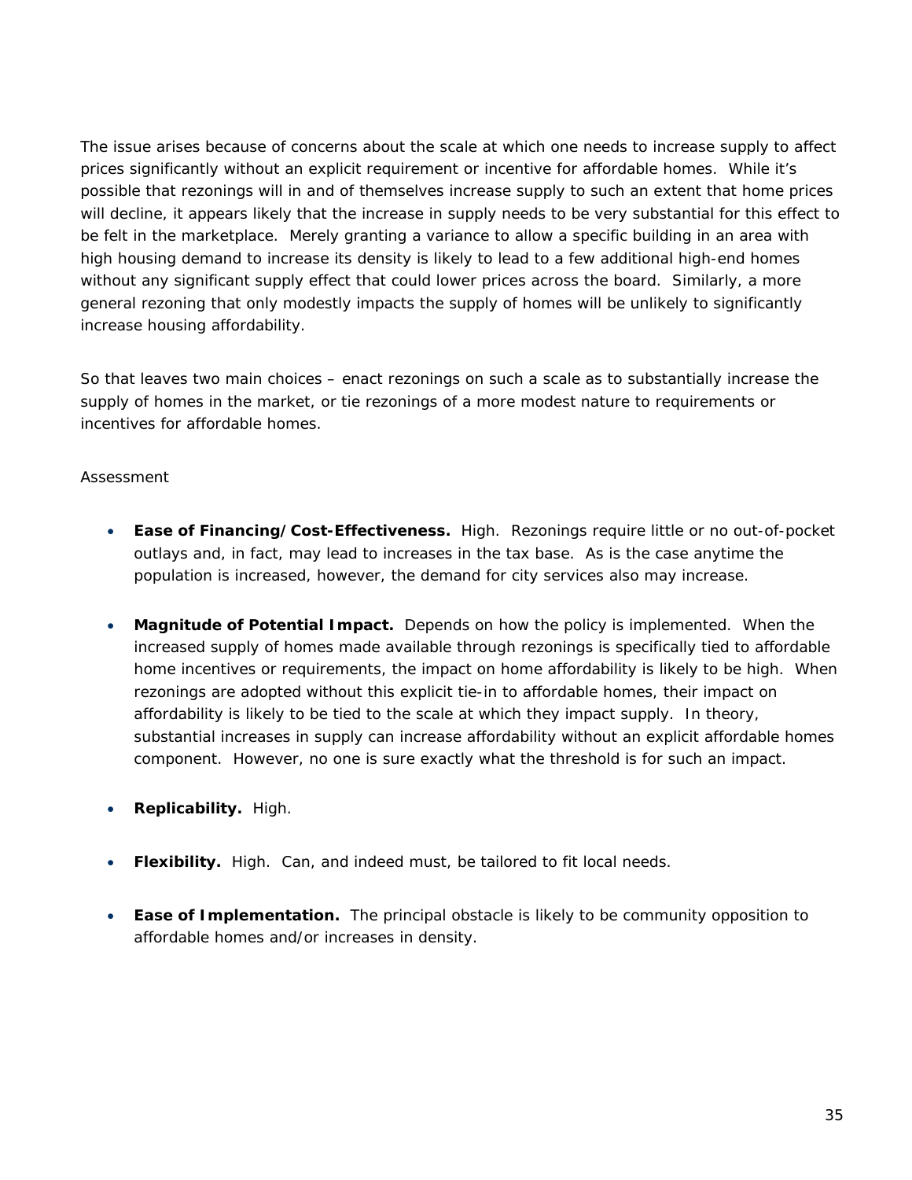The issue arises because of concerns about the scale at which one needs to increase supply to affect prices significantly without an explicit requirement or incentive for affordable homes. While it's possible that rezonings will in and of themselves increase supply to such an extent that home prices will decline, it appears likely that the increase in supply needs to be very substantial for this effect to be felt in the marketplace. Merely granting a variance to allow a specific building in an area with high housing demand to increase its density is likely to lead to a few additional high-end homes without any significant supply effect that could lower prices across the board. Similarly, a more general rezoning that only modestly impacts the supply of homes will be unlikely to significantly increase housing affordability.

So that leaves two main choices – enact rezonings on such a scale as to substantially increase the supply of homes in the market, or tie rezonings of a more modest nature to requirements or incentives for affordable homes.

Assessment

- **Ease of Financing/Cost-Effectiveness.** High. Rezonings require little or no out-of-pocket outlays and, in fact, may lead to increases in the tax base. As is the case anytime the population is increased, however, the demand for city services also may increase.

- **Magnitude of Potential Impact.** Depends on how the policy is implemented. When the increased supply of homes made available through rezonings is specifically tied to affordable home incentives or requirements, the impact on home affordability is likely to be high. When rezonings are adopted without this explicit tie-in to affordable homes, their impact on affordability is likely to be tied to the scale at which they impact supply. In theory, substantial increases in supply can increase affordability without an explicit affordable homes component. However, no one is sure exactly what the threshold is for such an impact.

- **Replicability.** High.

- **Flexibility.** High. Can, and indeed must, be tailored to fit local needs.

- **Ease of Implementation.** The principal obstacle is likely to be community opposition to affordable homes and/or increases in density.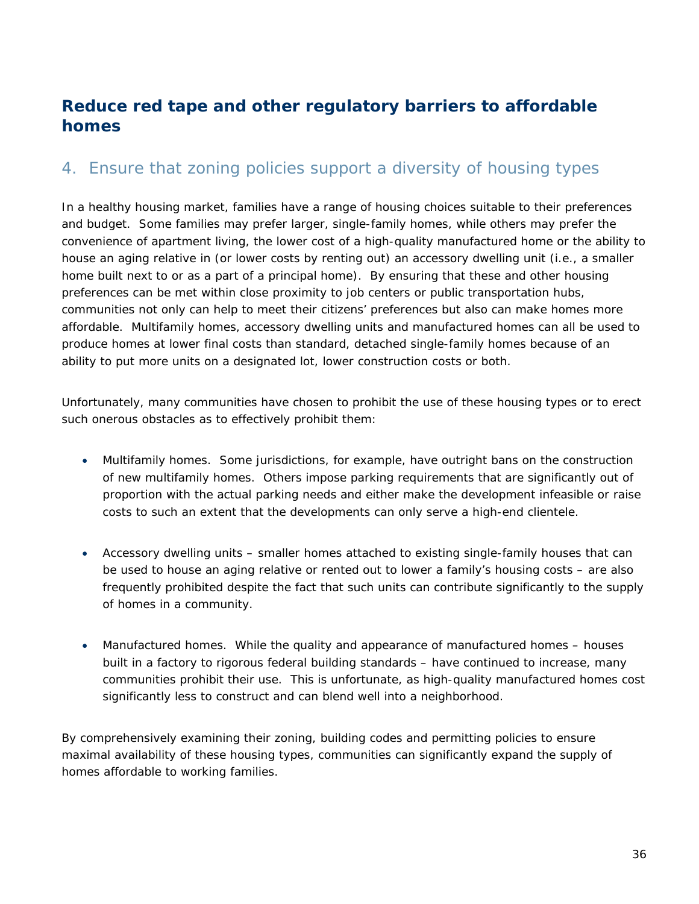## Reduce red tape and other regulatory barriers to affordable homes

### 4. Ensure that zoning policies support a diversity of housing types

In a healthy housing market, families have a range of housing choices suitable to their preferences and budget. Some families may prefer larger, single-family homes, while others may prefer the convenience of apartment living, the lower cost of a high-quality manufactured home or the ability to house an aging relative in (or lower costs by renting out) an accessory dwelling unit (i.e., a smaller home built next to or as a part of a principal home). By ensuring that these and other housing preferences can be met within close proximity to job centers or public transportation hubs, communities not only can help to meet their citizens' preferences but also can make homes more affordable. Multifamily homes, accessory dwelling units and manufactured homes can all be used to produce homes at lower final costs than standard, detached single-family homes because of an ability to put more units on a designated lot, lower construction costs or both.

Unfortunately, many communities have chosen to prohibit the use of these housing types or to erect such onerous obstacles as to effectively prohibit them:

- Multifamily homes. Some jurisdictions, for example, have outright bans on the construction of new multifamily homes. Others impose parking requirements that are significantly out of proportion with the actual parking needs and either make the development infeasible or raise costs to such an extent that the developments can only serve a high-end clientele.

- Accessory dwelling units – smaller homes attached to existing single-family houses that can be used to house an aging relative or rented out to lower a family's housing costs – are also frequently prohibited despite the fact that such units can contribute significantly to the supply of homes in a community.

- Manufactured homes. While the quality and appearance of manufactured homes – houses built in a factory to rigorous federal building standards – have continued to increase, many communities prohibit their use. This is unfortunate, as high-quality manufactured homes cost significantly less to construct and can blend well into a neighborhood.

By comprehensively examining their zoning, building codes and permitting policies to ensure maximal availability of these housing types, communities can significantly expand the supply of homes affordable to working families.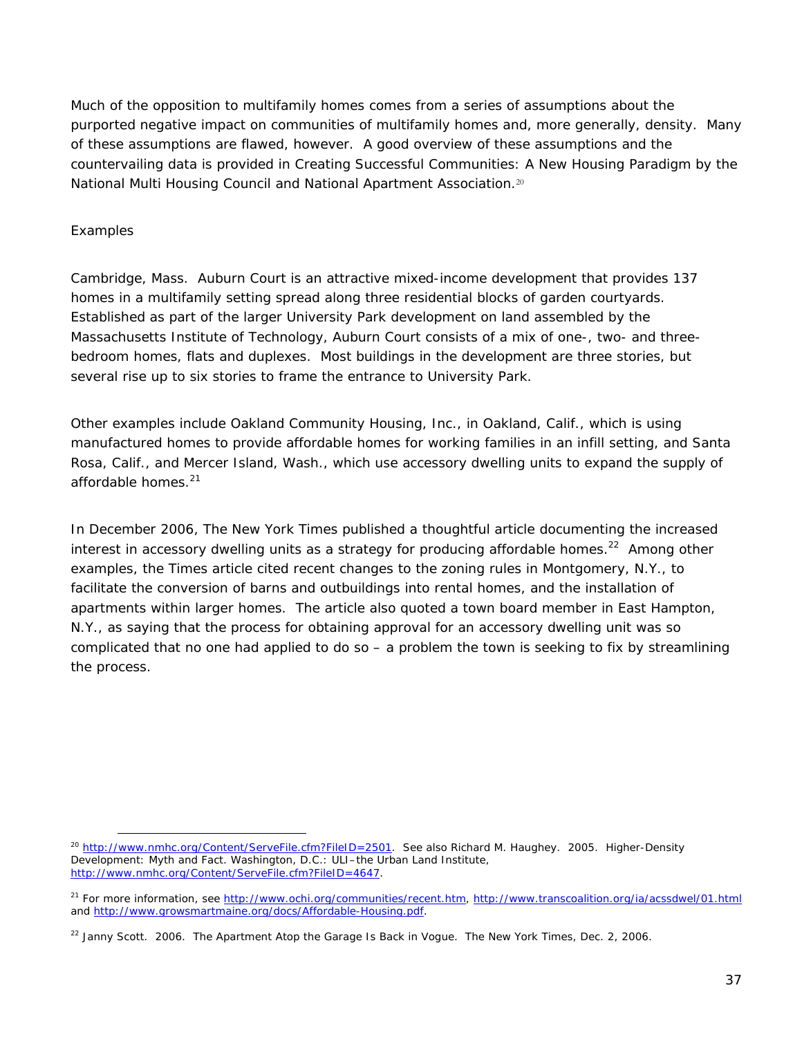Much of the opposition to multifamily homes comes from a series of assumptions about the purported negative impact on communities of multifamily homes and, more generally, density. Many of these assumptions are flawed, however. A good overview of these assumptions and the countervailing data is provided in *Creating Successful Communities: A New Housing Paradigm* by the National Multi Housing Council and National Apartment Association.[20]

*Examples*

*Cambridge, Mass.* Auburn Court is an attractive mixed-income development that provides 137 homes in a multifamily setting spread along three residential blocks of garden courtyards. Established as part of the larger University Park development on land assembled by the Massachusetts Institute of Technology, Auburn Court consists of a mix of one-, two- and three-bedroom homes, flats and duplexes. Most buildings in the development are three stories, but several rise up to six stories to frame the entrance to University Park.

Other examples include Oakland Community Housing, Inc., in Oakland, Calif., which is using manufactured homes to provide affordable homes for working families in an infill setting, and Santa Rosa, Calif., and Mercer Island, Wash., which use accessory dwelling units to expand the supply of affordable homes.[21]

In December 2006, *The New York Times* published a thoughtful article documenting the increased interest in accessory dwelling units as a strategy for producing affordable homes.[22] Among other examples, the *Times* article cited recent changes to the zoning rules in Montgomery, N.Y., to facilitate the conversion of barns and outbuildings into rental homes, and the installation of apartments within larger homes. The article also quoted a town board member in East Hampton, N.Y., as saying that the process for obtaining approval for an accessory dwelling unit was so complicated that no one had applied to do so – a problem the town is seeking to fix by streamlining the process.

---

[20] http://www.nmhc.org/Content/ServeFile.cfm?FileID=2501. See also Richard M. Haughey. 2005. *Higher-Density Development: Myth and Fact*. Washington, D.C.: ULI–the Urban Land Institute, http://www.nmhc.org/Content/ServeFile.cfm?FileID=4647.

[21] For more information, see http://www.ochi.org/communities/recent.htm, http://www.transcoalition.org/ia/acssdwel/01.html and http://www.growsmartmaine.org/docs/Affordable-Housing.pdf.

[22] Janny Scott. 2006. The Apartment Atop the Garage Is Back in Vogue. *The New York Times*, Dec. 2, 2006.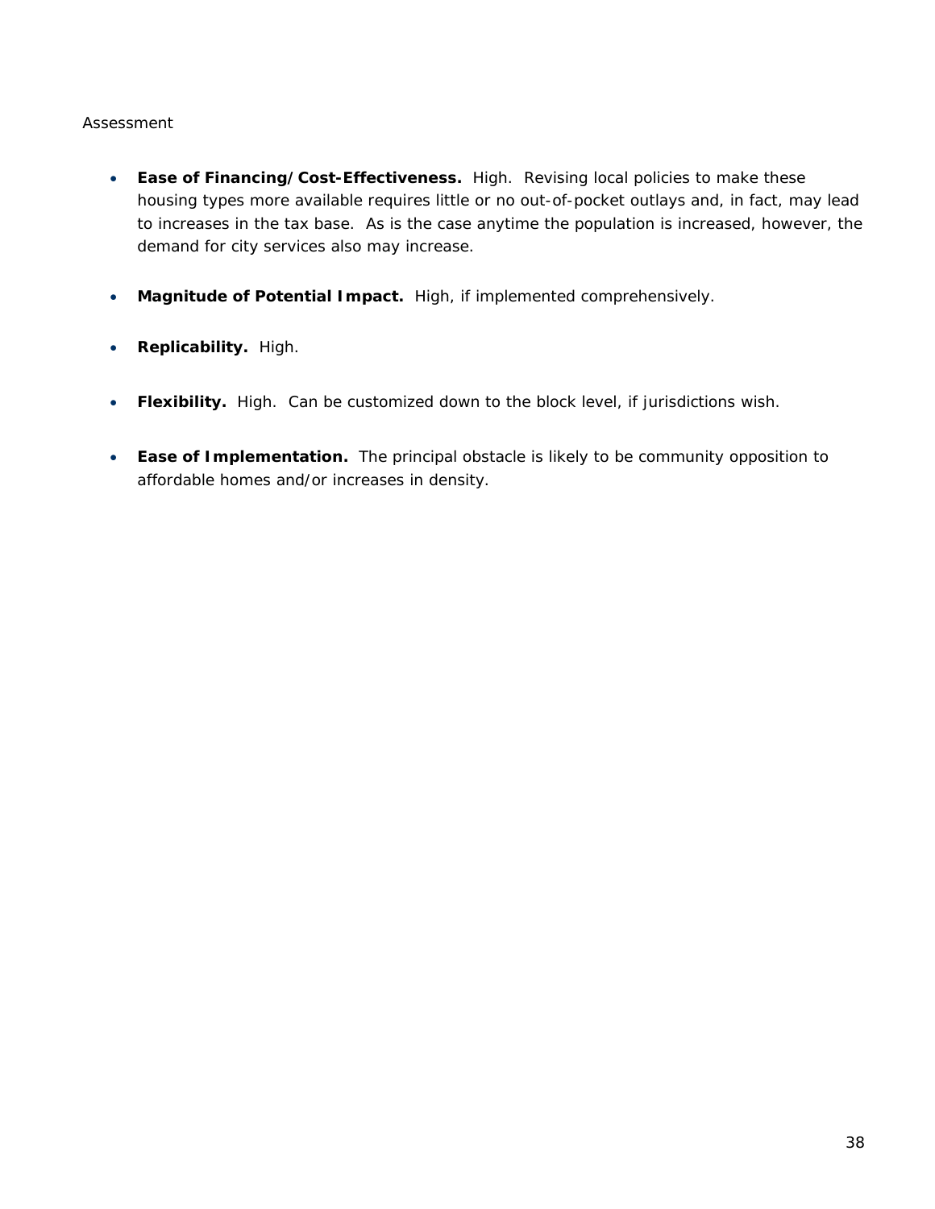Assessment

- **Ease of Financing/Cost-Effectiveness.** High. Revising local policies to make these housing types more available requires little or no out-of-pocket outlays and, in fact, may lead to increases in the tax base. As is the case anytime the population is increased, however, the demand for city services also may increase.

- **Magnitude of Potential Impact.** High, if implemented comprehensively.

- **Replicability.** High.

- **Flexibility.** High. Can be customized down to the block level, if jurisdictions wish.

- **Ease of Implementation.** The principal obstacle is likely to be community opposition to affordable homes and/or increases in density.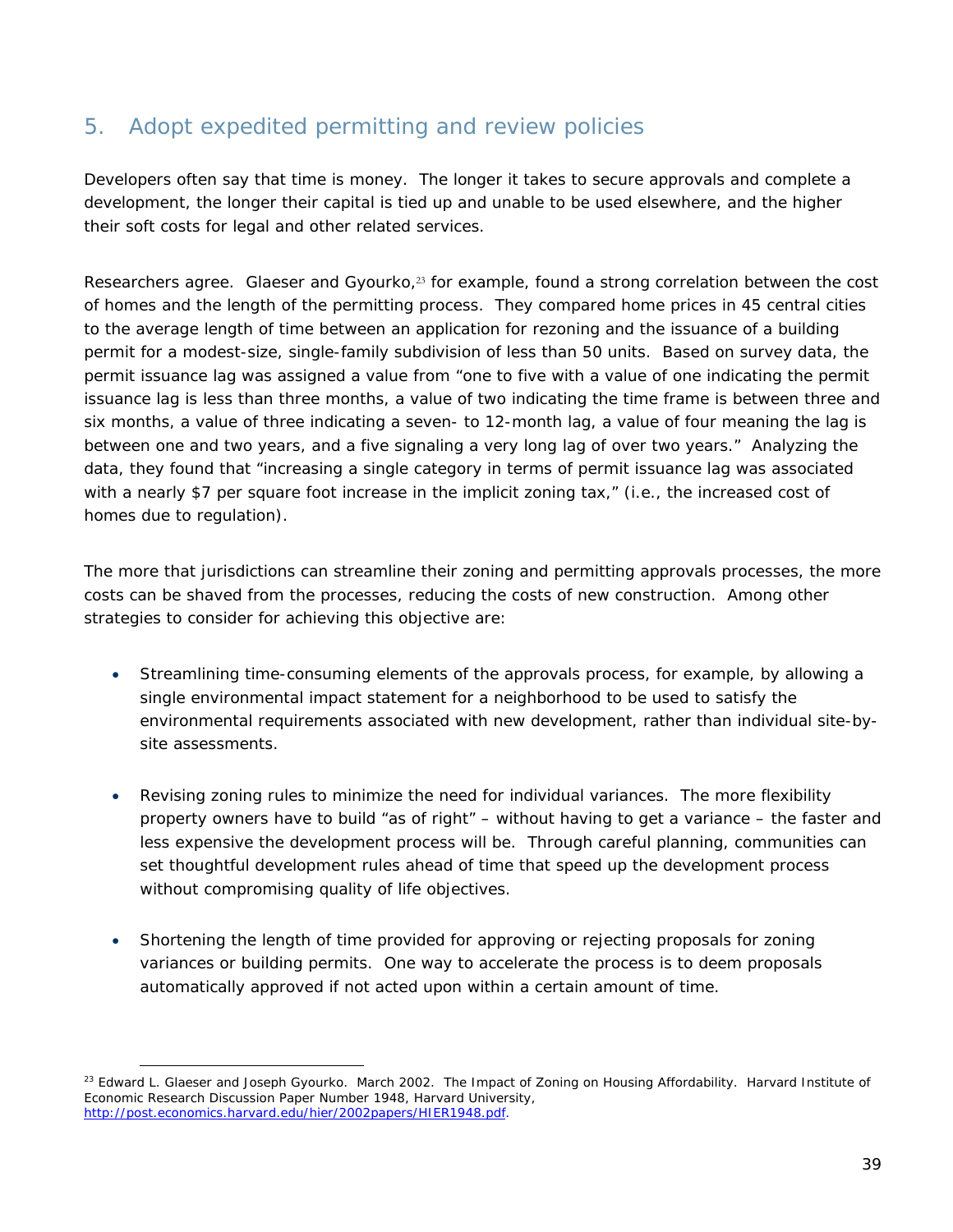## 5. Adopt expedited permitting and review policies

Developers often say that time is money. The longer it takes to secure approvals and complete a development, the longer their capital is tied up and unable to be used elsewhere, and the higher their soft costs for legal and other related services.

Researchers agree. Glaeser and Gyourko,[23] for example, found a strong correlation between the cost of homes and the length of the permitting process. They compared home prices in 45 central cities to the average length of time between an application for rezoning and the issuance of a building permit for a modest-size, single-family subdivision of less than 50 units. Based on survey data, the permit issuance lag was assigned a value from "one to five with a value of one indicating the permit issuance lag is less than three months, a value of two indicating the time frame is between three and six months, a value of three indicating a seven- to 12-month lag, a value of four meaning the lag is between one and two years, and a five signaling a very long lag of over two years." Analyzing the data, they found that "increasing a single category in terms of permit issuance lag was associated with a nearly $7 per square foot increase in the implicit zoning tax," (i.e., the increased cost of homes due to regulation).

The more that jurisdictions can streamline their zoning and permitting approvals processes, the more costs can be shaved from the processes, reducing the costs of new construction. Among other strategies to consider for achieving this objective are:

- Streamlining time-consuming elements of the approvals process, for example, by allowing a single environmental impact statement for a neighborhood to be used to satisfy the environmental requirements associated with new development, rather than individual site-by-site assessments.

- Revising zoning rules to minimize the need for individual variances. The more flexibility property owners have to build "as of right" – without having to get a variance – the faster and less expensive the development process will be. Through careful planning, communities can set thoughtful development rules ahead of time that speed up the development process without compromising quality of life objectives.

- Shortening the length of time provided for approving or rejecting proposals for zoning variances or building permits. One way to accelerate the process is to deem proposals automatically approved if not acted upon within a certain amount of time.

---

[23] Edward L. Glaeser and Joseph Gyourko. March 2002. The Impact of Zoning on Housing Affordability. Harvard Institute of Economic Research Discussion Paper Number 1948, Harvard University, http://post.economics.harvard.edu/hier/2002papers/HIER1948.pdf.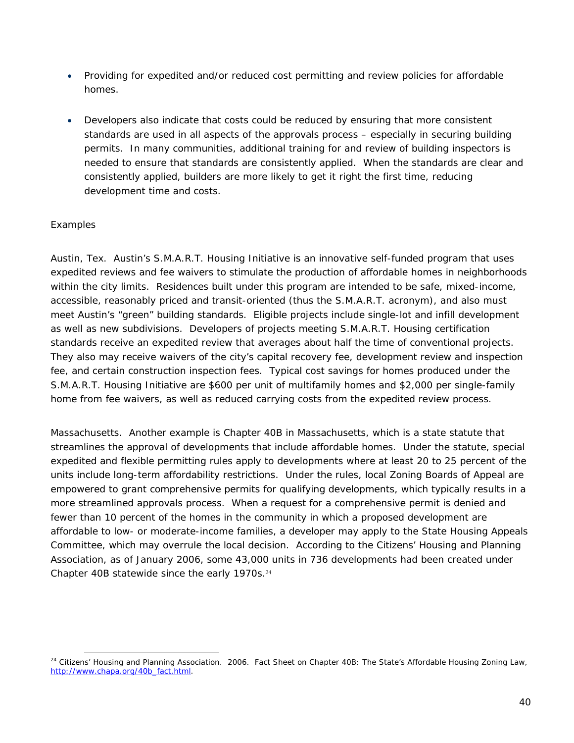- Providing for expedited and/or reduced cost permitting and review policies for affordable homes.

- Developers also indicate that costs could be reduced by ensuring that more consistent standards are used in all aspects of the approvals process – especially in securing building permits. In many communities, additional training for and review of building inspectors is needed to ensure that standards are consistently applied. When the standards are clear and consistently applied, builders are more likely to get it right the first time, reducing development time and costs.

*Examples*

*Austin, Tex.* Austin's S.M.A.R.T. Housing Initiative is an innovative self-funded program that uses expedited reviews and fee waivers to stimulate the production of affordable homes in neighborhoods within the city limits. Residences built under this program are intended to be safe, mixed-income, accessible, reasonably priced and transit-oriented (thus the S.M.A.R.T. acronym), and also must meet Austin's "green" building standards. Eligible projects include single-lot and infill development as well as new subdivisions. Developers of projects meeting S.M.A.R.T. Housing certification standards receive an expedited review that averages about half the time of conventional projects. They also may receive waivers of the city's capital recovery fee, development review and inspection fee, and certain construction inspection fees. Typical cost savings for homes produced under the S.M.A.R.T. Housing Initiative are $600 per unit of multifamily homes and $2,000 per single-family home from fee waivers, as well as reduced carrying costs from the expedited review process.

*Massachusetts.* Another example is Chapter 40B in Massachusetts, which is a state statute that streamlines the approval of developments that include affordable homes. Under the statute, special expedited and flexible permitting rules apply to developments where at least 20 to 25 percent of the units include long-term affordability restrictions. Under the rules, local Zoning Boards of Appeal are empowered to grant comprehensive permits for qualifying developments, which typically results in a more streamlined approvals process. When a request for a comprehensive permit is denied and fewer than 10 percent of the homes in the community in which a proposed development are affordable to low- or moderate-income families, a developer may apply to the State Housing Appeals Committee, which may overrule the local decision. According to the Citizens' Housing and Planning Association, as of January 2006, some 43,000 units in 736 developments had been created under Chapter 40B statewide since the early 1970s.[24]

---

[24] Citizens' Housing and Planning Association. 2006. *Fact Sheet on Chapter 40B: The State's Affordable Housing Zoning Law*, http://www.chapa.org/40b_fact.html.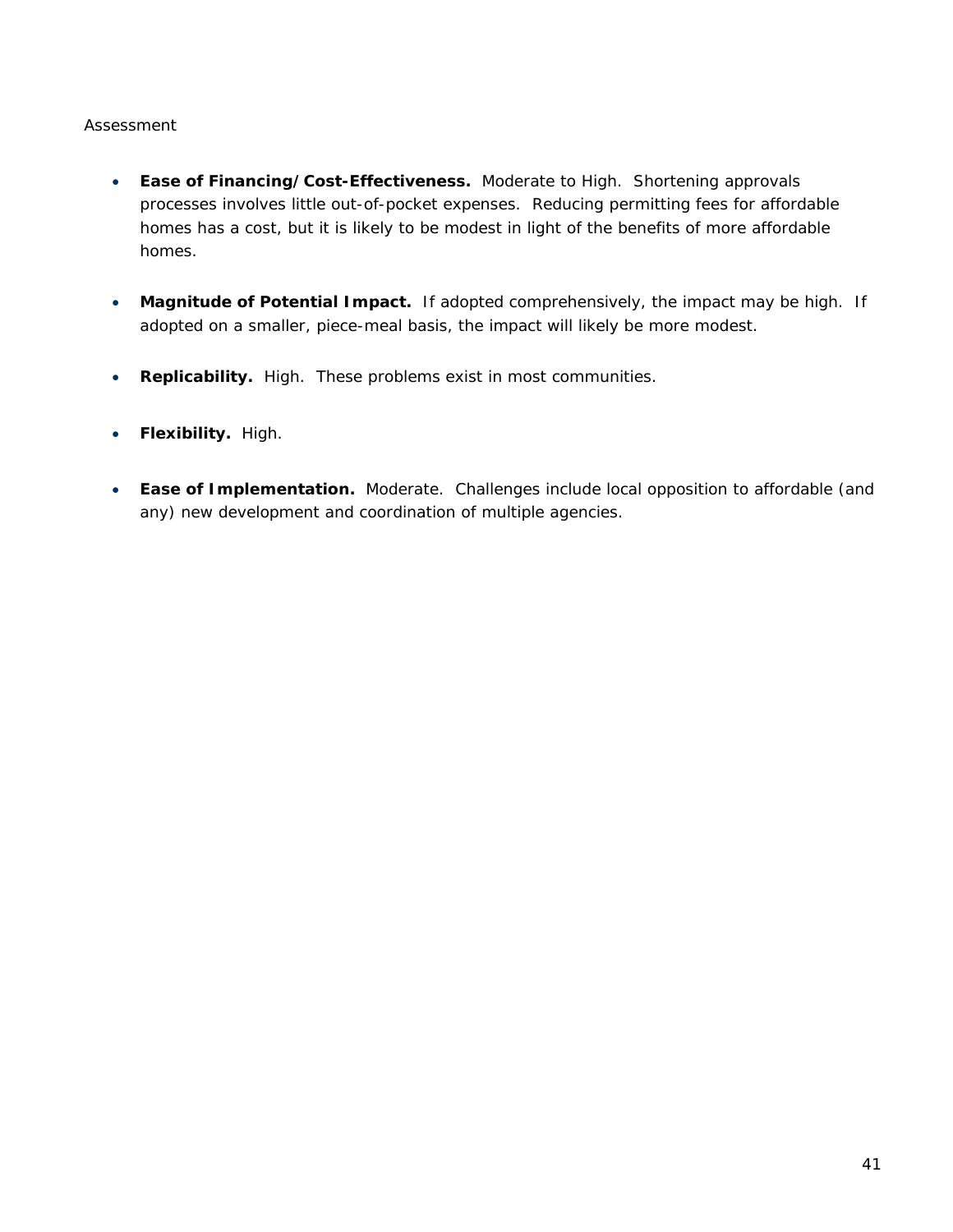Assessment

- **Ease of Financing/Cost-Effectiveness.** Moderate to High. Shortening approvals processes involves little out-of-pocket expenses. Reducing permitting fees for affordable homes has a cost, but it is likely to be modest in light of the benefits of more affordable homes.

- **Magnitude of Potential Impact.** If adopted comprehensively, the impact may be high. If adopted on a smaller, piece-meal basis, the impact will likely be more modest.

- **Replicability.** High. These problems exist in most communities.

- **Flexibility.** High.

- **Ease of Implementation.** Moderate. Challenges include local opposition to affordable (and any) new development and coordination of multiple agencies.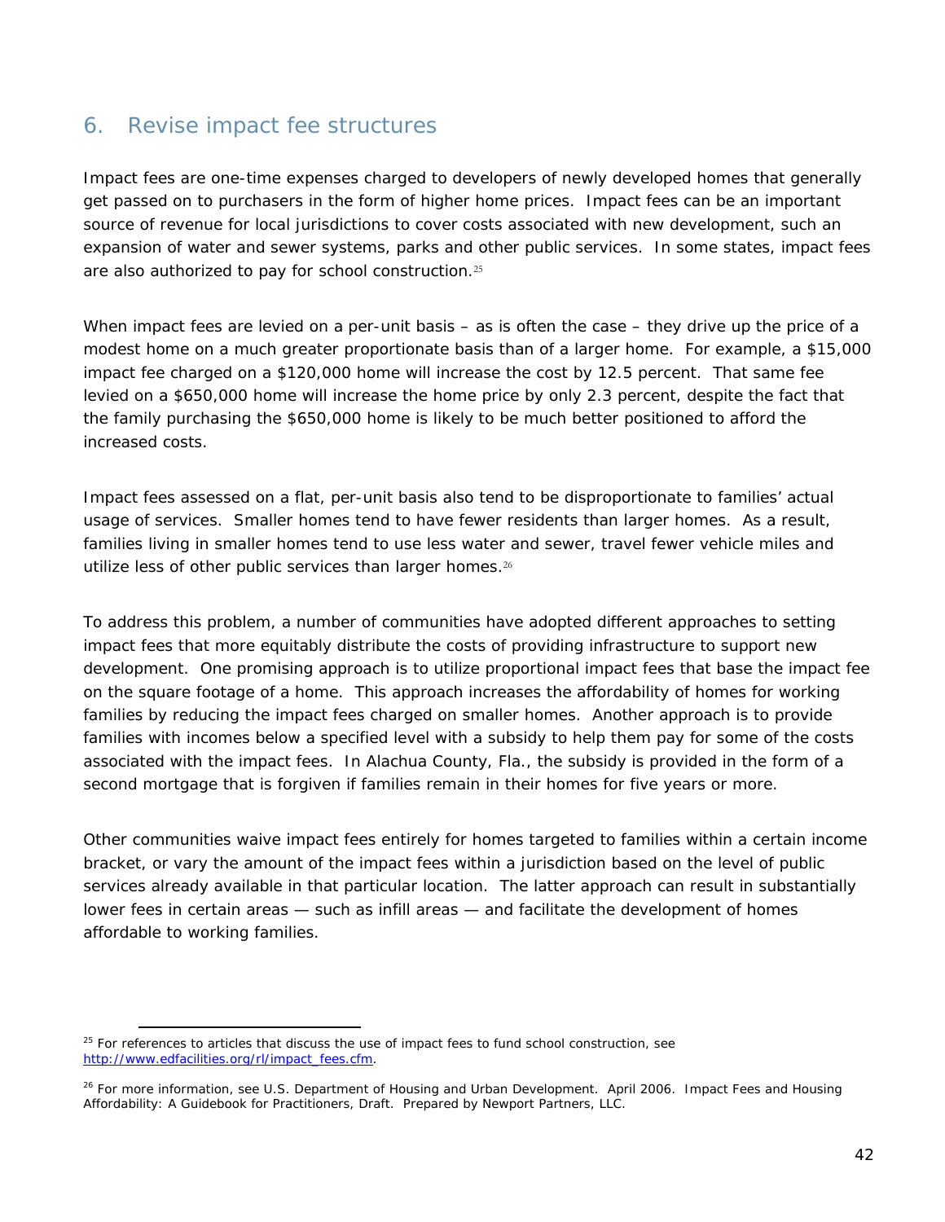## 6. Revise impact fee structures

Impact fees are one-time expenses charged to developers of newly developed homes that generally get passed on to purchasers in the form of higher home prices. Impact fees can be an important source of revenue for local jurisdictions to cover costs associated with new development, such an expansion of water and sewer systems, parks and other public services. In some states, impact fees are also authorized to pay for school construction.[25]

When impact fees are levied on a per-unit basis – as is often the case – they drive up the price of a modest home on a much greater proportionate basis than of a larger home. For example, a $15,000 impact fee charged on a $120,000 home will increase the cost by 12.5 percent. That same fee levied on a $650,000 home will increase the home price by only 2.3 percent, despite the fact that the family purchasing the $650,000 home is likely to be much better positioned to afford the increased costs.

Impact fees assessed on a flat, per-unit basis also tend to be disproportionate to families' actual usage of services. Smaller homes tend to have fewer residents than larger homes. As a result, families living in smaller homes tend to use less water and sewer, travel fewer vehicle miles and utilize less of other public services than larger homes.[26]

To address this problem, a number of communities have adopted different approaches to setting impact fees that more equitably distribute the costs of providing infrastructure to support new development. One promising approach is to utilize proportional impact fees that base the impact fee on the square footage of a home. This approach increases the affordability of homes for working families by reducing the impact fees charged on smaller homes. Another approach is to provide families with incomes below a specified level with a subsidy to help them pay for some of the costs associated with the impact fees. In Alachua County, Fla., the subsidy is provided in the form of a second mortgage that is forgiven if families remain in their homes for five years or more.

Other communities waive impact fees entirely for homes targeted to families within a certain income bracket, or vary the amount of the impact fees within a jurisdiction based on the level of public services already available in that particular location. The latter approach can result in substantially lower fees in certain areas — such as infill areas — and facilitate the development of homes affordable to working families.

---

[25] For references to articles that discuss the use of impact fees to fund school construction, see http://www.edfacilities.org/rl/impact_fees.cfm.

[26] For more information, see U.S. Department of Housing and Urban Development. April 2006. Impact Fees and Housing Affordability: A Guidebook for Practitioners, Draft. Prepared by Newport Partners, LLC.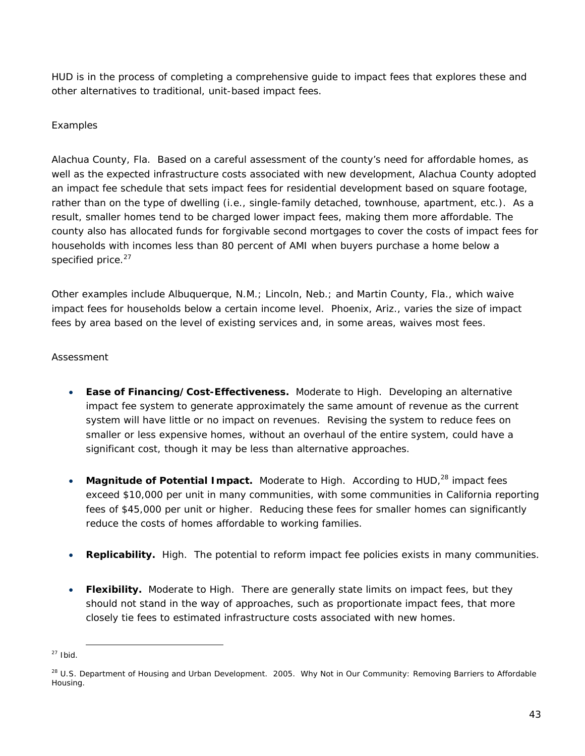HUD is in the process of completing a comprehensive guide to impact fees that explores these and other alternatives to traditional, unit-based impact fees.

Examples

Alachua County, Fla. Based on a careful assessment of the county's need for affordable homes, as well as the expected infrastructure costs associated with new development, Alachua County adopted an impact fee schedule that sets impact fees for residential development based on square footage, rather than on the type of dwelling (i.e., single-family detached, townhouse, apartment, etc.). As a result, smaller homes tend to be charged lower impact fees, making them more affordable. The county also has allocated funds for forgivable second mortgages to cover the costs of impact fees for households with incomes less than 80 percent of AMI when buyers purchase a home below a specified price.[27]

Other examples include Albuquerque, N.M.; Lincoln, Neb.; and Martin County, Fla., which waive impact fees for households below a certain income level. Phoenix, Ariz., varies the size of impact fees by area based on the level of existing services and, in some areas, waives most fees.

Assessment

- **Ease of Financing/Cost-Effectiveness.** Moderate to High. Developing an alternative impact fee system to generate approximately the same amount of revenue as the current system will have little or no impact on revenues. Revising the system to reduce fees on smaller or less expensive homes, without an overhaul of the entire system, could have a significant cost, though it may be less than alternative approaches.

- **Magnitude of Potential Impact.** Moderate to High. According to HUD,[28] impact fees exceed $10,000 per unit in many communities, with some communities in California reporting fees of $45,000 per unit or higher. Reducing these fees for smaller homes can significantly reduce the costs of homes affordable to working families.

- **Replicability.** High. The potential to reform impact fee policies exists in many communities.

- **Flexibility.** Moderate to High. There are generally state limits on impact fees, but they should not stand in the way of approaches, such as proportionate impact fees, that more closely tie fees to estimated infrastructure costs associated with new homes.

---

[27] Ibid.

[28] U.S. Department of Housing and Urban Development. 2005. Why Not in Our Community: Removing Barriers to Affordable Housing.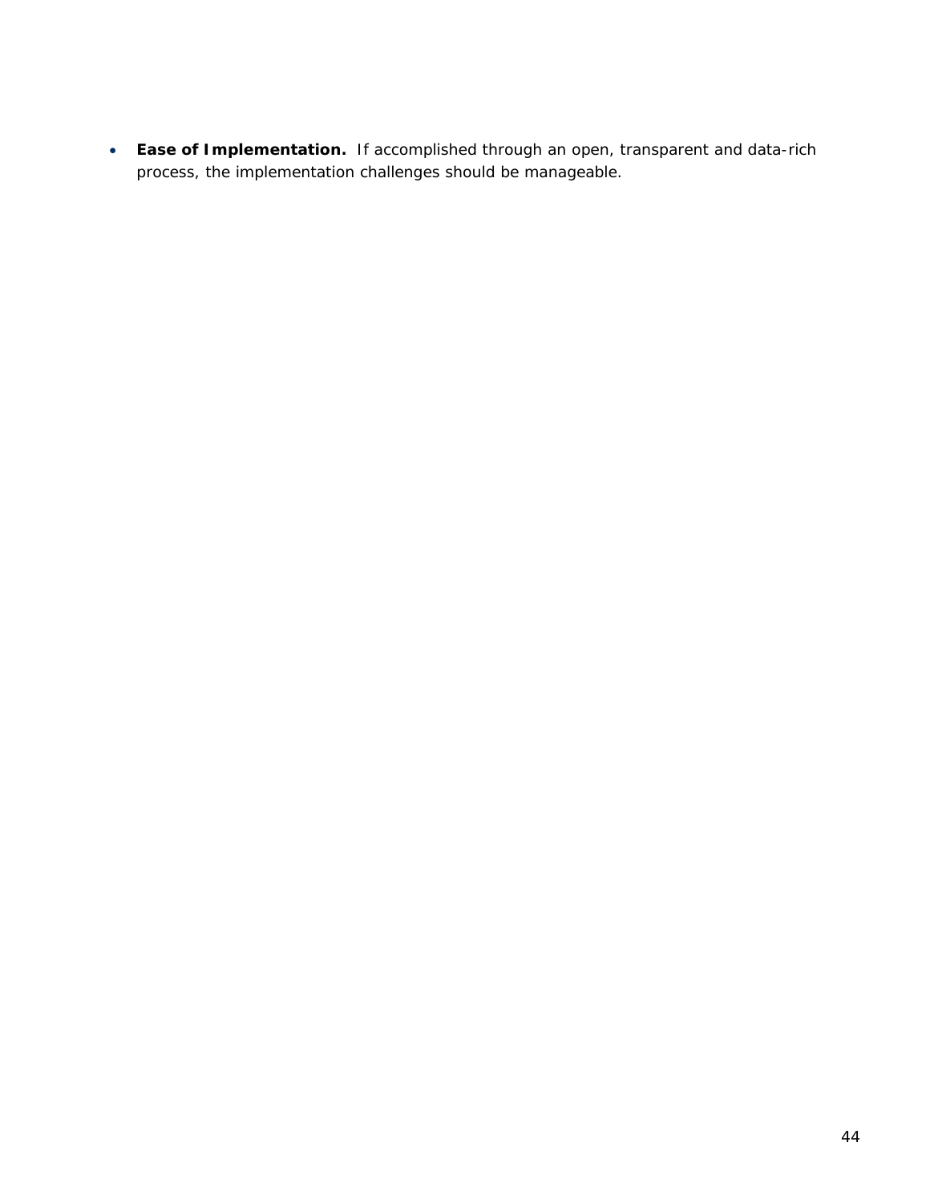- **Ease of Implementation.** If accomplished through an open, transparent and data-rich process, the implementation challenges should be manageable.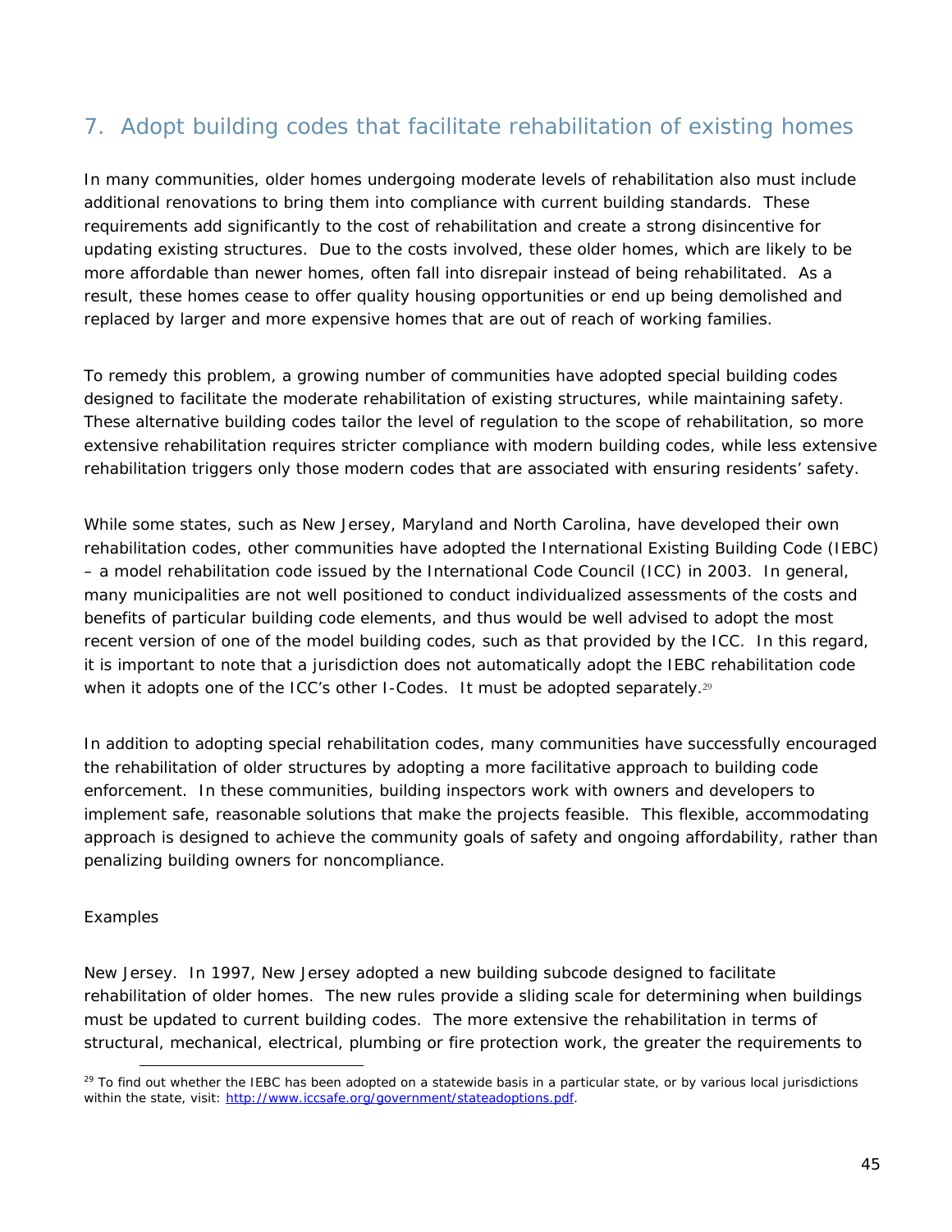## 7. Adopt building codes that facilitate rehabilitation of existing homes

In many communities, older homes undergoing moderate levels of rehabilitation also must include additional renovations to bring them into compliance with current building standards. These requirements add significantly to the cost of rehabilitation and create a strong disincentive for updating existing structures. Due to the costs involved, these older homes, which are likely to be more affordable than newer homes, often fall into disrepair instead of being rehabilitated. As a result, these homes cease to offer quality housing opportunities or end up being demolished and replaced by larger and more expensive homes that are out of reach of working families.

To remedy this problem, a growing number of communities have adopted special building codes designed to facilitate the moderate rehabilitation of existing structures, while maintaining safety. These alternative building codes tailor the level of regulation to the scope of rehabilitation, so more extensive rehabilitation requires stricter compliance with modern building codes, while less extensive rehabilitation triggers only those modern codes that are associated with ensuring residents' safety.

While some states, such as New Jersey, Maryland and North Carolina, have developed their own rehabilitation codes, other communities have adopted the International Existing Building Code (IEBC) – a model rehabilitation code issued by the International Code Council (ICC) in 2003. In general, many municipalities are not well positioned to conduct individualized assessments of the costs and benefits of particular building code elements, and thus would be well advised to adopt the most recent version of one of the model building codes, such as that provided by the ICC. In this regard, it is important to note that a jurisdiction does not automatically adopt the IEBC rehabilitation code when it adopts one of the ICC's other I-Codes. It must be adopted separately.[29]

In addition to adopting special rehabilitation codes, many communities have successfully encouraged the rehabilitation of older structures by adopting a more facilitative approach to building code enforcement. In these communities, building inspectors work with owners and developers to implement safe, reasonable solutions that make the projects feasible. This flexible, accommodating approach is designed to achieve the community goals of safety and ongoing affordability, rather than penalizing building owners for noncompliance.

Examples

New Jersey. In 1997, New Jersey adopted a new building subcode designed to facilitate rehabilitation of older homes. The new rules provide a sliding scale for determining when buildings must be updated to current building codes. The more extensive the rehabilitation in terms of structural, mechanical, electrical, plumbing or fire protection work, the greater the requirements to

[29] To find out whether the IEBC has been adopted on a statewide basis in a particular state, or by various local jurisdictions within the state, visit: http://www.iccsafe.org/government/stateadoptions.pdf.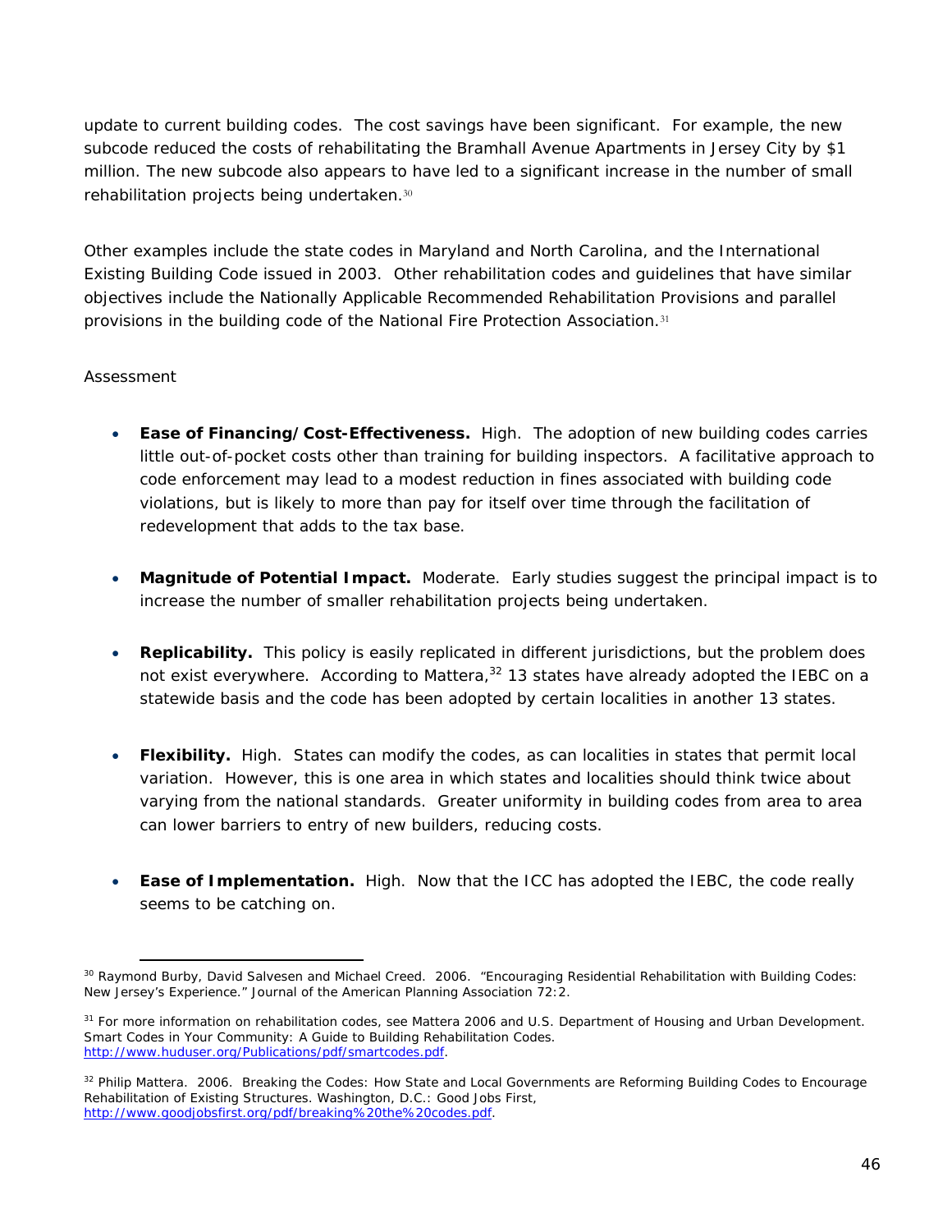update to current building codes. The cost savings have been significant. For example, the new subcode reduced the costs of rehabilitating the Bramhall Avenue Apartments in Jersey City by $1 million. The new subcode also appears to have led to a significant increase in the number of small rehabilitation projects being undertaken.[30]

Other examples include the state codes in Maryland and North Carolina, and the International Existing Building Code issued in 2003. Other rehabilitation codes and guidelines that have similar objectives include the Nationally Applicable Recommended Rehabilitation Provisions and parallel provisions in the building code of the National Fire Protection Association.[31]

Assessment

- **Ease of Financing/Cost-Effectiveness.** High. The adoption of new building codes carries little out-of-pocket costs other than training for building inspectors. A facilitative approach to code enforcement may lead to a modest reduction in fines associated with building code violations, but is likely to more than pay for itself over time through the facilitation of redevelopment that adds to the tax base.

- **Magnitude of Potential Impact.** Moderate. Early studies suggest the principal impact is to increase the number of smaller rehabilitation projects being undertaken.

- **Replicability.** This policy is easily replicated in different jurisdictions, but the problem does not exist everywhere. According to Mattera,[32] 13 states have already adopted the IEBC on a statewide basis and the code has been adopted by certain localities in another 13 states.

- **Flexibility.** High. States can modify the codes, as can localities in states that permit local variation. However, this is one area in which states and localities should think twice about varying from the national standards. Greater uniformity in building codes from area to area can lower barriers to entry of new builders, reducing costs.

- **Ease of Implementation.** High. Now that the ICC has adopted the IEBC, the code really seems to be catching on.

---

[30] Raymond Burby, David Salvesen and Michael Creed. 2006. "Encouraging Residential Rehabilitation with Building Codes: New Jersey's Experience." *Journal of the American Planning Association* 72:2.

[31] For more information on rehabilitation codes, see Mattera 2006 and U.S. Department of Housing and Urban Development. *Smart Codes in Your Community: A Guide to Building Rehabilitation Codes*. http://www.huduser.org/Publications/pdf/smartcodes.pdf.

[32] Philip Mattera. 2006. *Breaking the Codes: How State and Local Governments are Reforming Building Codes to Encourage Rehabilitation of Existing Structures*. Washington, D.C.: Good Jobs First, http://www.goodjobsfirst.org/pdf/breaking%20the%20codes.pdf.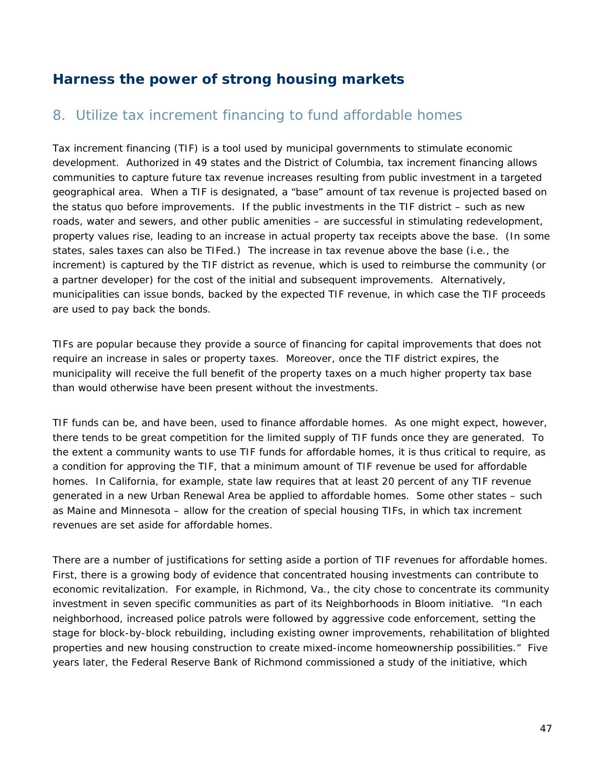## Harness the power of strong housing markets

### 8. Utilize tax increment financing to fund affordable homes

Tax increment financing (TIF) is a tool used by municipal governments to stimulate economic development. Authorized in 49 states and the District of Columbia, tax increment financing allows communities to capture future tax revenue increases resulting from public investment in a targeted geographical area. When a TIF is designated, a "base" amount of tax revenue is projected based on the status quo before improvements. If the public investments in the TIF district – such as new roads, water and sewers, and other public amenities – are successful in stimulating redevelopment, property values rise, leading to an increase in actual property tax receipts above the base. (In some states, sales taxes can also be TIFed.) The increase in tax revenue above the base (i.e., the increment) is captured by the TIF district as revenue, which is used to reimburse the community (or a partner developer) for the cost of the initial and subsequent improvements. Alternatively, municipalities can issue bonds, backed by the expected TIF revenue, in which case the TIF proceeds are used to pay back the bonds.

TIFs are popular because they provide a source of financing for capital improvements that does not require an increase in sales or property taxes. Moreover, once the TIF district expires, the municipality will receive the full benefit of the property taxes on a much higher property tax base than would otherwise have been present without the investments.

TIF funds can be, and have been, used to finance affordable homes. As one might expect, however, there tends to be great competition for the limited supply of TIF funds once they are generated. To the extent a community wants to use TIF funds for affordable homes, it is thus critical to require, as a condition for approving the TIF, that a minimum amount of TIF revenue be used for affordable homes. In California, for example, state law requires that at least 20 percent of any TIF revenue generated in a new Urban Renewal Area be applied to affordable homes. Some other states – such as Maine and Minnesota – allow for the creation of special housing TIFs, in which tax increment revenues are set aside for affordable homes.

There are a number of justifications for setting aside a portion of TIF revenues for affordable homes. First, there is a growing body of evidence that concentrated housing investments can contribute to economic revitalization. For example, in Richmond, Va., the city chose to concentrate its community investment in seven specific communities as part of its Neighborhoods in Bloom initiative. "In each neighborhood, increased police patrols were followed by aggressive code enforcement, setting the stage for block-by-block rebuilding, including existing owner improvements, rehabilitation of blighted properties and new housing construction to create mixed-income homeownership possibilities." Five years later, the Federal Reserve Bank of Richmond commissioned a study of the initiative, which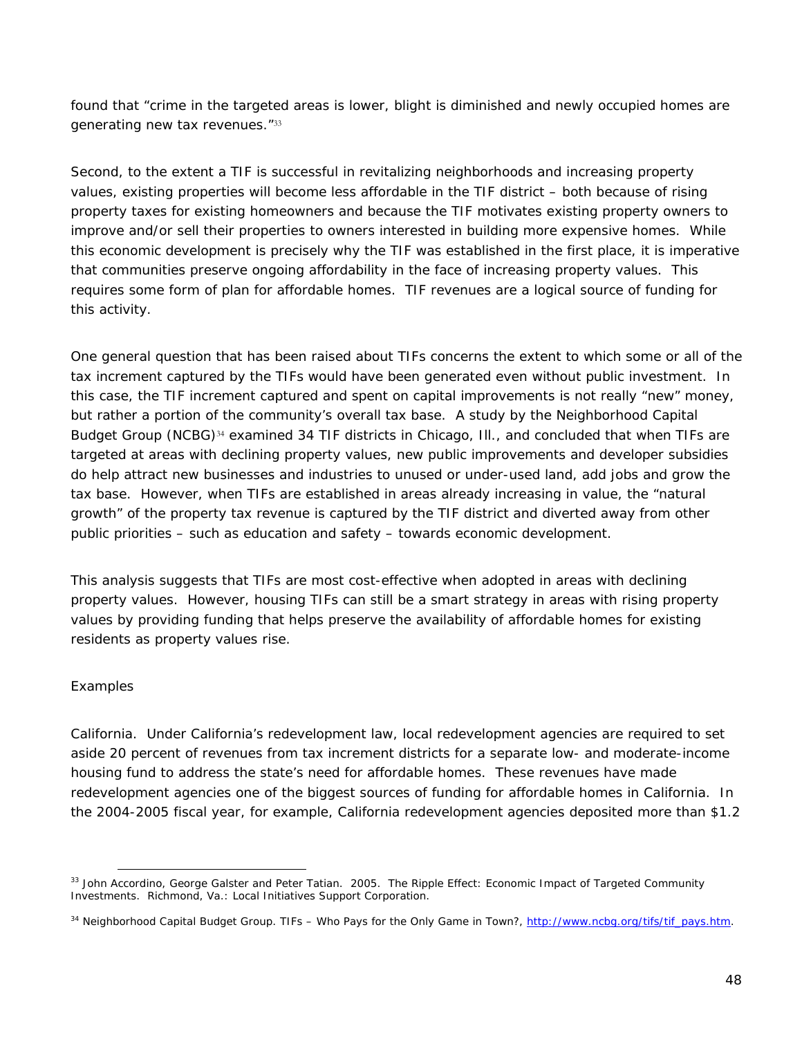found that "crime in the targeted areas is lower, blight is diminished and newly occupied homes are generating new tax revenues."[33]

Second, to the extent a TIF is successful in revitalizing neighborhoods and increasing property values, existing properties will become less affordable in the TIF district – both because of rising property taxes for existing homeowners and because the TIF motivates existing property owners to improve and/or sell their properties to owners interested in building more expensive homes. While this economic development is precisely why the TIF was established in the first place, it is imperative that communities preserve ongoing affordability in the face of increasing property values. This requires some form of plan for affordable homes. TIF revenues are a logical source of funding for this activity.

One general question that has been raised about TIFs concerns the extent to which some or all of the tax increment captured by the TIFs would have been generated even without public investment. In this case, the TIF increment captured and spent on capital improvements is not really "new" money, but rather a portion of the community's overall tax base. A study by the Neighborhood Capital Budget Group (NCBG)[34] examined 34 TIF districts in Chicago, Ill., and concluded that when TIFs are targeted at areas with declining property values, new public improvements and developer subsidies do help attract new businesses and industries to unused or under-used land, add jobs and grow the tax base. However, when TIFs are established in areas already increasing in value, the "natural growth" of the property tax revenue is captured by the TIF district and diverted away from other public priorities – such as education and safety – towards economic development.

This analysis suggests that TIFs are most cost-effective when adopted in areas with declining property values. However, housing TIFs can still be a smart strategy in areas with rising property values by providing funding that helps preserve the availability of affordable homes for existing residents as property values rise.

*Examples*

*California.* Under California's redevelopment law, local redevelopment agencies are required to set aside 20 percent of revenues from tax increment districts for a separate low- and moderate-income housing fund to address the state's need for affordable homes. These revenues have made redevelopment agencies one of the biggest sources of funding for affordable homes in California. In the 2004-2005 fiscal year, for example, California redevelopment agencies deposited more than $1.2

---

[33] John Accordino, George Galster and Peter Tatian. 2005. *The Ripple Effect: Economic Impact of Targeted Community Investments*. Richmond, Va.: Local Initiatives Support Corporation.

[34] Neighborhood Capital Budget Group. *TIFs – Who Pays for the Only Game in Town?*, http://www.ncbg.org/tifs/tif_pays.htm.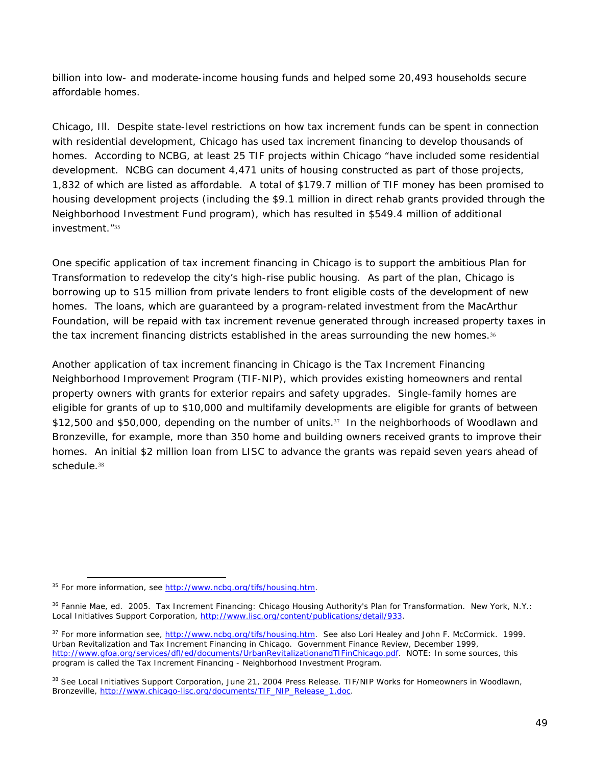billion into low- and moderate-income housing funds and helped some 20,493 households secure affordable homes.

*Chicago, Ill.* Despite state-level restrictions on how tax increment funds can be spent in connection with residential development, Chicago has used tax increment financing to develop thousands of homes. According to NCBG, at least 25 TIF projects within Chicago "have included some residential development. NCBG can document 4,471 units of housing constructed as part of those projects, 1,832 of which are listed as affordable. A total of $179.7 million of TIF money has been promised to housing development projects (including the $9.1 million in direct rehab grants provided through the Neighborhood Investment Fund program), which has resulted in $549.4 million of additional investment."[35]

One specific application of tax increment financing in Chicago is to support the ambitious Plan for Transformation to redevelop the city's high-rise public housing. As part of the plan, Chicago is borrowing up to $15 million from private lenders to front eligible costs of the development of new homes. The loans, which are guaranteed by a program-related investment from the MacArthur Foundation, will be repaid with tax increment revenue generated through increased property taxes in the tax increment financing districts established in the areas surrounding the new homes.[36]

Another application of tax increment financing in Chicago is the Tax Increment Financing Neighborhood Improvement Program (TIF-NIP), which provides existing homeowners and rental property owners with grants for exterior repairs and safety upgrades. Single-family homes are eligible for grants of up to $10,000 and multifamily developments are eligible for grants of between $12,500 and $50,000, depending on the number of units.[37] In the neighborhoods of Woodlawn and Bronzeville, for example, more than 350 home and building owners received grants to improve their homes. An initial $2 million loan from LISC to advance the grants was repaid seven years ahead of schedule.[38]

---

[35] For more information, see http://www.ncbg.org/tifs/housing.htm.

[36] Fannie Mae, ed. 2005. *Tax Increment Financing: Chicago Housing Authority's Plan for Transformation*. New York, N.Y.: Local Initiatives Support Corporation, http://www.lisc.org/content/publications/detail/933.

[37] For more information see, http://www.ncbg.org/tifs/housing.htm. See also Lori Healey and John F. McCormick. 1999. Urban Revitalization and Tax Increment Financing in Chicago. *Government Finance Review*, December 1999, http://www.gfoa.org/services/dfl/ed/documents/UrbanRevitalizationandTIFinChicago.pdf. NOTE: In some sources, this program is called the Tax Increment Financing - Neighborhood Investment Program.

[38] See Local Initiatives Support Corporation, June 21, 2004 Press Release. TIF/NIP Works for Homeowners in Woodlawn, Bronzeville, http://www.chicago-lisc.org/documents/TIF_NIP_Release_1.doc.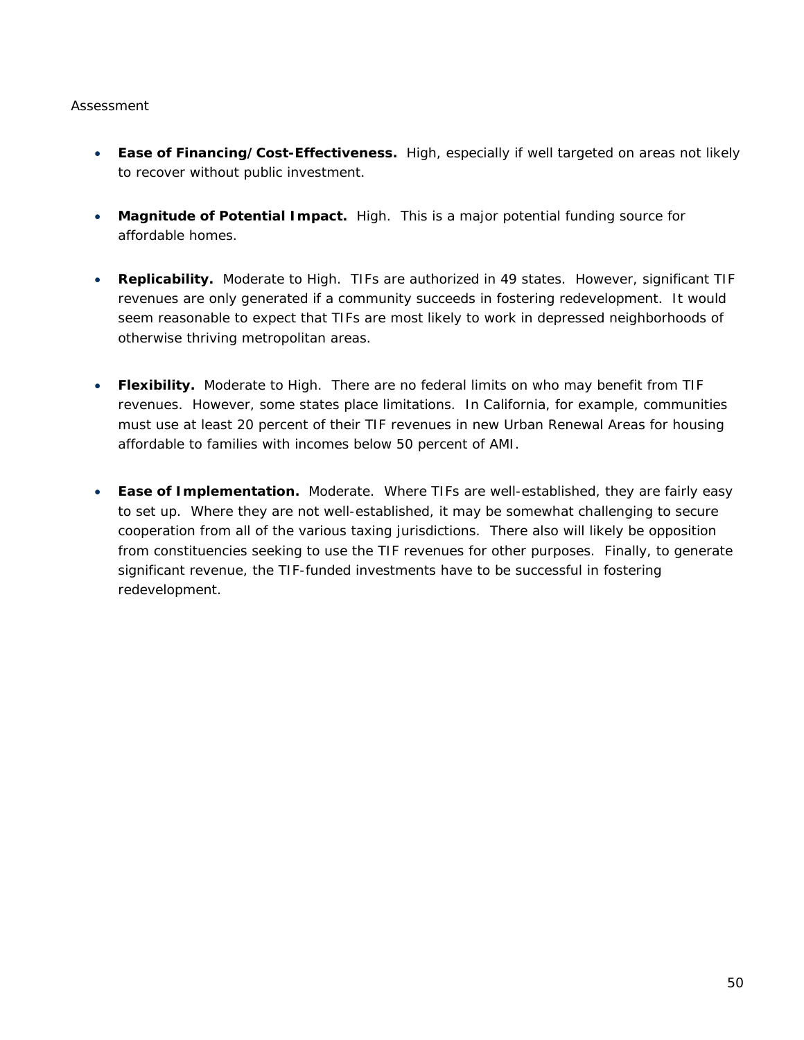Assessment

- **Ease of Financing/Cost-Effectiveness.** High, especially if well targeted on areas not likely to recover without public investment.

- **Magnitude of Potential Impact.** High. This is a major potential funding source for affordable homes.

- **Replicability.** Moderate to High. TIFs are authorized in 49 states. However, significant TIF revenues are only generated if a community succeeds in fostering redevelopment. It would seem reasonable to expect that TIFs are most likely to work in depressed neighborhoods of otherwise thriving metropolitan areas.

- **Flexibility.** Moderate to High. There are no federal limits on who may benefit from TIF revenues. However, some states place limitations. In California, for example, communities must use at least 20 percent of their TIF revenues in new Urban Renewal Areas for housing affordable to families with incomes below 50 percent of AMI.

- **Ease of Implementation.** Moderate. Where TIFs are well-established, they are fairly easy to set up. Where they are not well-established, it may be somewhat challenging to secure cooperation from all of the various taxing jurisdictions. There also will likely be opposition from constituencies seeking to use the TIF revenues for other purposes. Finally, to generate significant revenue, the TIF-funded investments have to be successful in fostering redevelopment.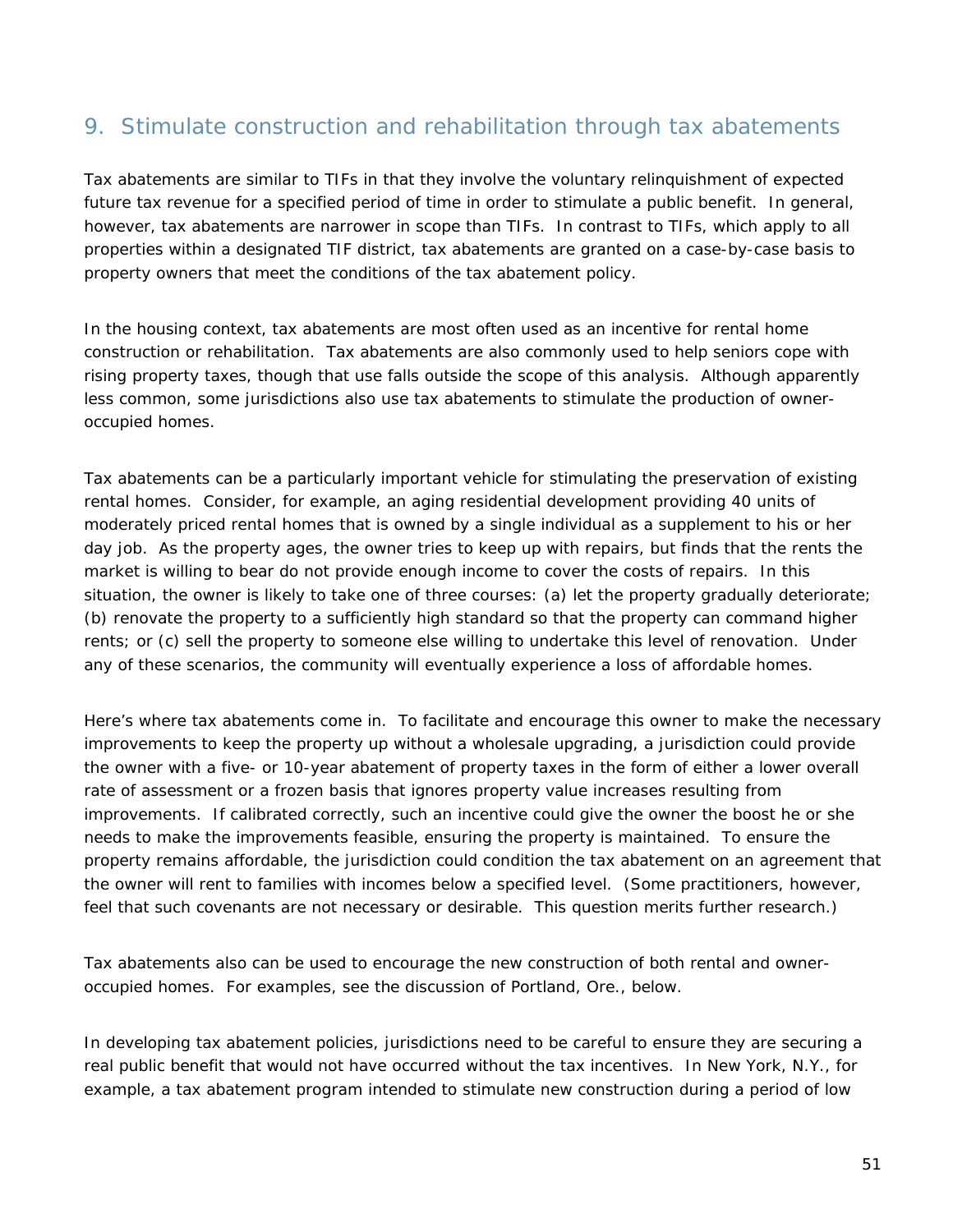## 9. Stimulate construction and rehabilitation through tax abatements

Tax abatements are similar to TIFs in that they involve the voluntary relinquishment of expected future tax revenue for a specified period of time in order to stimulate a public benefit. In general, however, tax abatements are narrower in scope than TIFs. In contrast to TIFs, which apply to all properties within a designated TIF district, tax abatements are granted on a case-by-case basis to property owners that meet the conditions of the tax abatement policy.

In the housing context, tax abatements are most often used as an incentive for rental home construction or rehabilitation. Tax abatements are also commonly used to help seniors cope with rising property taxes, though that use falls outside the scope of this analysis. Although apparently less common, some jurisdictions also use tax abatements to stimulate the production of owner-occupied homes.

Tax abatements can be a particularly important vehicle for stimulating the preservation of existing rental homes. Consider, for example, an aging residential development providing 40 units of moderately priced rental homes that is owned by a single individual as a supplement to his or her day job. As the property ages, the owner tries to keep up with repairs, but finds that the rents the market is willing to bear do not provide enough income to cover the costs of repairs. In this situation, the owner is likely to take one of three courses: (a) let the property gradually deteriorate; (b) renovate the property to a sufficiently high standard so that the property can command higher rents; or (c) sell the property to someone else willing to undertake this level of renovation. Under any of these scenarios, the community will eventually experience a loss of affordable homes.

Here's where tax abatements come in. To facilitate and encourage this owner to make the necessary improvements to keep the property up without a wholesale upgrading, a jurisdiction could provide the owner with a five- or 10-year abatement of property taxes in the form of either a lower overall rate of assessment or a frozen basis that ignores property value increases resulting from improvements. If calibrated correctly, such an incentive could give the owner the boost he or she needs to make the improvements feasible, ensuring the property is maintained. To ensure the property remains affordable, the jurisdiction could condition the tax abatement on an agreement that the owner will rent to families with incomes below a specified level. (Some practitioners, however, feel that such covenants are not necessary or desirable. This question merits further research.)

Tax abatements also can be used to encourage the new construction of both rental and owner-occupied homes. For examples, see the discussion of Portland, Ore., below.

In developing tax abatement policies, jurisdictions need to be careful to ensure they are securing a real public benefit that would not have occurred without the tax incentives. In New York, N.Y., for example, a tax abatement program intended to stimulate new construction during a period of low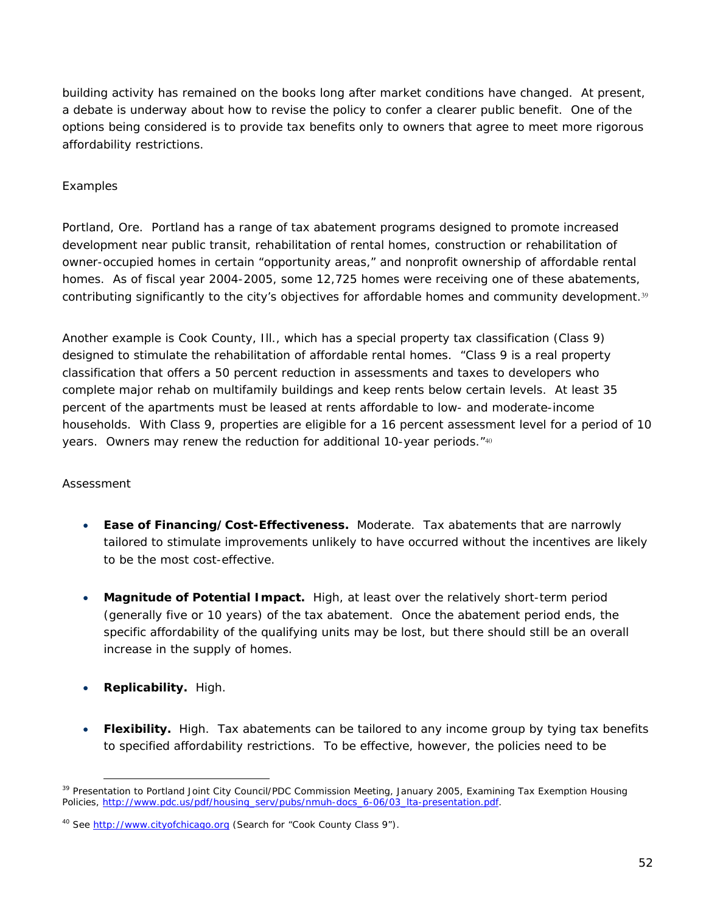building activity has remained on the books long after market conditions have changed. At present, a debate is underway about how to revise the policy to confer a clearer public benefit. One of the options being considered is to provide tax benefits only to owners that agree to meet more rigorous affordability restrictions.

Examples

Portland, Ore. Portland has a range of tax abatement programs designed to promote increased development near public transit, rehabilitation of rental homes, construction or rehabilitation of owner-occupied homes in certain "opportunity areas," and nonprofit ownership of affordable rental homes. As of fiscal year 2004-2005, some 12,725 homes were receiving one of these abatements, contributing significantly to the city's objectives for affordable homes and community development.[39]

Another example is Cook County, Ill., which has a special property tax classification (Class 9) designed to stimulate the rehabilitation of affordable rental homes. "Class 9 is a real property classification that offers a 50 percent reduction in assessments and taxes to developers who complete major rehab on multifamily buildings and keep rents below certain levels. At least 35 percent of the apartments must be leased at rents affordable to low- and moderate-income households. With Class 9, properties are eligible for a 16 percent assessment level for a period of 10 years. Owners may renew the reduction for additional 10-year periods."[40]

Assessment

- **Ease of Financing/Cost-Effectiveness.** Moderate. Tax abatements that are narrowly tailored to stimulate improvements unlikely to have occurred without the incentives are likely to be the most cost-effective.

- **Magnitude of Potential Impact.** High, at least over the relatively short-term period (generally five or 10 years) of the tax abatement. Once the abatement period ends, the specific affordability of the qualifying units may be lost, but there should still be an overall increase in the supply of homes.

- **Replicability.** High.

- **Flexibility.** High. Tax abatements can be tailored to any income group by tying tax benefits to specified affordability restrictions. To be effective, however, the policies need to be

---

[39] Presentation to Portland Joint City Council/PDC Commission Meeting, January 2005, Examining Tax Exemption Housing Policies, http://www.pdc.us/pdf/housing_serv/pubs/nmuh-docs_6-06/03_lta-presentation.pdf.

[40] See http://www.cityofchicago.org (Search for "Cook County Class 9").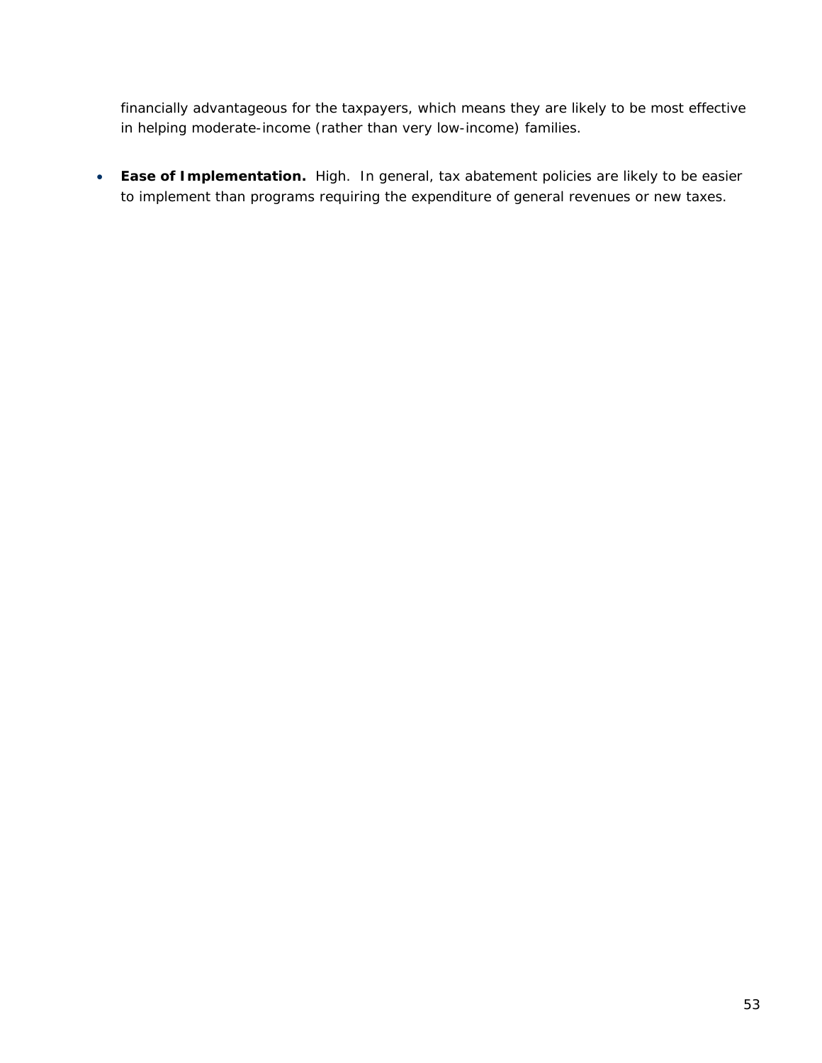financially advantageous for the taxpayers, which means they are likely to be most effective in helping moderate-income (rather than very low-income) families.

- **Ease of Implementation.** High. In general, tax abatement policies are likely to be easier to implement than programs requiring the expenditure of general revenues or new taxes.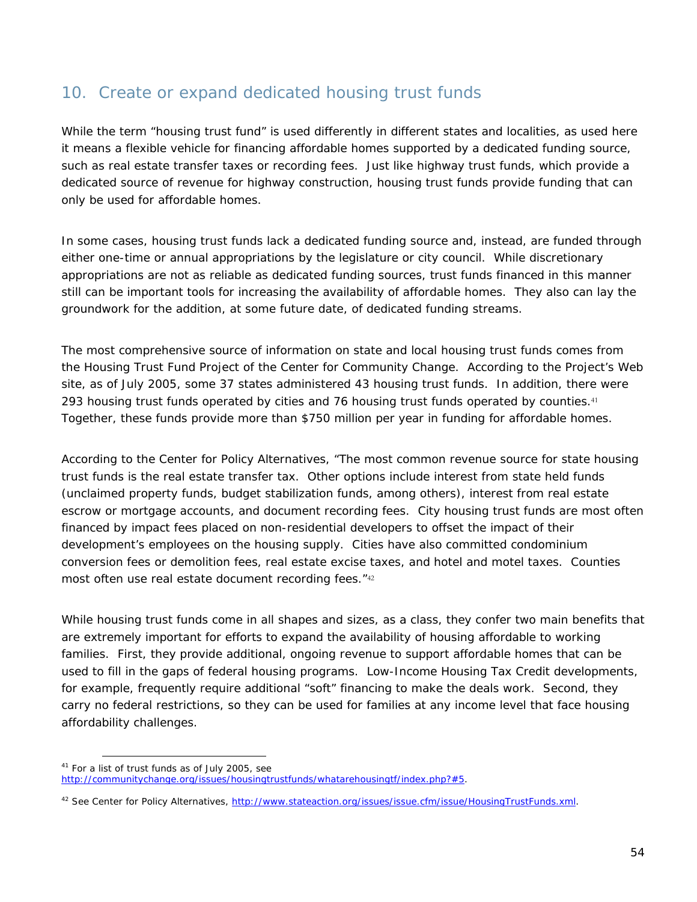## 10. Create or expand dedicated housing trust funds

While the term "housing trust fund" is used differently in different states and localities, as used here it means a flexible vehicle for financing affordable homes supported by a dedicated funding source, such as real estate transfer taxes or recording fees. Just like highway trust funds, which provide a dedicated source of revenue for highway construction, housing trust funds provide funding that can only be used for affordable homes.

In some cases, housing trust funds lack a dedicated funding source and, instead, are funded through either one-time or annual appropriations by the legislature or city council. While discretionary appropriations are not as reliable as dedicated funding sources, trust funds financed in this manner still can be important tools for increasing the availability of affordable homes. They also can lay the groundwork for the addition, at some future date, of dedicated funding streams.

The most comprehensive source of information on state and local housing trust funds comes from the Housing Trust Fund Project of the Center for Community Change. According to the Project's Web site, as of July 2005, some 37 states administered 43 housing trust funds. In addition, there were 293 housing trust funds operated by cities and 76 housing trust funds operated by counties.[41] Together, these funds provide more than $750 million per year in funding for affordable homes.

According to the Center for Policy Alternatives, "The most common revenue source for state housing trust funds is the real estate transfer tax. Other options include interest from state held funds (unclaimed property funds, budget stabilization funds, among others), interest from real estate escrow or mortgage accounts, and document recording fees. City housing trust funds are most often financed by impact fees placed on non-residential developers to offset the impact of their development's employees on the housing supply. Cities have also committed condominium conversion fees or demolition fees, real estate excise taxes, and hotel and motel taxes. Counties most often use real estate document recording fees."[42]

While housing trust funds come in all shapes and sizes, as a class, they confer two main benefits that are extremely important for efforts to expand the availability of housing affordable to working families. First, they provide additional, ongoing revenue to support affordable homes that can be used to fill in the gaps of federal housing programs. Low-Income Housing Tax Credit developments, for example, frequently require additional "soft" financing to make the deals work. Second, they carry no federal restrictions, so they can be used for families at any income level that face housing affordability challenges.

---

[41] For a list of trust funds as of July 2005, see http://communitychange.org/issues/housingtrustfunds/whatarehousingtf/index.php?#5.

[42] See Center for Policy Alternatives, http://www.stateaction.org/issues/issue.cfm/issue/HousingTrustFunds.xml.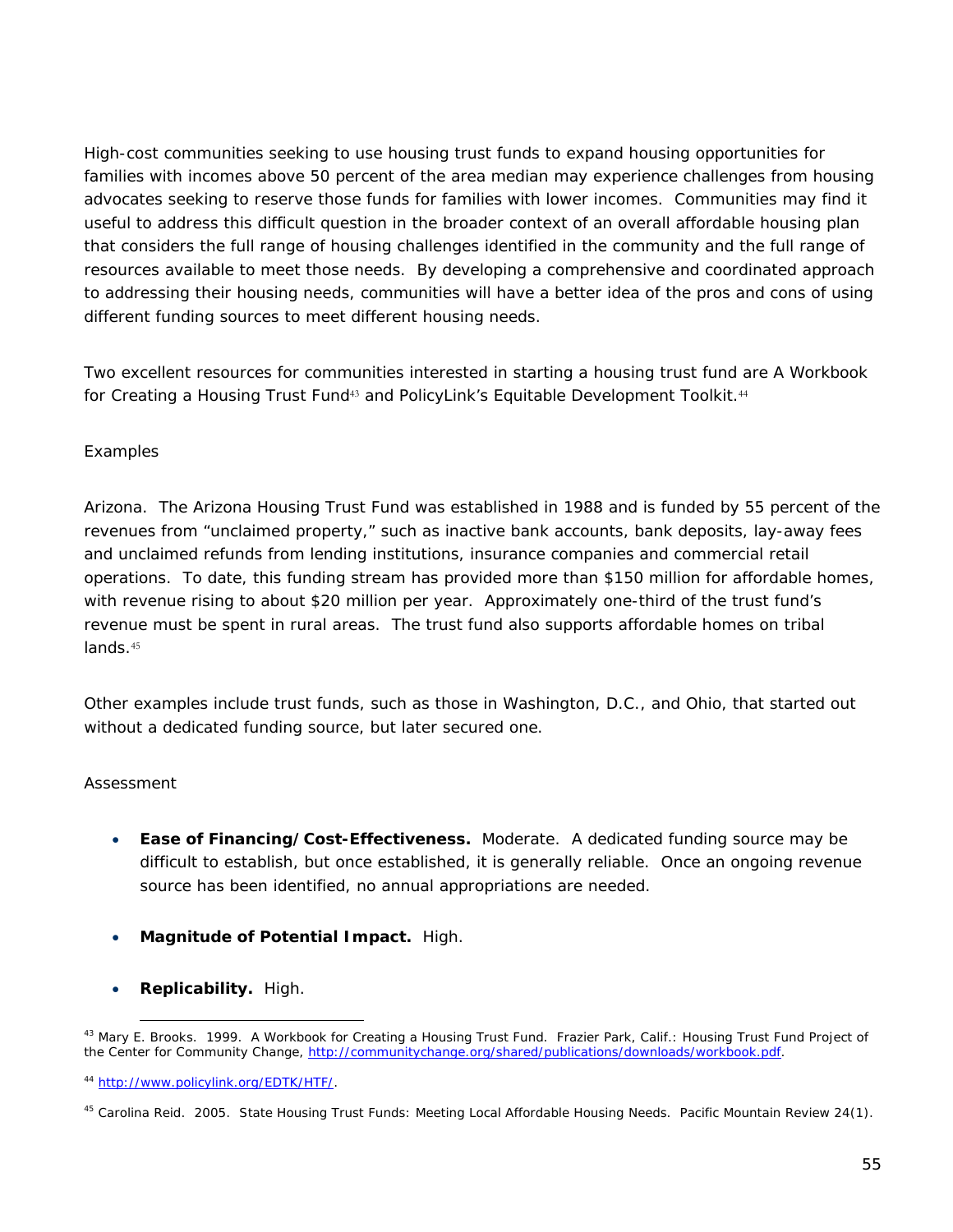High-cost communities seeking to use housing trust funds to expand housing opportunities for families with incomes above 50 percent of the area median may experience challenges from housing advocates seeking to reserve those funds for families with lower incomes. Communities may find it useful to address this difficult question in the broader context of an overall affordable housing plan that considers the full range of housing challenges identified in the community and the full range of resources available to meet those needs. By developing a comprehensive and coordinated approach to addressing their housing needs, communities will have a better idea of the pros and cons of using different funding sources to meet different housing needs.

Two excellent resources for communities interested in starting a housing trust fund are A Workbook for Creating a Housing Trust Fund[43] and PolicyLink's Equitable Development Toolkit.[44]

Examples

Arizona. The Arizona Housing Trust Fund was established in 1988 and is funded by 55 percent of the revenues from "unclaimed property," such as inactive bank accounts, bank deposits, lay-away fees and unclaimed refunds from lending institutions, insurance companies and commercial retail operations. To date, this funding stream has provided more than $150 million for affordable homes, with revenue rising to about $20 million per year. Approximately one-third of the trust fund's revenue must be spent in rural areas. The trust fund also supports affordable homes on tribal lands.[45]

Other examples include trust funds, such as those in Washington, D.C., and Ohio, that started out without a dedicated funding source, but later secured one.

Assessment

- **Ease of Financing/Cost-Effectiveness.** Moderate. A dedicated funding source may be difficult to establish, but once established, it is generally reliable. Once an ongoing revenue source has been identified, no annual appropriations are needed.
- **Magnitude of Potential Impact.** High.
- **Replicability.** High.

---

[43] Mary E. Brooks. 1999. A Workbook for Creating a Housing Trust Fund. Frazier Park, Calif.: Housing Trust Fund Project of the Center for Community Change, http://communitychange.org/shared/publications/downloads/workbook.pdf.

[44] http://www.policylink.org/EDTK/HTF/.

[45] Carolina Reid. 2005. State Housing Trust Funds: Meeting Local Affordable Housing Needs. Pacific Mountain Review 24(1).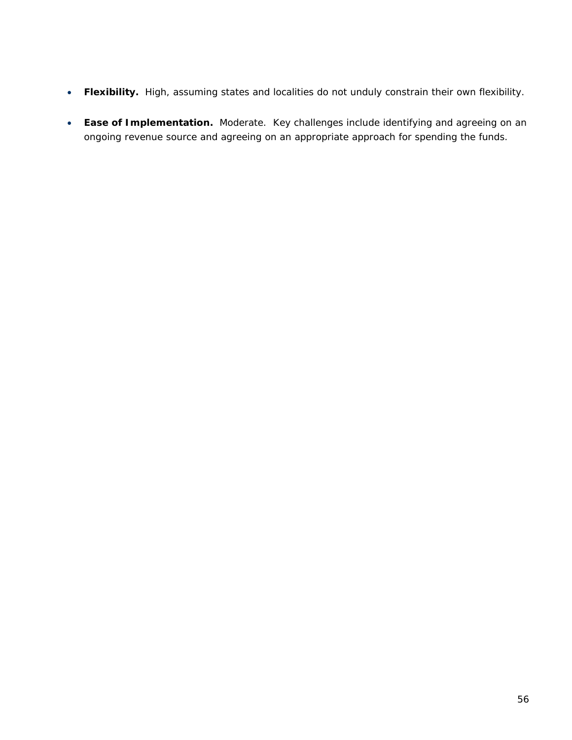- **Flexibility.** High, assuming states and localities do not unduly constrain their own flexibility.
- **Ease of Implementation.** Moderate. Key challenges include identifying and agreeing on an ongoing revenue source and agreeing on an appropriate approach for spending the funds.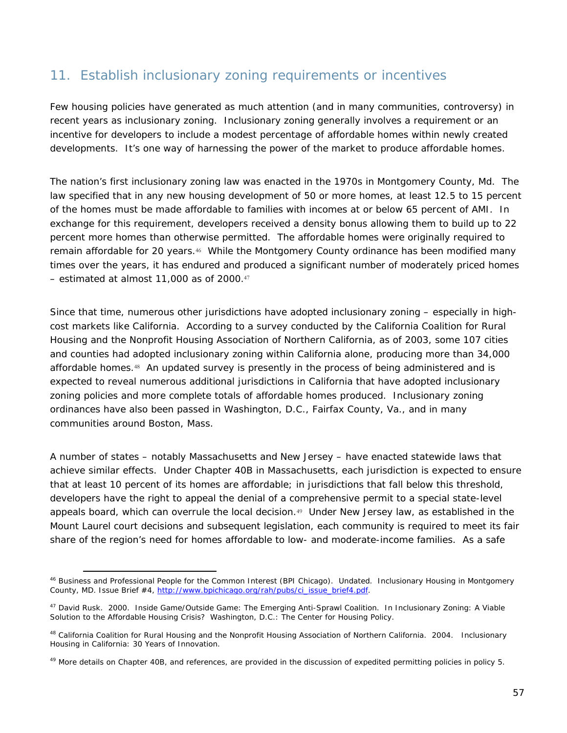## 11. Establish inclusionary zoning requirements or incentives

Few housing policies have generated as much attention (and in many communities, controversy) in recent years as inclusionary zoning. Inclusionary zoning generally involves a requirement or an incentive for developers to include a modest percentage of affordable homes within newly created developments. It's one way of harnessing the power of the market to produce affordable homes.

The nation's first inclusionary zoning law was enacted in the 1970s in Montgomery County, Md. The law specified that in any new housing development of 50 or more homes, at least 12.5 to 15 percent of the homes must be made affordable to families with incomes at or below 65 percent of AMI. In exchange for this requirement, developers received a density bonus allowing them to build up to 22 percent more homes than otherwise permitted. The affordable homes were originally required to remain affordable for 20 years.[46] While the Montgomery County ordinance has been modified many times over the years, it has endured and produced a significant number of moderately priced homes – estimated at almost 11,000 as of 2000.[47]

Since that time, numerous other jurisdictions have adopted inclusionary zoning – especially in high-cost markets like California. According to a survey conducted by the California Coalition for Rural Housing and the Nonprofit Housing Association of Northern California, as of 2003, some 107 cities and counties had adopted inclusionary zoning within California alone, producing more than 34,000 affordable homes.[48] An updated survey is presently in the process of being administered and is expected to reveal numerous additional jurisdictions in California that have adopted inclusionary zoning policies and more complete totals of affordable homes produced. Inclusionary zoning ordinances have also been passed in Washington, D.C., Fairfax County, Va., and in many communities around Boston, Mass.

A number of states – notably Massachusetts and New Jersey – have enacted statewide laws that achieve similar effects. Under Chapter 40B in Massachusetts, each jurisdiction is expected to ensure that at least 10 percent of its homes are affordable; in jurisdictions that fall below this threshold, developers have the right to appeal the denial of a comprehensive permit to a special state-level appeals board, which can overrule the local decision.[49] Under New Jersey law, as established in the Mount Laurel court decisions and subsequent legislation, each community is required to meet its fair share of the region's need for homes affordable to low- and moderate-income families. As a safe

---

[46] Business and Professional People for the Common Interest (BPI Chicago). Undated. Inclusionary Housing in Montgomery County, MD. Issue Brief #4, http://www.bpichicago.org/rah/pubs/ci_issue_brief4.pdf.

[47] David Rusk. 2000. Inside Game/Outside Game: The Emerging Anti-Sprawl Coalition. In Inclusionary Zoning: A Viable Solution to the Affordable Housing Crisis? Washington, D.C.: The Center for Housing Policy.

[48] California Coalition for Rural Housing and the Nonprofit Housing Association of Northern California. 2004. Inclusionary Housing in California: 30 Years of Innovation.

[49] More details on Chapter 40B, and references, are provided in the discussion of expedited permitting policies in policy 5.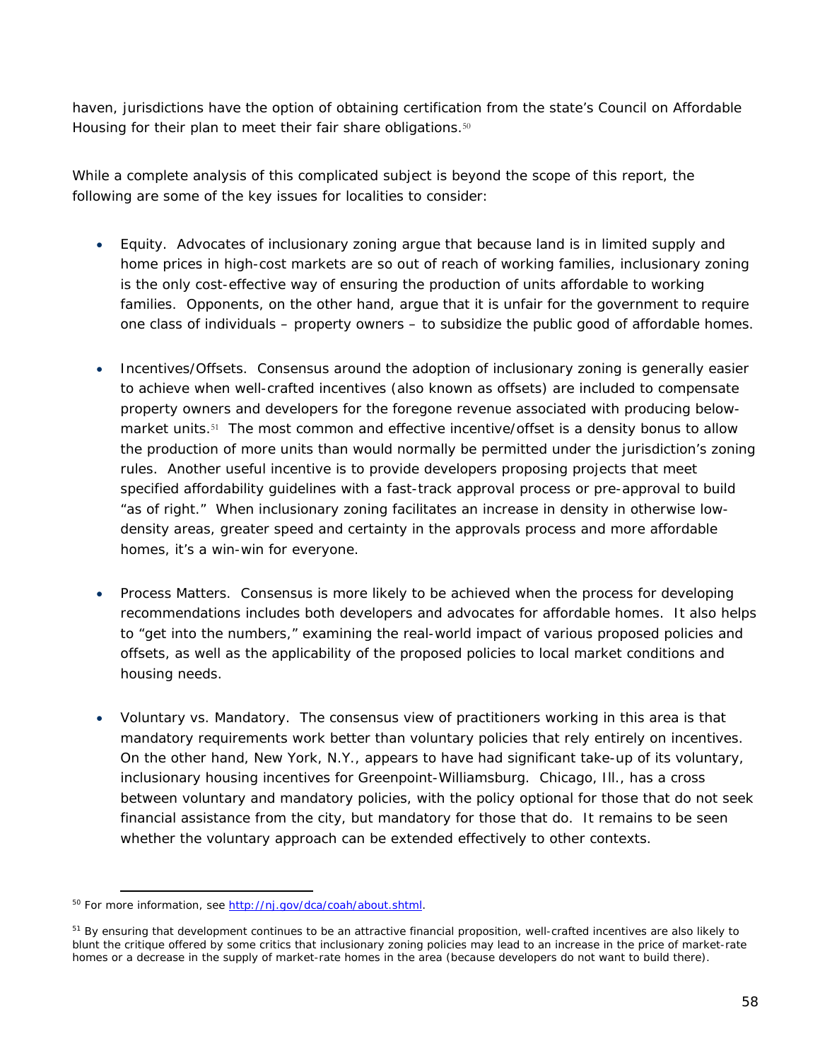haven, jurisdictions have the option of obtaining certification from the state's Council on Affordable Housing for their plan to meet their fair share obligations.[50]

While a complete analysis of this complicated subject is beyond the scope of this report, the following are some of the key issues for localities to consider:

- Equity. Advocates of inclusionary zoning argue that because land is in limited supply and home prices in high-cost markets are so out of reach of working families, inclusionary zoning is the only cost-effective way of ensuring the production of units affordable to working families. Opponents, on the other hand, argue that it is unfair for the government to require one class of individuals – property owners – to subsidize the public good of affordable homes.

- Incentives/Offsets. Consensus around the adoption of inclusionary zoning is generally easier to achieve when well-crafted incentives (also known as offsets) are included to compensate property owners and developers for the foregone revenue associated with producing below-market units.[51] The most common and effective incentive/offset is a density bonus to allow the production of more units than would normally be permitted under the jurisdiction's zoning rules. Another useful incentive is to provide developers proposing projects that meet specified affordability guidelines with a fast-track approval process or pre-approval to build "as of right." When inclusionary zoning facilitates an increase in density in otherwise low-density areas, greater speed and certainty in the approvals process and more affordable homes, it's a win-win for everyone.

- Process Matters. Consensus is more likely to be achieved when the process for developing recommendations includes both developers and advocates for affordable homes. It also helps to "get into the numbers," examining the real-world impact of various proposed policies and offsets, as well as the applicability of the proposed policies to local market conditions and housing needs.

- Voluntary vs. Mandatory. The consensus view of practitioners working in this area is that mandatory requirements work better than voluntary policies that rely entirely on incentives. On the other hand, New York, N.Y., appears to have had significant take-up of its voluntary, inclusionary housing incentives for Greenpoint-Williamsburg. Chicago, Ill., has a cross between voluntary and mandatory policies, with the policy optional for those that do not seek financial assistance from the city, but mandatory for those that do. It remains to be seen whether the voluntary approach can be extended effectively to other contexts.

---

[50] For more information, see http://nj.gov/dca/coah/about.shtml.

[51] By ensuring that development continues to be an attractive financial proposition, well-crafted incentives are also likely to blunt the critique offered by some critics that inclusionary zoning policies may lead to an increase in the price of market-rate homes or a decrease in the supply of market-rate homes in the area (because developers do not want to build there).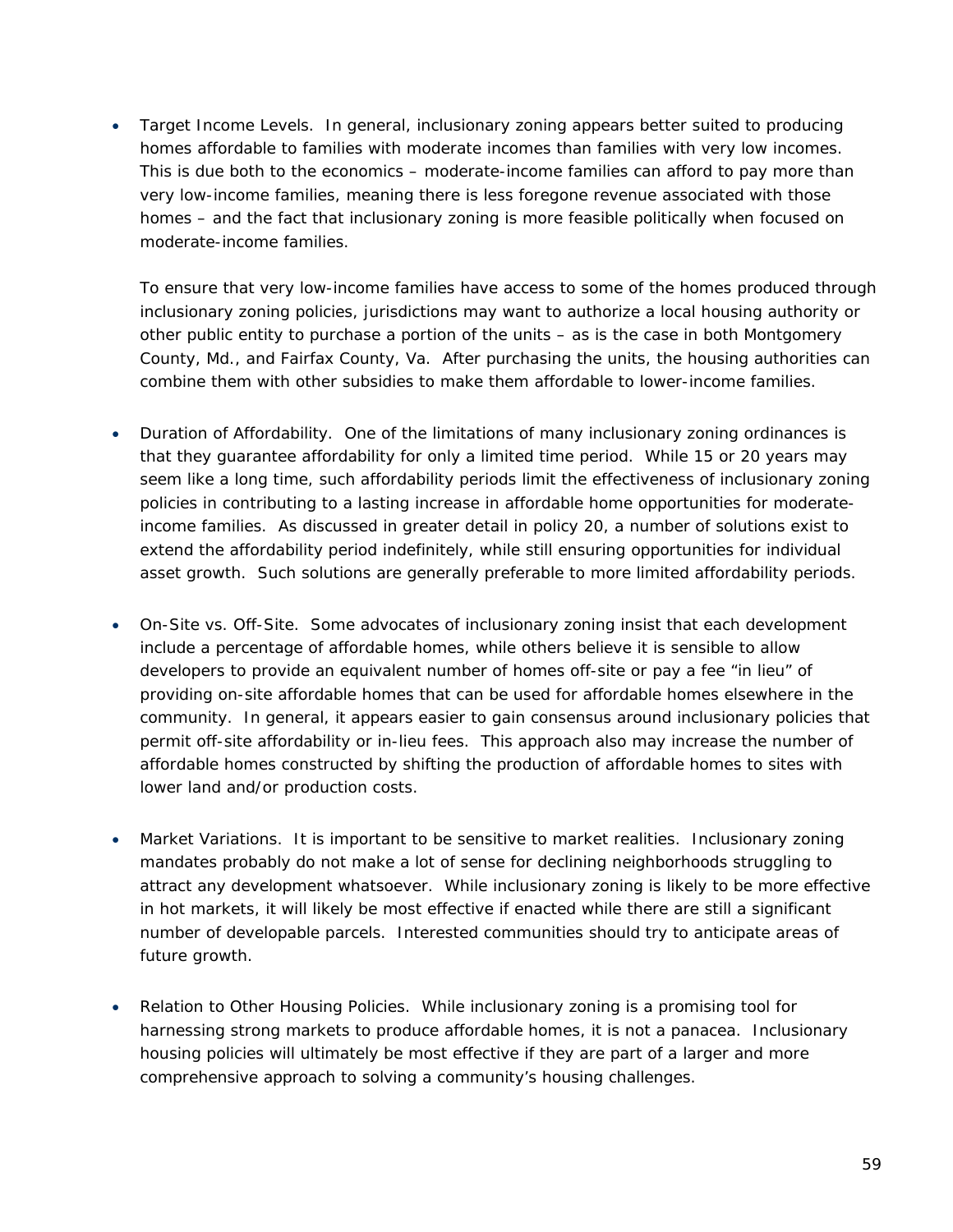- Target Income Levels. In general, inclusionary zoning appears better suited to producing homes affordable to families with moderate incomes than families with very low incomes. This is due both to the economics – moderate-income families can afford to pay more than very low-income families, meaning there is less foregone revenue associated with those homes – and the fact that inclusionary zoning is more feasible politically when focused on moderate-income families.

  To ensure that very low-income families have access to some of the homes produced through inclusionary zoning policies, jurisdictions may want to authorize a local housing authority or other public entity to purchase a portion of the units – as is the case in both Montgomery County, Md., and Fairfax County, Va. After purchasing the units, the housing authorities can combine them with other subsidies to make them affordable to lower-income families.

- Duration of Affordability. One of the limitations of many inclusionary zoning ordinances is that they guarantee affordability for only a limited time period. While 15 or 20 years may seem like a long time, such affordability periods limit the effectiveness of inclusionary zoning policies in contributing to a lasting increase in affordable home opportunities for moderate-income families. As discussed in greater detail in policy 20, a number of solutions exist to extend the affordability period indefinitely, while still ensuring opportunities for individual asset growth. Such solutions are generally preferable to more limited affordability periods.

- On-Site vs. Off-Site. Some advocates of inclusionary zoning insist that each development include a percentage of affordable homes, while others believe it is sensible to allow developers to provide an equivalent number of homes off-site or pay a fee "in lieu" of providing on-site affordable homes that can be used for affordable homes elsewhere in the community. In general, it appears easier to gain consensus around inclusionary policies that permit off-site affordability or in-lieu fees. This approach also may increase the number of affordable homes constructed by shifting the production of affordable homes to sites with lower land and/or production costs.

- Market Variations. It is important to be sensitive to market realities. Inclusionary zoning mandates probably do not make a lot of sense for declining neighborhoods struggling to attract any development whatsoever. While inclusionary zoning is likely to be more effective in hot markets, it will likely be most effective if enacted while there are still a significant number of developable parcels. Interested communities should try to anticipate areas of future growth.

- Relation to Other Housing Policies. While inclusionary zoning is a promising tool for harnessing strong markets to produce affordable homes, it is not a panacea. Inclusionary housing policies will ultimately be most effective if they are part of a larger and more comprehensive approach to solving a community's housing challenges.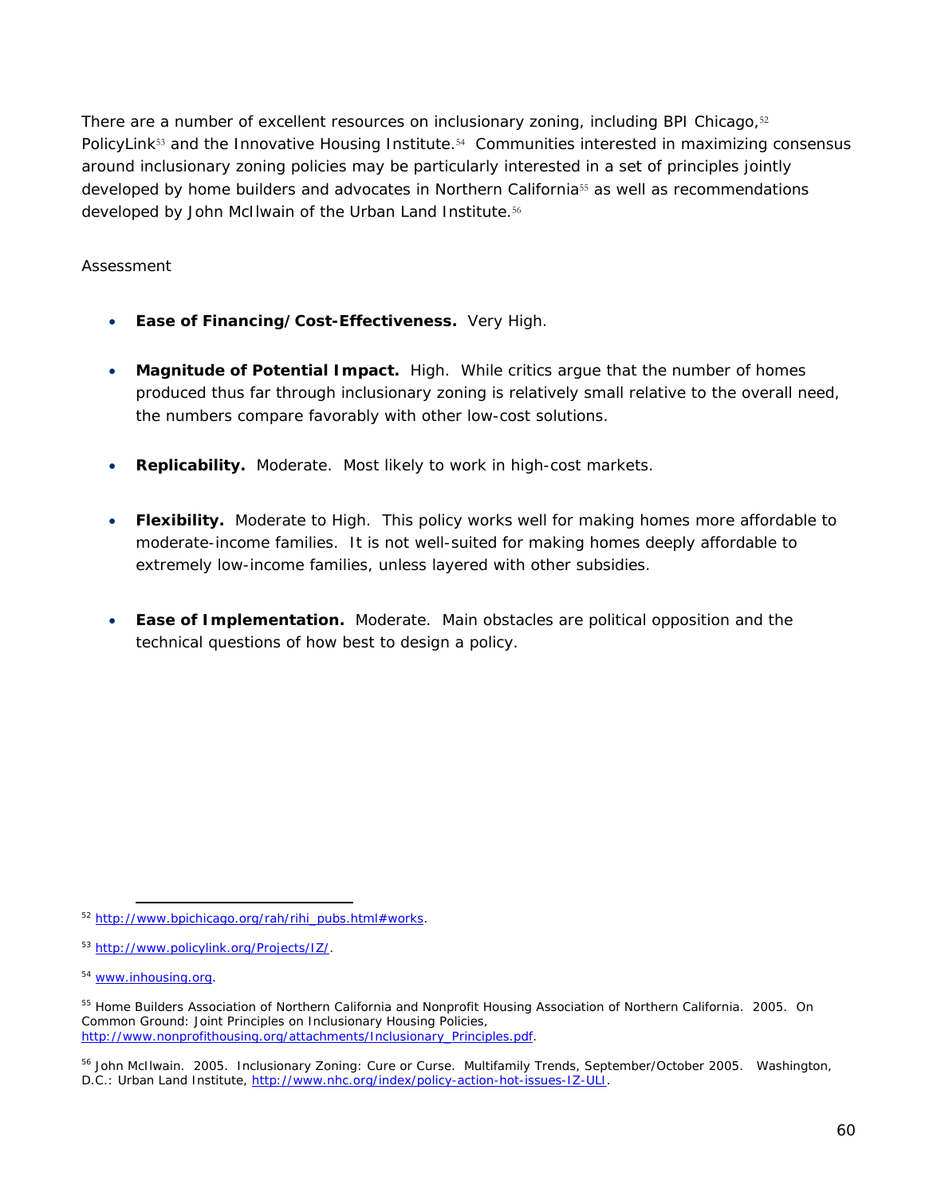There are a number of excellent resources on inclusionary zoning, including BPI Chicago,[52] PolicyLink[53] and the Innovative Housing Institute.[54] Communities interested in maximizing consensus around inclusionary zoning policies may be particularly interested in a set of principles jointly developed by home builders and advocates in Northern California[55] as well as recommendations developed by John McIlwain of the Urban Land Institute.[56]

Assessment

- **Ease of Financing/Cost-Effectiveness.** Very High.
- **Magnitude of Potential Impact.** High. While critics argue that the number of homes produced thus far through inclusionary zoning is relatively small relative to the overall need, the numbers compare favorably with other low-cost solutions.
- **Replicability.** Moderate. Most likely to work in high-cost markets.
- **Flexibility.** Moderate to High. This policy works well for making homes more affordable to moderate-income families. It is not well-suited for making homes deeply affordable to extremely low-income families, unless layered with other subsidies.
- **Ease of Implementation.** Moderate. Main obstacles are political opposition and the technical questions of how best to design a policy.

---

[52] http://www.bpichicago.org/rah/rihi_pubs.html#works.

[53] http://www.policylink.org/Projects/IZ/.

[54] www.inhousing.org.

[55] Home Builders Association of Northern California and Nonprofit Housing Association of Northern California. 2005. On Common Ground: Joint Principles on Inclusionary Housing Policies, http://www.nonprofithousing.org/attachments/Inclusionary_Principles.pdf.

[56] John McIlwain. 2005. Inclusionary Zoning: Cure or Curse. Multifamily Trends, September/October 2005. Washington, D.C.: Urban Land Institute, http://www.nhc.org/index/policy-action-hot-issues-IZ-ULI.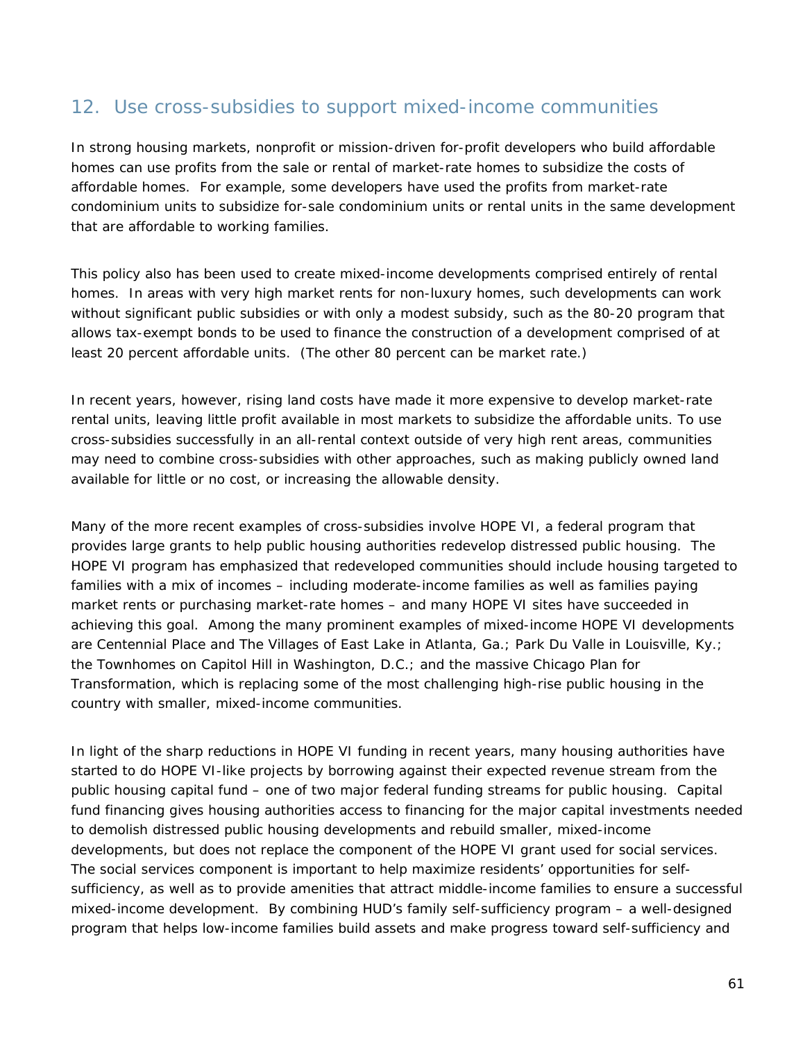## 12. Use cross-subsidies to support mixed-income communities

In strong housing markets, nonprofit or mission-driven for-profit developers who build affordable homes can use profits from the sale or rental of market-rate homes to subsidize the costs of affordable homes. For example, some developers have used the profits from market-rate condominium units to subsidize for-sale condominium units or rental units in the same development that are affordable to working families.

This policy also has been used to create mixed-income developments comprised entirely of rental homes. In areas with very high market rents for non-luxury homes, such developments can work without significant public subsidies or with only a modest subsidy, such as the 80-20 program that allows tax-exempt bonds to be used to finance the construction of a development comprised of at least 20 percent affordable units. (The other 80 percent can be market rate.)

In recent years, however, rising land costs have made it more expensive to develop market-rate rental units, leaving little profit available in most markets to subsidize the affordable units. To use cross-subsidies successfully in an all-rental context outside of very high rent areas, communities may need to combine cross-subsidies with other approaches, such as making publicly owned land available for little or no cost, or increasing the allowable density.

Many of the more recent examples of cross-subsidies involve HOPE VI, a federal program that provides large grants to help public housing authorities redevelop distressed public housing. The HOPE VI program has emphasized that redeveloped communities should include housing targeted to families with a mix of incomes – including moderate-income families as well as families paying market rents or purchasing market-rate homes – and many HOPE VI sites have succeeded in achieving this goal. Among the many prominent examples of mixed-income HOPE VI developments are Centennial Place and The Villages of East Lake in Atlanta, Ga.; Park Du Valle in Louisville, Ky.; the Townhomes on Capitol Hill in Washington, D.C.; and the massive Chicago Plan for Transformation, which is replacing some of the most challenging high-rise public housing in the country with smaller, mixed-income communities.

In light of the sharp reductions in HOPE VI funding in recent years, many housing authorities have started to do HOPE VI-like projects by borrowing against their expected revenue stream from the public housing capital fund – one of two major federal funding streams for public housing. Capital fund financing gives housing authorities access to financing for the major capital investments needed to demolish distressed public housing developments and rebuild smaller, mixed-income developments, but does not replace the component of the HOPE VI grant used for social services. The social services component is important to help maximize residents' opportunities for self-sufficiency, as well as to provide amenities that attract middle-income families to ensure a successful mixed-income development. By combining HUD's family self-sufficiency program – a well-designed program that helps low-income families build assets and make progress toward self-sufficiency and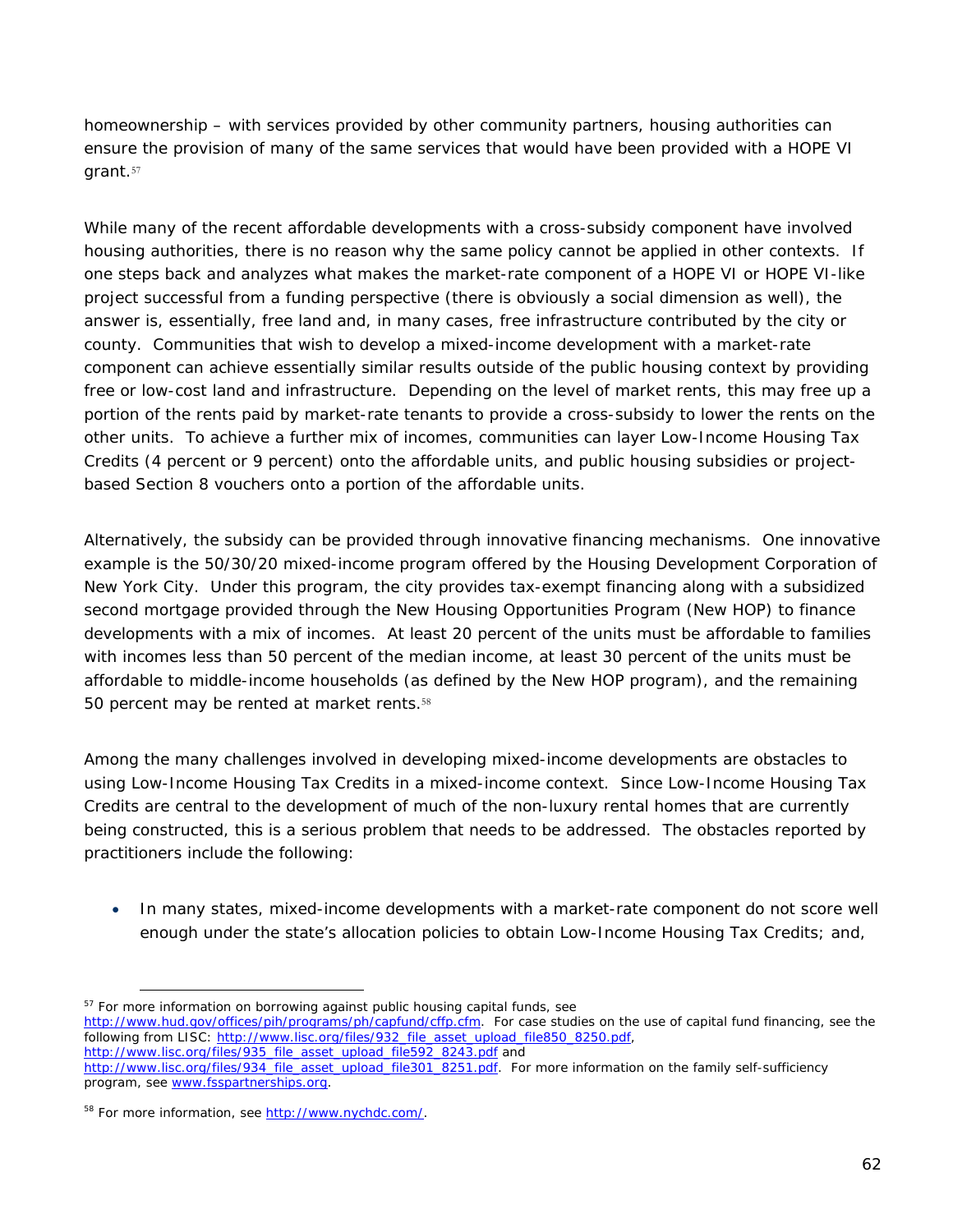homeownership – with services provided by other community partners, housing authorities can ensure the provision of many of the same services that would have been provided with a HOPE VI grant.[57]

While many of the recent affordable developments with a cross-subsidy component have involved housing authorities, there is no reason why the same policy cannot be applied in other contexts. If one steps back and analyzes what makes the market-rate component of a HOPE VI or HOPE VI-like project successful from a funding perspective (there is obviously a social dimension as well), the answer is, essentially, free land and, in many cases, free infrastructure contributed by the city or county. Communities that wish to develop a mixed-income development with a market-rate component can achieve essentially similar results outside of the public housing context by providing free or low-cost land and infrastructure. Depending on the level of market rents, this may free up a portion of the rents paid by market-rate tenants to provide a cross-subsidy to lower the rents on the other units. To achieve a further mix of incomes, communities can layer Low-Income Housing Tax Credits (4 percent or 9 percent) onto the affordable units, and public housing subsidies or project-based Section 8 vouchers onto a portion of the affordable units.

Alternatively, the subsidy can be provided through innovative financing mechanisms. One innovative example is the 50/30/20 mixed-income program offered by the Housing Development Corporation of New York City. Under this program, the city provides tax-exempt financing along with a subsidized second mortgage provided through the New Housing Opportunities Program (New HOP) to finance developments with a mix of incomes. At least 20 percent of the units must be affordable to families with incomes less than 50 percent of the median income, at least 30 percent of the units must be affordable to middle-income households (as defined by the New HOP program), and the remaining 50 percent may be rented at market rents.[58]

Among the many challenges involved in developing mixed-income developments are obstacles to using Low-Income Housing Tax Credits in a mixed-income context. Since Low-Income Housing Tax Credits are central to the development of much of the non-luxury rental homes that are currently being constructed, this is a serious problem that needs to be addressed. The obstacles reported by practitioners include the following:

- In many states, mixed-income developments with a market-rate component do not score well enough under the state's allocation policies to obtain Low-Income Housing Tax Credits; and,

---

[57] For more information on borrowing against public housing capital funds, see http://www.hud.gov/offices/pih/programs/ph/capfund/cffp.cfm. For case studies on the use of capital fund financing, see the following from LISC: http://www.lisc.org/files/932_file_asset_upload_file850_8250.pdf, http://www.lisc.org/files/935_file_asset_upload_file592_8243.pdf and http://www.lisc.org/files/934_file_asset_upload_file301_8251.pdf. For more information on the family self-sufficiency program, see www.fsspartnerships.org.

[58] For more information, see http://www.nychdc.com/.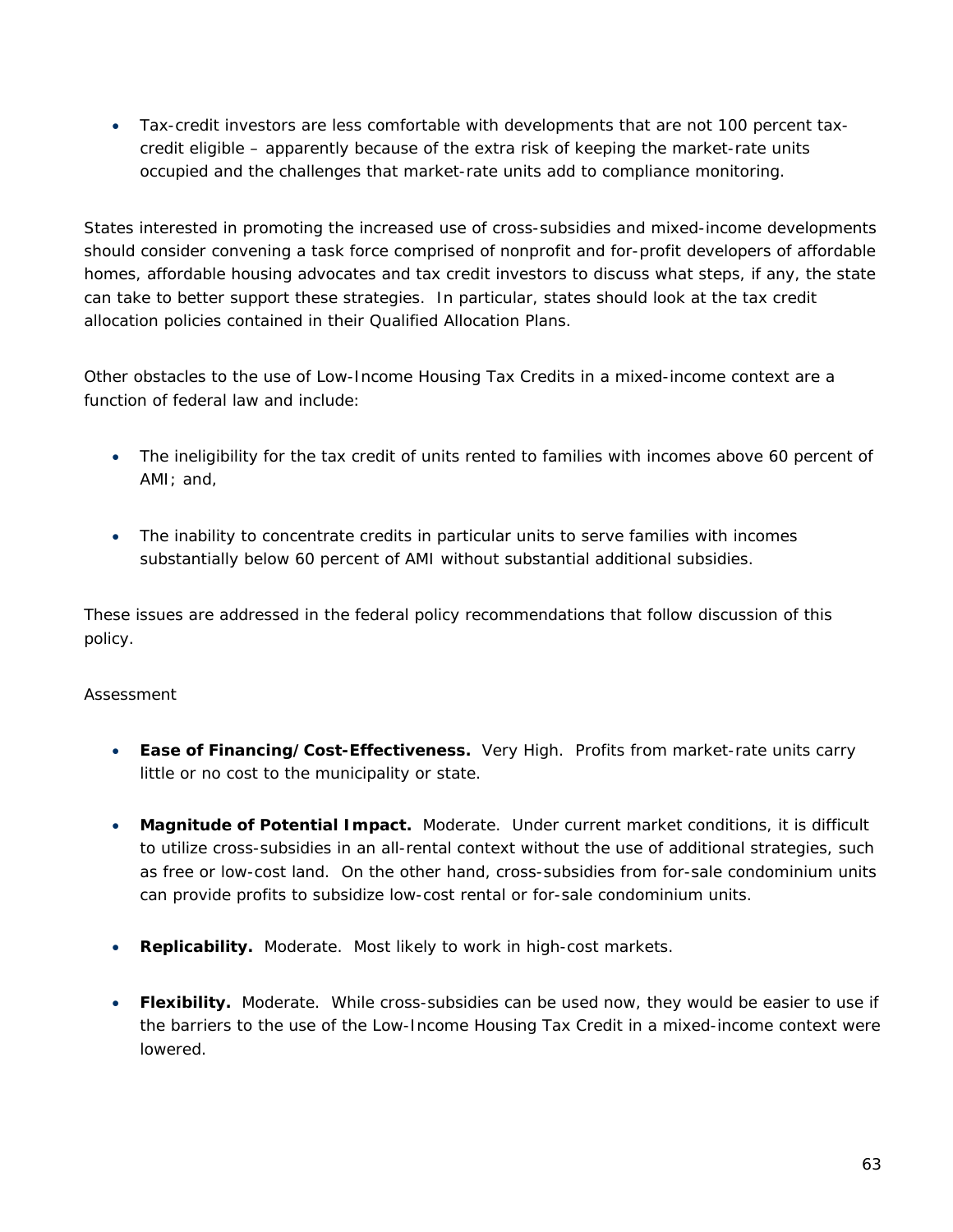- Tax-credit investors are less comfortable with developments that are not 100 percent tax-credit eligible – apparently because of the extra risk of keeping the market-rate units occupied and the challenges that market-rate units add to compliance monitoring.

States interested in promoting the increased use of cross-subsidies and mixed-income developments should consider convening a task force comprised of nonprofit and for-profit developers of affordable homes, affordable housing advocates and tax credit investors to discuss what steps, if any, the state can take to better support these strategies. In particular, states should look at the tax credit allocation policies contained in their Qualified Allocation Plans.

Other obstacles to the use of Low-Income Housing Tax Credits in a mixed-income context are a function of federal law and include:

- The ineligibility for the tax credit of units rented to families with incomes above 60 percent of AMI; and,

- The inability to concentrate credits in particular units to serve families with incomes substantially below 60 percent of AMI without substantial additional subsidies.

These issues are addressed in the federal policy recommendations that follow discussion of this policy.

Assessment

- **Ease of Financing/Cost-Effectiveness.** Very High. Profits from market-rate units carry little or no cost to the municipality or state.

- **Magnitude of Potential Impact.** Moderate. Under current market conditions, it is difficult to utilize cross-subsidies in an all-rental context without the use of additional strategies, such as free or low-cost land. On the other hand, cross-subsidies from for-sale condominium units can provide profits to subsidize low-cost rental or for-sale condominium units.

- **Replicability.** Moderate. Most likely to work in high-cost markets.

- **Flexibility.** Moderate. While cross-subsidies can be used now, they would be easier to use if the barriers to the use of the Low-Income Housing Tax Credit in a mixed-income context were lowered.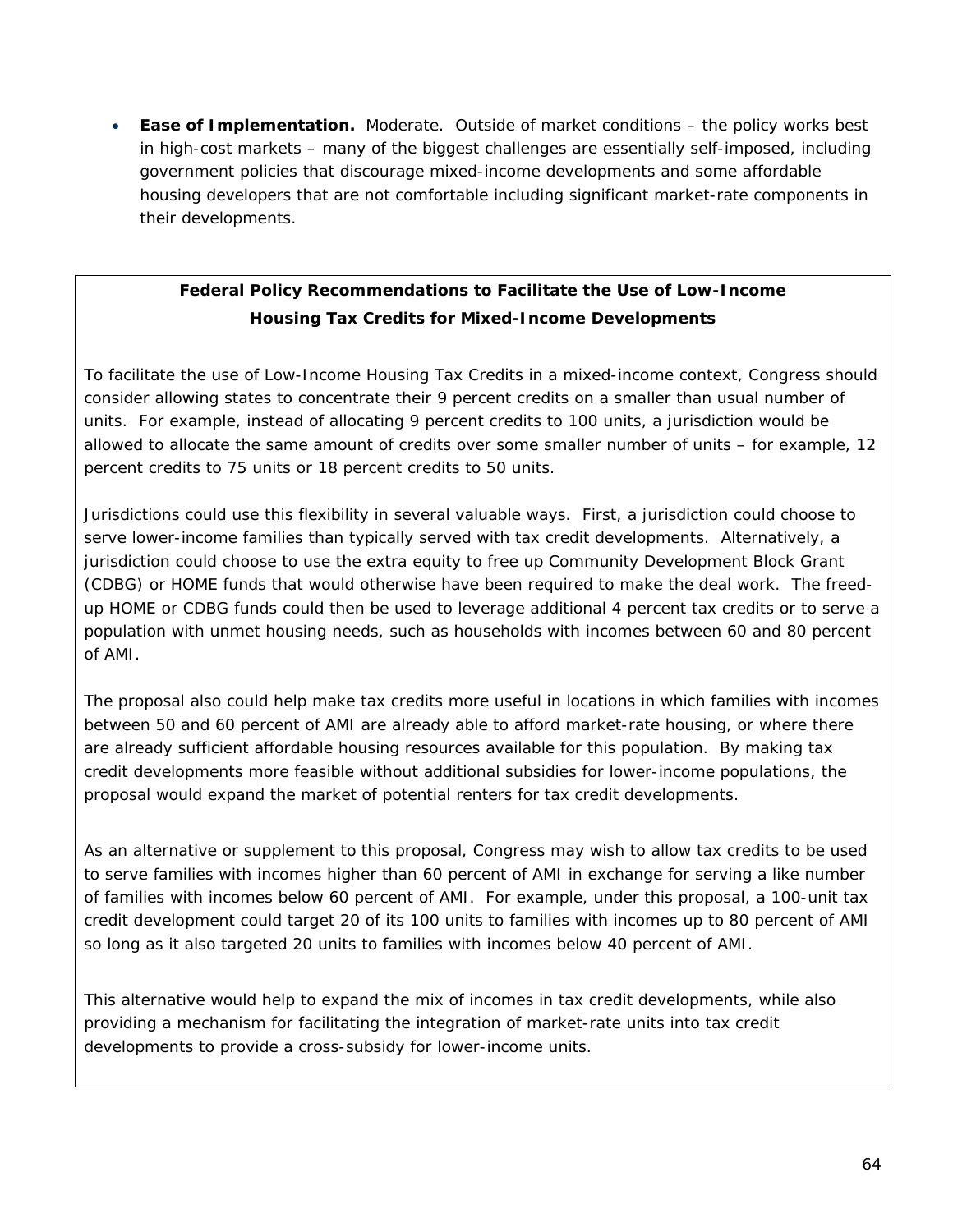- **Ease of Implementation.** Moderate. Outside of market conditions – the policy works best in high-cost markets – many of the biggest challenges are essentially self-imposed, including government policies that discourage mixed-income developments and some affordable housing developers that are not comfortable including significant market-rate components in their developments.

**Federal Policy Recommendations to Facilitate the Use of Low-Income Housing Tax Credits for Mixed-Income Developments**

To facilitate the use of Low-Income Housing Tax Credits in a mixed-income context, Congress should consider allowing states to concentrate their 9 percent credits on a smaller than usual number of units. For example, instead of allocating 9 percent credits to 100 units, a jurisdiction would be allowed to allocate the same amount of credits over some smaller number of units – for example, 12 percent credits to 75 units or 18 percent credits to 50 units.

Jurisdictions could use this flexibility in several valuable ways. First, a jurisdiction could choose to serve lower-income families than typically served with tax credit developments. Alternatively, a jurisdiction could choose to use the extra equity to free up Community Development Block Grant (CDBG) or HOME funds that would otherwise have been required to make the deal work. The freed-up HOME or CDBG funds could then be used to leverage additional 4 percent tax credits or to serve a population with unmet housing needs, such as households with incomes between 60 and 80 percent of AMI.

The proposal also could help make tax credits more useful in locations in which families with incomes between 50 and 60 percent of AMI are already able to afford market-rate housing, or where there are already sufficient affordable housing resources available for this population. By making tax credit developments more feasible without additional subsidies for lower-income populations, the proposal would expand the market of potential renters for tax credit developments.

As an alternative or supplement to this proposal, Congress may wish to allow tax credits to be used to serve families with incomes higher than 60 percent of AMI in exchange for serving a like number of families with incomes below 60 percent of AMI. For example, under this proposal, a 100-unit tax credit development could target 20 of its 100 units to families with incomes up to 80 percent of AMI so long as it also targeted 20 units to families with incomes below 40 percent of AMI.

This alternative would help to expand the mix of incomes in tax credit developments, while also providing a mechanism for facilitating the integration of market-rate units into tax credit developments to provide a cross-subsidy for lower-income units.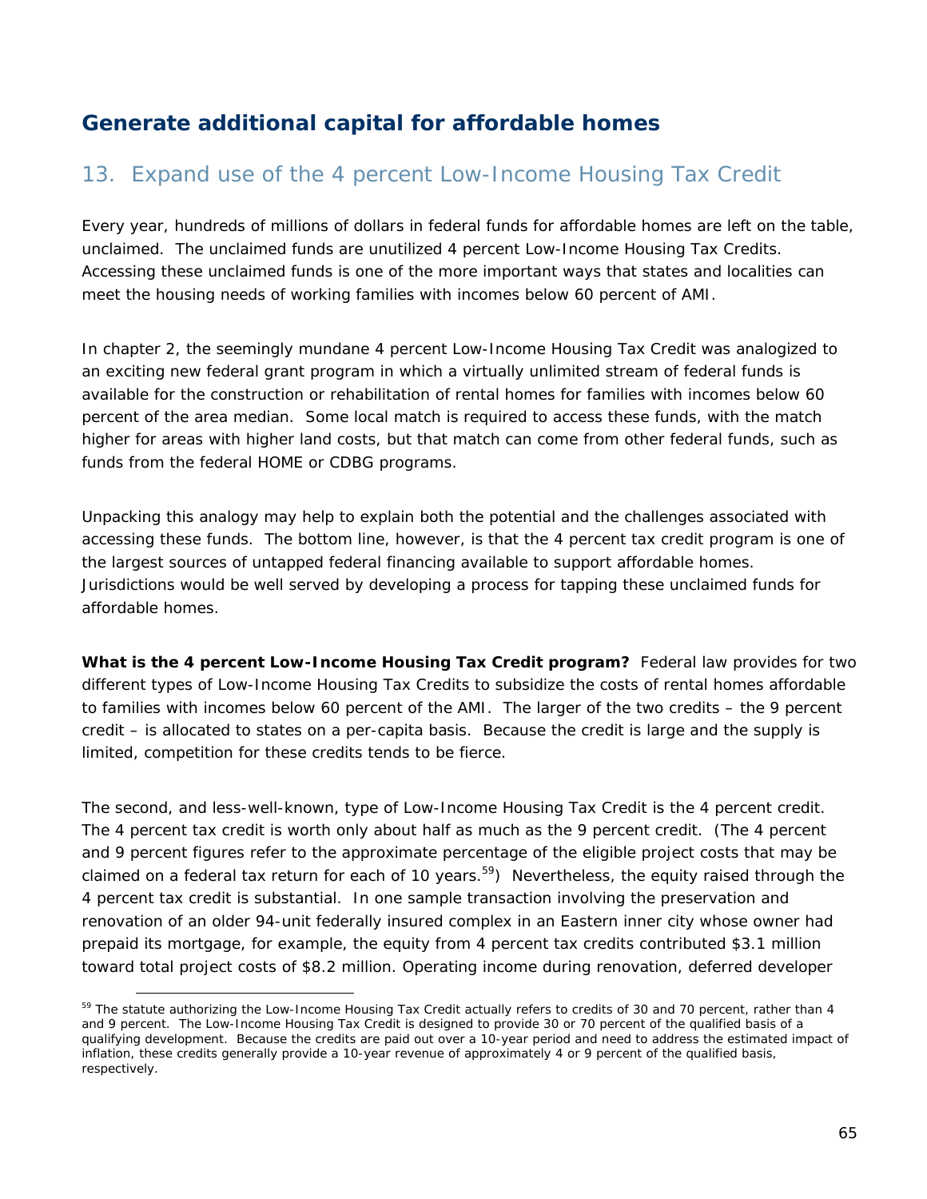## Generate additional capital for affordable homes

### 13. Expand use of the 4 percent Low-Income Housing Tax Credit

Every year, hundreds of millions of dollars in federal funds for affordable homes are left on the table, unclaimed. The unclaimed funds are unutilized 4 percent Low-Income Housing Tax Credits. Accessing these unclaimed funds is one of the more important ways that states and localities can meet the housing needs of working families with incomes below 60 percent of AMI.

In chapter 2, the seemingly mundane 4 percent Low-Income Housing Tax Credit was analogized to an exciting new federal grant program in which a virtually unlimited stream of federal funds is available for the construction or rehabilitation of rental homes for families with incomes below 60 percent of the area median. Some local match is required to access these funds, with the match higher for areas with higher land costs, but that match can come from other federal funds, such as funds from the federal HOME or CDBG programs.

Unpacking this analogy may help to explain both the potential and the challenges associated with accessing these funds. The bottom line, however, is that the 4 percent tax credit program is one of the largest sources of untapped federal financing available to support affordable homes. Jurisdictions would be well served by developing a process for tapping these unclaimed funds for affordable homes.

**What is the 4 percent Low-Income Housing Tax Credit program?** Federal law provides for two different types of Low-Income Housing Tax Credits to subsidize the costs of rental homes affordable to families with incomes below 60 percent of the AMI. The larger of the two credits – the 9 percent credit – is allocated to states on a per-capita basis. Because the credit is large and the supply is limited, competition for these credits tends to be fierce.

The second, and less-well-known, type of Low-Income Housing Tax Credit is the 4 percent credit. The 4 percent tax credit is worth only about half as much as the 9 percent credit. (The 4 percent and 9 percent figures refer to the approximate percentage of the eligible project costs that may be claimed on a federal tax return for each of 10 years.[59]) Nevertheless, the equity raised through the 4 percent tax credit is substantial. In one sample transaction involving the preservation and renovation of an older 94-unit federally insured complex in an Eastern inner city whose owner had prepaid its mortgage, for example, the equity from 4 percent tax credits contributed $3.1 million toward total project costs of $8.2 million. Operating income during renovation, deferred developer

[59] The statute authorizing the Low-Income Housing Tax Credit actually refers to credits of 30 and 70 percent, rather than 4 and 9 percent. The Low-Income Housing Tax Credit is designed to provide 30 or 70 percent of the qualified basis of a qualifying development. Because the credits are paid out over a 10-year period and need to address the estimated impact of inflation, these credits generally provide a 10-year revenue of approximately 4 or 9 percent of the qualified basis, respectively.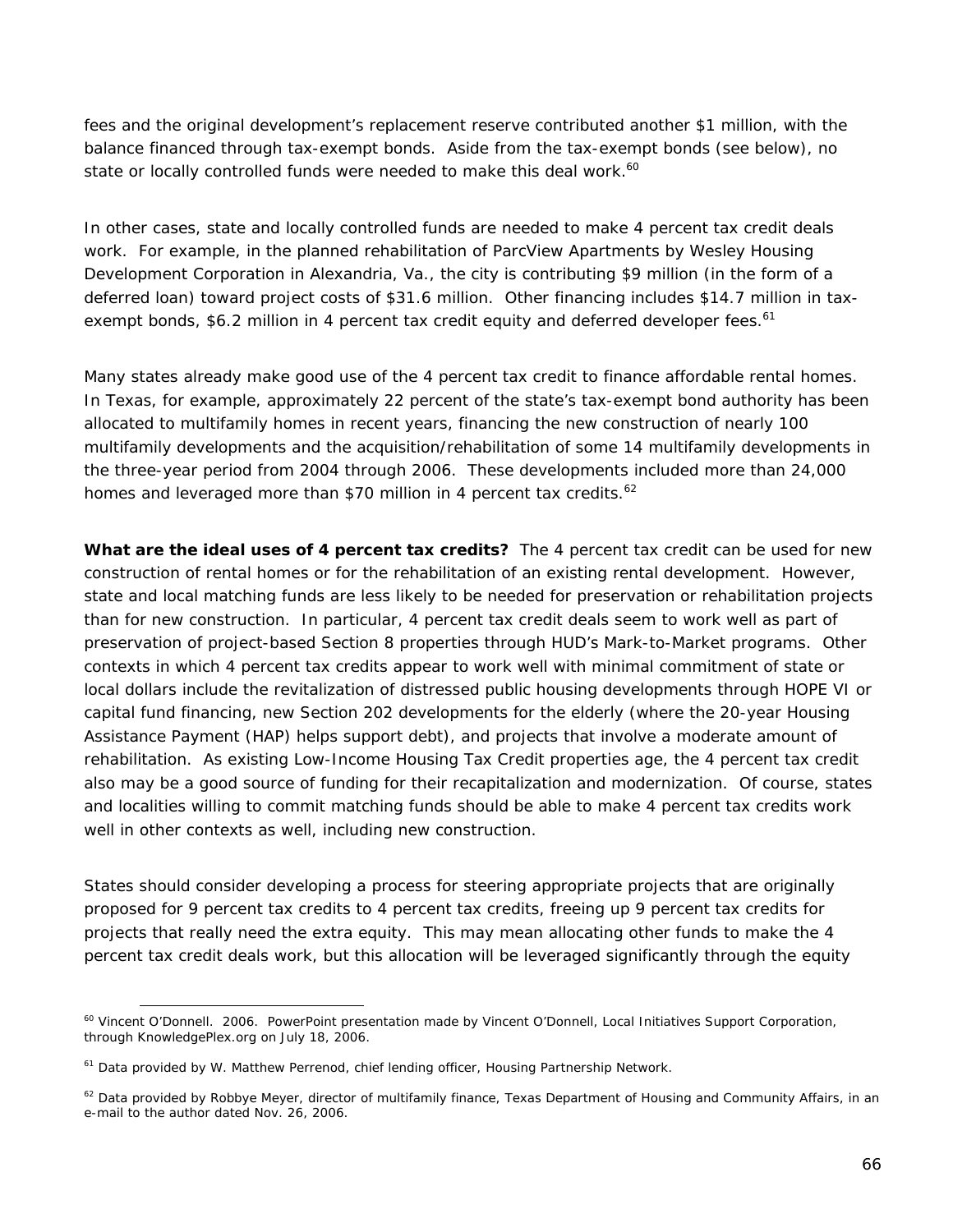fees and the original development's replacement reserve contributed another $1 million, with the balance financed through tax-exempt bonds. Aside from the tax-exempt bonds (see below), no state or locally controlled funds were needed to make this deal work.[60]

In other cases, state and locally controlled funds are needed to make 4 percent tax credit deals work. For example, in the planned rehabilitation of ParcView Apartments by Wesley Housing Development Corporation in Alexandria, Va., the city is contributing $9 million (in the form of a deferred loan) toward project costs of $31.6 million. Other financing includes $14.7 million in tax-exempt bonds, $6.2 million in 4 percent tax credit equity and deferred developer fees.[61]

Many states already make good use of the 4 percent tax credit to finance affordable rental homes. In Texas, for example, approximately 22 percent of the state's tax-exempt bond authority has been allocated to multifamily homes in recent years, financing the new construction of nearly 100 multifamily developments and the acquisition/rehabilitation of some 14 multifamily developments in the three-year period from 2004 through 2006. These developments included more than 24,000 homes and leveraged more than $70 million in 4 percent tax credits.[62]

**What are the ideal uses of 4 percent tax credits?** The 4 percent tax credit can be used for new construction of rental homes or for the rehabilitation of an existing rental development. However, state and local matching funds are less likely to be needed for preservation or rehabilitation projects than for new construction. In particular, 4 percent tax credit deals seem to work well as part of preservation of project-based Section 8 properties through HUD's Mark-to-Market programs. Other contexts in which 4 percent tax credits appear to work well with minimal commitment of state or local dollars include the revitalization of distressed public housing developments through HOPE VI or capital fund financing, new Section 202 developments for the elderly (where the 20-year Housing Assistance Payment (HAP) helps support debt), and projects that involve a moderate amount of rehabilitation. As existing Low-Income Housing Tax Credit properties age, the 4 percent tax credit also may be a good source of funding for their recapitalization and modernization. Of course, states and localities willing to commit matching funds should be able to make 4 percent tax credits work well in other contexts as well, including new construction.

States should consider developing a process for steering appropriate projects that are originally proposed for 9 percent tax credits to 4 percent tax credits, freeing up 9 percent tax credits for projects that really need the extra equity. This may mean allocating other funds to make the 4 percent tax credit deals work, but this allocation will be leveraged significantly through the equity

---

[60] Vincent O'Donnell. 2006. PowerPoint presentation made by Vincent O'Donnell, Local Initiatives Support Corporation, through KnowledgePlex.org on July 18, 2006.

[61] Data provided by W. Matthew Perrenod, chief lending officer, Housing Partnership Network.

[62] Data provided by Robbye Meyer, director of multifamily finance, Texas Department of Housing and Community Affairs, in an e-mail to the author dated Nov. 26, 2006.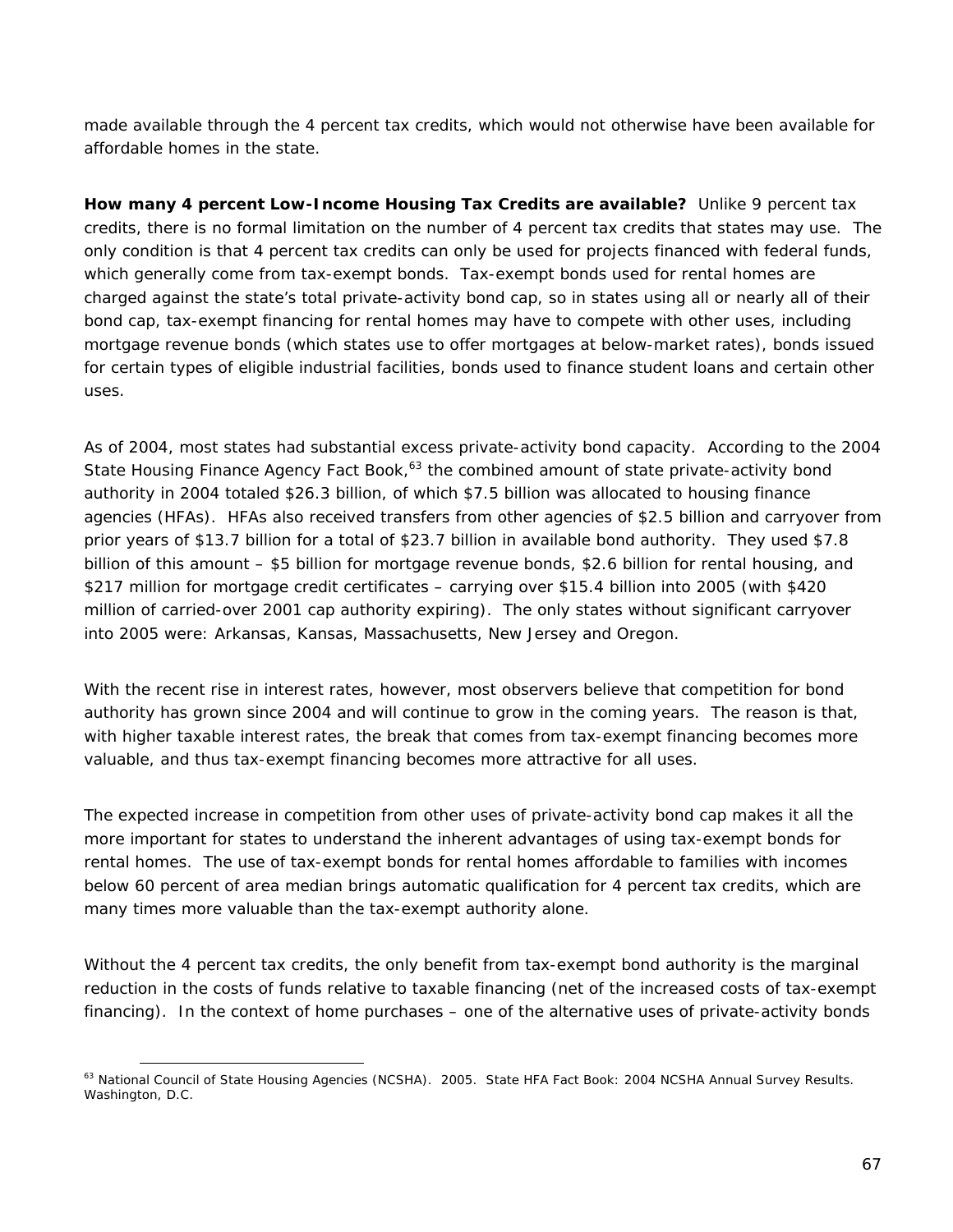made available through the 4 percent tax credits, which would not otherwise have been available for affordable homes in the state.

**How many 4 percent Low-Income Housing Tax Credits are available?** Unlike 9 percent tax credits, there is no formal limitation on the number of 4 percent tax credits that states may use. The only condition is that 4 percent tax credits can only be used for projects financed with federal funds, which generally come from tax-exempt bonds. Tax-exempt bonds used for rental homes are charged against the state's total private-activity bond cap, so in states using all or nearly all of their bond cap, tax-exempt financing for rental homes may have to compete with other uses, including mortgage revenue bonds (which states use to offer mortgages at below-market rates), bonds issued for certain types of eligible industrial facilities, bonds used to finance student loans and certain other uses.

As of 2004, most states had substantial excess private-activity bond capacity. According to the 2004 State Housing Finance Agency Fact Book,[63] the combined amount of state private-activity bond authority in 2004 totaled $26.3 billion, of which $7.5 billion was allocated to housing finance agencies (HFAs). HFAs also received transfers from other agencies of $2.5 billion and carryover from prior years of $13.7 billion for a total of $23.7 billion in available bond authority. They used $7.8 billion of this amount – $5 billion for mortgage revenue bonds, $2.6 billion for rental housing, and $217 million for mortgage credit certificates – carrying over $15.4 billion into 2005 (with $420 million of carried-over 2001 cap authority expiring). The only states without significant carryover into 2005 were: Arkansas, Kansas, Massachusetts, New Jersey and Oregon.

With the recent rise in interest rates, however, most observers believe that competition for bond authority has grown since 2004 and will continue to grow in the coming years. The reason is that, with higher taxable interest rates, the break that comes from tax-exempt financing becomes more valuable, and thus tax-exempt financing becomes more attractive for all uses.

The expected increase in competition from other uses of private-activity bond cap makes it all the more important for states to understand the inherent advantages of using tax-exempt bonds for rental homes. The use of tax-exempt bonds for rental homes affordable to families with incomes below 60 percent of area median brings automatic qualification for 4 percent tax credits, which are many times more valuable than the tax-exempt authority alone.

Without the 4 percent tax credits, the only benefit from tax-exempt bond authority is the marginal reduction in the costs of funds relative to taxable financing (net of the increased costs of tax-exempt financing). In the context of home purchases – one of the alternative uses of private-activity bonds

---

[63] National Council of State Housing Agencies (NCSHA). 2005. State HFA Fact Book: 2004 NCSHA Annual Survey Results. Washington, D.C.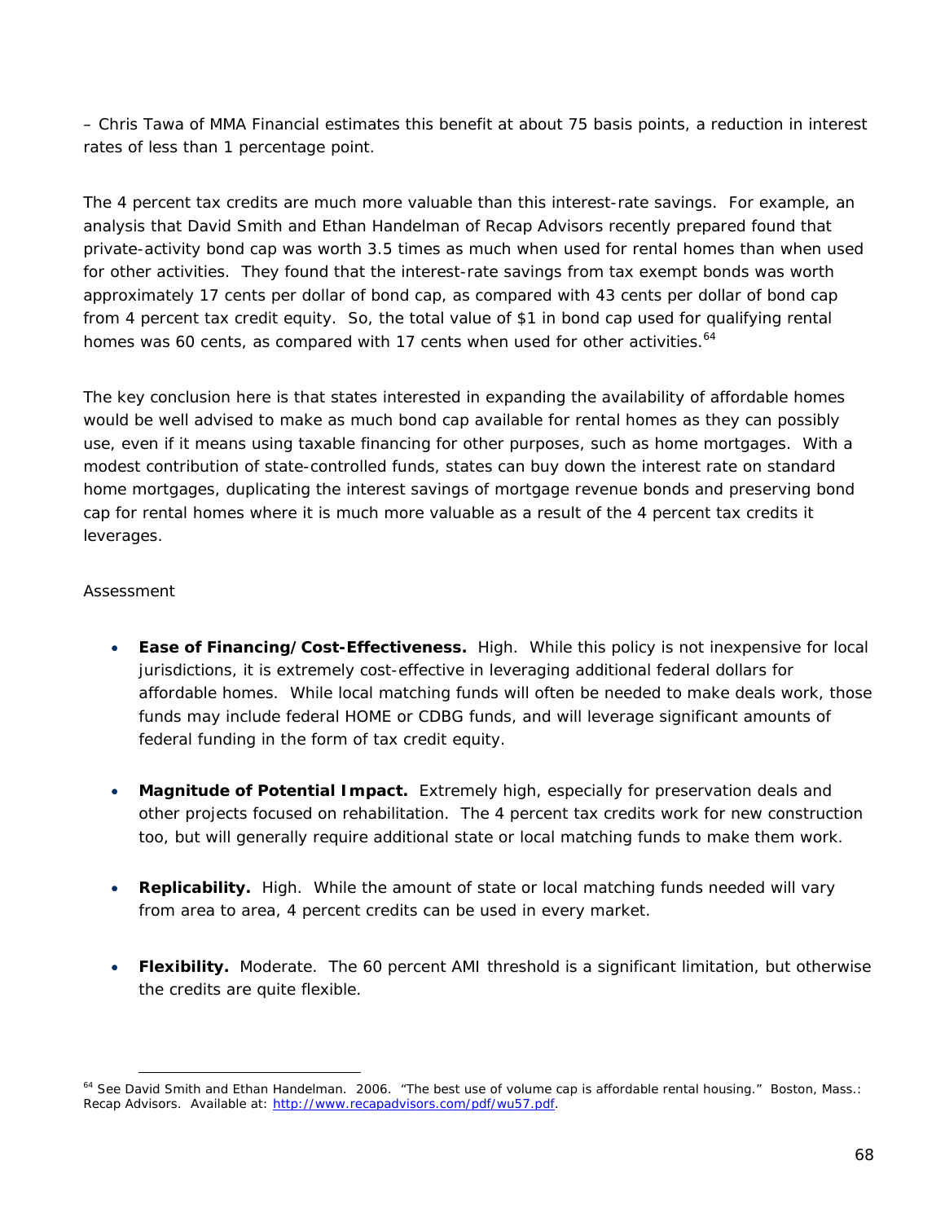– Chris Tawa of MMA Financial estimates this benefit at about 75 basis points, a reduction in interest rates of less than 1 percentage point.

The 4 percent tax credits are much more valuable than this interest-rate savings. For example, an analysis that David Smith and Ethan Handelman of Recap Advisors recently prepared found that private-activity bond cap was worth 3.5 times as much when used for rental homes than when used for other activities. They found that the interest-rate savings from tax exempt bonds was worth approximately 17 cents per dollar of bond cap, as compared with 43 cents per dollar of bond cap from 4 percent tax credit equity. So, the total value of $1 in bond cap used for qualifying rental homes was 60 cents, as compared with 17 cents when used for other activities.[64]

The key conclusion here is that states interested in expanding the availability of affordable homes would be well advised to make as much bond cap available for rental homes as they can possibly use, even if it means using taxable financing for other purposes, such as home mortgages. With a modest contribution of state-controlled funds, states can buy down the interest rate on standard home mortgages, duplicating the interest savings of mortgage revenue bonds and preserving bond cap for rental homes where it is much more valuable as a result of the 4 percent tax credits it leverages.

Assessment

- **Ease of Financing/Cost-Effectiveness.** High. While this policy is not inexpensive for local jurisdictions, it is extremely cost-effective in leveraging additional federal dollars for affordable homes. While local matching funds will often be needed to make deals work, those funds may include federal HOME or CDBG funds, and will leverage significant amounts of federal funding in the form of tax credit equity.

- **Magnitude of Potential Impact.** Extremely high, especially for preservation deals and other projects focused on rehabilitation. The 4 percent tax credits work for new construction too, but will generally require additional state or local matching funds to make them work.

- **Replicability.** High. While the amount of state or local matching funds needed will vary from area to area, 4 percent credits can be used in every market.

- **Flexibility.** Moderate. The 60 percent AMI threshold is a significant limitation, but otherwise the credits are quite flexible.

[64] See David Smith and Ethan Handelman. 2006. "The best use of volume cap is affordable rental housing." Boston, Mass.: Recap Advisors. Available at: http://www.recapadvisors.com/pdf/wu57.pdf.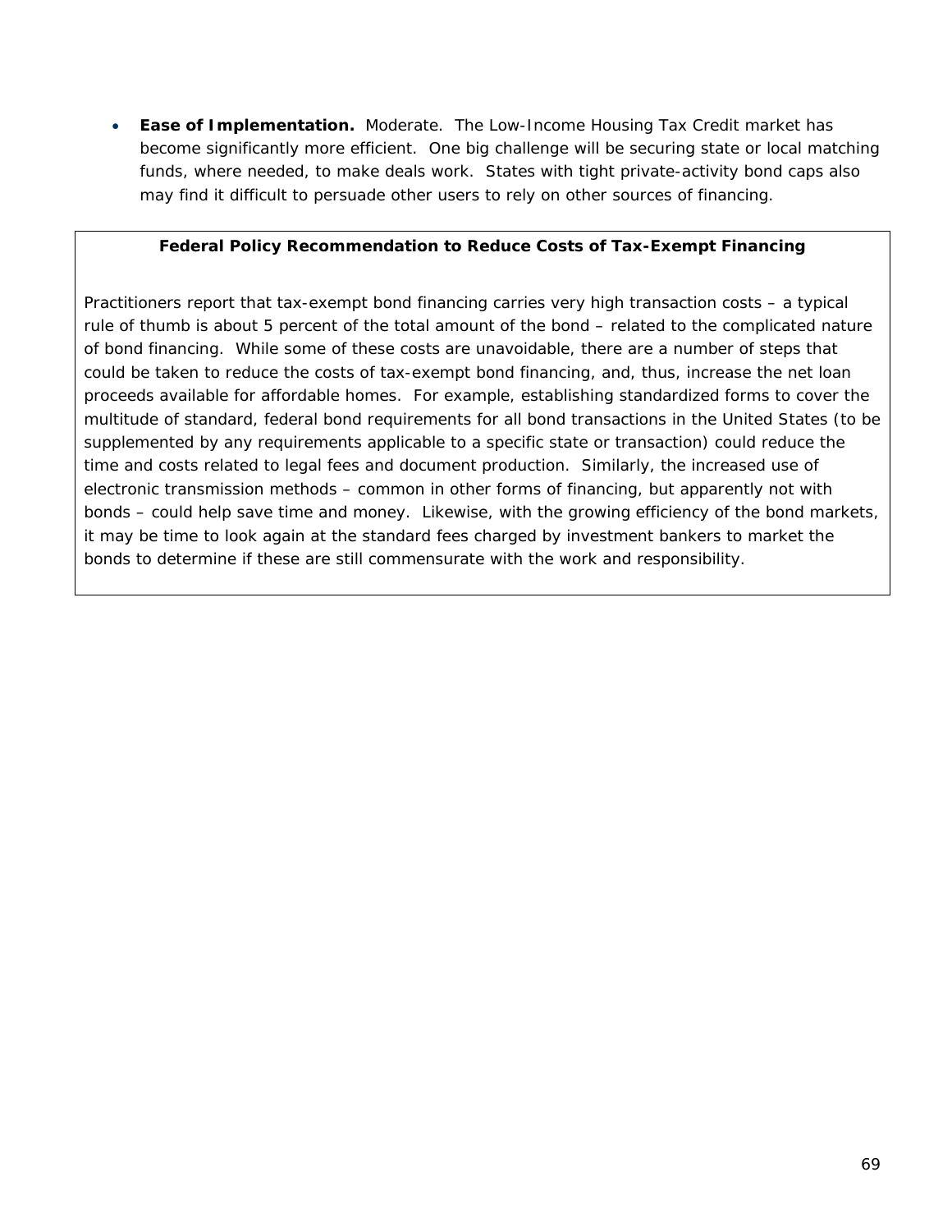- **Ease of Implementation.** Moderate. The Low-Income Housing Tax Credit market has become significantly more efficient. One big challenge will be securing state or local matching funds, where needed, to make deals work. States with tight private-activity bond caps also may find it difficult to persuade other users to rely on other sources of financing.

**Federal Policy Recommendation to Reduce Costs of Tax-Exempt Financing**

Practitioners report that tax-exempt bond financing carries very high transaction costs – a typical rule of thumb is about 5 percent of the total amount of the bond – related to the complicated nature of bond financing. While some of these costs are unavoidable, there are a number of steps that could be taken to reduce the costs of tax-exempt bond financing, and, thus, increase the net loan proceeds available for affordable homes. For example, establishing standardized forms to cover the multitude of standard, federal bond requirements for all bond transactions in the United States (to be supplemented by any requirements applicable to a specific state or transaction) could reduce the time and costs related to legal fees and document production. Similarly, the increased use of electronic transmission methods – common in other forms of financing, but apparently not with bonds – could help save time and money. Likewise, with the growing efficiency of the bond markets, it may be time to look again at the standard fees charged by investment bankers to market the bonds to determine if these are still commensurate with the work and responsibility.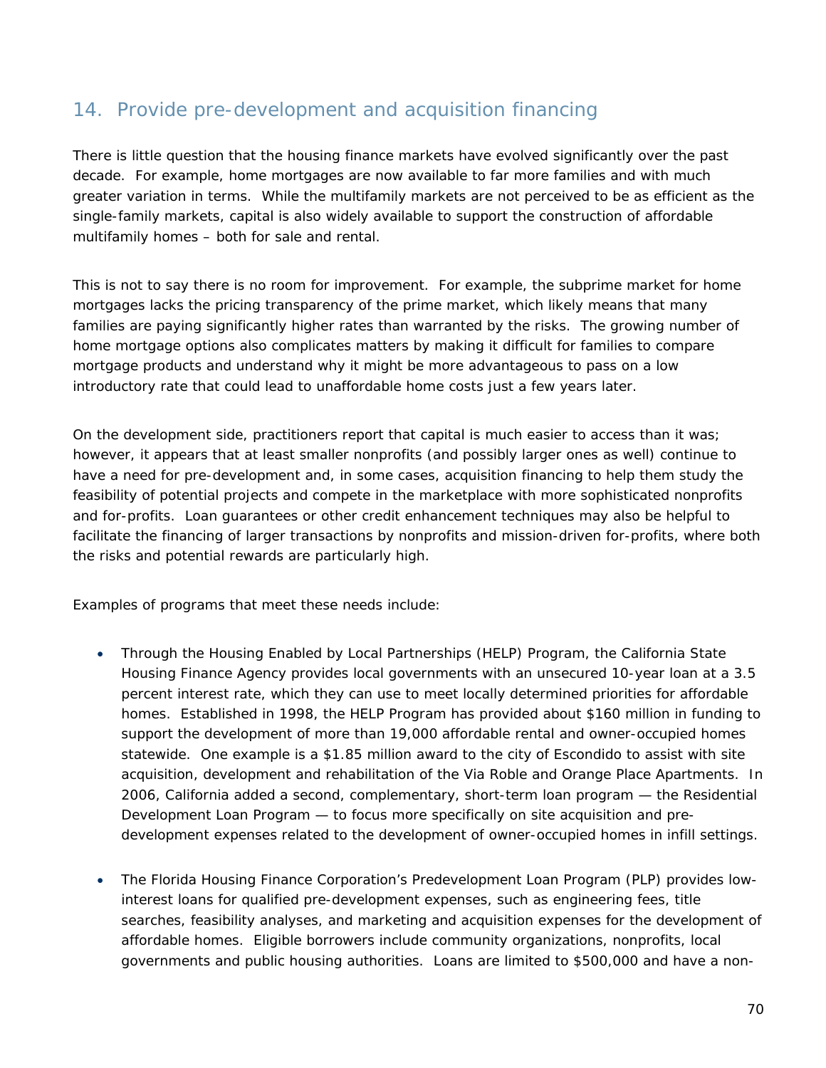## 14. Provide pre-development and acquisition financing

There is little question that the housing finance markets have evolved significantly over the past decade. For example, home mortgages are now available to far more families and with much greater variation in terms. While the multifamily markets are not perceived to be as efficient as the single-family markets, capital is also widely available to support the construction of affordable multifamily homes – both for sale and rental.

This is not to say there is no room for improvement. For example, the subprime market for home mortgages lacks the pricing transparency of the prime market, which likely means that many families are paying significantly higher rates than warranted by the risks. The growing number of home mortgage options also complicates matters by making it difficult for families to compare mortgage products and understand why it might be more advantageous to pass on a low introductory rate that could lead to unaffordable home costs just a few years later.

On the development side, practitioners report that capital is much easier to access than it was; however, it appears that at least smaller nonprofits (and possibly larger ones as well) continue to have a need for pre-development and, in some cases, acquisition financing to help them study the feasibility of potential projects and compete in the marketplace with more sophisticated nonprofits and for-profits. Loan guarantees or other credit enhancement techniques may also be helpful to facilitate the financing of larger transactions by nonprofits and mission-driven for-profits, where both the risks and potential rewards are particularly high.

Examples of programs that meet these needs include:

- Through the Housing Enabled by Local Partnerships (HELP) Program, the California State Housing Finance Agency provides local governments with an unsecured 10-year loan at a 3.5 percent interest rate, which they can use to meet locally determined priorities for affordable homes. Established in 1998, the HELP Program has provided about $160 million in funding to support the development of more than 19,000 affordable rental and owner-occupied homes statewide. One example is a $1.85 million award to the city of Escondido to assist with site acquisition, development and rehabilitation of the Via Roble and Orange Place Apartments. In 2006, California added a second, complementary, short-term loan program — the Residential Development Loan Program — to focus more specifically on site acquisition and pre-development expenses related to the development of owner-occupied homes in infill settings.

- The Florida Housing Finance Corporation's Predevelopment Loan Program (PLP) provides low-interest loans for qualified pre-development expenses, such as engineering fees, title searches, feasibility analyses, and marketing and acquisition expenses for the development of affordable homes. Eligible borrowers include community organizations, nonprofits, local governments and public housing authorities. Loans are limited to $500,000 and have a non-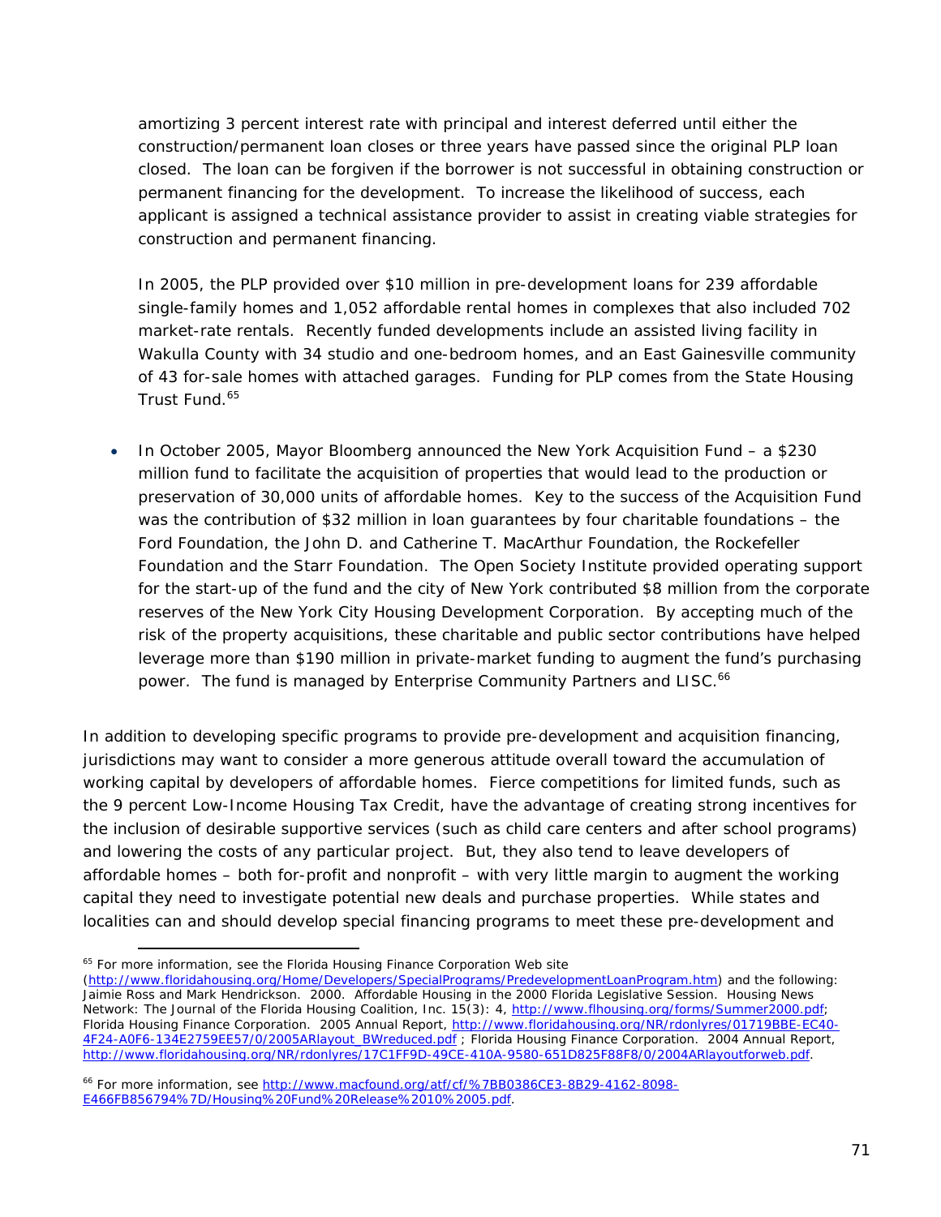amortizing 3 percent interest rate with principal and interest deferred until either the construction/permanent loan closes or three years have passed since the original PLP loan closed. The loan can be forgiven if the borrower is not successful in obtaining construction or permanent financing for the development. To increase the likelihood of success, each applicant is assigned a technical assistance provider to assist in creating viable strategies for construction and permanent financing.

In 2005, the PLP provided over $10 million in pre-development loans for 239 affordable single-family homes and 1,052 affordable rental homes in complexes that also included 702 market-rate rentals. Recently funded developments include an assisted living facility in Wakulla County with 34 studio and one-bedroom homes, and an East Gainesville community of 43 for-sale homes with attached garages. Funding for PLP comes from the State Housing Trust Fund.[65]

- In October 2005, Mayor Bloomberg announced the New York Acquisition Fund – a $230 million fund to facilitate the acquisition of properties that would lead to the production or preservation of 30,000 units of affordable homes. Key to the success of the Acquisition Fund was the contribution of $32 million in loan guarantees by four charitable foundations – the Ford Foundation, the John D. and Catherine T. MacArthur Foundation, the Rockefeller Foundation and the Starr Foundation. The Open Society Institute provided operating support for the start-up of the fund and the city of New York contributed $8 million from the corporate reserves of the New York City Housing Development Corporation. By accepting much of the risk of the property acquisitions, these charitable and public sector contributions have helped leverage more than $190 million in private-market funding to augment the fund's purchasing power. The fund is managed by Enterprise Community Partners and LISC.[66]

In addition to developing specific programs to provide pre-development and acquisition financing, jurisdictions may want to consider a more generous attitude overall toward the accumulation of working capital by developers of affordable homes. Fierce competitions for limited funds, such as the 9 percent Low-Income Housing Tax Credit, have the advantage of creating strong incentives for the inclusion of desirable supportive services (such as child care centers and after school programs) and lowering the costs of any particular project. But, they also tend to leave developers of affordable homes – both for-profit and nonprofit – with very little margin to augment the working capital they need to investigate potential new deals and purchase properties. While states and localities can and should develop special financing programs to meet these pre-development and

---

[65] For more information, see the Florida Housing Finance Corporation Web site (http://www.floridahousing.org/Home/Developers/SpecialPrograms/PredevelopmentLoanProgram.htm) and the following: Jaimie Ross and Mark Hendrickson. 2000. Affordable Housing in the 2000 Florida Legislative Session. Housing News Network: The Journal of the Florida Housing Coalition, Inc. 15(3): 4, http://www.flhousing.org/forms/Summer2000.pdf; Florida Housing Finance Corporation. 2005 Annual Report, http://www.floridahousing.org/NR/rdonlyres/01719BBE-EC40-4F24-A0F6-134E2759EE57/0/2005ARlayout_BWreduced.pdf ; Florida Housing Finance Corporation. 2004 Annual Report, http://www.floridahousing.org/NR/rdonlyres/17C1FF9D-49CE-410A-9580-651D825F88F8/0/2004ARlayoutforweb.pdf.

[66] For more information, see http://www.macfound.org/atf/cf/%7BB0386CE3-8B29-4162-8098-E466FB856794%7D/Housing%20Fund%20Release%2010%2005.pdf.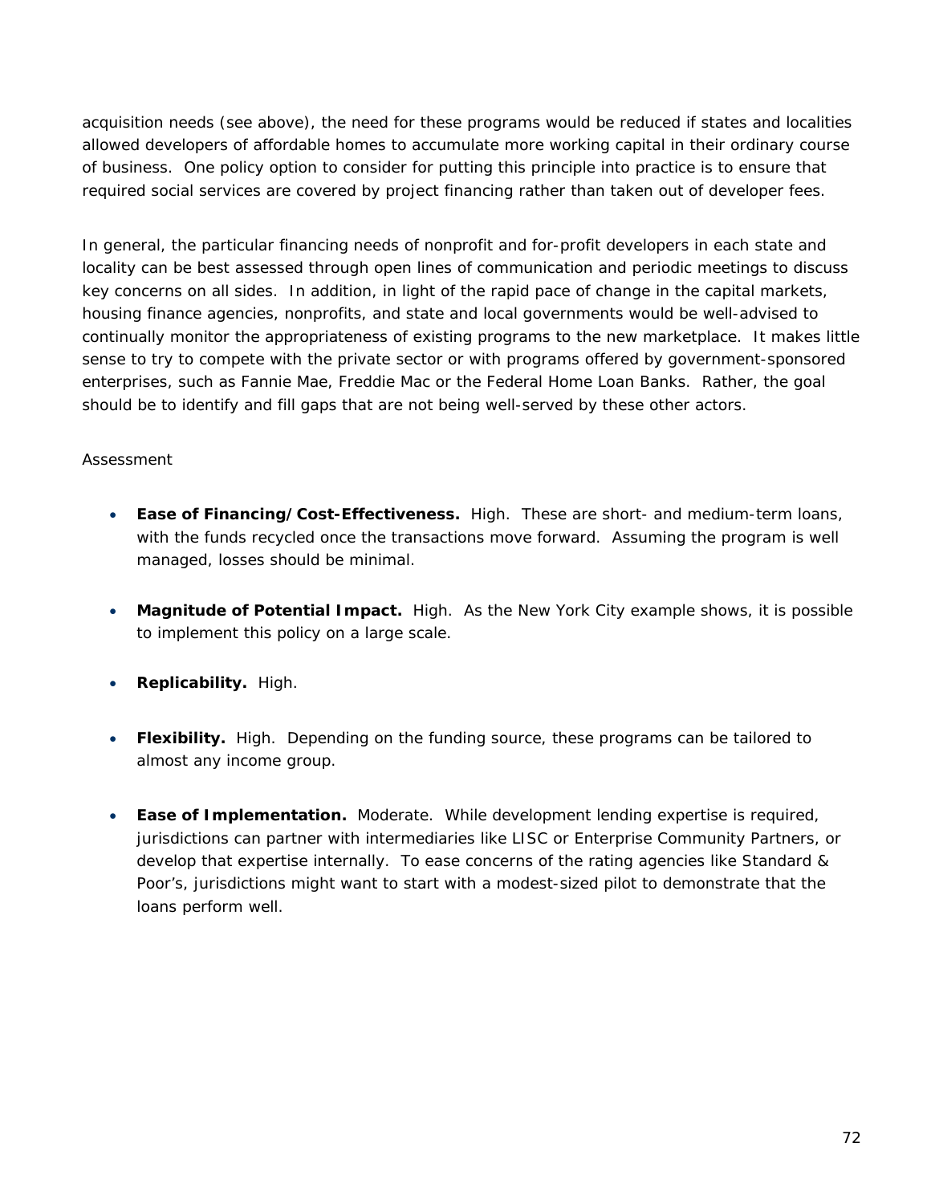acquisition needs (see above), the need for these programs would be reduced if states and localities allowed developers of affordable homes to accumulate more working capital in their ordinary course of business. One policy option to consider for putting this principle into practice is to ensure that required social services are covered by project financing rather than taken out of developer fees.

In general, the particular financing needs of nonprofit and for-profit developers in each state and locality can be best assessed through open lines of communication and periodic meetings to discuss key concerns on all sides. In addition, in light of the rapid pace of change in the capital markets, housing finance agencies, nonprofits, and state and local governments would be well-advised to continually monitor the appropriateness of existing programs to the new marketplace. It makes little sense to try to compete with the private sector or with programs offered by government-sponsored enterprises, such as Fannie Mae, Freddie Mac or the Federal Home Loan Banks. Rather, the goal should be to identify and fill gaps that are not being well-served by these other actors.

Assessment

- **Ease of Financing/Cost-Effectiveness.** High. These are short- and medium-term loans, with the funds recycled once the transactions move forward. Assuming the program is well managed, losses should be minimal.

- **Magnitude of Potential Impact.** High. As the New York City example shows, it is possible to implement this policy on a large scale.

- **Replicability.** High.

- **Flexibility.** High. Depending on the funding source, these programs can be tailored to almost any income group.

- **Ease of Implementation.** Moderate. While development lending expertise is required, jurisdictions can partner with intermediaries like LISC or Enterprise Community Partners, or develop that expertise internally. To ease concerns of the rating agencies like Standard & Poor's, jurisdictions might want to start with a modest-sized pilot to demonstrate that the loans perform well.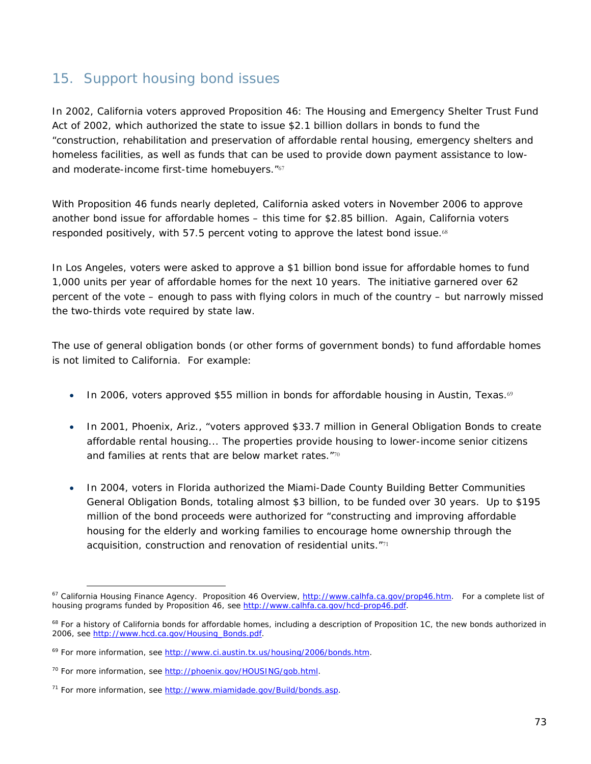## 15. Support housing bond issues

In 2002, California voters approved Proposition 46: The Housing and Emergency Shelter Trust Fund Act of 2002, which authorized the state to issue $2.1 billion dollars in bonds to fund the "construction, rehabilitation and preservation of affordable rental housing, emergency shelters and homeless facilities, as well as funds that can be used to provide down payment assistance to low- and moderate-income first-time homebuyers."[67]

With Proposition 46 funds nearly depleted, California asked voters in November 2006 to approve another bond issue for affordable homes – this time for $2.85 billion. Again, California voters responded positively, with 57.5 percent voting to approve the latest bond issue.[68]

In Los Angeles, voters were asked to approve a $1 billion bond issue for affordable homes to fund 1,000 units per year of affordable homes for the next 10 years. The initiative garnered over 62 percent of the vote – enough to pass with flying colors in much of the country – but narrowly missed the two-thirds vote required by state law.

The use of general obligation bonds (or other forms of government bonds) to fund affordable homes is not limited to California. For example:

- In 2006, voters approved $55 million in bonds for affordable housing in Austin, Texas.[69]
- In 2001, Phoenix, Ariz., "voters approved $33.7 million in General Obligation Bonds to create affordable rental housing... The properties provide housing to lower-income senior citizens and families at rents that are below market rates."[70]
- In 2004, voters in Florida authorized the Miami-Dade County Building Better Communities General Obligation Bonds, totaling almost $3 billion, to be funded over 30 years. Up to $195 million of the bond proceeds were authorized for "constructing and improving affordable housing for the elderly and working families to encourage home ownership through the acquisition, construction and renovation of residential units."[71]

---

[67] California Housing Finance Agency. Proposition 46 Overview, http://www.calhfa.ca.gov/prop46.htm. For a complete list of housing programs funded by Proposition 46, see http://www.calhfa.ca.gov/hcd-prop46.pdf.

[68] For a history of California bonds for affordable homes, including a description of Proposition 1C, the new bonds authorized in 2006, see http://www.hcd.ca.gov/Housing_Bonds.pdf.

[69] For more information, see http://www.ci.austin.tx.us/housing/2006/bonds.htm.

[70] For more information, see http://phoenix.gov/HOUSING/gob.html.

[71] For more information, see http://www.miamidade.gov/Build/bonds.asp.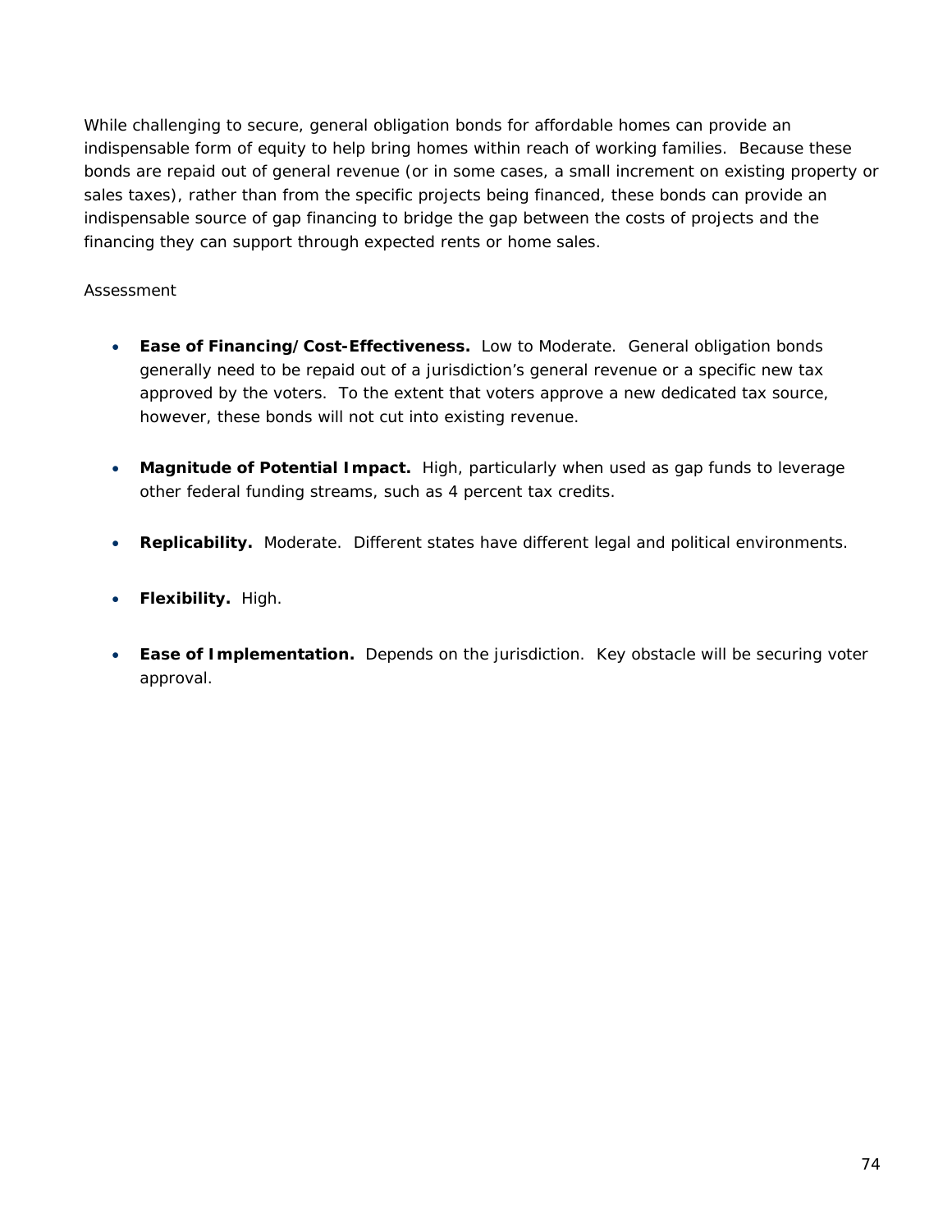While challenging to secure, general obligation bonds for affordable homes can provide an indispensable form of equity to help bring homes within reach of working families. Because these bonds are repaid out of general revenue (or in some cases, a small increment on existing property or sales taxes), rather than from the specific projects being financed, these bonds can provide an indispensable source of gap financing to bridge the gap between the costs of projects and the financing they can support through expected rents or home sales.

Assessment

- **Ease of Financing/Cost-Effectiveness.** Low to Moderate. General obligation bonds generally need to be repaid out of a jurisdiction's general revenue or a specific new tax approved by the voters. To the extent that voters approve a new dedicated tax source, however, these bonds will not cut into existing revenue.

- **Magnitude of Potential Impact.** High, particularly when used as gap funds to leverage other federal funding streams, such as 4 percent tax credits.

- **Replicability.** Moderate. Different states have different legal and political environments.

- **Flexibility.** High.

- **Ease of Implementation.** Depends on the jurisdiction. Key obstacle will be securing voter approval.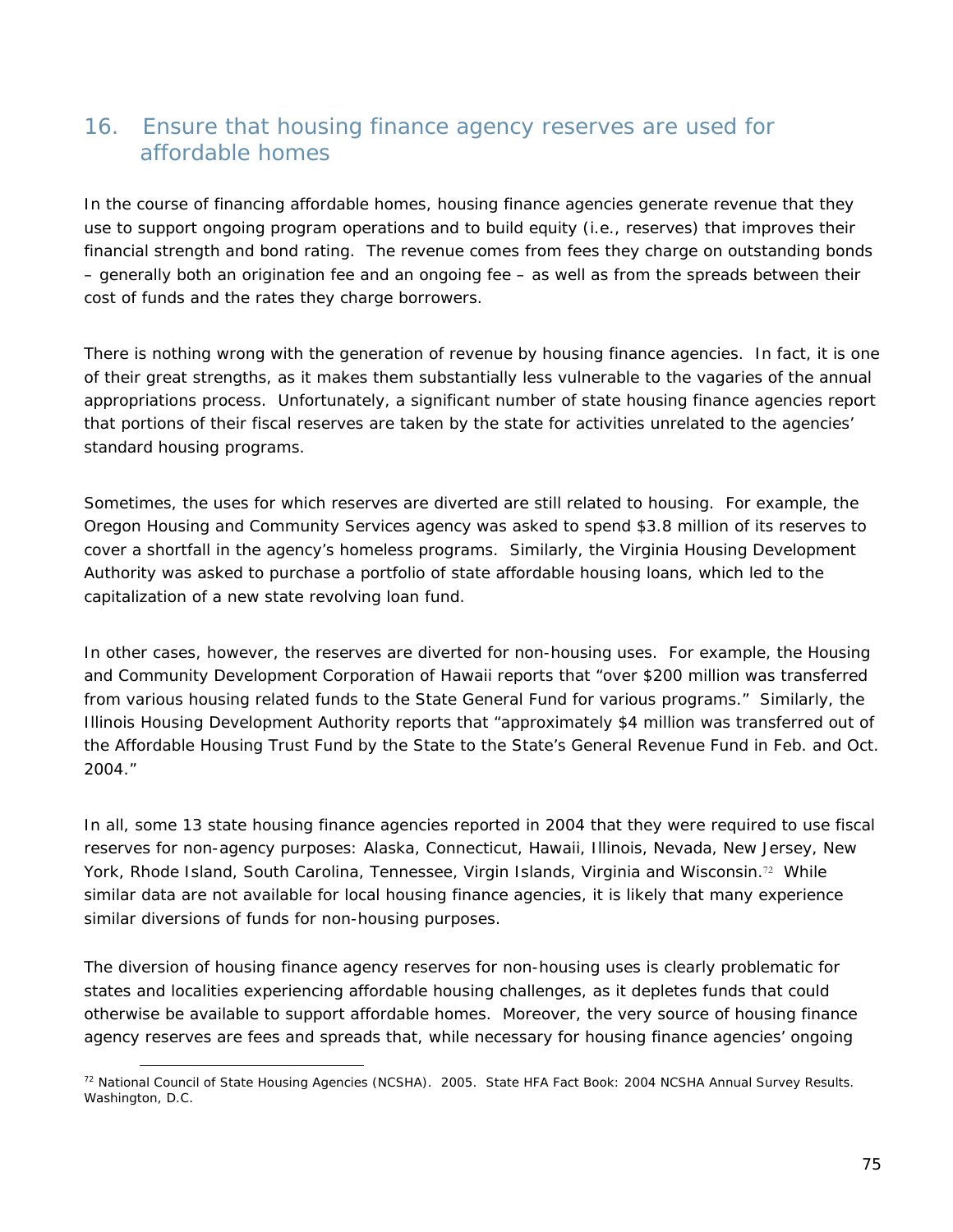## 16. Ensure that housing finance agency reserves are used for affordable homes

In the course of financing affordable homes, housing finance agencies generate revenue that they use to support ongoing program operations and to build equity (i.e., reserves) that improves their financial strength and bond rating. The revenue comes from fees they charge on outstanding bonds – generally both an origination fee and an ongoing fee – as well as from the spreads between their cost of funds and the rates they charge borrowers.

There is nothing wrong with the generation of revenue by housing finance agencies. In fact, it is one of their great strengths, as it makes them substantially less vulnerable to the vagaries of the annual appropriations process. Unfortunately, a significant number of state housing finance agencies report that portions of their fiscal reserves are taken by the state for activities unrelated to the agencies' standard housing programs.

Sometimes, the uses for which reserves are diverted are still related to housing. For example, the Oregon Housing and Community Services agency was asked to spend $3.8 million of its reserves to cover a shortfall in the agency's homeless programs. Similarly, the Virginia Housing Development Authority was asked to purchase a portfolio of state affordable housing loans, which led to the capitalization of a new state revolving loan fund.

In other cases, however, the reserves are diverted for non-housing uses. For example, the Housing and Community Development Corporation of Hawaii reports that "over $200 million was transferred from various housing related funds to the State General Fund for various programs." Similarly, the Illinois Housing Development Authority reports that "approximately $4 million was transferred out of the Affordable Housing Trust Fund by the State to the State's General Revenue Fund in Feb. and Oct. 2004."

In all, some 13 state housing finance agencies reported in 2004 that they were required to use fiscal reserves for non-agency purposes: Alaska, Connecticut, Hawaii, Illinois, Nevada, New Jersey, New York, Rhode Island, South Carolina, Tennessee, Virgin Islands, Virginia and Wisconsin.[72] While similar data are not available for local housing finance agencies, it is likely that many experience similar diversions of funds for non-housing purposes.

The diversion of housing finance agency reserves for non-housing uses is clearly problematic for states and localities experiencing affordable housing challenges, as it depletes funds that could otherwise be available to support affordable homes. Moreover, the very source of housing finance agency reserves are fees and spreads that, while necessary for housing finance agencies' ongoing

---

[72] National Council of State Housing Agencies (NCSHA). 2005. State HFA Fact Book: 2004 NCSHA Annual Survey Results. Washington, D.C.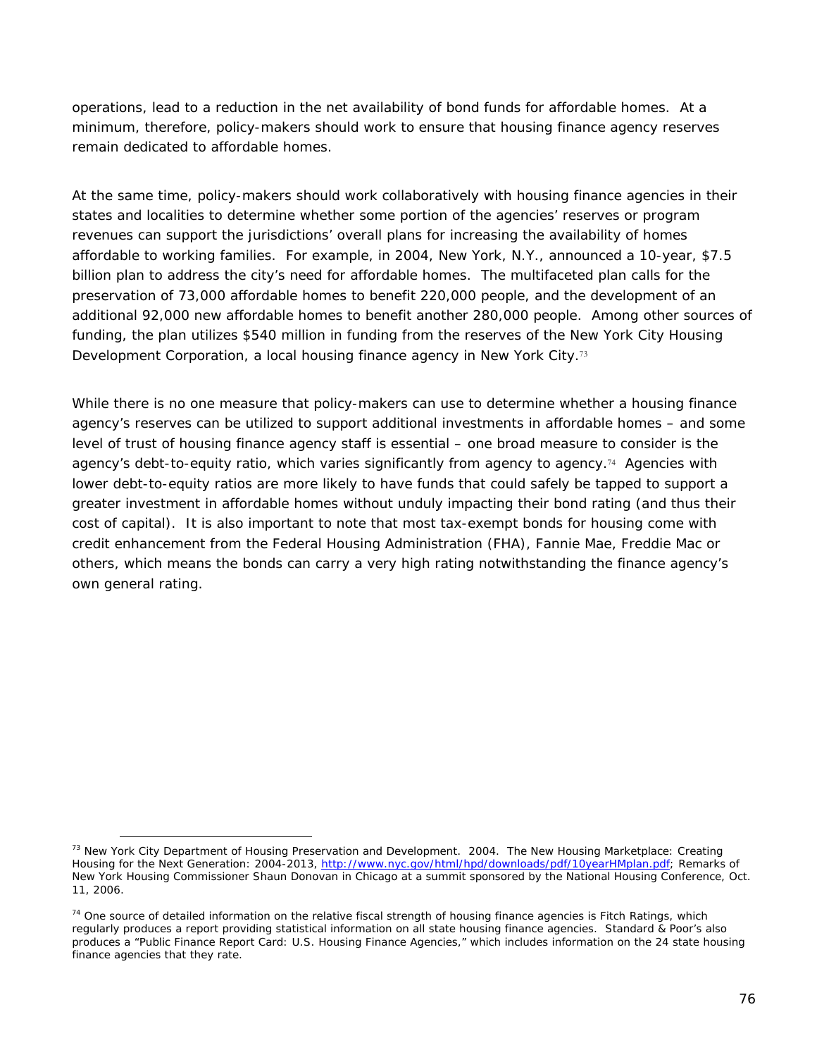operations, lead to a reduction in the net availability of bond funds for affordable homes. At a minimum, therefore, policy-makers should work to ensure that housing finance agency reserves remain dedicated to affordable homes.

At the same time, policy-makers should work collaboratively with housing finance agencies in their states and localities to determine whether some portion of the agencies' reserves or program revenues can support the jurisdictions' overall plans for increasing the availability of homes affordable to working families. For example, in 2004, New York, N.Y., announced a 10-year, $7.5 billion plan to address the city's need for affordable homes. The multifaceted plan calls for the preservation of 73,000 affordable homes to benefit 220,000 people, and the development of an additional 92,000 new affordable homes to benefit another 280,000 people. Among other sources of funding, the plan utilizes $540 million in funding from the reserves of the New York City Housing Development Corporation, a local housing finance agency in New York City.[73]

While there is no one measure that policy-makers can use to determine whether a housing finance agency's reserves can be utilized to support additional investments in affordable homes – and some level of trust of housing finance agency staff is essential – one broad measure to consider is the agency's debt-to-equity ratio, which varies significantly from agency to agency.[74] Agencies with lower debt-to-equity ratios are more likely to have funds that could safely be tapped to support a greater investment in affordable homes without unduly impacting their bond rating (and thus their cost of capital). It is also important to note that most tax-exempt bonds for housing come with credit enhancement from the Federal Housing Administration (FHA), Fannie Mae, Freddie Mac or others, which means the bonds can carry a very high rating notwithstanding the finance agency's own general rating.

---

[73] New York City Department of Housing Preservation and Development. 2004. The New Housing Marketplace: Creating Housing for the Next Generation: 2004-2013, http://www.nyc.gov/html/hpd/downloads/pdf/10yearHMplan.pdf; Remarks of New York Housing Commissioner Shaun Donovan in Chicago at a summit sponsored by the National Housing Conference, Oct. 11, 2006.

[74] One source of detailed information on the relative fiscal strength of housing finance agencies is Fitch Ratings, which regularly produces a report providing statistical information on all state housing finance agencies. Standard & Poor's also produces a "Public Finance Report Card: U.S. Housing Finance Agencies," which includes information on the 24 state housing finance agencies that they rate.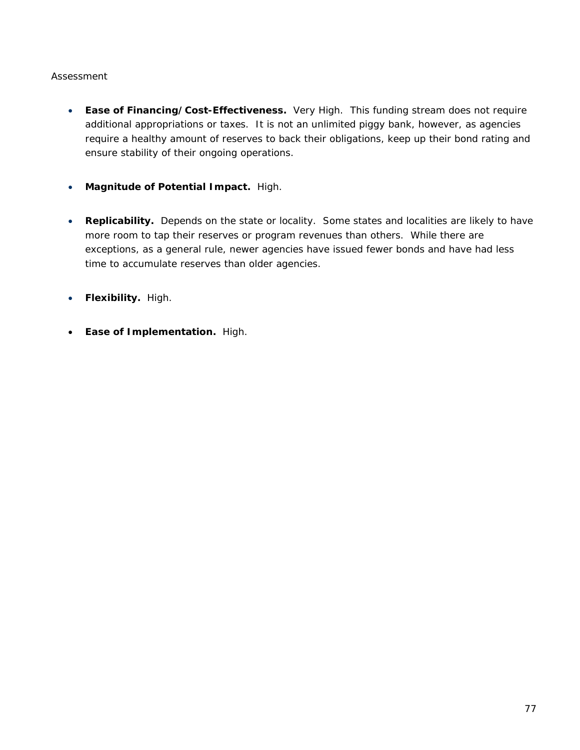Assessment

- **Ease of Financing/Cost-Effectiveness.** Very High. This funding stream does not require additional appropriations or taxes. It is not an unlimited piggy bank, however, as agencies require a healthy amount of reserves to back their obligations, keep up their bond rating and ensure stability of their ongoing operations.

- **Magnitude of Potential Impact.** High.

- **Replicability.** Depends on the state or locality. Some states and localities are likely to have more room to tap their reserves or program revenues than others. While there are exceptions, as a general rule, newer agencies have issued fewer bonds and have had less time to accumulate reserves than older agencies.

- **Flexibility.** High.

- **Ease of Implementation.** High.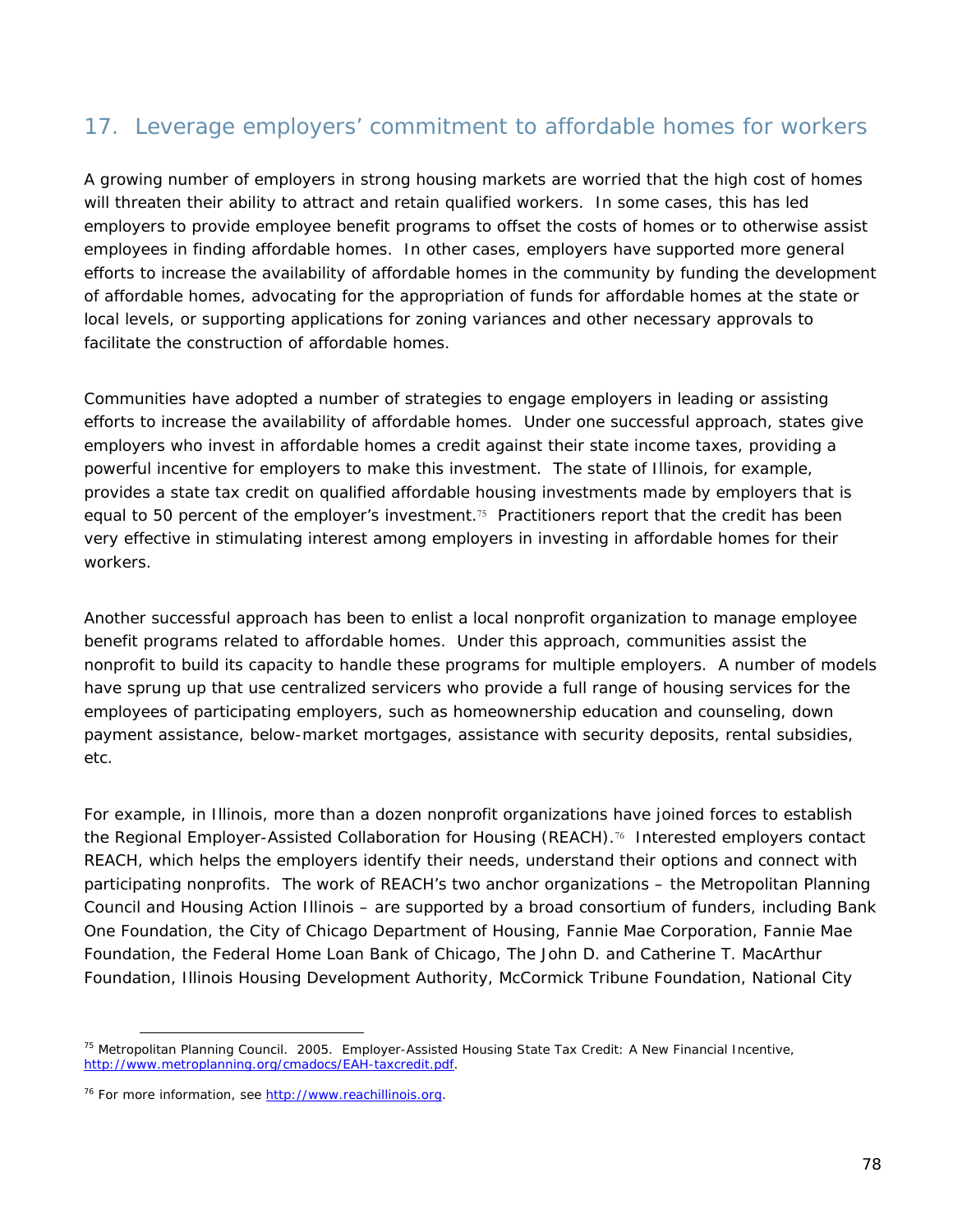## 17. Leverage employers' commitment to affordable homes for workers

A growing number of employers in strong housing markets are worried that the high cost of homes will threaten their ability to attract and retain qualified workers. In some cases, this has led employers to provide employee benefit programs to offset the costs of homes or to otherwise assist employees in finding affordable homes. In other cases, employers have supported more general efforts to increase the availability of affordable homes in the community by funding the development of affordable homes, advocating for the appropriation of funds for affordable homes at the state or local levels, or supporting applications for zoning variances and other necessary approvals to facilitate the construction of affordable homes.

Communities have adopted a number of strategies to engage employers in leading or assisting efforts to increase the availability of affordable homes. Under one successful approach, states give employers who invest in affordable homes a credit against their state income taxes, providing a powerful incentive for employers to make this investment. The state of Illinois, for example, provides a state tax credit on qualified affordable housing investments made by employers that is equal to 50 percent of the employer's investment.[75] Practitioners report that the credit has been very effective in stimulating interest among employers in investing in affordable homes for their workers.

Another successful approach has been to enlist a local nonprofit organization to manage employee benefit programs related to affordable homes. Under this approach, communities assist the nonprofit to build its capacity to handle these programs for multiple employers. A number of models have sprung up that use centralized servicers who provide a full range of housing services for the employees of participating employers, such as homeownership education and counseling, down payment assistance, below-market mortgages, assistance with security deposits, rental subsidies, etc.

For example, in Illinois, more than a dozen nonprofit organizations have joined forces to establish the Regional Employer-Assisted Collaboration for Housing (REACH).[76] Interested employers contact REACH, which helps the employers identify their needs, understand their options and connect with participating nonprofits. The work of REACH's two anchor organizations – the Metropolitan Planning Council and Housing Action Illinois – are supported by a broad consortium of funders, including Bank One Foundation, the City of Chicago Department of Housing, Fannie Mae Corporation, Fannie Mae Foundation, the Federal Home Loan Bank of Chicago, The John D. and Catherine T. MacArthur Foundation, Illinois Housing Development Authority, McCormick Tribune Foundation, National City

---

[75] Metropolitan Planning Council. 2005. Employer-Assisted Housing State Tax Credit: A New Financial Incentive, http://www.metroplanning.org/cmadocs/EAH-taxcredit.pdf.

[76] For more information, see http://www.reachillinois.org.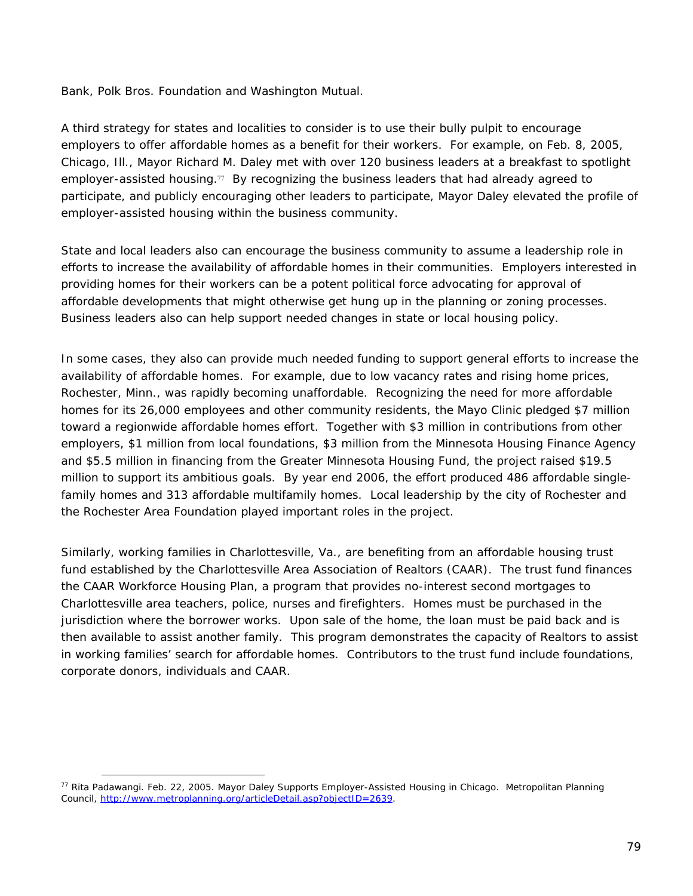Bank, Polk Bros. Foundation and Washington Mutual.

A third strategy for states and localities to consider is to use their bully pulpit to encourage employers to offer affordable homes as a benefit for their workers. For example, on Feb. 8, 2005, Chicago, Ill., Mayor Richard M. Daley met with over 120 business leaders at a breakfast to spotlight employer-assisted housing.[77] By recognizing the business leaders that had already agreed to participate, and publicly encouraging other leaders to participate, Mayor Daley elevated the profile of employer-assisted housing within the business community.

State and local leaders also can encourage the business community to assume a leadership role in efforts to increase the availability of affordable homes in their communities. Employers interested in providing homes for their workers can be a potent political force advocating for approval of affordable developments that might otherwise get hung up in the planning or zoning processes. Business leaders also can help support needed changes in state or local housing policy.

In some cases, they also can provide much needed funding to support general efforts to increase the availability of affordable homes. For example, due to low vacancy rates and rising home prices, Rochester, Minn., was rapidly becoming unaffordable. Recognizing the need for more affordable homes for its 26,000 employees and other community residents, the Mayo Clinic pledged $7 million toward a regionwide affordable homes effort. Together with $3 million in contributions from other employers, $1 million from local foundations, $3 million from the Minnesota Housing Finance Agency and $5.5 million in financing from the Greater Minnesota Housing Fund, the project raised $19.5 million to support its ambitious goals. By year end 2006, the effort produced 486 affordable single-family homes and 313 affordable multifamily homes. Local leadership by the city of Rochester and the Rochester Area Foundation played important roles in the project.

Similarly, working families in Charlottesville, Va., are benefiting from an affordable housing trust fund established by the Charlottesville Area Association of Realtors (CAAR). The trust fund finances the CAAR Workforce Housing Plan, a program that provides no-interest second mortgages to Charlottesville area teachers, police, nurses and firefighters. Homes must be purchased in the jurisdiction where the borrower works. Upon sale of the home, the loan must be paid back and is then available to assist another family. This program demonstrates the capacity of Realtors to assist in working families' search for affordable homes. Contributors to the trust fund include foundations, corporate donors, individuals and CAAR.

---

[77] Rita Padawangi. Feb. 22, 2005. Mayor Daley Supports Employer-Assisted Housing in Chicago. Metropolitan Planning Council, http://www.metroplanning.org/articleDetail.asp?objectID=2639.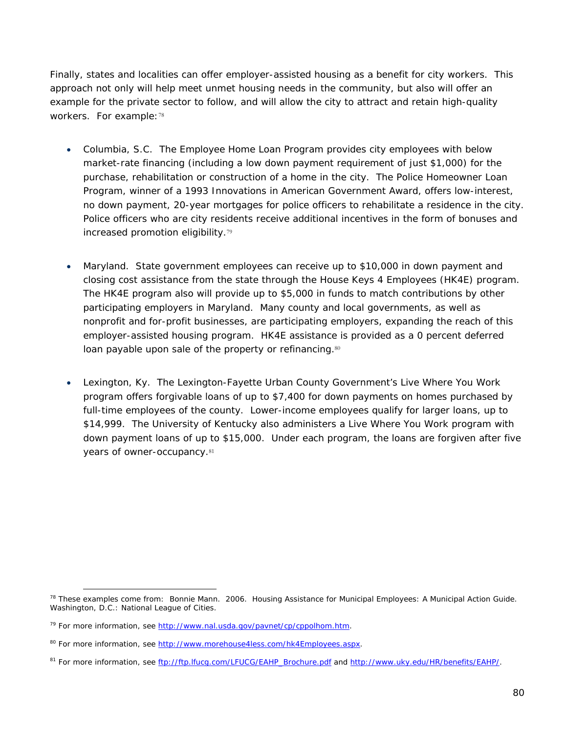Finally, states and localities can offer employer-assisted housing as a benefit for city workers. This approach not only will help meet unmet housing needs in the community, but also will offer an example for the private sector to follow, and will allow the city to attract and retain high-quality workers. For example:[78]

- Columbia, S.C. The Employee Home Loan Program provides city employees with below market-rate financing (including a low down payment requirement of just $1,000) for the purchase, rehabilitation or construction of a home in the city. The Police Homeowner Loan Program, winner of a 1993 Innovations in American Government Award, offers low-interest, no down payment, 20-year mortgages for police officers to rehabilitate a residence in the city. Police officers who are city residents receive additional incentives in the form of bonuses and increased promotion eligibility.[79]

- Maryland. State government employees can receive up to $10,000 in down payment and closing cost assistance from the state through the House Keys 4 Employees (HK4E) program. The HK4E program also will provide up to $5,000 in funds to match contributions by other participating employers in Maryland. Many county and local governments, as well as nonprofit and for-profit businesses, are participating employers, expanding the reach of this employer-assisted housing program. HK4E assistance is provided as a 0 percent deferred loan payable upon sale of the property or refinancing.[80]

- Lexington, Ky. The Lexington-Fayette Urban County Government's Live Where You Work program offers forgivable loans of up to $7,400 for down payments on homes purchased by full-time employees of the county. Lower-income employees qualify for larger loans, up to $14,999. The University of Kentucky also administers a Live Where You Work program with down payment loans of up to $15,000. Under each program, the loans are forgiven after five years of owner-occupancy.[81]

---

[78] These examples come from: Bonnie Mann. 2006. *Housing Assistance for Municipal Employees: A Municipal Action Guide*. Washington, D.C.: National League of Cities.

[79] For more information, see http://www.nal.usda.gov/pavnet/cp/cppolhom.htm.

[80] For more information, see http://www.morehouse4less.com/hk4Employees.aspx.

[81] For more information, see ftp://ftp.lfucg.com/LFUCG/EAHP_Brochure.pdf and http://www.uky.edu/HR/benefits/EAHP/.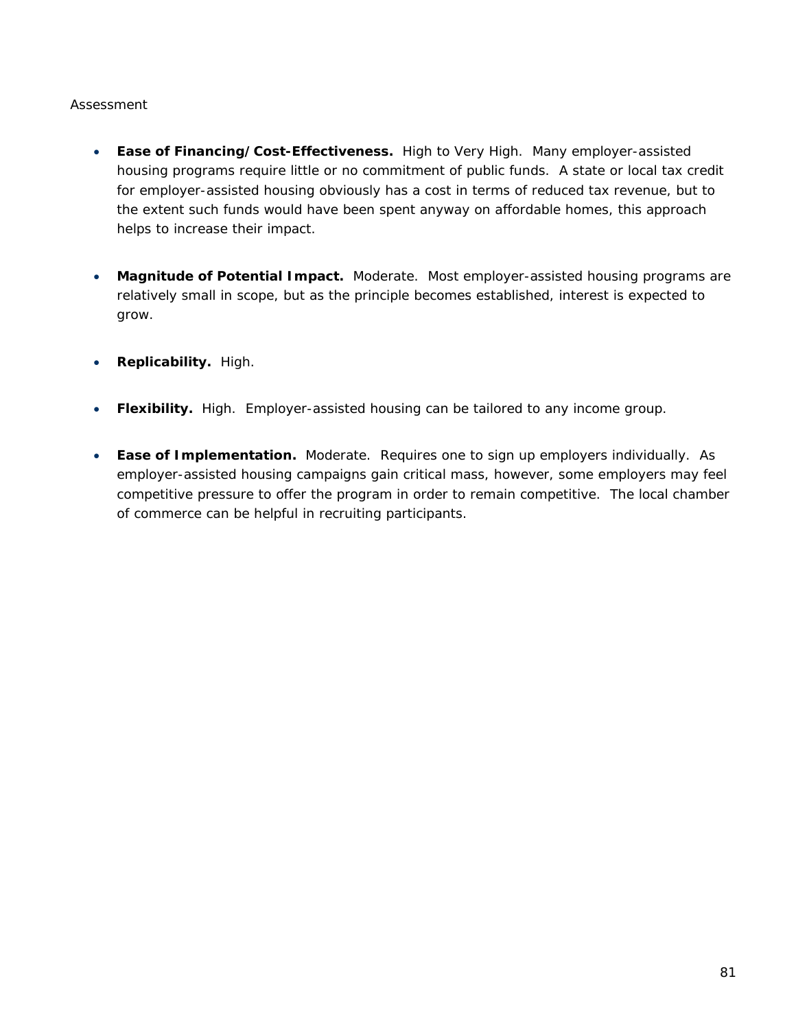Assessment

- **Ease of Financing/Cost-Effectiveness.** High to Very High. Many employer-assisted housing programs require little or no commitment of public funds. A state or local tax credit for employer-assisted housing obviously has a cost in terms of reduced tax revenue, but to the extent such funds would have been spent anyway on affordable homes, this approach helps to increase their impact.

- **Magnitude of Potential Impact.** Moderate. Most employer-assisted housing programs are relatively small in scope, but as the principle becomes established, interest is expected to grow.

- **Replicability.** High.

- **Flexibility.** High. Employer-assisted housing can be tailored to any income group.

- **Ease of Implementation.** Moderate. Requires one to sign up employers individually. As employer-assisted housing campaigns gain critical mass, however, some employers may feel competitive pressure to offer the program in order to remain competitive. The local chamber of commerce can be helpful in recruiting participants.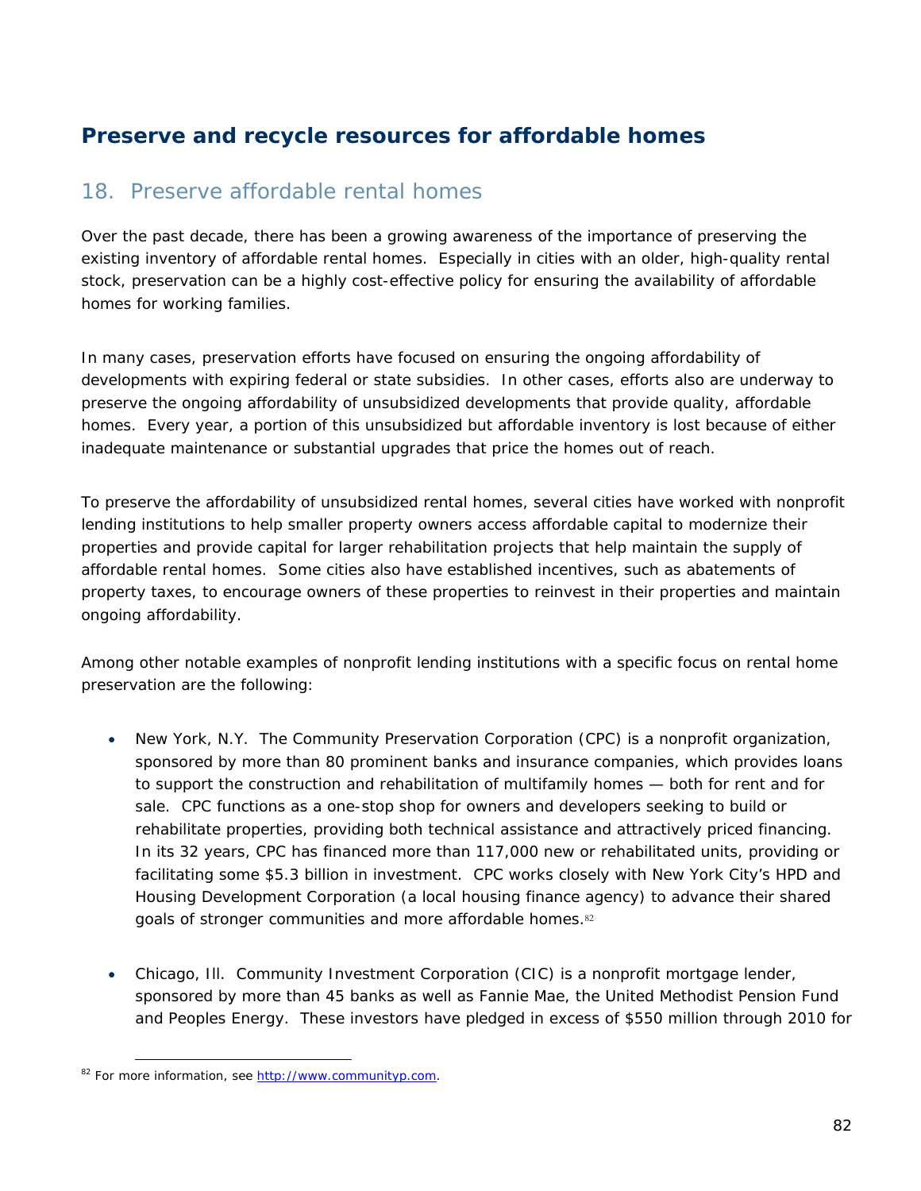## Preserve and recycle resources for affordable homes

### 18. Preserve affordable rental homes

Over the past decade, there has been a growing awareness of the importance of preserving the existing inventory of affordable rental homes. Especially in cities with an older, high-quality rental stock, preservation can be a highly cost-effective policy for ensuring the availability of affordable homes for working families.

In many cases, preservation efforts have focused on ensuring the ongoing affordability of developments with expiring federal or state subsidies. In other cases, efforts also are underway to preserve the ongoing affordability of unsubsidized developments that provide quality, affordable homes. Every year, a portion of this unsubsidized but affordable inventory is lost because of either inadequate maintenance or substantial upgrades that price the homes out of reach.

To preserve the affordability of unsubsidized rental homes, several cities have worked with nonprofit lending institutions to help smaller property owners access affordable capital to modernize their properties and provide capital for larger rehabilitation projects that help maintain the supply of affordable rental homes. Some cities also have established incentives, such as abatements of property taxes, to encourage owners of these properties to reinvest in their properties and maintain ongoing affordability.

Among other notable examples of nonprofit lending institutions with a specific focus on rental home preservation are the following:

- New York, N.Y. The Community Preservation Corporation (CPC) is a nonprofit organization, sponsored by more than 80 prominent banks and insurance companies, which provides loans to support the construction and rehabilitation of multifamily homes — both for rent and for sale. CPC functions as a one-stop shop for owners and developers seeking to build or rehabilitate properties, providing both technical assistance and attractively priced financing. In its 32 years, CPC has financed more than 117,000 new or rehabilitated units, providing or facilitating some $5.3 billion in investment. CPC works closely with New York City's HPD and Housing Development Corporation (a local housing finance agency) to advance their shared goals of stronger communities and more affordable homes.[82]

- Chicago, Ill. Community Investment Corporation (CIC) is a nonprofit mortgage lender, sponsored by more than 45 banks as well as Fannie Mae, the United Methodist Pension Fund and Peoples Energy. These investors have pledged in excess of $550 million through 2010 for

[82] For more information, see http://www.communityp.com.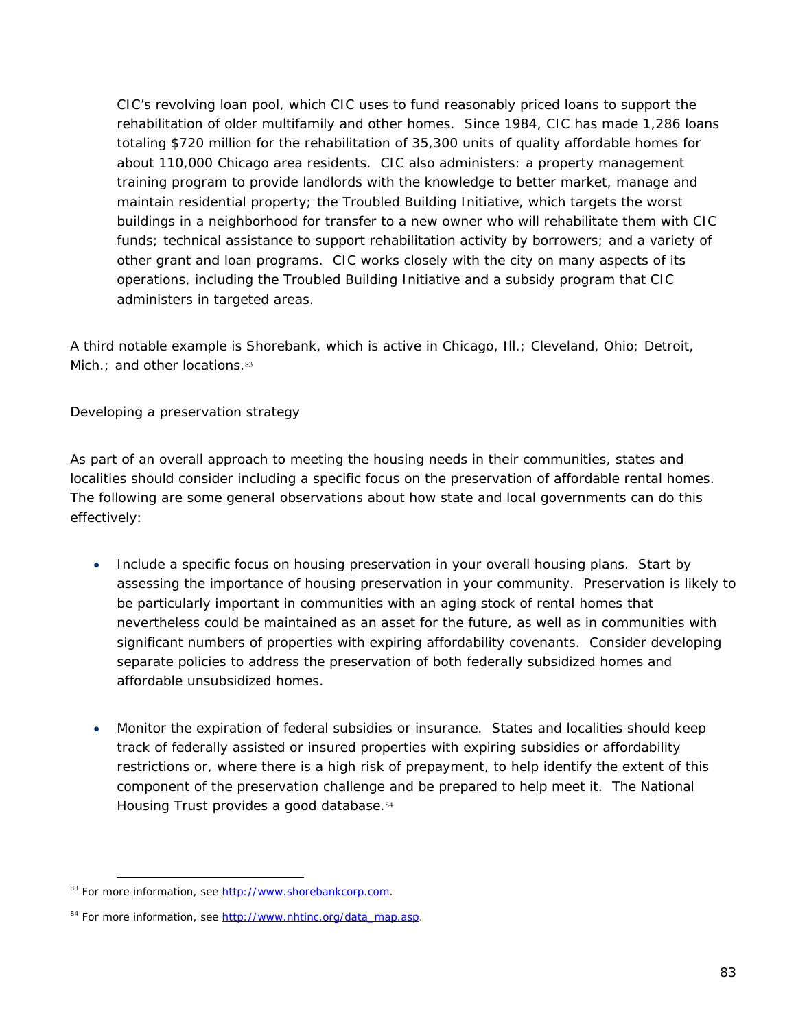> CIC's revolving loan pool, which CIC uses to fund reasonably priced loans to support the rehabilitation of older multifamily and other homes. Since 1984, CIC has made 1,286 loans totaling $720 million for the rehabilitation of 35,300 units of quality affordable homes for about 110,000 Chicago area residents. CIC also administers: a property management training program to provide landlords with the knowledge to better market, manage and maintain residential property; the Troubled Building Initiative, which targets the worst buildings in a neighborhood for transfer to a new owner who will rehabilitate them with CIC funds; technical assistance to support rehabilitation activity by borrowers; and a variety of other grant and loan programs. CIC works closely with the city on many aspects of its operations, including the Troubled Building Initiative and a subsidy program that CIC administers in targeted areas.

A third notable example is Shorebank, which is active in Chicago, Ill.; Cleveland, Ohio; Detroit, Mich.; and other locations.[83]

Developing a preservation strategy

As part of an overall approach to meeting the housing needs in their communities, states and localities should consider including a specific focus on the preservation of affordable rental homes. The following are some general observations about how state and local governments can do this effectively:

- Include a specific focus on housing preservation in your overall housing plans. Start by assessing the importance of housing preservation in your community. Preservation is likely to be particularly important in communities with an aging stock of rental homes that nevertheless could be maintained as an asset for the future, as well as in communities with significant numbers of properties with expiring affordability covenants. Consider developing separate policies to address the preservation of both federally subsidized homes and affordable unsubsidized homes.

- Monitor the expiration of federal subsidies or insurance. States and localities should keep track of federally assisted or insured properties with expiring subsidies or affordability restrictions or, where there is a high risk of prepayment, to help identify the extent of this component of the preservation challenge and be prepared to help meet it. The National Housing Trust provides a good database.[84]

---

[83] For more information, see http://www.shorebankcorp.com.

[84] For more information, see http://www.nhtinc.org/data_map.asp.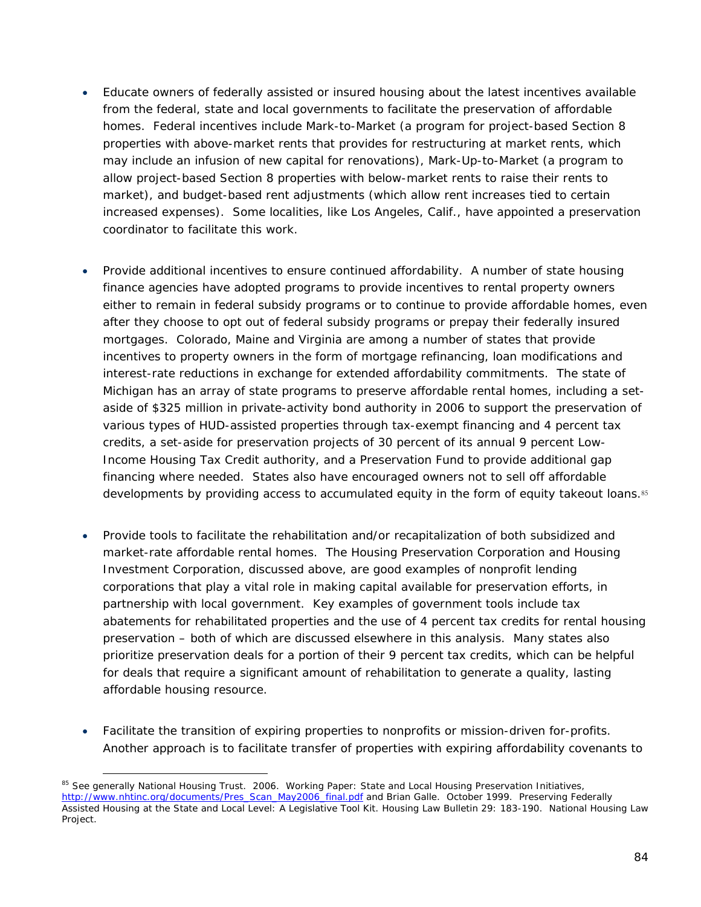- Educate owners of federally assisted or insured housing about the latest incentives available from the federal, state and local governments to facilitate the preservation of affordable homes. Federal incentives include Mark-to-Market (a program for project-based Section 8 properties with above-market rents that provides for restructuring at market rents, which may include an infusion of new capital for renovations), Mark-Up-to-Market (a program to allow project-based Section 8 properties with below-market rents to raise their rents to market), and budget-based rent adjustments (which allow rent increases tied to certain increased expenses). Some localities, like Los Angeles, Calif., have appointed a preservation coordinator to facilitate this work.

- Provide additional incentives to ensure continued affordability. A number of state housing finance agencies have adopted programs to provide incentives to rental property owners either to remain in federal subsidy programs or to continue to provide affordable homes, even after they choose to opt out of federal subsidy programs or prepay their federally insured mortgages. Colorado, Maine and Virginia are among a number of states that provide incentives to property owners in the form of mortgage refinancing, loan modifications and interest-rate reductions in exchange for extended affordability commitments. The state of Michigan has an array of state programs to preserve affordable rental homes, including a set-aside of $325 million in private-activity bond authority in 2006 to support the preservation of various types of HUD-assisted properties through tax-exempt financing and 4 percent tax credits, a set-aside for preservation projects of 30 percent of its annual 9 percent Low-Income Housing Tax Credit authority, and a Preservation Fund to provide additional gap financing where needed. States also have encouraged owners not to sell off affordable developments by providing access to accumulated equity in the form of equity takeout loans.[85]

- Provide tools to facilitate the rehabilitation and/or recapitalization of both subsidized and market-rate affordable rental homes. The Housing Preservation Corporation and Housing Investment Corporation, discussed above, are good examples of nonprofit lending corporations that play a vital role in making capital available for preservation efforts, in partnership with local government. Key examples of government tools include tax abatements for rehabilitated properties and the use of 4 percent tax credits for rental housing preservation – both of which are discussed elsewhere in this analysis. Many states also prioritize preservation deals for a portion of their 9 percent tax credits, which can be helpful for deals that require a significant amount of rehabilitation to generate a quality, lasting affordable housing resource.

- Facilitate the transition of expiring properties to nonprofits or mission-driven for-profits. Another approach is to facilitate transfer of properties with expiring affordability covenants to

---

[85] See generally National Housing Trust. 2006. Working Paper: State and Local Housing Preservation Initiatives, http://www.nhtinc.org/documents/Pres_Scan_May2006_final.pdf and Brian Galle. October 1999. Preserving Federally Assisted Housing at the State and Local Level: A Legislative Tool Kit. Housing Law Bulletin 29: 183-190. National Housing Law Project.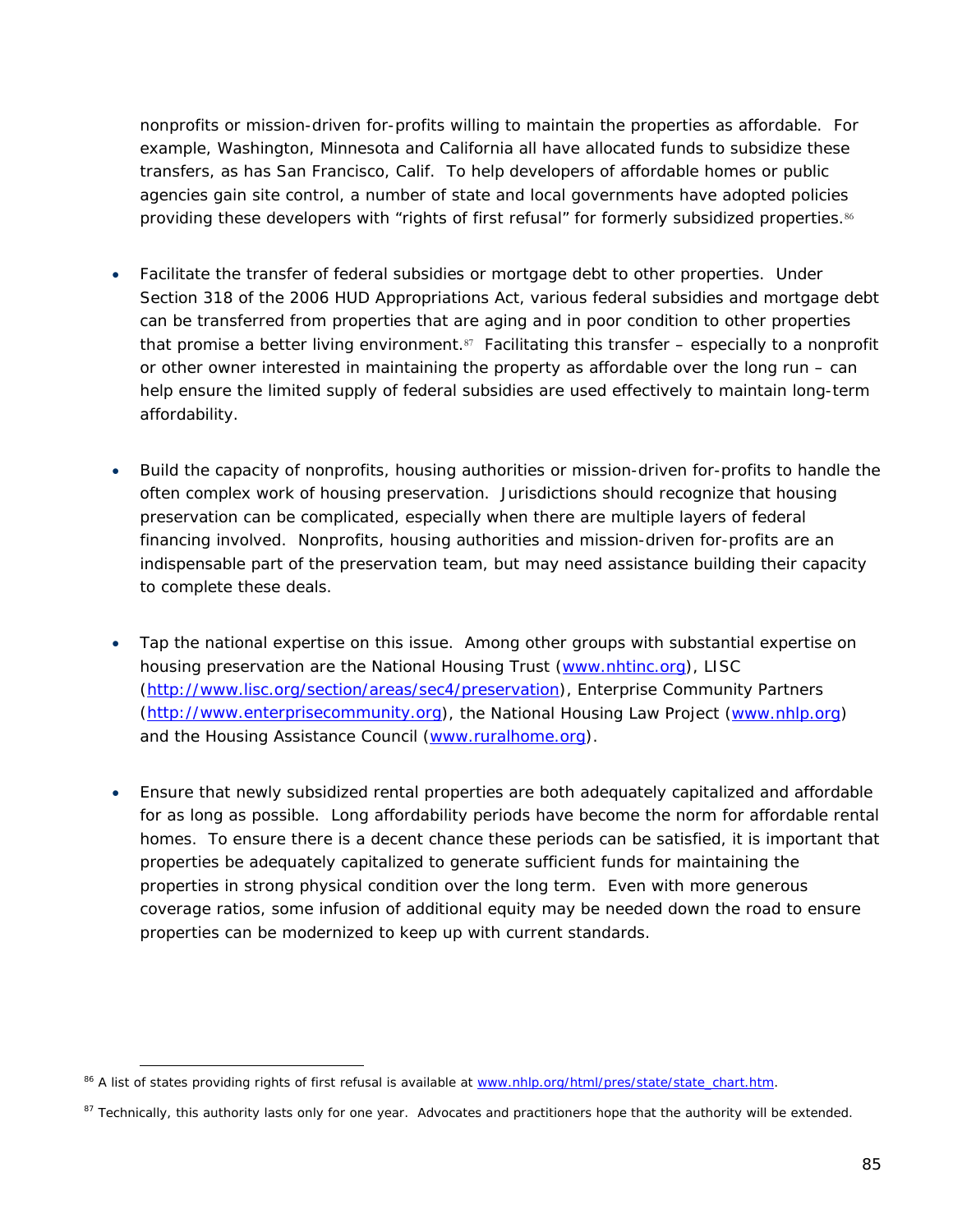nonprofits or mission-driven for-profits willing to maintain the properties as affordable. For example, Washington, Minnesota and California all have allocated funds to subsidize these transfers, as has San Francisco, Calif. To help developers of affordable homes or public agencies gain site control, a number of state and local governments have adopted policies providing these developers with "rights of first refusal" for formerly subsidized properties.[86]

- Facilitate the transfer of federal subsidies or mortgage debt to other properties. Under Section 318 of the 2006 HUD Appropriations Act, various federal subsidies and mortgage debt can be transferred from properties that are aging and in poor condition to other properties that promise a better living environment.[87] Facilitating this transfer – especially to a nonprofit or other owner interested in maintaining the property as affordable over the long run – can help ensure the limited supply of federal subsidies are used effectively to maintain long-term affordability.

- Build the capacity of nonprofits, housing authorities or mission-driven for-profits to handle the often complex work of housing preservation. Jurisdictions should recognize that housing preservation can be complicated, especially when there are multiple layers of federal financing involved. Nonprofits, housing authorities and mission-driven for-profits are an indispensable part of the preservation team, but may need assistance building their capacity to complete these deals.

- Tap the national expertise on this issue. Among other groups with substantial expertise on housing preservation are the National Housing Trust (www.nhtinc.org), LISC (http://www.lisc.org/section/areas/sec4/preservation), Enterprise Community Partners (http://www.enterprisecommunity.org), the National Housing Law Project (www.nhlp.org) and the Housing Assistance Council (www.ruralhome.org).

- Ensure that newly subsidized rental properties are both adequately capitalized and affordable for as long as possible. Long affordability periods have become the norm for affordable rental homes. To ensure there is a decent chance these periods can be satisfied, it is important that properties be adequately capitalized to generate sufficient funds for maintaining the properties in strong physical condition over the long term. Even with more generous coverage ratios, some infusion of additional equity may be needed down the road to ensure properties can be modernized to keep up with current standards.

---

[86] A list of states providing rights of first refusal is available at www.nhlp.org/html/pres/state/state_chart.htm.

[87] Technically, this authority lasts only for one year. Advocates and practitioners hope that the authority will be extended.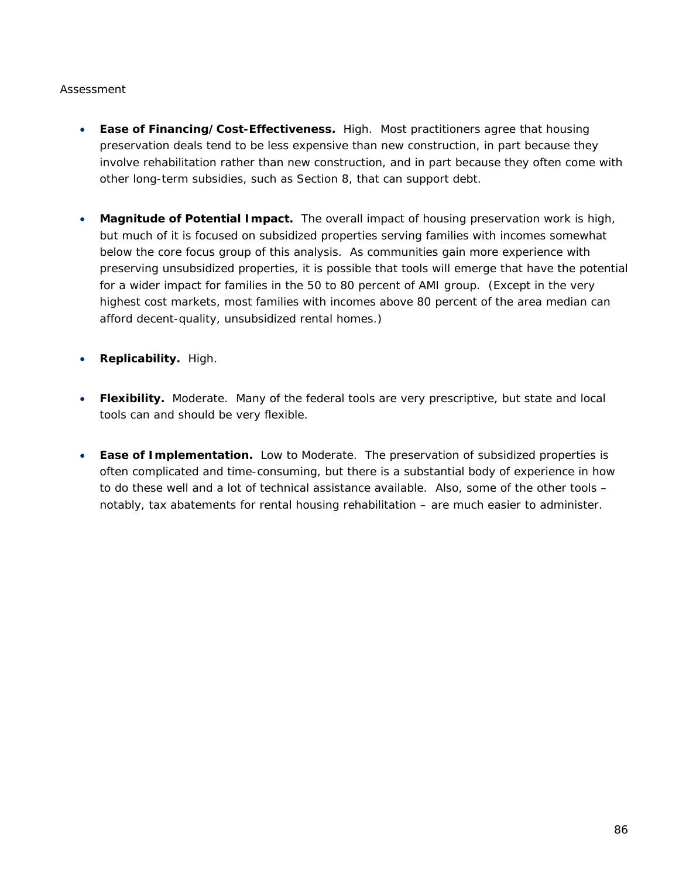Assessment

- **Ease of Financing/Cost-Effectiveness.** High. Most practitioners agree that housing preservation deals tend to be less expensive than new construction, in part because they involve rehabilitation rather than new construction, and in part because they often come with other long-term subsidies, such as Section 8, that can support debt.

- **Magnitude of Potential Impact.** The overall impact of housing preservation work is high, but much of it is focused on subsidized properties serving families with incomes somewhat below the core focus group of this analysis. As communities gain more experience with preserving unsubsidized properties, it is possible that tools will emerge that have the potential for a wider impact for families in the 50 to 80 percent of AMI group. (Except in the very highest cost markets, most families with incomes above 80 percent of the area median can afford decent-quality, unsubsidized rental homes.)

- **Replicability.** High.

- **Flexibility.** Moderate. Many of the federal tools are very prescriptive, but state and local tools can and should be very flexible.

- **Ease of Implementation.** Low to Moderate. The preservation of subsidized properties is often complicated and time-consuming, but there is a substantial body of experience in how to do these well and a lot of technical assistance available. Also, some of the other tools – notably, tax abatements for rental housing rehabilitation – are much easier to administer.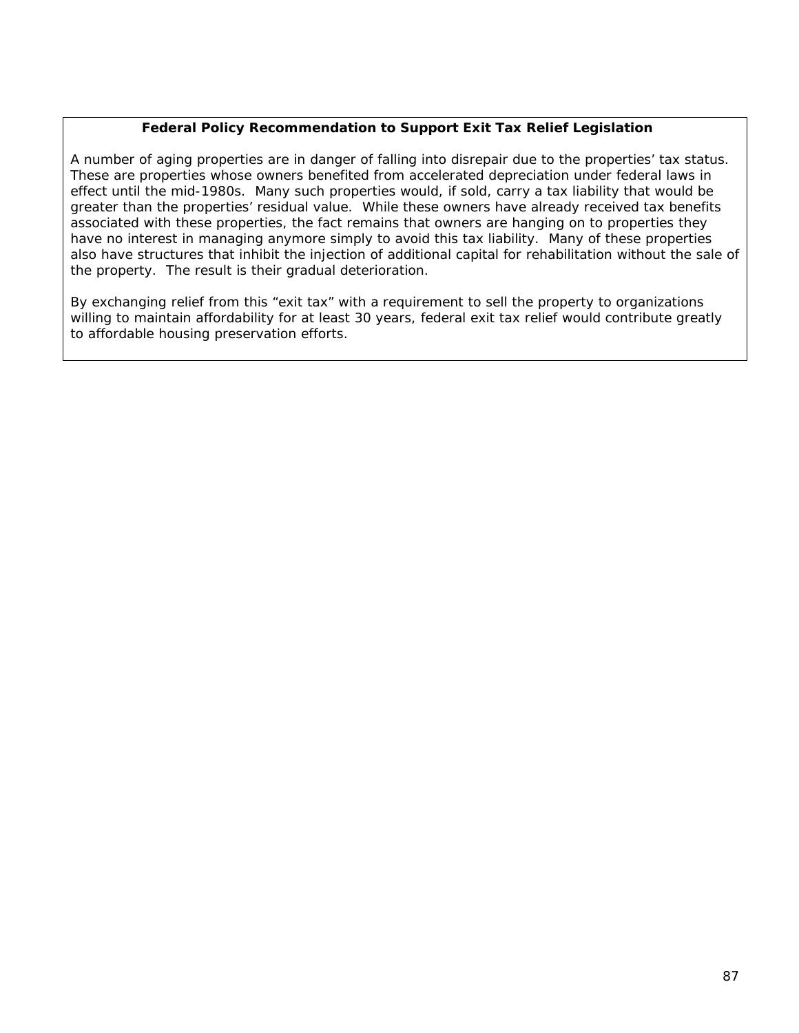**Federal Policy Recommendation to Support Exit Tax Relief Legislation**

A number of aging properties are in danger of falling into disrepair due to the properties' tax status. These are properties whose owners benefited from accelerated depreciation under federal laws in effect until the mid-1980s. Many such properties would, if sold, carry a tax liability that would be greater than the properties' residual value. While these owners have already received tax benefits associated with these properties, the fact remains that owners are hanging on to properties they have no interest in managing anymore simply to avoid this tax liability. Many of these properties also have structures that inhibit the injection of additional capital for rehabilitation without the sale of the property. The result is their gradual deterioration.

By exchanging relief from this "exit tax" with a requirement to sell the property to organizations willing to maintain affordability for at least 30 years, federal exit tax relief would contribute greatly to affordable housing preservation efforts.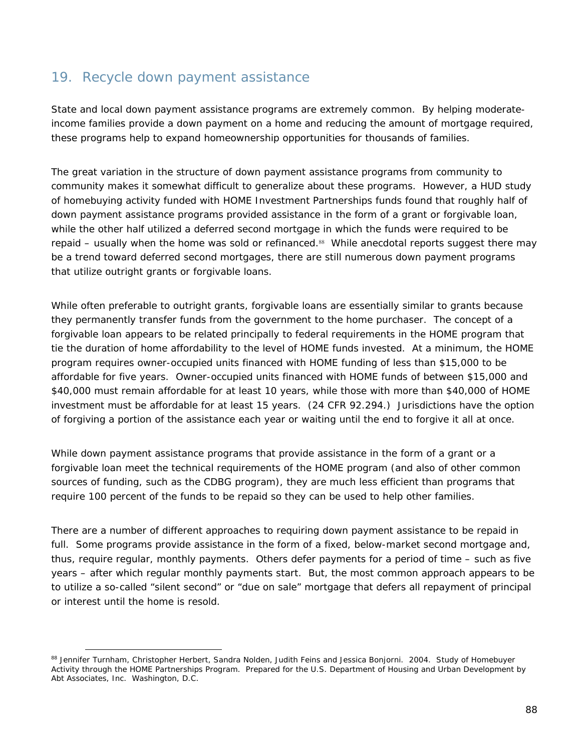## 19. Recycle down payment assistance

State and local down payment assistance programs are extremely common. By helping moderate-income families provide a down payment on a home and reducing the amount of mortgage required, these programs help to expand homeownership opportunities for thousands of families.

The great variation in the structure of down payment assistance programs from community to community makes it somewhat difficult to generalize about these programs. However, a HUD study of homebuying activity funded with HOME Investment Partnerships funds found that roughly half of down payment assistance programs provided assistance in the form of a grant or forgivable loan, while the other half utilized a deferred second mortgage in which the funds were required to be repaid – usually when the home was sold or refinanced.[88] While anecdotal reports suggest there may be a trend toward deferred second mortgages, there are still numerous down payment programs that utilize outright grants or forgivable loans.

While often preferable to outright grants, forgivable loans are essentially similar to grants because they permanently transfer funds from the government to the home purchaser. The concept of a forgivable loan appears to be related principally to federal requirements in the HOME program that tie the duration of home affordability to the level of HOME funds invested. At a minimum, the HOME program requires owner-occupied units financed with HOME funding of less than $15,000 to be affordable for five years. Owner-occupied units financed with HOME funds of between $15,000 and $40,000 must remain affordable for at least 10 years, while those with more than $40,000 of HOME investment must be affordable for at least 15 years. (24 CFR 92.294.) Jurisdictions have the option of forgiving a portion of the assistance each year or waiting until the end to forgive it all at once.

While down payment assistance programs that provide assistance in the form of a grant or a forgivable loan meet the technical requirements of the HOME program (and also of other common sources of funding, such as the CDBG program), they are much less efficient than programs that require 100 percent of the funds to be repaid so they can be used to help other families.

There are a number of different approaches to requiring down payment assistance to be repaid in full. Some programs provide assistance in the form of a fixed, below-market second mortgage and, thus, require regular, monthly payments. Others defer payments for a period of time – such as five years – after which regular monthly payments start. But, the most common approach appears to be to utilize a so-called "silent second" or "due on sale" mortgage that defers all repayment of principal or interest until the home is resold.

---

[88] Jennifer Turnham, Christopher Herbert, Sandra Nolden, Judith Feins and Jessica Bonjorni. 2004. Study of Homebuyer Activity through the HOME Partnerships Program. Prepared for the U.S. Department of Housing and Urban Development by Abt Associates, Inc. Washington, D.C.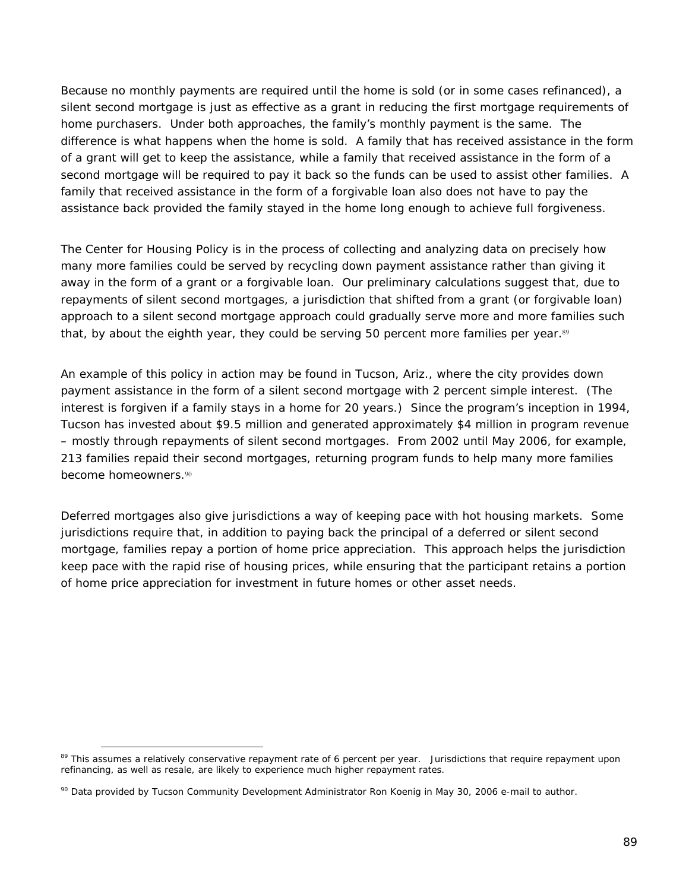Because no monthly payments are required until the home is sold (or in some cases refinanced), a silent second mortgage is just as effective as a grant in reducing the first mortgage requirements of home purchasers. Under both approaches, the family's monthly payment is the same. The difference is what happens when the home is sold. A family that has received assistance in the form of a grant will get to keep the assistance, while a family that received assistance in the form of a second mortgage will be required to pay it back so the funds can be used to assist other families. A family that received assistance in the form of a forgivable loan also does not have to pay the assistance back provided the family stayed in the home long enough to achieve full forgiveness.

The Center for Housing Policy is in the process of collecting and analyzing data on precisely how many more families could be served by recycling down payment assistance rather than giving it away in the form of a grant or a forgivable loan. Our preliminary calculations suggest that, due to repayments of silent second mortgages, a jurisdiction that shifted from a grant (or forgivable loan) approach to a silent second mortgage approach could gradually serve more and more families such that, by about the eighth year, they could be serving 50 percent more families per year.[89]

An example of this policy in action may be found in Tucson, Ariz., where the city provides down payment assistance in the form of a silent second mortgage with 2 percent simple interest. (The interest is forgiven if a family stays in a home for 20 years.) Since the program's inception in 1994, Tucson has invested about $9.5 million and generated approximately $4 million in program revenue – mostly through repayments of silent second mortgages. From 2002 until May 2006, for example, 213 families repaid their second mortgages, returning program funds to help many more families become homeowners.[90]

Deferred mortgages also give jurisdictions a way of keeping pace with hot housing markets. Some jurisdictions require that, in addition to paying back the principal of a deferred or silent second mortgage, families repay a portion of home price appreciation. This approach helps the jurisdiction keep pace with the rapid rise of housing prices, while ensuring that the participant retains a portion of home price appreciation for investment in future homes or other asset needs.

---

[89] This assumes a relatively conservative repayment rate of 6 percent per year. Jurisdictions that require repayment upon refinancing, as well as resale, are likely to experience much higher repayment rates.

[90] Data provided by Tucson Community Development Administrator Ron Koenig in May 30, 2006 e-mail to author.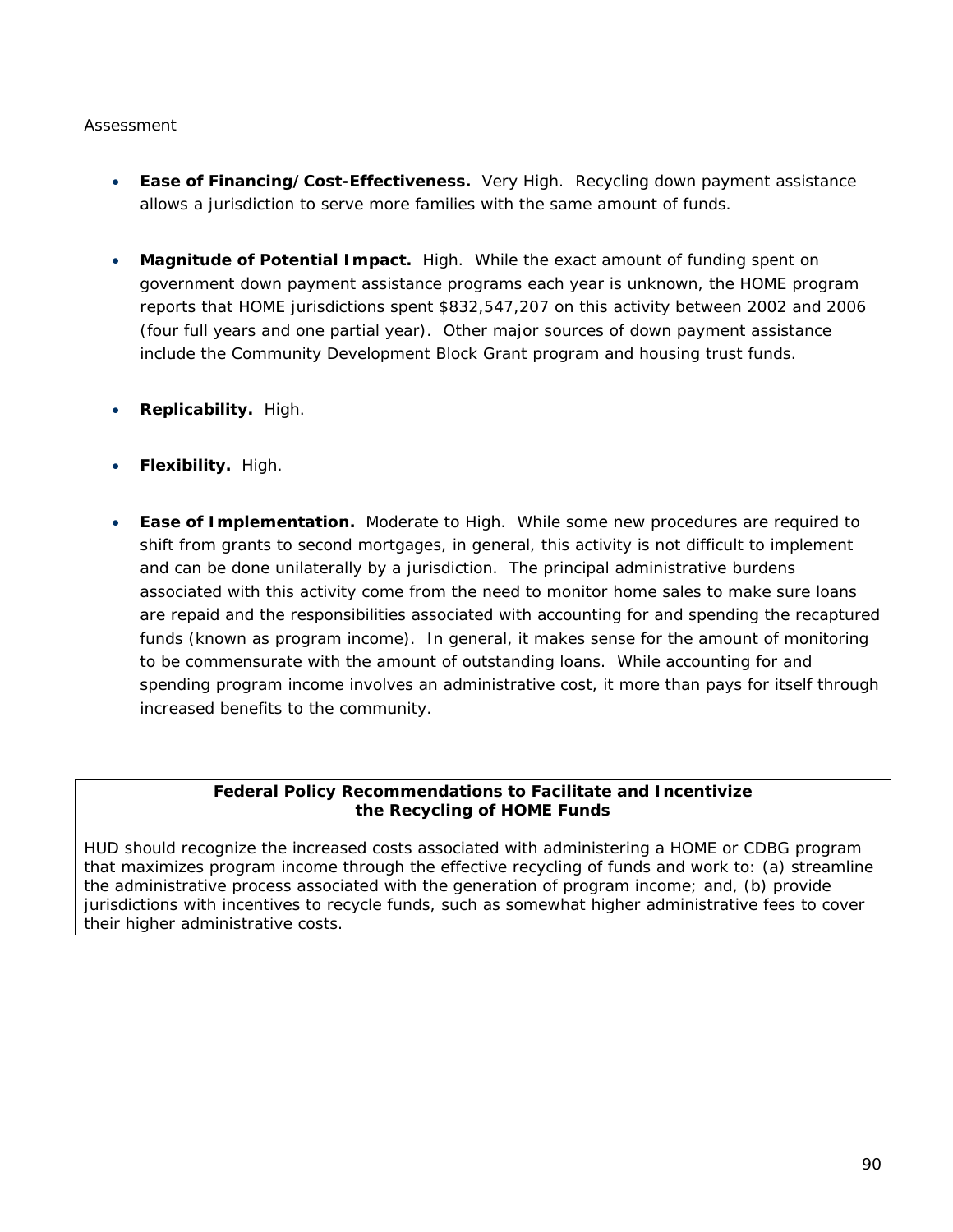Assessment

- **Ease of Financing/Cost-Effectiveness.** Very High. Recycling down payment assistance allows a jurisdiction to serve more families with the same amount of funds.

- **Magnitude of Potential Impact.** High. While the exact amount of funding spent on government down payment assistance programs each year is unknown, the HOME program reports that HOME jurisdictions spent $832,547,207 on this activity between 2002 and 2006 (four full years and one partial year). Other major sources of down payment assistance include the Community Development Block Grant program and housing trust funds.

- **Replicability.** High.

- **Flexibility.** High.

- **Ease of Implementation.** Moderate to High. While some new procedures are required to shift from grants to second mortgages, in general, this activity is not difficult to implement and can be done unilaterally by a jurisdiction. The principal administrative burdens associated with this activity come from the need to monitor home sales to make sure loans are repaid and the responsibilities associated with accounting for and spending the recaptured funds (known as program income). In general, it makes sense for the amount of monitoring to be commensurate with the amount of outstanding loans. While accounting for and spending program income involves an administrative cost, it more than pays for itself through increased benefits to the community.

**Federal Policy Recommendations to Facilitate and Incentivize the Recycling of HOME Funds**

HUD should recognize the increased costs associated with administering a HOME or CDBG program that maximizes program income through the effective recycling of funds and work to: (a) streamline the administrative process associated with the generation of program income; and, (b) provide jurisdictions with incentives to recycle funds, such as somewhat higher administrative fees to cover their higher administrative costs.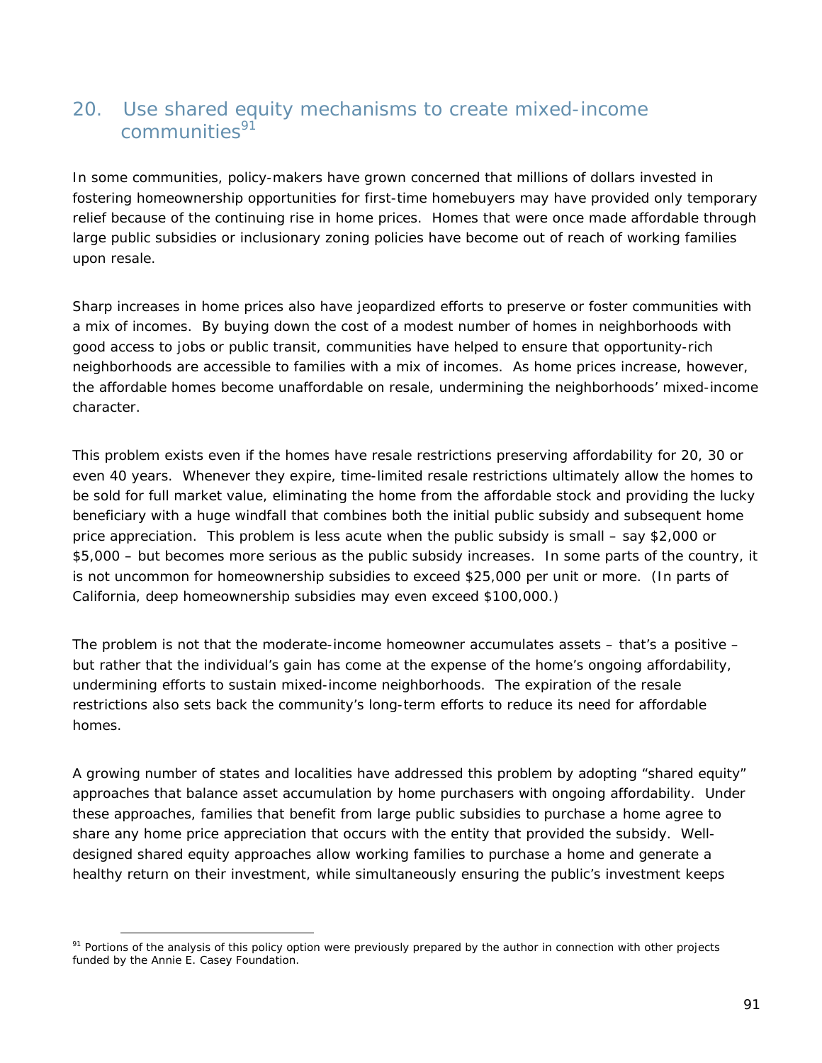## 20. Use shared equity mechanisms to create mixed-income communities[91]

In some communities, policy-makers have grown concerned that millions of dollars invested in fostering homeownership opportunities for first-time homebuyers may have provided only temporary relief because of the continuing rise in home prices. Homes that were once made affordable through large public subsidies or inclusionary zoning policies have become out of reach of working families upon resale.

Sharp increases in home prices also have jeopardized efforts to preserve or foster communities with a mix of incomes. By buying down the cost of a modest number of homes in neighborhoods with good access to jobs or public transit, communities have helped to ensure that opportunity-rich neighborhoods are accessible to families with a mix of incomes. As home prices increase, however, the affordable homes become unaffordable on resale, undermining the neighborhoods' mixed-income character.

This problem exists even if the homes have resale restrictions preserving affordability for 20, 30 or even 40 years. Whenever they expire, time-limited resale restrictions ultimately allow the homes to be sold for full market value, eliminating the home from the affordable stock and providing the lucky beneficiary with a huge windfall that combines both the initial public subsidy and subsequent home price appreciation. This problem is less acute when the public subsidy is small – say $2,000 or $5,000 – but becomes more serious as the public subsidy increases. In some parts of the country, it is not uncommon for homeownership subsidies to exceed $25,000 per unit or more. (In parts of California, deep homeownership subsidies may even exceed $100,000.)

The problem is not that the moderate-income homeowner accumulates assets – that's a positive – but rather that the individual's gain has come at the expense of the home's ongoing affordability, undermining efforts to sustain mixed-income neighborhoods. The expiration of the resale restrictions also sets back the community's long-term efforts to reduce its need for affordable homes.

A growing number of states and localities have addressed this problem by adopting "shared equity" approaches that balance asset accumulation by home purchasers with ongoing affordability. Under these approaches, families that benefit from large public subsidies to purchase a home agree to share any home price appreciation that occurs with the entity that provided the subsidy. Well-designed shared equity approaches allow working families to purchase a home and generate a healthy return on their investment, while simultaneously ensuring the public's investment keeps

[91] Portions of the analysis of this policy option were previously prepared by the author in connection with other projects funded by the Annie E. Casey Foundation.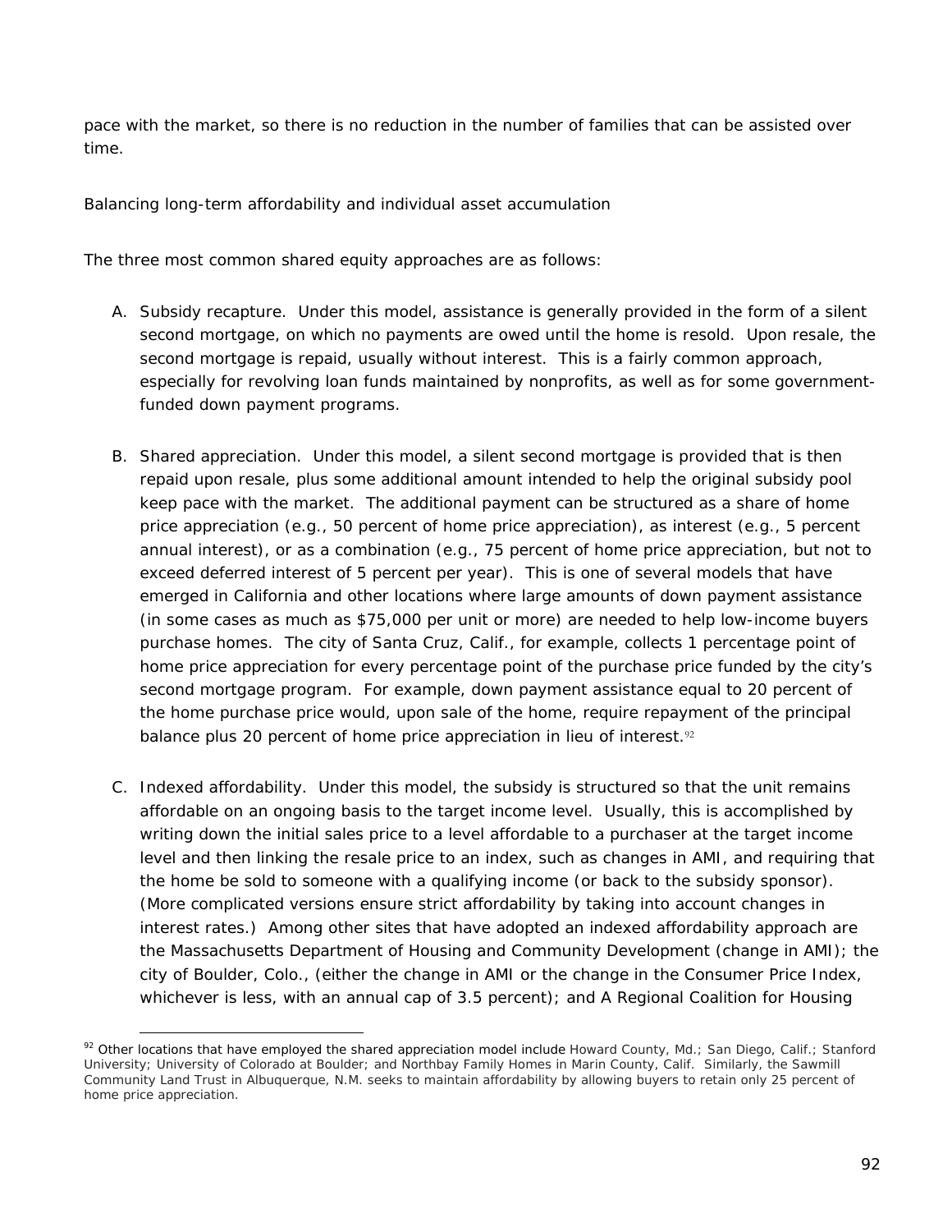pace with the market, so there is no reduction in the number of families that can be assisted over time.

*Balancing long-term affordability and individual asset accumulation*

The three most common shared equity approaches are as follows:

A. *Subsidy recapture*. Under this model, assistance is generally provided in the form of a silent second mortgage, on which no payments are owed until the home is resold. Upon resale, the second mortgage is repaid, usually without interest. This is a fairly common approach, especially for revolving loan funds maintained by nonprofits, as well as for some government-funded down payment programs.

B. *Shared appreciation*. Under this model, a silent second mortgage is provided that is then repaid upon resale, plus some additional amount intended to help the original subsidy pool keep pace with the market. The additional payment can be structured as a share of home price appreciation (e.g., 50 percent of home price appreciation), as interest (e.g., 5 percent annual interest), or as a combination (e.g., 75 percent of home price appreciation, but not to exceed deferred interest of 5 percent per year). This is one of several models that have emerged in California and other locations where large amounts of down payment assistance (in some cases as much as $75,000 per unit or more) are needed to help low-income buyers purchase homes. The city of Santa Cruz, Calif., for example, collects 1 percentage point of home price appreciation for every percentage point of the purchase price funded by the city's second mortgage program. For example, down payment assistance equal to 20 percent of the home purchase price would, upon sale of the home, require repayment of the principal balance plus 20 percent of home price appreciation in lieu of interest.[92]

C. *Indexed affordability*. Under this model, the subsidy is structured so that the unit remains affordable on an ongoing basis to the target income level. Usually, this is accomplished by writing down the initial sales price to a level affordable to a purchaser at the target income level and then linking the resale price to an index, such as changes in AMI, and requiring that the home be sold to someone with a qualifying income (or back to the subsidy sponsor). (More complicated versions ensure strict affordability by taking into account changes in interest rates.) Among other sites that have adopted an indexed affordability approach are the Massachusetts Department of Housing and Community Development (change in AMI); the city of Boulder, Colo., (either the change in AMI or the change in the Consumer Price Index, whichever is less, with an annual cap of 3.5 percent); and A Regional Coalition for Housing

---

[92] Other locations that have employed the shared appreciation model include Howard County, Md.; San Diego, Calif.; Stanford University; University of Colorado at Boulder; and Northbay Family Homes in Marin County, Calif. Similarly, the Sawmill Community Land Trust in Albuquerque, N.M. seeks to maintain affordability by allowing buyers to retain only 25 percent of home price appreciation.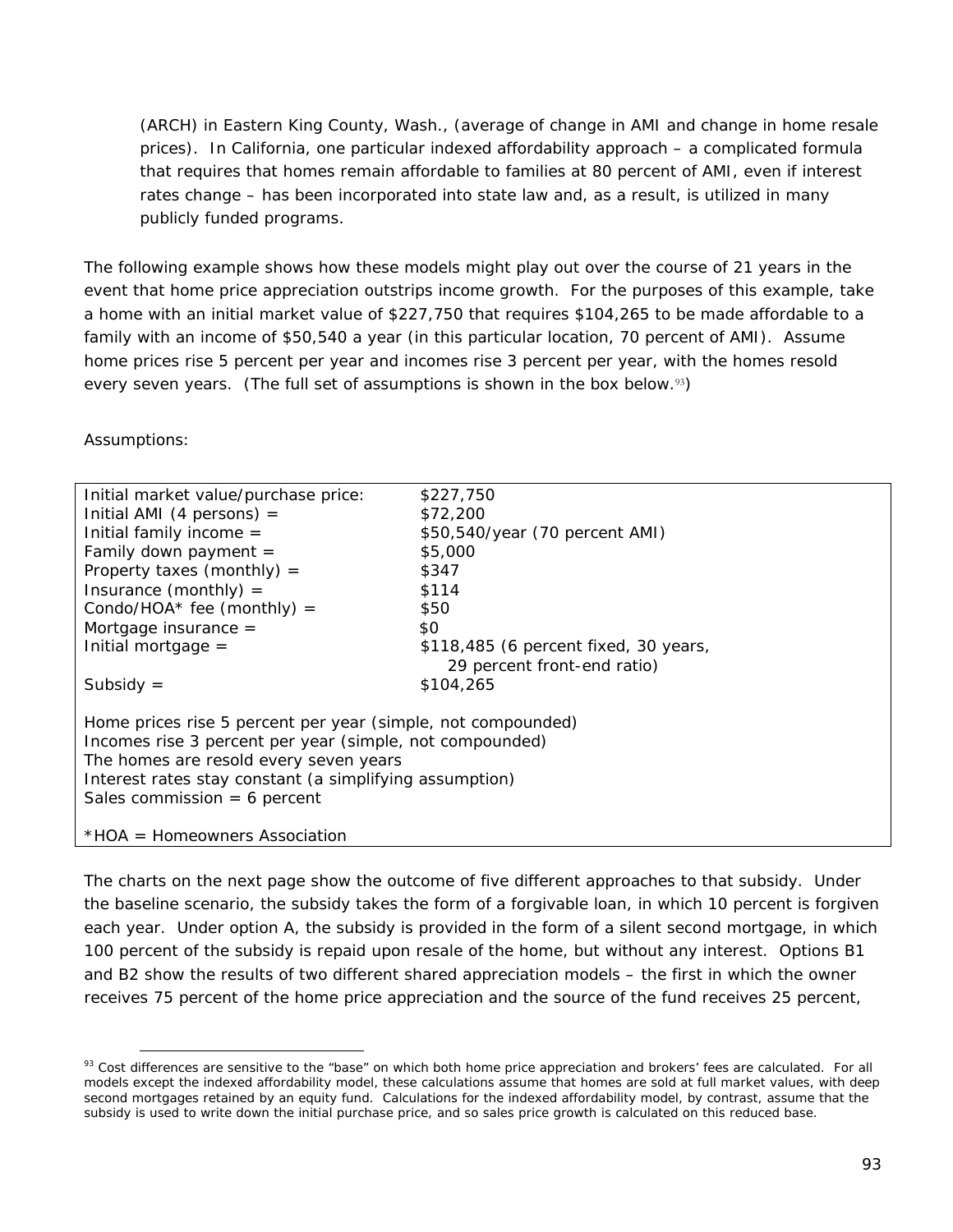(ARCH) in Eastern King County, Wash., (average of change in AMI and change in home resale prices). In California, one particular indexed affordability approach – a complicated formula that requires that homes remain affordable to families at 80 percent of AMI, even if interest rates change – has been incorporated into state law and, as a result, is utilized in many publicly funded programs.

The following example shows how these models might play out over the course of 21 years in the event that home price appreciation outstrips income growth. For the purposes of this example, take a home with an initial market value of $227,750 that requires $104,265 to be made affordable to a family with an income of $50,540 a year (in this particular location, 70 percent of AMI). Assume home prices rise 5 percent per year and incomes rise 3 percent per year, with the homes resold every seven years. (The full set of assumptions is shown in the box below.[93])

Assumptions:

| | |
|---|---|
| Initial market value/purchase price: | $227,750 |
| Initial AMI (4 persons) = | $72,200 |
| Initial family income = | $50,540/year (70 percent AMI) |
| Family down payment = | $5,000 |
| Property taxes (monthly) = | $347 |
| Insurance (monthly) = | $114 |
| Condo/HOA* fee (monthly) = | $50 |
| Mortgage insurance = | $0 |
| Initial mortgage = | $118,485 (6 percent fixed, 30 years, 29 percent front-end ratio) |
| Subsidy = | $104,265 |

Home prices rise 5 percent per year (simple, not compounded)
Incomes rise 3 percent per year (simple, not compounded)
The homes are resold every seven years
Interest rates stay constant (a simplifying assumption)
Sales commission = 6 percent

*HOA = Homeowners Association

The charts on the next page show the outcome of five different approaches to that subsidy. Under the baseline scenario, the subsidy takes the form of a forgivable loan, in which 10 percent is forgiven each year. Under option A, the subsidy is provided in the form of a silent second mortgage, in which 100 percent of the subsidy is repaid upon resale of the home, but without any interest. Options B1 and B2 show the results of two different shared appreciation models – the first in which the owner receives 75 percent of the home price appreciation and the source of the fund receives 25 percent,

[93] Cost differences are sensitive to the "base" on which both home price appreciation and brokers' fees are calculated. For all models except the indexed affordability model, these calculations assume that homes are sold at full market values, with deep second mortgages retained by an equity fund. Calculations for the indexed affordability model, by contrast, assume that the subsidy is used to write down the initial purchase price, and so sales price growth is calculated on this reduced base.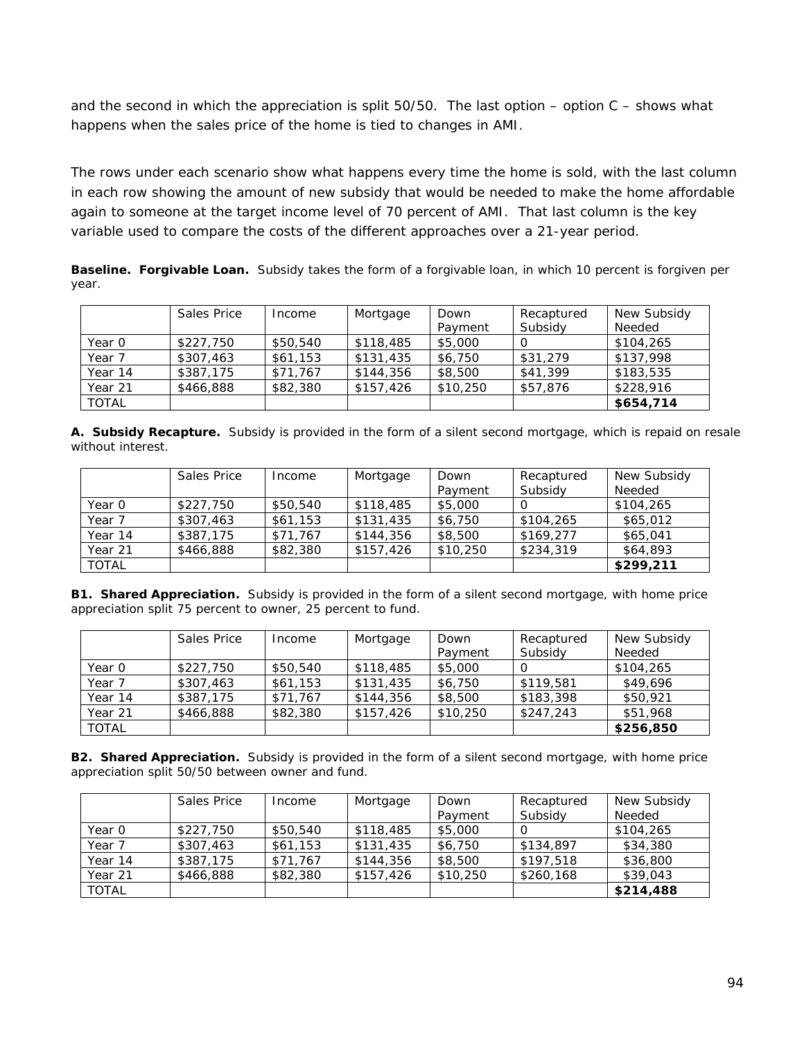and the second in which the appreciation is split 50/50. The last option – option C – shows what happens when the sales price of the home is tied to changes in AMI.

The rows under each scenario show what happens every time the home is sold, with the last column in each row showing the amount of new subsidy that would be needed to make the home affordable again to someone at the target income level of 70 percent of AMI. That last column is the key variable used to compare the costs of the different approaches over a 21-year period.

**Baseline. Forgivable Loan.** Subsidy takes the form of a forgivable loan, in which 10 percent is forgiven per year.

| | Sales Price | Income | Mortgage | Down Payment | Recaptured Subsidy | New Subsidy Needed |
|---|---|---|---|---|---|---|
| Year 0 | $227,750 | $50,540 | $118,485 | $5,000 | 0 | $104,265 |
| Year 7 | $307,463 | $61,153 | $131,435 | $6,750 | $31,279 | $137,998 |
| Year 14 | $387,175 | $71,767 | $144,356 | $8,500 | $41,399 | $183,535 |
| Year 21 | $466,888 | $82,380 | $157,426 | $10,250 | $57,876 | $228,916 |
| TOTAL | | | | | | **$654,714** |

**A. Subsidy Recapture.** Subsidy is provided in the form of a silent second mortgage, which is repaid on resale without interest.

| | Sales Price | Income | Mortgage | Down Payment | Recaptured Subsidy | New Subsidy Needed |
|---|---|---|---|---|---|---|
| Year 0 | $227,750 | $50,540 | $118,485 | $5,000 | 0 | $104,265 |
| Year 7 | $307,463 | $61,153 | $131,435 | $6,750 | $104,265 | $65,012 |
| Year 14 | $387,175 | $71,767 | $144,356 | $8,500 | $169,277 | $65,041 |
| Year 21 | $466,888 | $82,380 | $157,426 | $10,250 | $234,319 | $64,893 |
| TOTAL | | | | | | **$299,211** |

**B1. Shared Appreciation.** Subsidy is provided in the form of a silent second mortgage, with home price appreciation split 75 percent to owner, 25 percent to fund.

| | Sales Price | Income | Mortgage | Down Payment | Recaptured Subsidy | New Subsidy Needed |
|---|---|---|---|---|---|---|
| Year 0 | $227,750 | $50,540 | $118,485 | $5,000 | 0 | $104,265 |
| Year 7 | $307,463 | $61,153 | $131,435 | $6,750 | $119,581 | $49,696 |
| Year 14 | $387,175 | $71,767 | $144,356 | $8,500 | $183,398 | $50,921 |
| Year 21 | $466,888 | $82,380 | $157,426 | $10,250 | $247,243 | $51,968 |
| TOTAL | | | | | | **$256,850** |

**B2. Shared Appreciation.** Subsidy is provided in the form of a silent second mortgage, with home price appreciation split 50/50 between owner and fund.

| | Sales Price | Income | Mortgage | Down Payment | Recaptured Subsidy | New Subsidy Needed |
|---|---|---|---|---|---|---|
| Year 0 | $227,750 | $50,540 | $118,485 | $5,000 | 0 | $104,265 |
| Year 7 | $307,463 | $61,153 | $131,435 | $6,750 | $134,897 | $34,380 |
| Year 14 | $387,175 | $71,767 | $144,356 | $8,500 | $197,518 | $36,800 |
| Year 21 | $466,888 | $82,380 | $157,426 | $10,250 | $260,168 | $39,043 |
| TOTAL | | | | | | **$214,488** |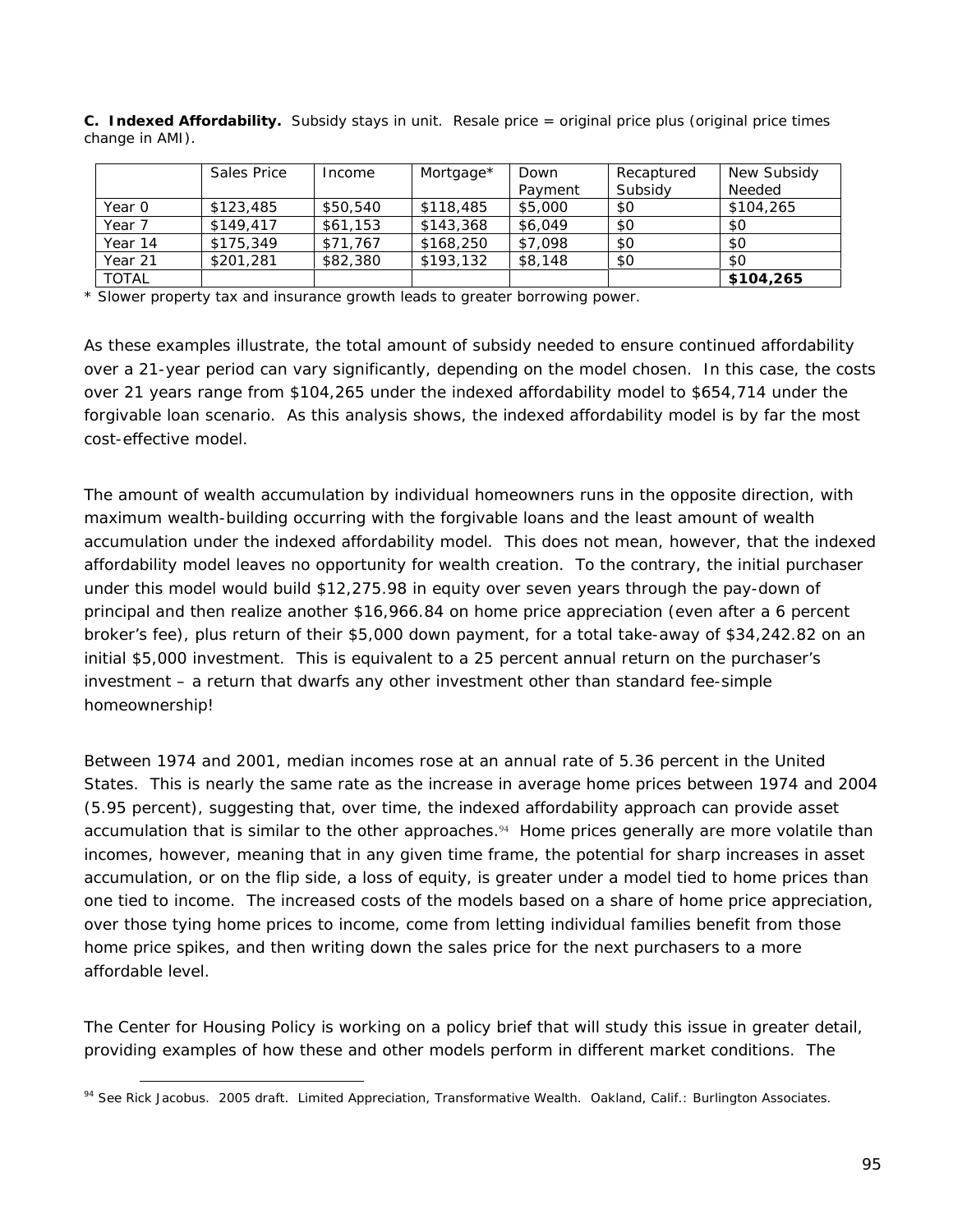**C. Indexed Affordability.** Subsidy stays in unit. Resale price = original price plus (original price times change in AMI).

| | Sales Price | Income | Mortgage* | Down Payment | Recaptured Subsidy | New Subsidy Needed |
|---|---|---|---|---|---|---|
| Year 0 | $123,485 | $50,540 | $118,485 | $5,000 | $0 | $104,265 |
| Year 7 | $149,417 | $61,153 | $143,368 | $6,049 | $0 | $0 |
| Year 14 | $175,349 | $71,767 | $168,250 | $7,098 | $0 | $0 |
| Year 21 | $201,281 | $82,380 | $193,132 | $8,148 | $0 | $0 |
| TOTAL | | | | | | **$104,265** |

* Slower property tax and insurance growth leads to greater borrowing power.

As these examples illustrate, the total amount of subsidy needed to ensure continued affordability over a 21-year period can vary significantly, depending on the model chosen. In this case, the costs over 21 years range from $104,265 under the indexed affordability model to $654,714 under the forgivable loan scenario. As this analysis shows, the indexed affordability model is by far the most cost-effective model.

The amount of wealth accumulation by individual homeowners runs in the opposite direction, with maximum wealth-building occurring with the forgivable loans and the least amount of wealth accumulation under the indexed affordability model. This does not mean, however, that the indexed affordability model leaves no opportunity for wealth creation. To the contrary, the initial purchaser under this model would build $12,275.98 in equity over seven years through the pay-down of principal and then realize another $16,966.84 on home price appreciation (even after a 6 percent broker's fee), plus return of their $5,000 down payment, for a total take-away of $34,242.82 on an initial $5,000 investment. This is equivalent to a 25 percent annual return on the purchaser's investment – a return that dwarfs any other investment other than standard fee-simple homeownership!

Between 1974 and 2001, median incomes rose at an annual rate of 5.36 percent in the United States. This is nearly the same rate as the increase in average home prices between 1974 and 2004 (5.95 percent), suggesting that, over time, the indexed affordability approach can provide asset accumulation that is similar to the other approaches.[94] Home prices generally are more volatile than incomes, however, meaning that in any given time frame, the potential for sharp increases in asset accumulation, or on the flip side, a loss of equity, is greater under a model tied to home prices than one tied to income. The increased costs of the models based on a share of home price appreciation, over those tying home prices to income, come from letting individual families benefit from those home price spikes, and then writing down the sales price for the next purchasers to a more affordable level.

The Center for Housing Policy is working on a policy brief that will study this issue in greater detail, providing examples of how these and other models perform in different market conditions. The

[94] See Rick Jacobus. 2005 draft. Limited Appreciation, Transformative Wealth. Oakland, Calif.: Burlington Associates.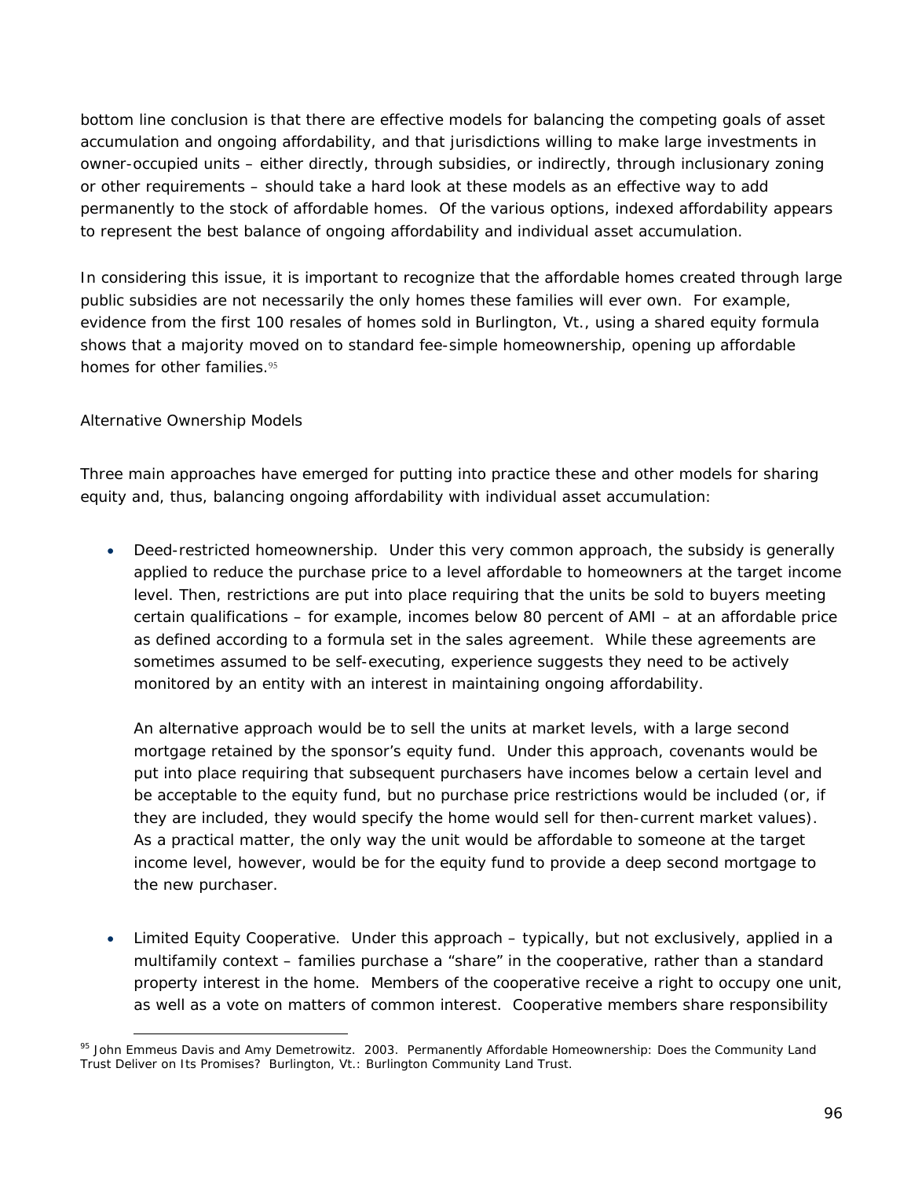bottom line conclusion is that there are effective models for balancing the competing goals of asset accumulation and ongoing affordability, and that jurisdictions willing to make large investments in owner-occupied units – either directly, through subsidies, or indirectly, through inclusionary zoning or other requirements – should take a hard look at these models as an effective way to add permanently to the stock of affordable homes. Of the various options, indexed affordability appears to represent the best balance of ongoing affordability and individual asset accumulation.

In considering this issue, it is important to recognize that the affordable homes created through large public subsidies are not necessarily the only homes these families will ever own. For example, evidence from the first 100 resales of homes sold in Burlington, Vt., using a shared equity formula shows that a majority moved on to standard fee-simple homeownership, opening up affordable homes for other families.[95]

### Alternative Ownership Models

Three main approaches have emerged for putting into practice these and other models for sharing equity and, thus, balancing ongoing affordability with individual asset accumulation:

- Deed-restricted homeownership. Under this very common approach, the subsidy is generally applied to reduce the purchase price to a level affordable to homeowners at the target income level. Then, restrictions are put into place requiring that the units be sold to buyers meeting certain qualifications – for example, incomes below 80 percent of AMI – at an affordable price as defined according to a formula set in the sales agreement. While these agreements are sometimes assumed to be self-executing, experience suggests they need to be actively monitored by an entity with an interest in maintaining ongoing affordability.

  An alternative approach would be to sell the units at market levels, with a large second mortgage retained by the sponsor's equity fund. Under this approach, covenants would be put into place requiring that subsequent purchasers have incomes below a certain level and be acceptable to the equity fund, but no purchase price restrictions would be included (or, if they are included, they would specify the home would sell for then-current market values). As a practical matter, the only way the unit would be affordable to someone at the target income level, however, would be for the equity fund to provide a deep second mortgage to the new purchaser.

- Limited Equity Cooperative. Under this approach – typically, but not exclusively, applied in a multifamily context – families purchase a "share" in the cooperative, rather than a standard property interest in the home. Members of the cooperative receive a right to occupy one unit, as well as a vote on matters of common interest. Cooperative members share responsibility

---

[95] John Emmeus Davis and Amy Demetrowitz. 2003. *Permanently Affordable Homeownership: Does the Community Land Trust Deliver on Its Promises?* Burlington, Vt.: Burlington Community Land Trust.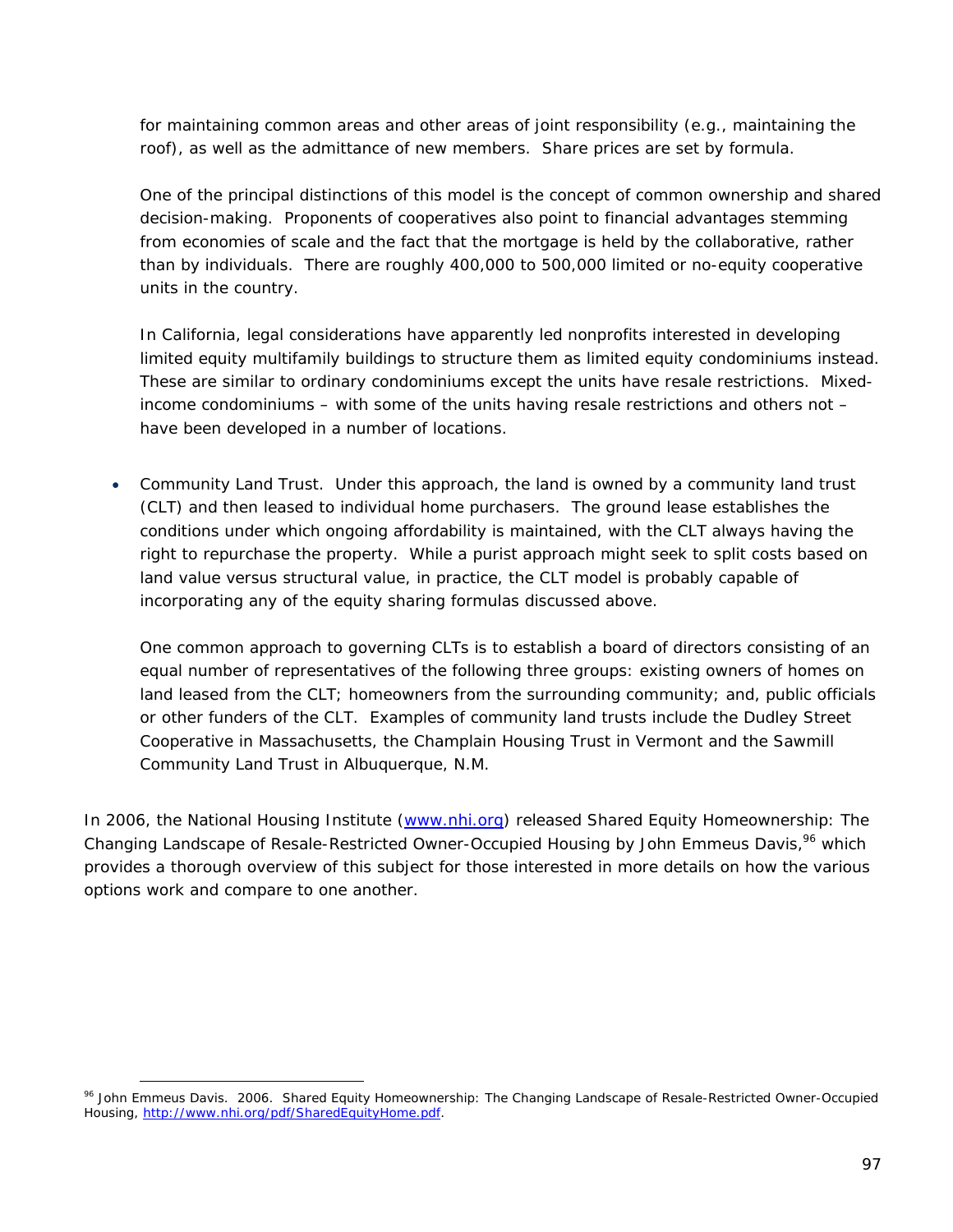for maintaining common areas and other areas of joint responsibility (e.g., maintaining the roof), as well as the admittance of new members. Share prices are set by formula.

One of the principal distinctions of this model is the concept of common ownership and shared decision-making. Proponents of cooperatives also point to financial advantages stemming from economies of scale and the fact that the mortgage is held by the collaborative, rather than by individuals. There are roughly 400,000 to 500,000 limited or no-equity cooperative units in the country.

In California, legal considerations have apparently led nonprofits interested in developing limited equity multifamily buildings to structure them as limited equity condominiums instead. These are similar to ordinary condominiums except the units have resale restrictions. Mixed-income condominiums – with some of the units having resale restrictions and others not – have been developed in a number of locations.

- Community Land Trust. Under this approach, the land is owned by a community land trust (CLT) and then leased to individual home purchasers. The ground lease establishes the conditions under which ongoing affordability is maintained, with the CLT always having the right to repurchase the property. While a purist approach might seek to split costs based on land value versus structural value, in practice, the CLT model is probably capable of incorporating any of the equity sharing formulas discussed above.

  One common approach to governing CLTs is to establish a board of directors consisting of an equal number of representatives of the following three groups: existing owners of homes on land leased from the CLT; homeowners from the surrounding community; and, public officials or other funders of the CLT. Examples of community land trusts include the Dudley Street Cooperative in Massachusetts, the Champlain Housing Trust in Vermont and the Sawmill Community Land Trust in Albuquerque, N.M.

In 2006, the National Housing Institute ([www.nhi.org](http://www.nhi.org)) released Shared Equity Homeownership: The Changing Landscape of Resale-Restricted Owner-Occupied Housing by John Emmeus Davis,[96] which provides a thorough overview of this subject for those interested in more details on how the various options work and compare to one another.

---

[96] John Emmeus Davis. 2006. Shared Equity Homeownership: The Changing Landscape of Resale-Restricted Owner-Occupied Housing, [http://www.nhi.org/pdf/SharedEquityHome.pdf](http://www.nhi.org/pdf/SharedEquityHome.pdf).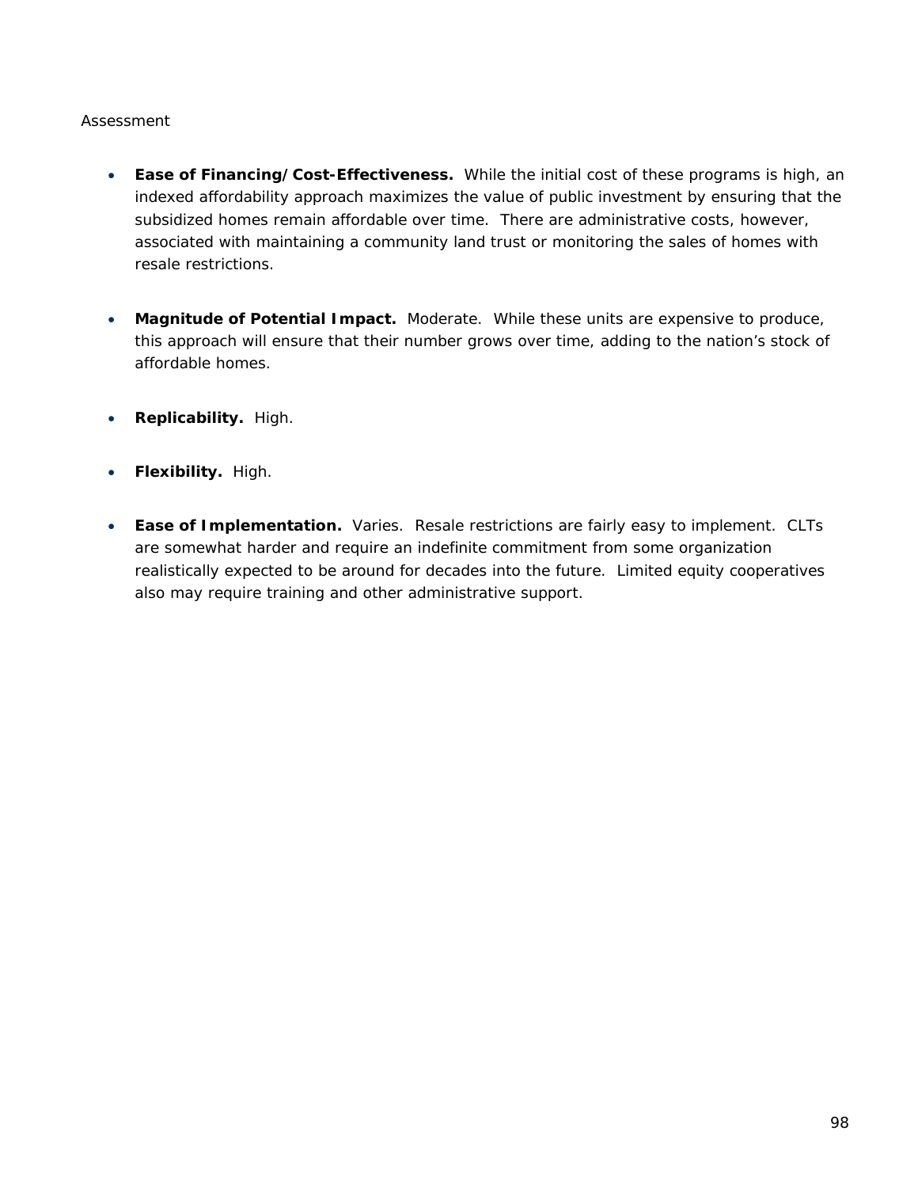Assessment

- **Ease of Financing/Cost-Effectiveness.** While the initial cost of these programs is high, an indexed affordability approach maximizes the value of public investment by ensuring that the subsidized homes remain affordable over time. There are administrative costs, however, associated with maintaining a community land trust or monitoring the sales of homes with resale restrictions.

- **Magnitude of Potential Impact.** Moderate. While these units are expensive to produce, this approach will ensure that their number grows over time, adding to the nation's stock of affordable homes.

- **Replicability.** High.

- **Flexibility.** High.

- **Ease of Implementation.** Varies. Resale restrictions are fairly easy to implement. CLTs are somewhat harder and require an indefinite commitment from some organization realistically expected to be around for decades into the future. Limited equity cooperatives also may require training and other administrative support.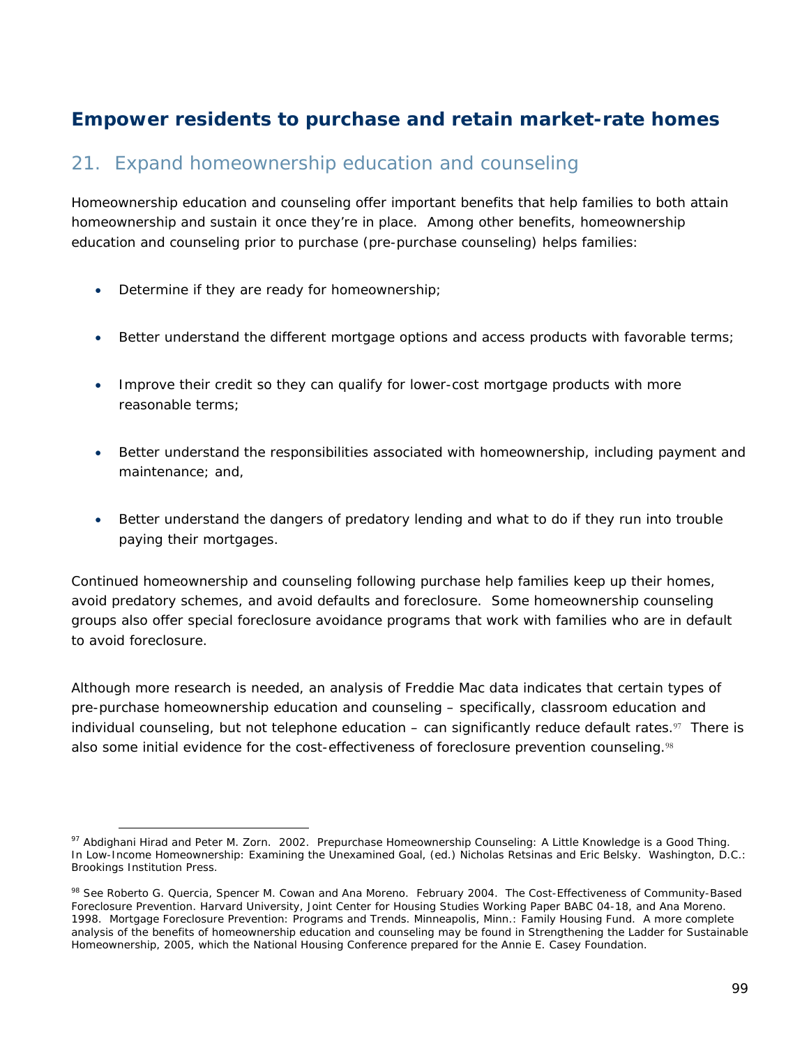## Empower residents to purchase and retain market-rate homes

### 21. Expand homeownership education and counseling

Homeownership education and counseling offer important benefits that help families to both attain homeownership and sustain it once they're in place. Among other benefits, homeownership education and counseling prior to purchase (pre-purchase counseling) helps families:

- Determine if they are ready for homeownership;
- Better understand the different mortgage options and access products with favorable terms;
- Improve their credit so they can qualify for lower-cost mortgage products with more reasonable terms;
- Better understand the responsibilities associated with homeownership, including payment and maintenance; and,
- Better understand the dangers of predatory lending and what to do if they run into trouble paying their mortgages.

Continued homeownership and counseling following purchase help families keep up their homes, avoid predatory schemes, and avoid defaults and foreclosure. Some homeownership counseling groups also offer special foreclosure avoidance programs that work with families who are in default to avoid foreclosure.

Although more research is needed, an analysis of Freddie Mac data indicates that certain types of pre-purchase homeownership education and counseling – specifically, classroom education and individual counseling, but not telephone education – can significantly reduce default rates.[97] There is also some initial evidence for the cost-effectiveness of foreclosure prevention counseling.[98]

---

[97] Abdighani Hirad and Peter M. Zorn. 2002. Prepurchase Homeownership Counseling: A Little Knowledge is a Good Thing. In *Low-Income Homeownership: Examining the Unexamined Goal*, (ed.) Nicholas Retsinas and Eric Belsky. Washington, D.C.: Brookings Institution Press.

[98] See Roberto G. Quercia, Spencer M. Cowan and Ana Moreno. February 2004. The Cost-Effectiveness of Community-Based Foreclosure Prevention. Harvard University, Joint Center for Housing Studies Working Paper BABC 04-18, and Ana Moreno. 1998. Mortgage Foreclosure Prevention: Programs and Trends. Minneapolis, Minn.: Family Housing Fund. A more complete analysis of the benefits of homeownership education and counseling may be found in Strengthening the Ladder for Sustainable Homeownership, 2005, which the National Housing Conference prepared for the Annie E. Casey Foundation.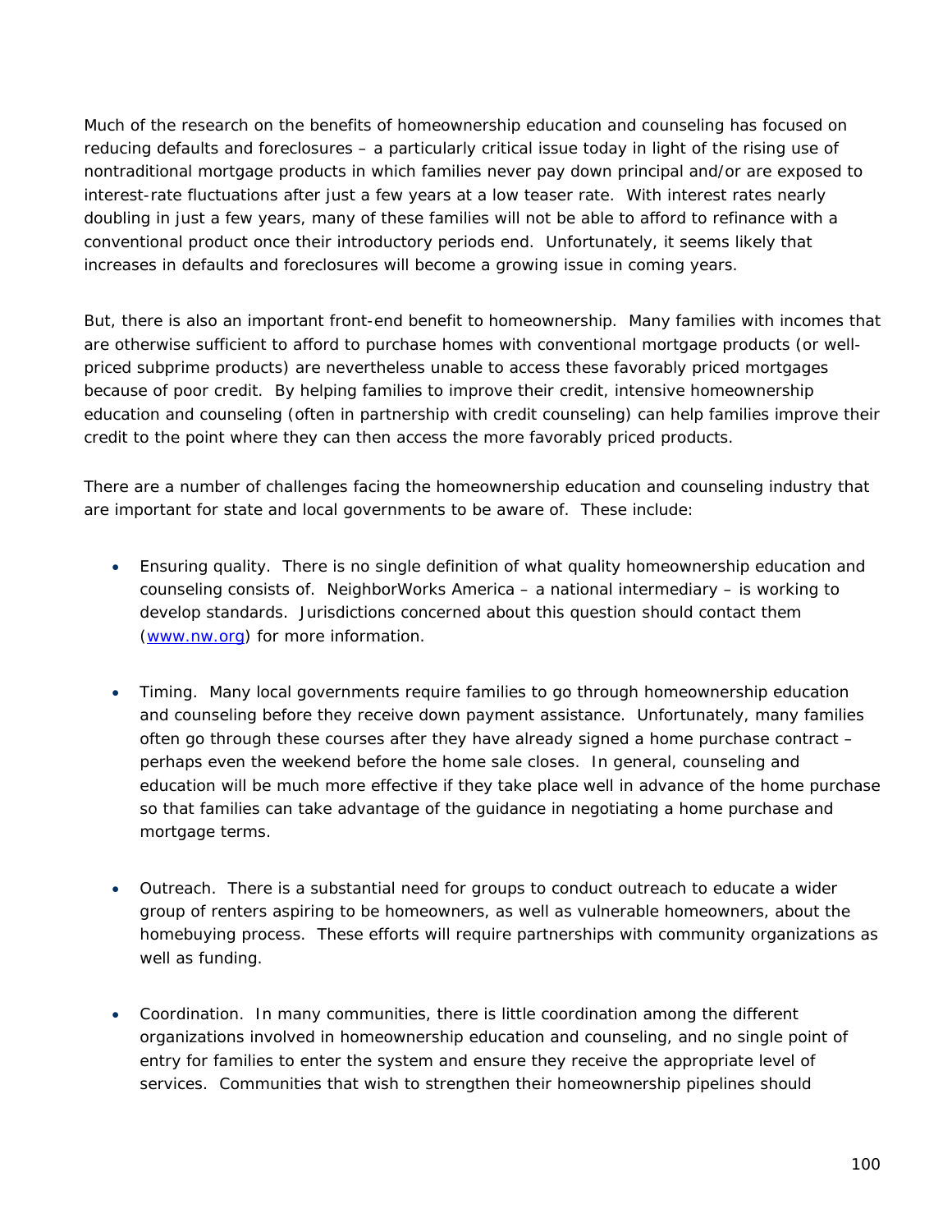Much of the research on the benefits of homeownership education and counseling has focused on reducing defaults and foreclosures – a particularly critical issue today in light of the rising use of nontraditional mortgage products in which families never pay down principal and/or are exposed to interest-rate fluctuations after just a few years at a low teaser rate. With interest rates nearly doubling in just a few years, many of these families will not be able to afford to refinance with a conventional product once their introductory periods end. Unfortunately, it seems likely that increases in defaults and foreclosures will become a growing issue in coming years.

But, there is also an important front-end benefit to homeownership. Many families with incomes that are otherwise sufficient to afford to purchase homes with conventional mortgage products (or well-priced subprime products) are nevertheless unable to access these favorably priced mortgages because of poor credit. By helping families to improve their credit, intensive homeownership education and counseling (often in partnership with credit counseling) can help families improve their credit to the point where they can then access the more favorably priced products.

There are a number of challenges facing the homeownership education and counseling industry that are important for state and local governments to be aware of. These include:

- Ensuring quality. There is no single definition of what quality homeownership education and counseling consists of. NeighborWorks America – a national intermediary – is working to develop standards. Jurisdictions concerned about this question should contact them ([www.nw.org](http://www.nw.org)) for more information.

- Timing. Many local governments require families to go through homeownership education and counseling before they receive down payment assistance. Unfortunately, many families often go through these courses after they have already signed a home purchase contract – perhaps even the weekend before the home sale closes. In general, counseling and education will be much more effective if they take place well in advance of the home purchase so that families can take advantage of the guidance in negotiating a home purchase and mortgage terms.

- Outreach. There is a substantial need for groups to conduct outreach to educate a wider group of renters aspiring to be homeowners, as well as vulnerable homeowners, about the homebuying process. These efforts will require partnerships with community organizations as well as funding.

- Coordination. In many communities, there is little coordination among the different organizations involved in homeownership education and counseling, and no single point of entry for families to enter the system and ensure they receive the appropriate level of services. Communities that wish to strengthen their homeownership pipelines should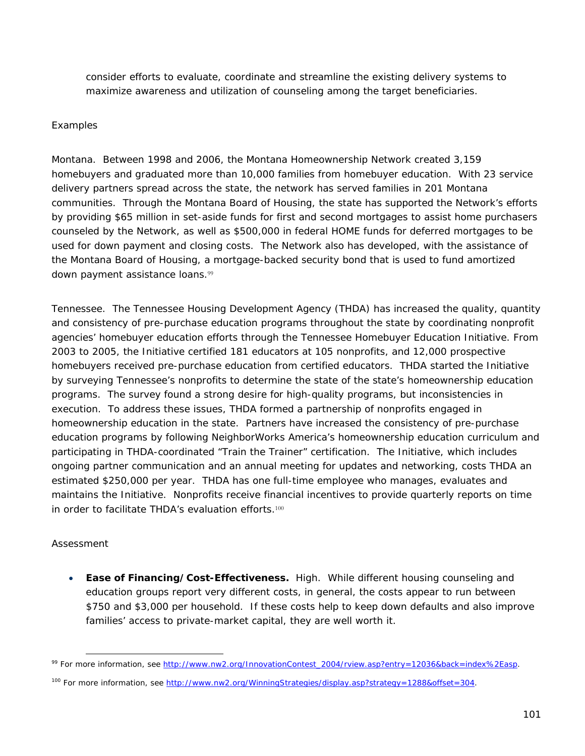consider efforts to evaluate, coordinate and streamline the existing delivery systems to maximize awareness and utilization of counseling among the target beneficiaries.

Examples

Montana. Between 1998 and 2006, the Montana Homeownership Network created 3,159 homebuyers and graduated more than 10,000 families from homebuyer education. With 23 service delivery partners spread across the state, the network has served families in 201 Montana communities. Through the Montana Board of Housing, the state has supported the Network's efforts by providing $65 million in set-aside funds for first and second mortgages to assist home purchasers counseled by the Network, as well as $500,000 in federal HOME funds for deferred mortgages to be used for down payment and closing costs. The Network also has developed, with the assistance of the Montana Board of Housing, a mortgage-backed security bond that is used to fund amortized down payment assistance loans.[99]

Tennessee. The Tennessee Housing Development Agency (THDA) has increased the quality, quantity and consistency of pre-purchase education programs throughout the state by coordinating nonprofit agencies' homebuyer education efforts through the Tennessee Homebuyer Education Initiative. From 2003 to 2005, the Initiative certified 181 educators at 105 nonprofits, and 12,000 prospective homebuyers received pre-purchase education from certified educators. THDA started the Initiative by surveying Tennessee's nonprofits to determine the state of the state's homeownership education programs. The survey found a strong desire for high-quality programs, but inconsistencies in execution. To address these issues, THDA formed a partnership of nonprofits engaged in homeownership education in the state. Partners have increased the consistency of pre-purchase education programs by following NeighborWorks America's homeownership education curriculum and participating in THDA-coordinated "Train the Trainer" certification. The Initiative, which includes ongoing partner communication and an annual meeting for updates and networking, costs THDA an estimated $250,000 per year. THDA has one full-time employee who manages, evaluates and maintains the Initiative. Nonprofits receive financial incentives to provide quarterly reports on time in order to facilitate THDA's evaluation efforts.[100]

Assessment

- **Ease of Financing/Cost-Effectiveness.** High. While different housing counseling and education groups report very different costs, in general, the costs appear to run between $750 and $3,000 per household. If these costs help to keep down defaults and also improve families' access to private-market capital, they are well worth it.

---

[99] For more information, see http://www.nw2.org/InnovationContest_2004/rview.asp?entry=12036&back=index%2Easp.

[100] For more information, see http://www.nw2.org/WinningStrategies/display.asp?strategy=1288&offset=304.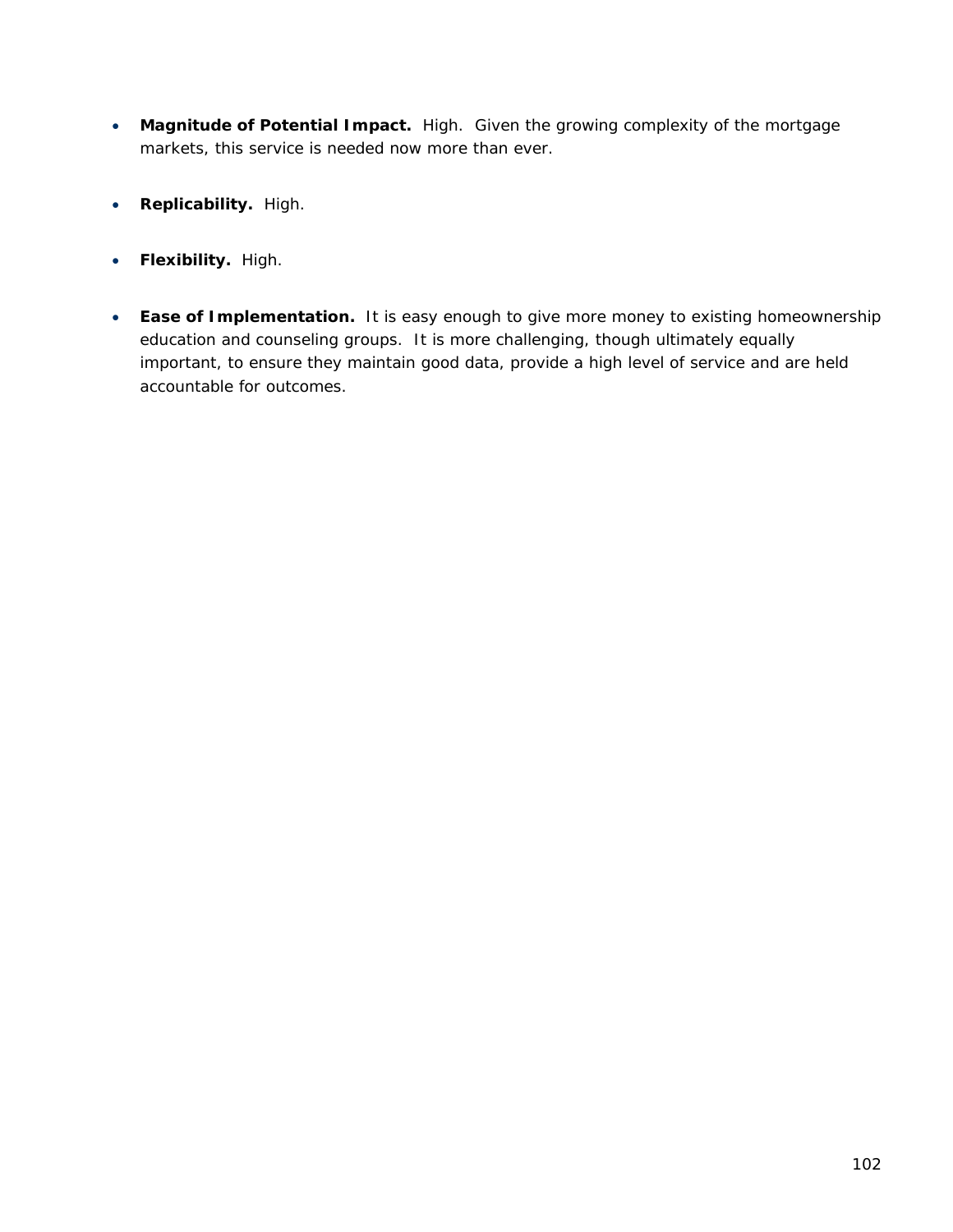- **Magnitude of Potential Impact.** High. Given the growing complexity of the mortgage markets, this service is needed now more than ever.

- **Replicability.** High.

- **Flexibility.** High.

- **Ease of Implementation.** It is easy enough to give more money to existing homeownership education and counseling groups. It is more challenging, though ultimately equally important, to ensure they maintain good data, provide a high level of service and are held accountable for outcomes.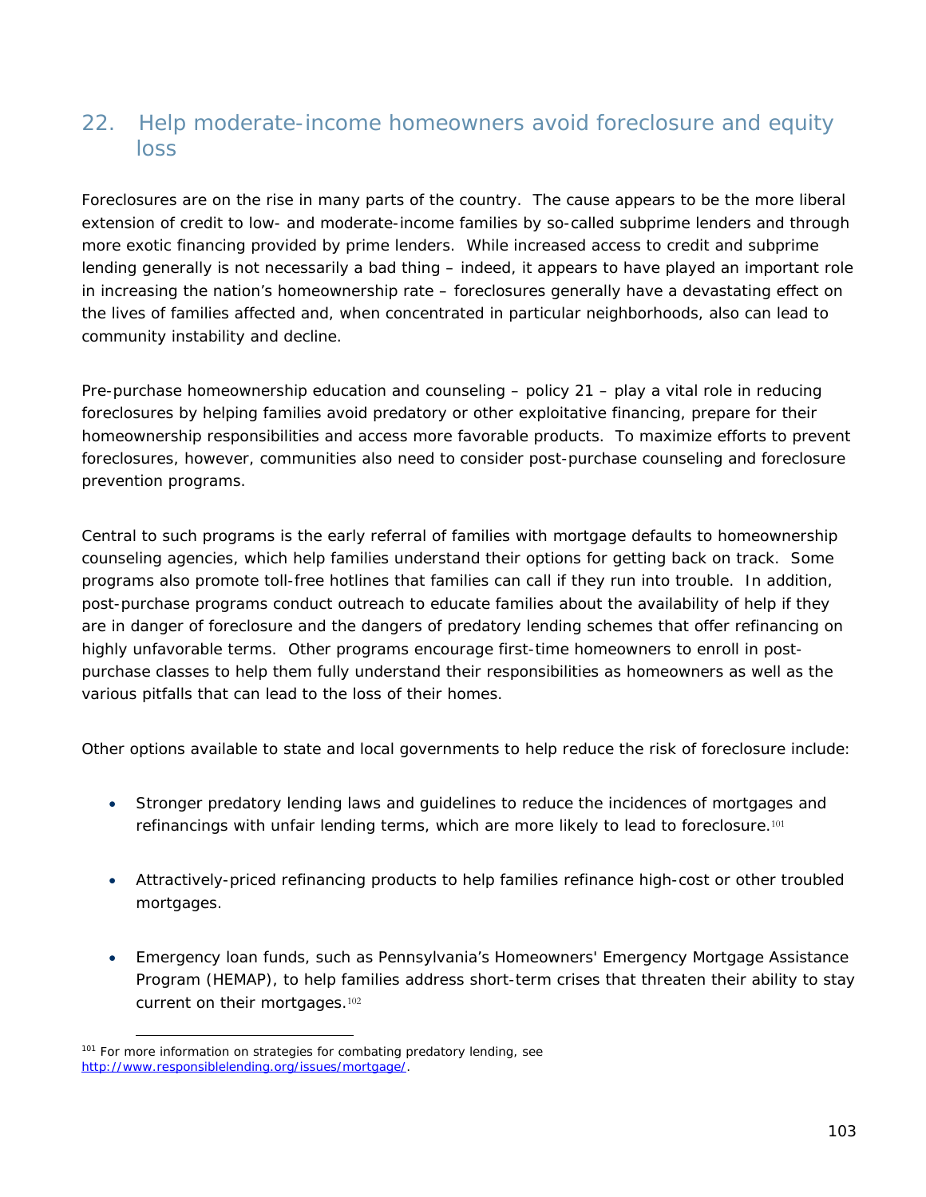## 22. Help moderate-income homeowners avoid foreclosure and equity loss

Foreclosures are on the rise in many parts of the country. The cause appears to be the more liberal extension of credit to low- and moderate-income families by so-called subprime lenders and through more exotic financing provided by prime lenders. While increased access to credit and subprime lending generally is not necessarily a bad thing – indeed, it appears to have played an important role in increasing the nation's homeownership rate – foreclosures generally have a devastating effect on the lives of families affected and, when concentrated in particular neighborhoods, also can lead to community instability and decline.

Pre-purchase homeownership education and counseling – policy 21 – play a vital role in reducing foreclosures by helping families avoid predatory or other exploitative financing, prepare for their homeownership responsibilities and access more favorable products. To maximize efforts to prevent foreclosures, however, communities also need to consider post-purchase counseling and foreclosure prevention programs.

Central to such programs is the early referral of families with mortgage defaults to homeownership counseling agencies, which help families understand their options for getting back on track. Some programs also promote toll-free hotlines that families can call if they run into trouble. In addition, post-purchase programs conduct outreach to educate families about the availability of help if they are in danger of foreclosure and the dangers of predatory lending schemes that offer refinancing on highly unfavorable terms. Other programs encourage first-time homeowners to enroll in post-purchase classes to help them fully understand their responsibilities as homeowners as well as the various pitfalls that can lead to the loss of their homes.

Other options available to state and local governments to help reduce the risk of foreclosure include:

- Stronger predatory lending laws and guidelines to reduce the incidences of mortgages and refinancings with unfair lending terms, which are more likely to lead to foreclosure.[101]

- Attractively-priced refinancing products to help families refinance high-cost or other troubled mortgages.

- Emergency loan funds, such as Pennsylvania's Homeowners' Emergency Mortgage Assistance Program (HEMAP), to help families address short-term crises that threaten their ability to stay current on their mortgages.[102]

---

[101] For more information on strategies for combating predatory lending, see http://www.responsiblelending.org/issues/mortgage/.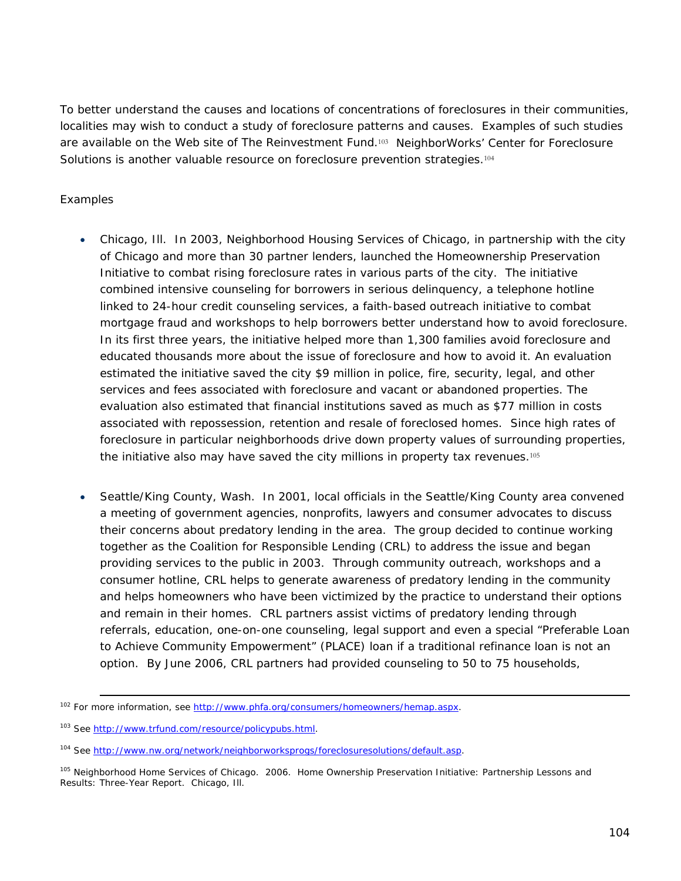To better understand the causes and locations of concentrations of foreclosures in their communities, localities may wish to conduct a study of foreclosure patterns and causes. Examples of such studies are available on the Web site of The Reinvestment Fund.[103] NeighborWorks' Center for Foreclosure Solutions is another valuable resource on foreclosure prevention strategies.[104]

Examples

- Chicago, Ill. In 2003, Neighborhood Housing Services of Chicago, in partnership with the city of Chicago and more than 30 partner lenders, launched the Homeownership Preservation Initiative to combat rising foreclosure rates in various parts of the city. The initiative combined intensive counseling for borrowers in serious delinquency, a telephone hotline linked to 24-hour credit counseling services, a faith-based outreach initiative to combat mortgage fraud and workshops to help borrowers better understand how to avoid foreclosure. In its first three years, the initiative helped more than 1,300 families avoid foreclosure and educated thousands more about the issue of foreclosure and how to avoid it. An evaluation estimated the initiative saved the city $9 million in police, fire, security, legal, and other services and fees associated with foreclosure and vacant or abandoned properties. The evaluation also estimated that financial institutions saved as much as $77 million in costs associated with repossession, retention and resale of foreclosed homes. Since high rates of foreclosure in particular neighborhoods drive down property values of surrounding properties, the initiative also may have saved the city millions in property tax revenues.[105]

- Seattle/King County, Wash. In 2001, local officials in the Seattle/King County area convened a meeting of government agencies, nonprofits, lawyers and consumer advocates to discuss their concerns about predatory lending in the area. The group decided to continue working together as the Coalition for Responsible Lending (CRL) to address the issue and began providing services to the public in 2003. Through community outreach, workshops and a consumer hotline, CRL helps to generate awareness of predatory lending in the community and helps homeowners who have been victimized by the practice to understand their options and remain in their homes. CRL partners assist victims of predatory lending through referrals, education, one-on-one counseling, legal support and even a special "Preferable Loan to Achieve Community Empowerment" (PLACE) loan if a traditional refinance loan is not an option. By June 2006, CRL partners had provided counseling to 50 to 75 households,

---

[102] For more information, see http://www.phfa.org/consumers/homeowners/hemap.aspx.

[103] See http://www.trfund.com/resource/policypubs.html.

[104] See http://www.nw.org/network/neighborworksprogs/foreclosuresolutions/default.asp.

[105] Neighborhood Home Services of Chicago. 2006. Home Ownership Preservation Initiative: Partnership Lessons and Results: Three-Year Report. Chicago, Ill.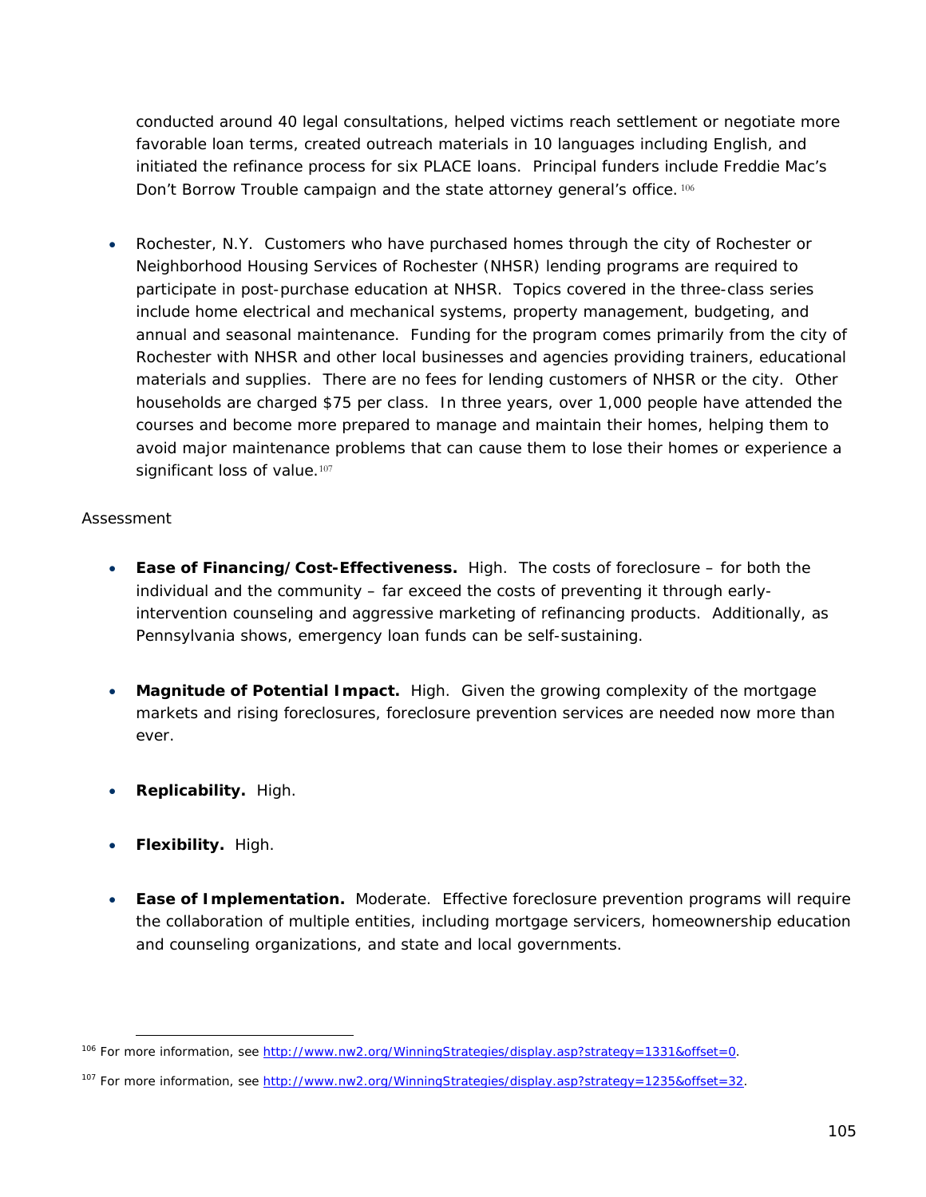conducted around 40 legal consultations, helped victims reach settlement or negotiate more favorable loan terms, created outreach materials in 10 languages including English, and initiated the refinance process for six PLACE loans. Principal funders include Freddie Mac's Don't Borrow Trouble campaign and the state attorney general's office.[106]

- Rochester, N.Y. Customers who have purchased homes through the city of Rochester or Neighborhood Housing Services of Rochester (NHSR) lending programs are required to participate in post-purchase education at NHSR. Topics covered in the three-class series include home electrical and mechanical systems, property management, budgeting, and annual and seasonal maintenance. Funding for the program comes primarily from the city of Rochester with NHSR and other local businesses and agencies providing trainers, educational materials and supplies. There are no fees for lending customers of NHSR or the city. Other households are charged $75 per class. In three years, over 1,000 people have attended the courses and become more prepared to manage and maintain their homes, helping them to avoid major maintenance problems that can cause them to lose their homes or experience a significant loss of value.[107]

Assessment

- **Ease of Financing/Cost-Effectiveness.** High. The costs of foreclosure – for both the individual and the community – far exceed the costs of preventing it through early-intervention counseling and aggressive marketing of refinancing products. Additionally, as Pennsylvania shows, emergency loan funds can be self-sustaining.

- **Magnitude of Potential Impact.** High. Given the growing complexity of the mortgage markets and rising foreclosures, foreclosure prevention services are needed now more than ever.

- **Replicability.** High.

- **Flexibility.** High.

- **Ease of Implementation.** Moderate. Effective foreclosure prevention programs will require the collaboration of multiple entities, including mortgage servicers, homeownership education and counseling organizations, and state and local governments.

---

[106] For more information, see http://www.nw2.org/WinningStrategies/display.asp?strategy=1331&offset=0.

[107] For more information, see http://www.nw2.org/WinningStrategies/display.asp?strategy=1235&offset=32.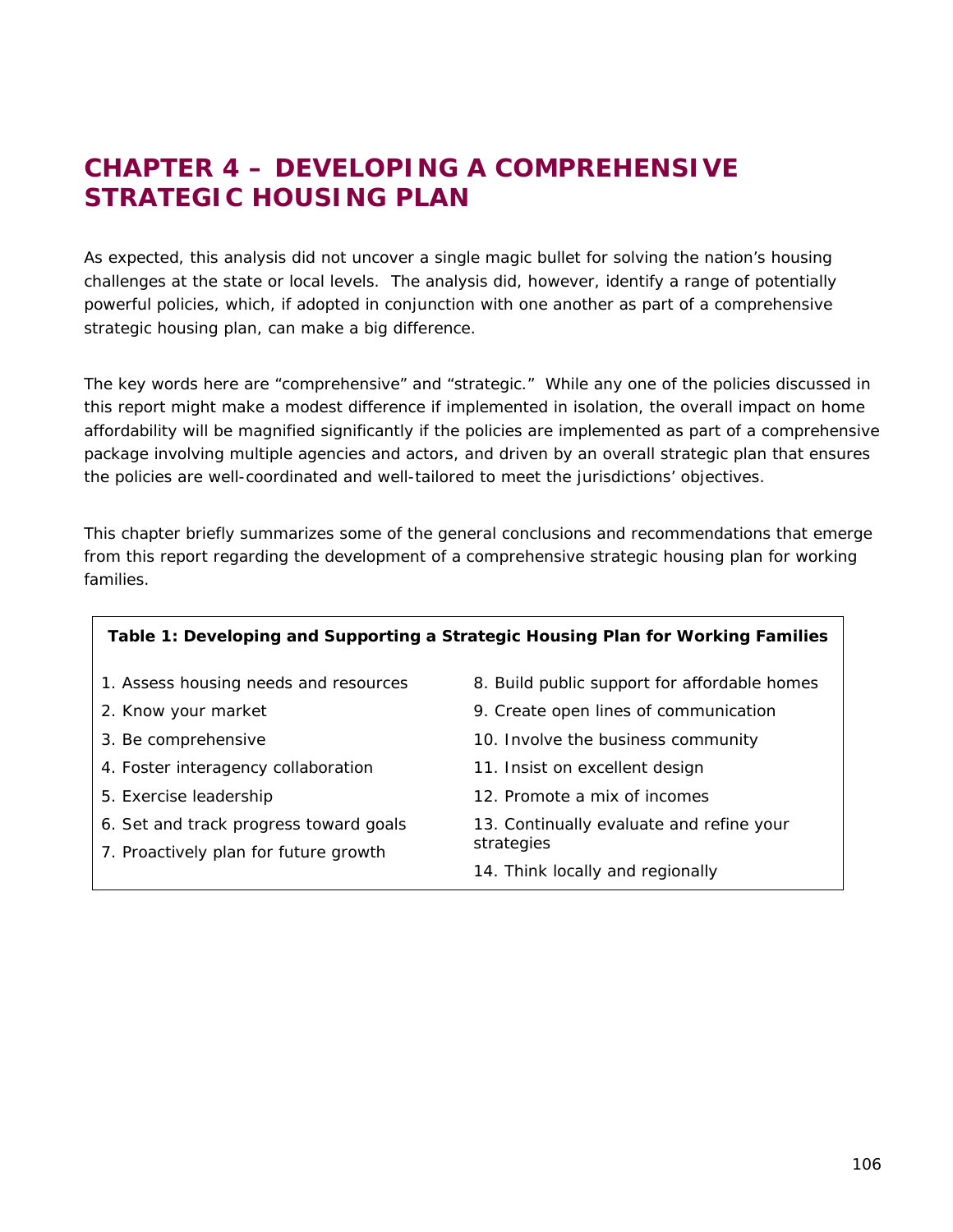# CHAPTER 4 – DEVELOPING A COMPREHENSIVE STRATEGIC HOUSING PLAN

As expected, this analysis did not uncover a single magic bullet for solving the nation's housing challenges at the state or local levels. The analysis did, however, identify a range of potentially powerful policies, which, if adopted in conjunction with one another as part of a comprehensive strategic housing plan, can make a big difference.

The key words here are "comprehensive" and "strategic." While any one of the policies discussed in this report might make a modest difference if implemented in isolation, the overall impact on home affordability will be magnified significantly if the policies are implemented as part of a comprehensive package involving multiple agencies and actors, and driven by an overall strategic plan that ensures the policies are well-coordinated and well-tailored to meet the jurisdictions' objectives.

This chapter briefly summarizes some of the general conclusions and recommendations that emerge from this report regarding the development of a comprehensive strategic housing plan for working families.

**Table 1: Developing and Supporting a Strategic Housing Plan for Working Families**

| | |
|---|---|
| 1. Assess housing needs and resources | 8. Build public support for affordable homes |
| 2. Know your market | 9. Create open lines of communication |
| 3. Be comprehensive | 10. Involve the business community |
| 4. Foster interagency collaboration | 11. Insist on excellent design |
| 5. Exercise leadership | 12. Promote a mix of incomes |
| 6. Set and track progress toward goals | 13. Continually evaluate and refine your strategies |
| 7. Proactively plan for future growth | 14. Think locally and regionally |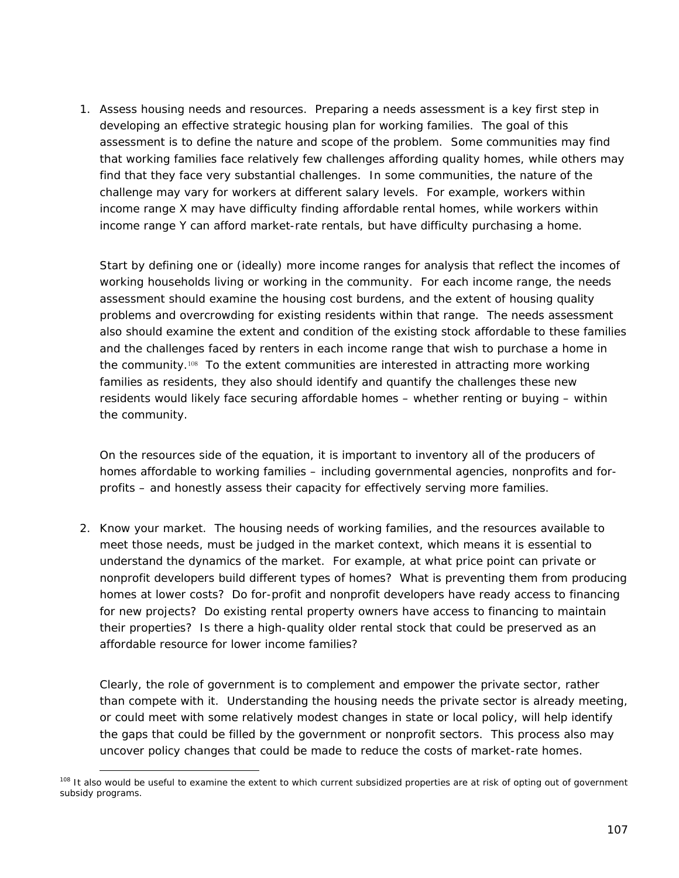1. Assess housing needs and resources. Preparing a needs assessment is a key first step in developing an effective strategic housing plan for working families. The goal of this assessment is to define the nature and scope of the problem. Some communities may find that working families face relatively few challenges affording quality homes, while others may find that they face very substantial challenges. In some communities, the nature of the challenge may vary for workers at different salary levels. For example, workers within income range X may have difficulty finding affordable rental homes, while workers within income range Y can afford market-rate rentals, but have difficulty purchasing a home.

   Start by defining one or (ideally) more income ranges for analysis that reflect the incomes of working households living or working in the community. For each income range, the needs assessment should examine the housing cost burdens, and the extent of housing quality problems and overcrowding for existing residents within that range. The needs assessment also should examine the extent and condition of the existing stock affordable to these families and the challenges faced by renters in each income range that wish to purchase a home in the community.[108] To the extent communities are interested in attracting more working families as residents, they also should identify and quantify the challenges these new residents would likely face securing affordable homes – whether renting or buying – within the community.

   On the resources side of the equation, it is important to inventory all of the producers of homes affordable to working families – including governmental agencies, nonprofits and for-profits – and honestly assess their capacity for effectively serving more families.

2. Know your market. The housing needs of working families, and the resources available to meet those needs, must be judged in the market context, which means it is essential to understand the dynamics of the market. For example, at what price point can private or nonprofit developers build different types of homes? What is preventing them from producing homes at lower costs? Do for-profit and nonprofit developers have ready access to financing for new projects? Do existing rental property owners have access to financing to maintain their properties? Is there a high-quality older rental stock that could be preserved as an affordable resource for lower income families?

   Clearly, the role of government is to complement and empower the private sector, rather than compete with it. Understanding the housing needs the private sector is already meeting, or could meet with some relatively modest changes in state or local policy, will help identify the gaps that could be filled by the government or nonprofit sectors. This process also may uncover policy changes that could be made to reduce the costs of market-rate homes.

---

[108] It also would be useful to examine the extent to which current subsidized properties are at risk of opting out of government subsidy programs.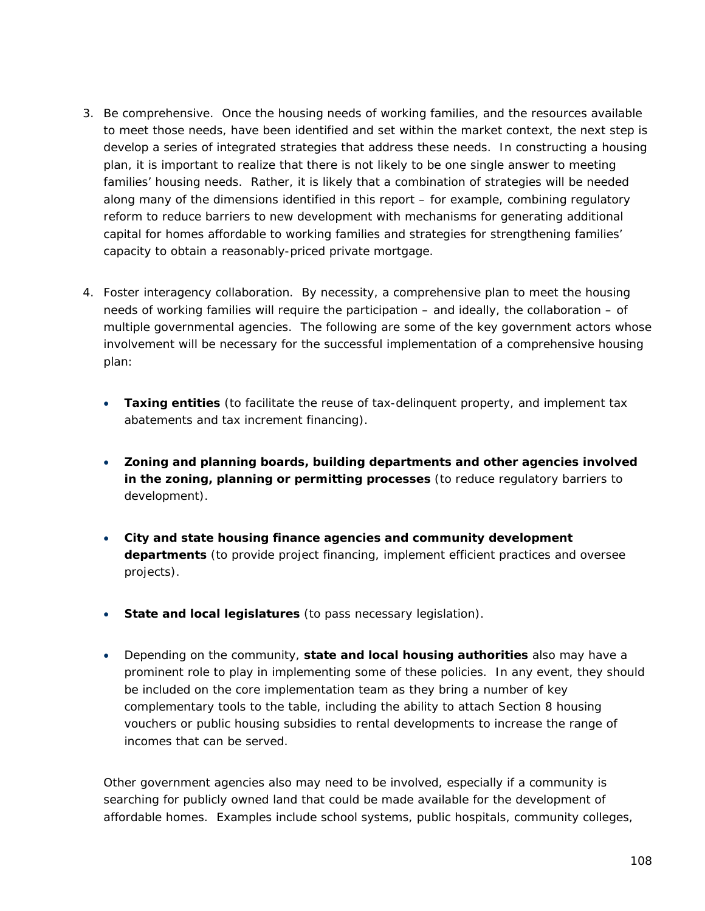3. Be comprehensive. Once the housing needs of working families, and the resources available to meet those needs, have been identified and set within the market context, the next step is develop a series of integrated strategies that address these needs. In constructing a housing plan, it is important to realize that there is not likely to be one single answer to meeting families' housing needs. Rather, it is likely that a combination of strategies will be needed along many of the dimensions identified in this report – for example, combining regulatory reform to reduce barriers to new development with mechanisms for generating additional capital for homes affordable to working families and strategies for strengthening families' capacity to obtain a reasonably-priced private mortgage.

4. Foster interagency collaboration. By necessity, a comprehensive plan to meet the housing needs of working families will require the participation – and ideally, the collaboration – of multiple governmental agencies. The following are some of the key government actors whose involvement will be necessary for the successful implementation of a comprehensive housing plan:

   - **Taxing entities** (to facilitate the reuse of tax-delinquent property, and implement tax abatements and tax increment financing).

   - **Zoning and planning boards, building departments and other agencies involved in the zoning, planning or permitting processes** (to reduce regulatory barriers to development).

   - **City and state housing finance agencies and community development departments** (to provide project financing, implement efficient practices and oversee projects).

   - **State and local legislatures** (to pass necessary legislation).

   - Depending on the community, **state and local housing authorities** also may have a prominent role to play in implementing some of these policies. In any event, they should be included on the core implementation team as they bring a number of key complementary tools to the table, including the ability to attach Section 8 housing vouchers or public housing subsidies to rental developments to increase the range of incomes that can be served.

   Other government agencies also may need to be involved, especially if a community is searching for publicly owned land that could be made available for the development of affordable homes. Examples include school systems, public hospitals, community colleges,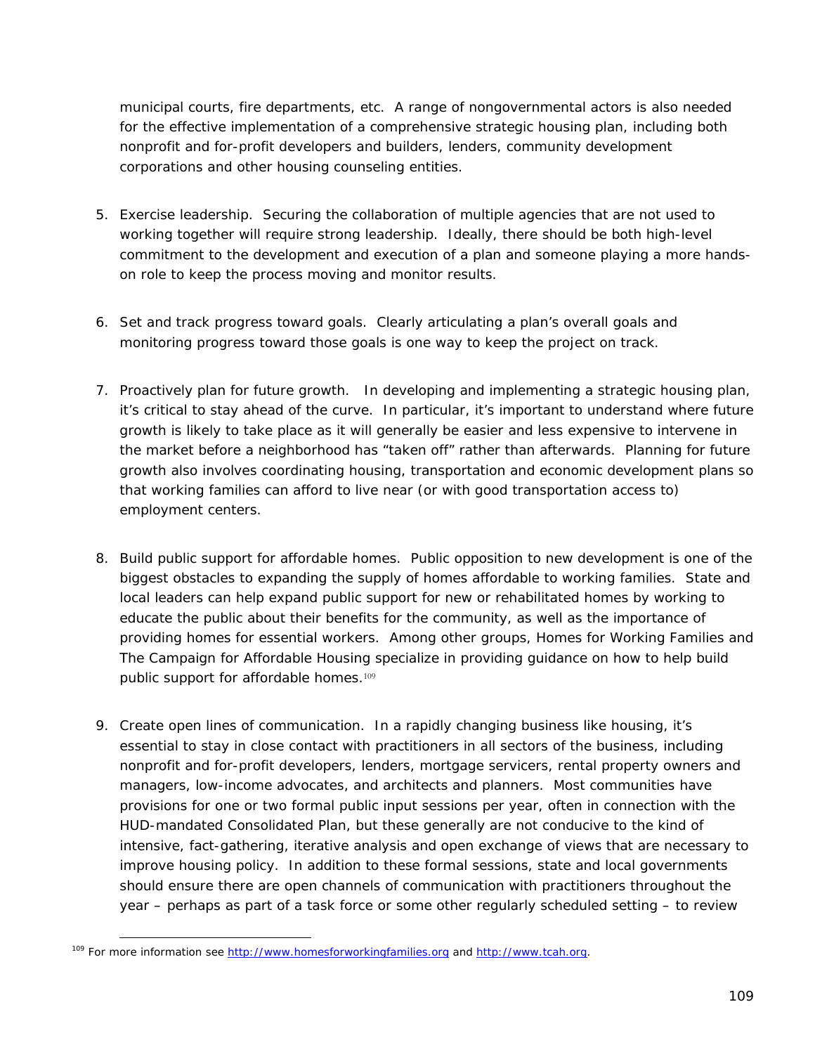municipal courts, fire departments, etc. A range of nongovernmental actors is also needed for the effective implementation of a comprehensive strategic housing plan, including both nonprofit and for-profit developers and builders, lenders, community development corporations and other housing counseling entities.

5. Exercise leadership. Securing the collaboration of multiple agencies that are not used to working together will require strong leadership. Ideally, there should be both high-level commitment to the development and execution of a plan and someone playing a more hands-on role to keep the process moving and monitor results.

6. Set and track progress toward goals. Clearly articulating a plan's overall goals and monitoring progress toward those goals is one way to keep the project on track.

7. Proactively plan for future growth. In developing and implementing a strategic housing plan, it's critical to stay ahead of the curve. In particular, it's important to understand where future growth is likely to take place as it will generally be easier and less expensive to intervene in the market before a neighborhood has "taken off" rather than afterwards. Planning for future growth also involves coordinating housing, transportation and economic development plans so that working families can afford to live near (or with good transportation access to) employment centers.

8. Build public support for affordable homes. Public opposition to new development is one of the biggest obstacles to expanding the supply of homes affordable to working families. State and local leaders can help expand public support for new or rehabilitated homes by working to educate the public about their benefits for the community, as well as the importance of providing homes for essential workers. Among other groups, Homes for Working Families and The Campaign for Affordable Housing specialize in providing guidance on how to help build public support for affordable homes.[109]

9. Create open lines of communication. In a rapidly changing business like housing, it's essential to stay in close contact with practitioners in all sectors of the business, including nonprofit and for-profit developers, lenders, mortgage servicers, rental property owners and managers, low-income advocates, and architects and planners. Most communities have provisions for one or two formal public input sessions per year, often in connection with the HUD-mandated Consolidated Plan, but these generally are not conducive to the kind of intensive, fact-gathering, iterative analysis and open exchange of views that are necessary to improve housing policy. In addition to these formal sessions, state and local governments should ensure there are open channels of communication with practitioners throughout the year – perhaps as part of a task force or some other regularly scheduled setting – to review

[109] For more information see http://www.homesforworkingfamilies.org and http://www.tcah.org.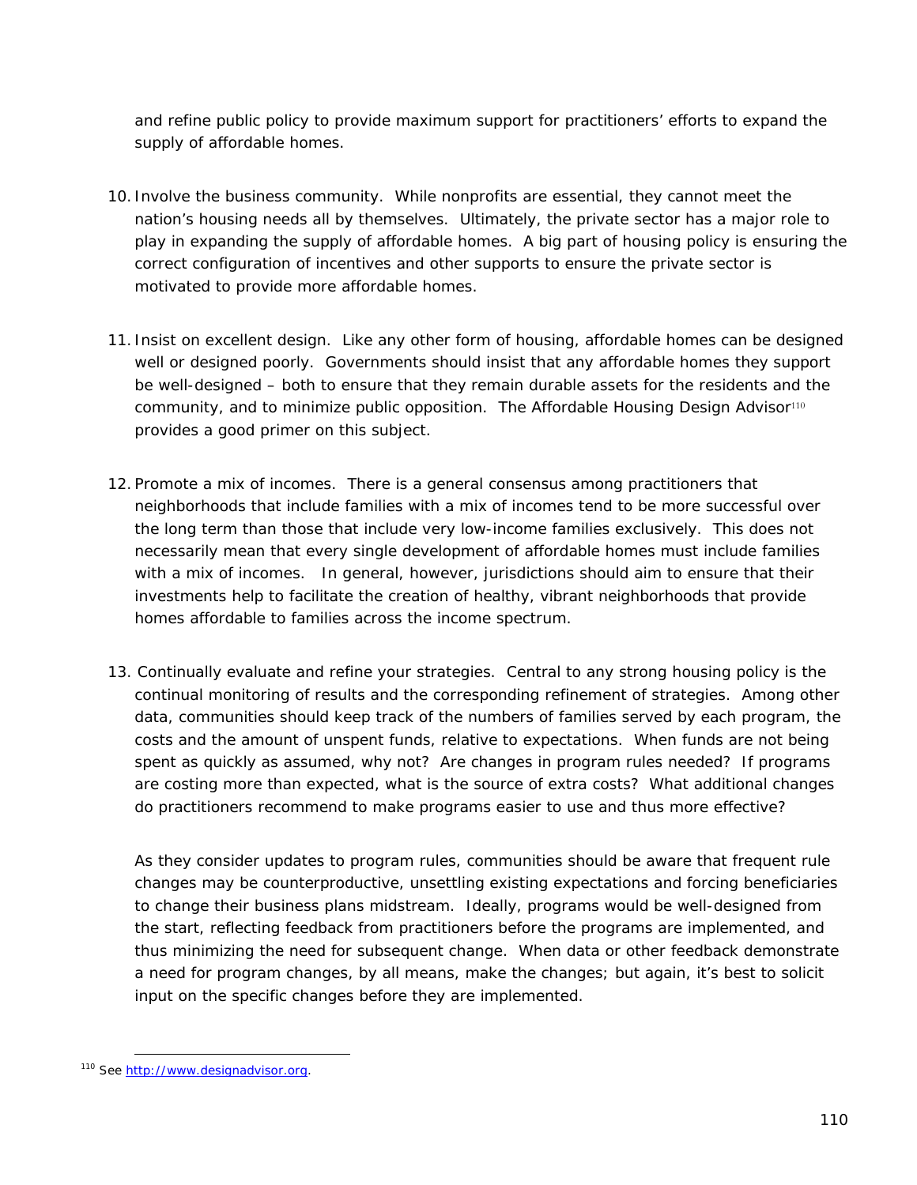and refine public policy to provide maximum support for practitioners' efforts to expand the supply of affordable homes.

10. Involve the business community. While nonprofits are essential, they cannot meet the nation's housing needs all by themselves. Ultimately, the private sector has a major role to play in expanding the supply of affordable homes. A big part of housing policy is ensuring the correct configuration of incentives and other supports to ensure the private sector is motivated to provide more affordable homes.

11. Insist on excellent design. Like any other form of housing, affordable homes can be designed well or designed poorly. Governments should insist that any affordable homes they support be well-designed – both to ensure that they remain durable assets for the residents and the community, and to minimize public opposition. The Affordable Housing Design Advisor[110] provides a good primer on this subject.

12. Promote a mix of incomes. There is a general consensus among practitioners that neighborhoods that include families with a mix of incomes tend to be more successful over the long term than those that include very low-income families exclusively. This does not necessarily mean that every single development of affordable homes must include families with a mix of incomes. In general, however, jurisdictions should aim to ensure that their investments help to facilitate the creation of healthy, vibrant neighborhoods that provide homes affordable to families across the income spectrum.

13. Continually evaluate and refine your strategies. Central to any strong housing policy is the continual monitoring of results and the corresponding refinement of strategies. Among other data, communities should keep track of the numbers of families served by each program, the costs and the amount of unspent funds, relative to expectations. When funds are not being spent as quickly as assumed, why not? Are changes in program rules needed? If programs are costing more than expected, what is the source of extra costs? What additional changes do practitioners recommend to make programs easier to use and thus more effective?

    As they consider updates to program rules, communities should be aware that frequent rule changes may be counterproductive, unsettling existing expectations and forcing beneficiaries to change their business plans midstream. Ideally, programs would be well-designed from the start, reflecting feedback from practitioners before the programs are implemented, and thus minimizing the need for subsequent change. When data or other feedback demonstrate a need for program changes, by all means, make the changes; but again, it's best to solicit input on the specific changes before they are implemented.

---

[110] See http://www.designadvisor.org.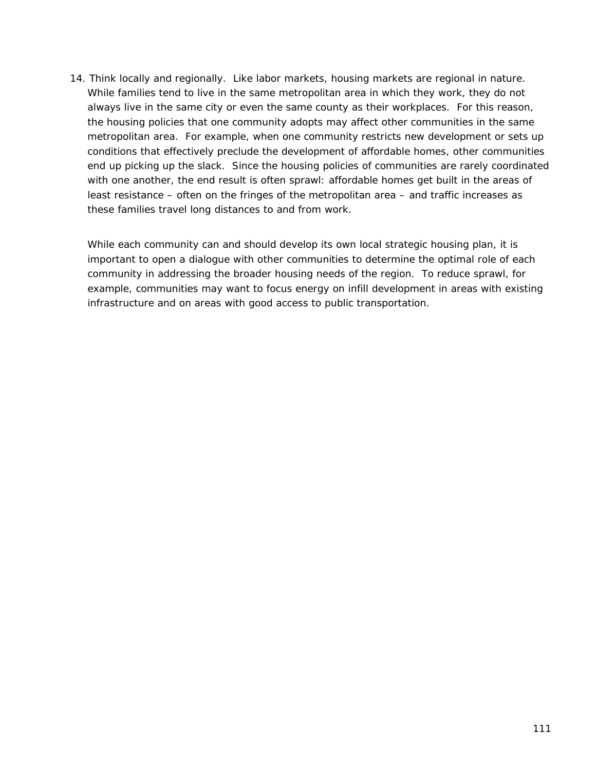14. Think locally and regionally. Like labor markets, housing markets are regional in nature. While families tend to live in the same metropolitan area in which they work, they do not always live in the same city or even the same county as their workplaces. For this reason, the housing policies that one community adopts may affect other communities in the same metropolitan area. For example, when one community restricts new development or sets up conditions that effectively preclude the development of affordable homes, other communities end up picking up the slack. Since the housing policies of communities are rarely coordinated with one another, the end result is often sprawl: affordable homes get built in the areas of least resistance – often on the fringes of the metropolitan area – and traffic increases as these families travel long distances to and from work.

    While each community can and should develop its own local strategic housing plan, it is important to open a dialogue with other communities to determine the optimal role of each community in addressing the broader housing needs of the region. To reduce sprawl, for example, communities may want to focus energy on infill development in areas with existing infrastructure and on areas with good access to public transportation.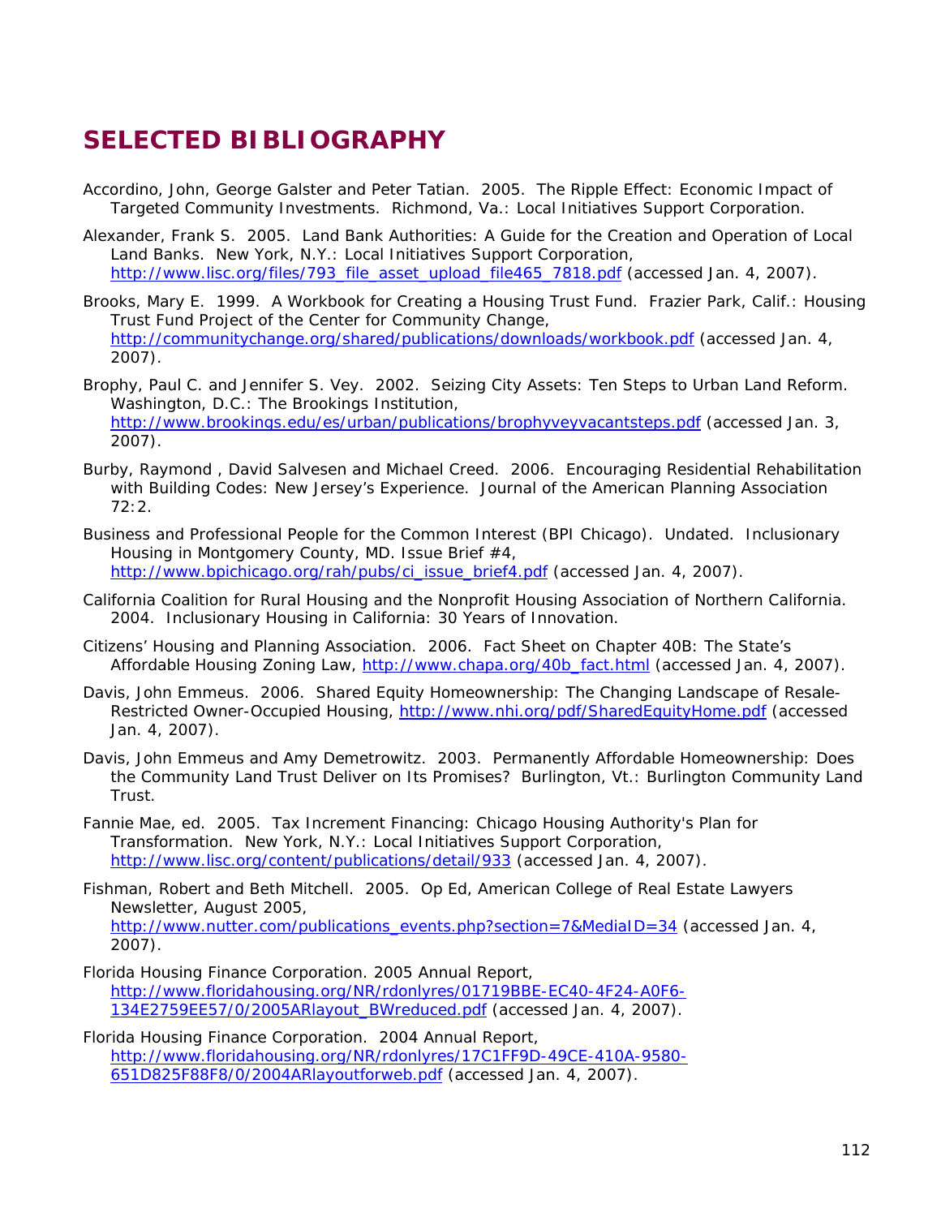## SELECTED BIBLIOGRAPHY

Accordino, John, George Galster and Peter Tatian. 2005. The Ripple Effect: Economic Impact of Targeted Community Investments. Richmond, Va.: Local Initiatives Support Corporation.

Alexander, Frank S. 2005. Land Bank Authorities: A Guide for the Creation and Operation of Local Land Banks. New York, N.Y.: Local Initiatives Support Corporation, http://www.lisc.org/files/793_file_asset_upload_file465_7818.pdf (accessed Jan. 4, 2007).

Brooks, Mary E. 1999. A Workbook for Creating a Housing Trust Fund. Frazier Park, Calif.: Housing Trust Fund Project of the Center for Community Change, http://communitychange.org/shared/publications/downloads/workbook.pdf (accessed Jan. 4, 2007).

Brophy, Paul C. and Jennifer S. Vey. 2002. Seizing City Assets: Ten Steps to Urban Land Reform. Washington, D.C.: The Brookings Institution, http://www.brookings.edu/es/urban/publications/brophyveyvacantsteps.pdf (accessed Jan. 3, 2007).

Burby, Raymond , David Salvesen and Michael Creed. 2006. Encouraging Residential Rehabilitation with Building Codes: New Jersey's Experience. Journal of the American Planning Association 72:2.

Business and Professional People for the Common Interest (BPI Chicago). Undated. Inclusionary Housing in Montgomery County, MD. Issue Brief #4, http://www.bpichicago.org/rah/pubs/ci_issue_brief4.pdf (accessed Jan. 4, 2007).

California Coalition for Rural Housing and the Nonprofit Housing Association of Northern California. 2004. Inclusionary Housing in California: 30 Years of Innovation.

Citizens' Housing and Planning Association. 2006. Fact Sheet on Chapter 40B: The State's Affordable Housing Zoning Law, http://www.chapa.org/40b_fact.html (accessed Jan. 4, 2007).

Davis, John Emmeus. 2006. Shared Equity Homeownership: The Changing Landscape of Resale-Restricted Owner-Occupied Housing, http://www.nhi.org/pdf/SharedEquityHome.pdf (accessed Jan. 4, 2007).

Davis, John Emmeus and Amy Demetrowitz. 2003. Permanently Affordable Homeownership: Does the Community Land Trust Deliver on Its Promises? Burlington, Vt.: Burlington Community Land Trust.

Fannie Mae, ed. 2005. Tax Increment Financing: Chicago Housing Authority's Plan for Transformation. New York, N.Y.: Local Initiatives Support Corporation, http://www.lisc.org/content/publications/detail/933 (accessed Jan. 4, 2007).

Fishman, Robert and Beth Mitchell. 2005. Op Ed, American College of Real Estate Lawyers Newsletter, August 2005, http://www.nutter.com/publications_events.php?section=7&MediaID=34 (accessed Jan. 4, 2007).

Florida Housing Finance Corporation. 2005 Annual Report, http://www.floridahousing.org/NR/rdonlyres/01719BBE-EC40-4F24-A0F6-134E2759EE57/0/2005ARlayout_BWreduced.pdf (accessed Jan. 4, 2007).

Florida Housing Finance Corporation. 2004 Annual Report, http://www.floridahousing.org/NR/rdonlyres/17C1FF9D-49CE-410A-9580-651D825F88F8/0/2004ARlayoutforweb.pdf (accessed Jan. 4, 2007).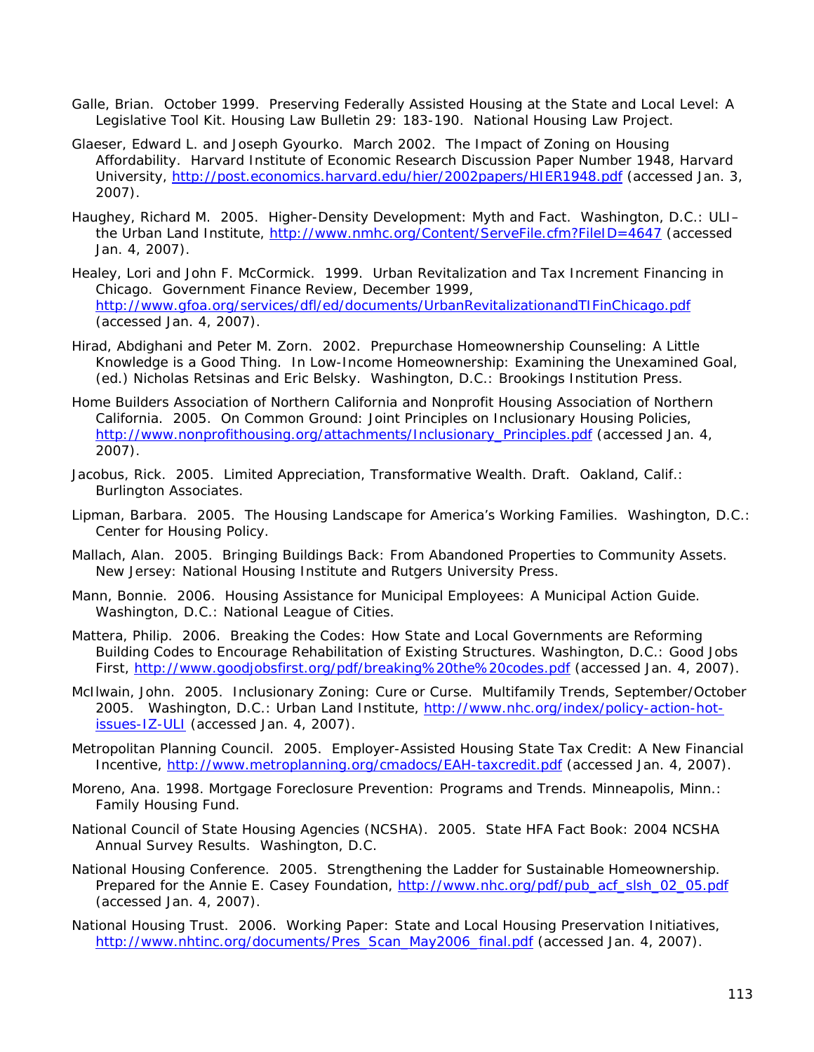Galle, Brian. October 1999. Preserving Federally Assisted Housing at the State and Local Level: A Legislative Tool Kit. Housing Law Bulletin 29: 183-190. National Housing Law Project.

Glaeser, Edward L. and Joseph Gyourko. March 2002. The Impact of Zoning on Housing Affordability. Harvard Institute of Economic Research Discussion Paper Number 1948, Harvard University, http://post.economics.harvard.edu/hier/2002papers/HIER1948.pdf (accessed Jan. 3, 2007).

Haughey, Richard M. 2005. Higher-Density Development: Myth and Fact. Washington, D.C.: ULI–the Urban Land Institute, http://www.nmhc.org/Content/ServeFile.cfm?FileID=4647 (accessed Jan. 4, 2007).

Healey, Lori and John F. McCormick. 1999. Urban Revitalization and Tax Increment Financing in Chicago. Government Finance Review, December 1999, http://www.gfoa.org/services/dfl/ed/documents/UrbanRevitalizationandTIFinChicago.pdf (accessed Jan. 4, 2007).

Hirad, Abdighani and Peter M. Zorn. 2002. Prepurchase Homeownership Counseling: A Little Knowledge is a Good Thing. In Low-Income Homeownership: Examining the Unexamined Goal, (ed.) Nicholas Retsinas and Eric Belsky. Washington, D.C.: Brookings Institution Press.

Home Builders Association of Northern California and Nonprofit Housing Association of Northern California. 2005. On Common Ground: Joint Principles on Inclusionary Housing Policies, http://www.nonprofithousing.org/attachments/Inclusionary_Principles.pdf (accessed Jan. 4, 2007).

Jacobus, Rick. 2005. Limited Appreciation, Transformative Wealth. Draft. Oakland, Calif.: Burlington Associates.

Lipman, Barbara. 2005. The Housing Landscape for America's Working Families. Washington, D.C.: Center for Housing Policy.

Mallach, Alan. 2005. Bringing Buildings Back: From Abandoned Properties to Community Assets. New Jersey: National Housing Institute and Rutgers University Press.

Mann, Bonnie. 2006. Housing Assistance for Municipal Employees: A Municipal Action Guide. Washington, D.C.: National League of Cities.

Mattera, Philip. 2006. Breaking the Codes: How State and Local Governments are Reforming Building Codes to Encourage Rehabilitation of Existing Structures. Washington, D.C.: Good Jobs First, http://www.goodjobsfirst.org/pdf/breaking%20the%20codes.pdf (accessed Jan. 4, 2007).

McIlwain, John. 2005. Inclusionary Zoning: Cure or Curse. Multifamily Trends, September/October 2005. Washington, D.C.: Urban Land Institute, http://www.nhc.org/index/policy-action-hot-issues-IZ-ULI (accessed Jan. 4, 2007).

Metropolitan Planning Council. 2005. Employer-Assisted Housing State Tax Credit: A New Financial Incentive, http://www.metroplanning.org/cmadocs/EAH-taxcredit.pdf (accessed Jan. 4, 2007).

Moreno, Ana. 1998. Mortgage Foreclosure Prevention: Programs and Trends. Minneapolis, Minn.: Family Housing Fund.

National Council of State Housing Agencies (NCSHA). 2005. State HFA Fact Book: 2004 NCSHA Annual Survey Results. Washington, D.C.

National Housing Conference. 2005. Strengthening the Ladder for Sustainable Homeownership. Prepared for the Annie E. Casey Foundation, http://www.nhc.org/pdf/pub_acf_slsh_02_05.pdf (accessed Jan. 4, 2007).

National Housing Trust. 2006. Working Paper: State and Local Housing Preservation Initiatives, http://www.nhtinc.org/documents/Pres_Scan_May2006_final.pdf (accessed Jan. 4, 2007).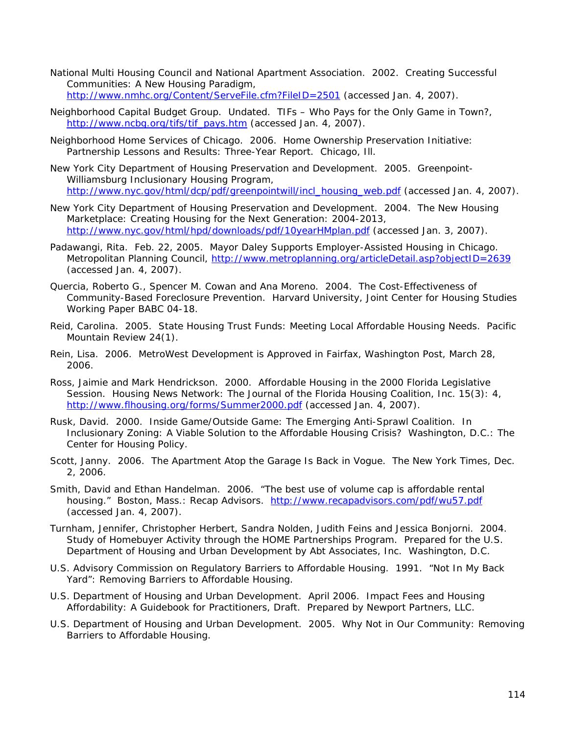National Multi Housing Council and National Apartment Association. 2002. Creating Successful Communities: A New Housing Paradigm, http://www.nmhc.org/Content/ServeFile.cfm?FileID=2501 (accessed Jan. 4, 2007).

Neighborhood Capital Budget Group. Undated. TIFs – Who Pays for the Only Game in Town?, http://www.ncbg.org/tifs/tif_pays.htm (accessed Jan. 4, 2007).

Neighborhood Home Services of Chicago. 2006. Home Ownership Preservation Initiative: Partnership Lessons and Results: Three-Year Report. Chicago, Ill.

New York City Department of Housing Preservation and Development. 2005. Greenpoint-Williamsburg Inclusionary Housing Program, http://www.nyc.gov/html/dcp/pdf/greenpointwill/incl_housing_web.pdf (accessed Jan. 4, 2007).

New York City Department of Housing Preservation and Development. 2004. The New Housing Marketplace: Creating Housing for the Next Generation: 2004-2013, http://www.nyc.gov/html/hpd/downloads/pdf/10yearHMplan.pdf (accessed Jan. 3, 2007).

Padawangi, Rita. Feb. 22, 2005. Mayor Daley Supports Employer-Assisted Housing in Chicago. Metropolitan Planning Council, http://www.metroplanning.org/articleDetail.asp?objectID=2639 (accessed Jan. 4, 2007).

Quercia, Roberto G., Spencer M. Cowan and Ana Moreno. 2004. The Cost-Effectiveness of Community-Based Foreclosure Prevention. Harvard University, Joint Center for Housing Studies Working Paper BABC 04-18.

Reid, Carolina. 2005. State Housing Trust Funds: Meeting Local Affordable Housing Needs. Pacific Mountain Review 24(1).

Rein, Lisa. 2006. MetroWest Development is Approved in Fairfax, Washington Post, March 28, 2006.

Ross, Jaimie and Mark Hendrickson. 2000. Affordable Housing in the 2000 Florida Legislative Session. Housing News Network: The Journal of the Florida Housing Coalition, Inc. 15(3): 4, http://www.flhousing.org/forms/Summer2000.pdf (accessed Jan. 4, 2007).

Rusk, David. 2000. Inside Game/Outside Game: The Emerging Anti-Sprawl Coalition. In Inclusionary Zoning: A Viable Solution to the Affordable Housing Crisis? Washington, D.C.: The Center for Housing Policy.

Scott, Janny. 2006. The Apartment Atop the Garage Is Back in Vogue. The New York Times, Dec. 2, 2006.

Smith, David and Ethan Handelman. 2006. "The best use of volume cap is affordable rental housing." Boston, Mass.: Recap Advisors. http://www.recapadvisors.com/pdf/wu57.pdf (accessed Jan. 4, 2007).

Turnham, Jennifer, Christopher Herbert, Sandra Nolden, Judith Feins and Jessica Bonjorni. 2004. Study of Homebuyer Activity through the HOME Partnerships Program. Prepared for the U.S. Department of Housing and Urban Development by Abt Associates, Inc. Washington, D.C.

U.S. Advisory Commission on Regulatory Barriers to Affordable Housing. 1991. "Not In My Back Yard": Removing Barriers to Affordable Housing.

U.S. Department of Housing and Urban Development. April 2006. Impact Fees and Housing Affordability: A Guidebook for Practitioners, Draft. Prepared by Newport Partners, LLC.

U.S. Department of Housing and Urban Development. 2005. Why Not in Our Community: Removing Barriers to Affordable Housing.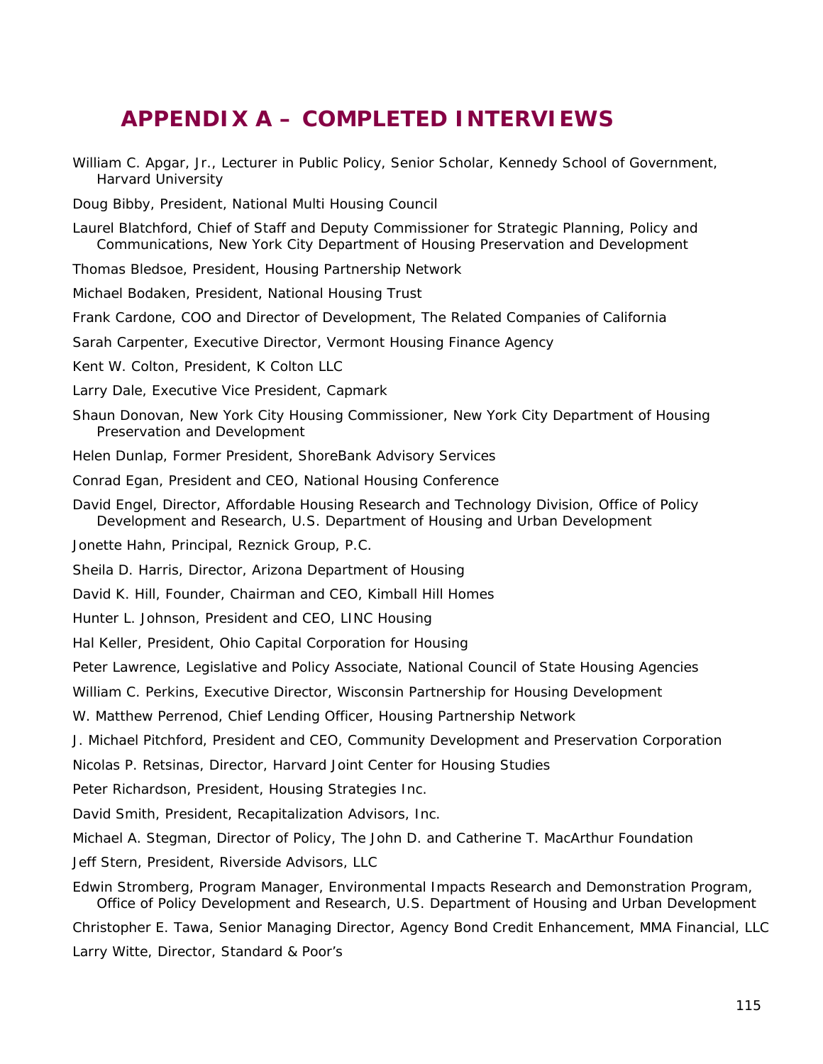# APPENDIX A – COMPLETED INTERVIEWS

William C. Apgar, Jr., Lecturer in Public Policy, Senior Scholar, Kennedy School of Government, Harvard University

Doug Bibby, President, National Multi Housing Council

Laurel Blatchford, Chief of Staff and Deputy Commissioner for Strategic Planning, Policy and Communications, New York City Department of Housing Preservation and Development

Thomas Bledsoe, President, Housing Partnership Network

Michael Bodaken, President, National Housing Trust

Frank Cardone, COO and Director of Development, The Related Companies of California

Sarah Carpenter, Executive Director, Vermont Housing Finance Agency

Kent W. Colton, President, K Colton LLC

Larry Dale, Executive Vice President, Capmark

Shaun Donovan, New York City Housing Commissioner, New York City Department of Housing Preservation and Development

Helen Dunlap, Former President, ShoreBank Advisory Services

Conrad Egan, President and CEO, National Housing Conference

David Engel, Director, Affordable Housing Research and Technology Division, Office of Policy Development and Research, U.S. Department of Housing and Urban Development

Jonette Hahn, Principal, Reznick Group, P.C.

Sheila D. Harris, Director, Arizona Department of Housing

David K. Hill, Founder, Chairman and CEO, Kimball Hill Homes

Hunter L. Johnson, President and CEO, LINC Housing

Hal Keller, President, Ohio Capital Corporation for Housing

Peter Lawrence, Legislative and Policy Associate, National Council of State Housing Agencies

William C. Perkins, Executive Director, Wisconsin Partnership for Housing Development

W. Matthew Perrenod, Chief Lending Officer, Housing Partnership Network

J. Michael Pitchford, President and CEO, Community Development and Preservation Corporation

Nicolas P. Retsinas, Director, Harvard Joint Center for Housing Studies

Peter Richardson, President, Housing Strategies Inc.

David Smith, President, Recapitalization Advisors, Inc.

Michael A. Stegman, Director of Policy, The John D. and Catherine T. MacArthur Foundation

Jeff Stern, President, Riverside Advisors, LLC

Edwin Stromberg, Program Manager, Environmental Impacts Research and Demonstration Program, Office of Policy Development and Research, U.S. Department of Housing and Urban Development

Christopher E. Tawa, Senior Managing Director, Agency Bond Credit Enhancement, MMA Financial, LLC

Larry Witte, Director, Standard & Poor's